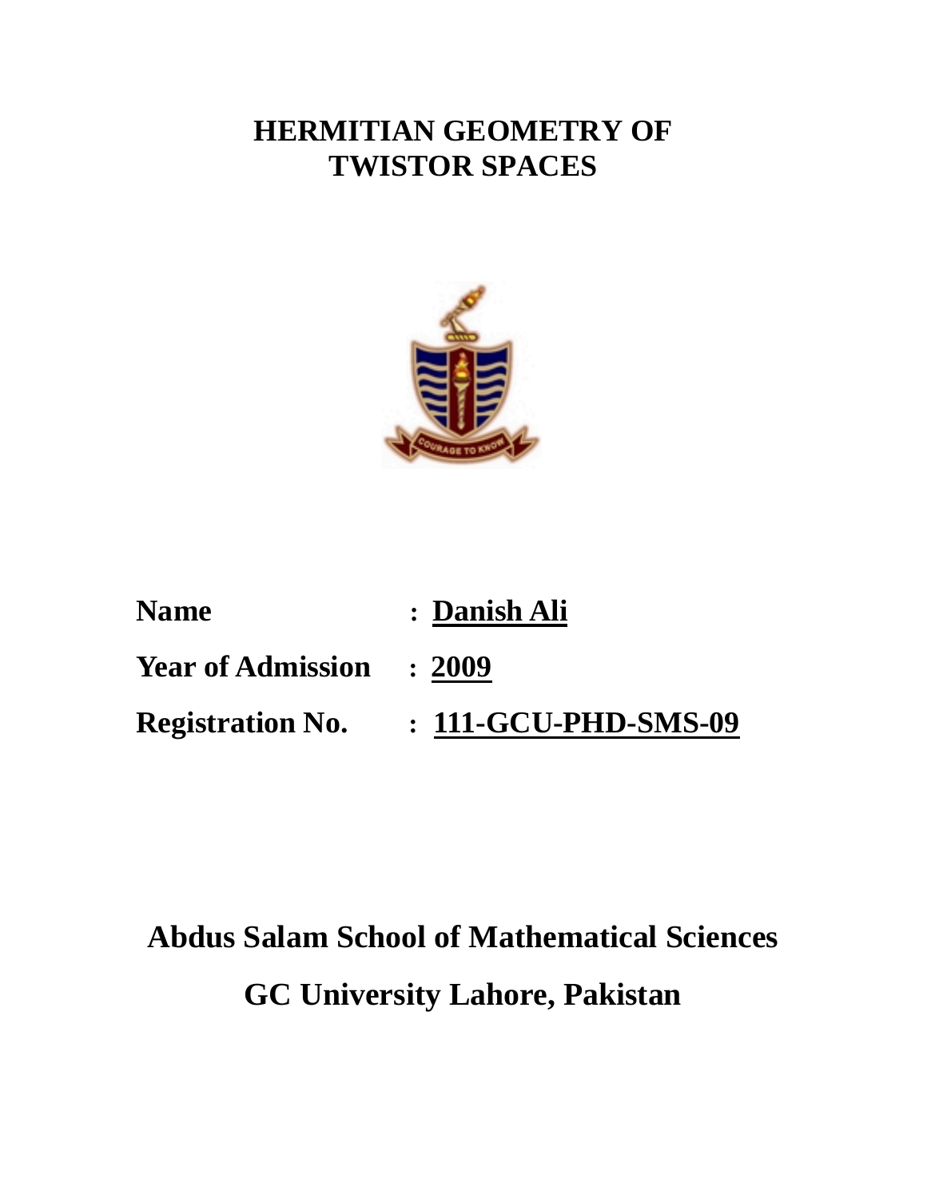# HERMITIAN GEOMETRY OF TWISTOR SPACES

**Name** : **Danish Ali**

**Year of Admission** : **2009**

**Registration No.** : **111-GCU-PHD-SMS-09**

**Abdus Salam School of Mathematical Sciences**

**GC University Lahore, Pakistan**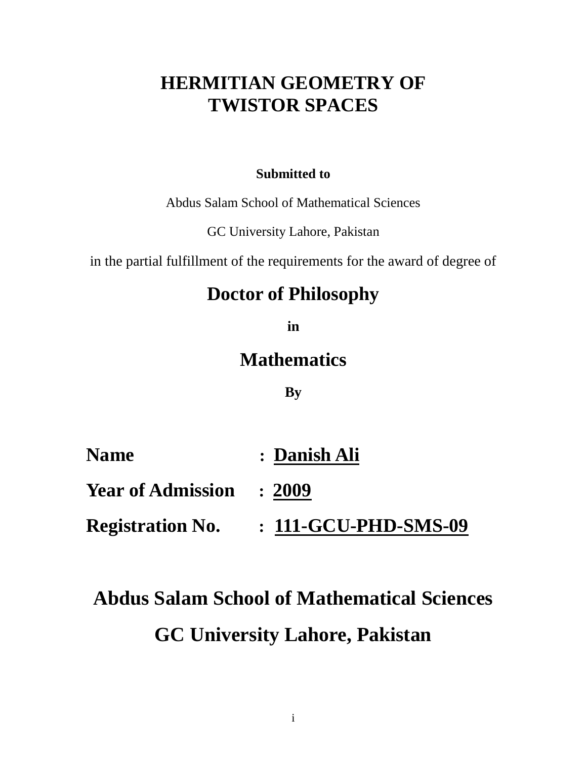# HERMITIAN GEOMETRY OF TWISTOR SPACES

**Submitted to**

Abdus Salam School of Mathematical Sciences

GC University Lahore, Pakistan

in the partial fulfillment of the requirements for the award of degree of

## Doctor of Philosophy

**in**

## Mathematics

**By**

**Name** : **Danish Ali**

**Year of Admission** : **2009**

**Registration No.** : **111-GCU-PHD-SMS-09**

## Abdus Salam School of Mathematical Sciences

## GC University Lahore, Pakistan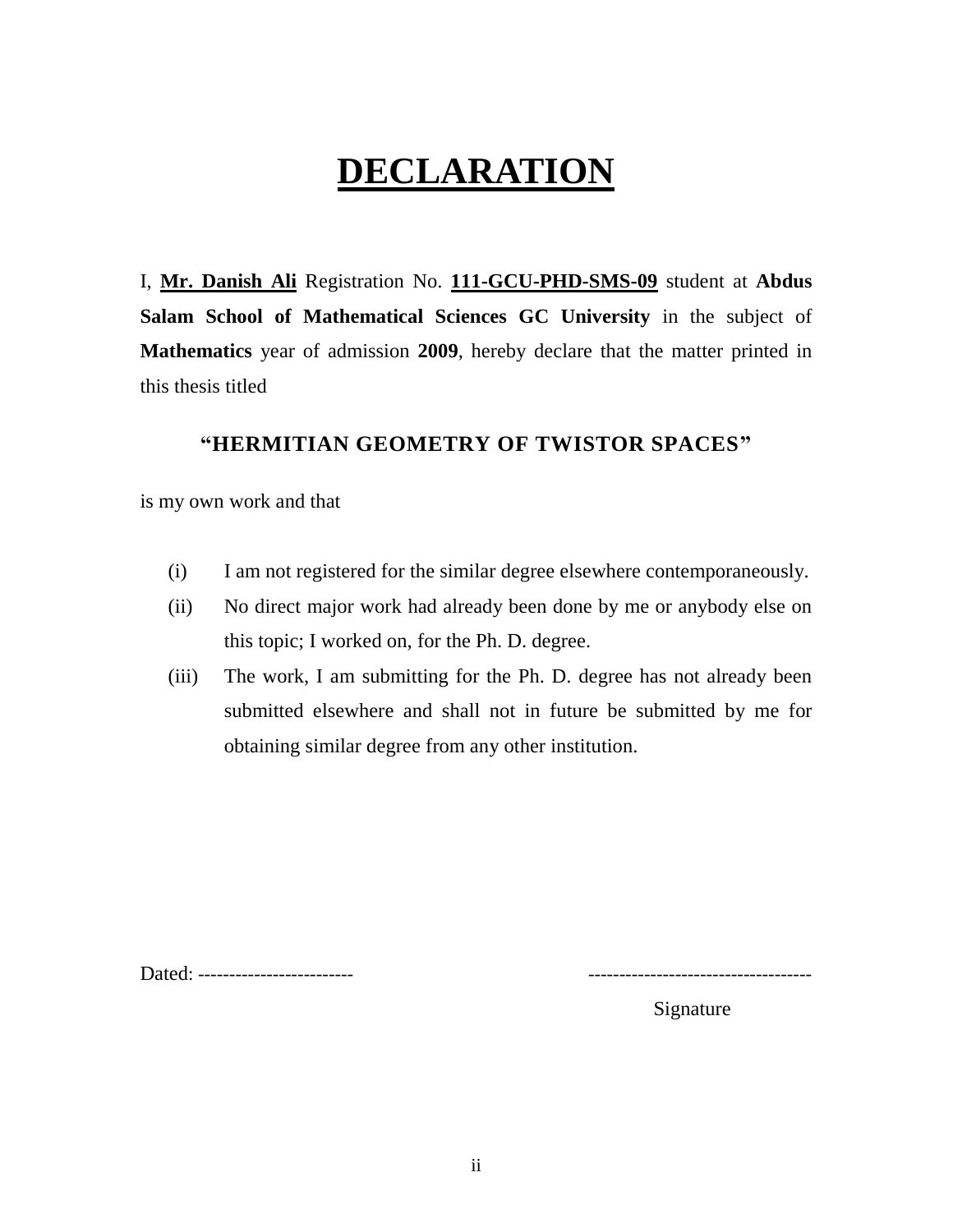# DECLARATION

I, **Mr. Danish Ali** Registration No. **111-GCU-PHD-SMS-09** student at **Abdus Salam School of Mathematical Sciences GC University** in the subject of **Mathematics** year of admission **2009**, hereby declare that the matter printed in this thesis titled

### "HERMITIAN GEOMETRY OF TWISTOR SPACES"

is my own work and that

(i) I am not registered for the similar degree elsewhere contemporaneously.

(ii) No direct major work had already been done by me or anybody else on this topic; I worked on, for the Ph. D. degree.

(iii) The work, I am submitting for the Ph. D. degree has not already been submitted elsewhere and shall not in future be submitted by me for obtaining similar degree from any other institution.

Dated: ------------------------ -----------------------------------

Signature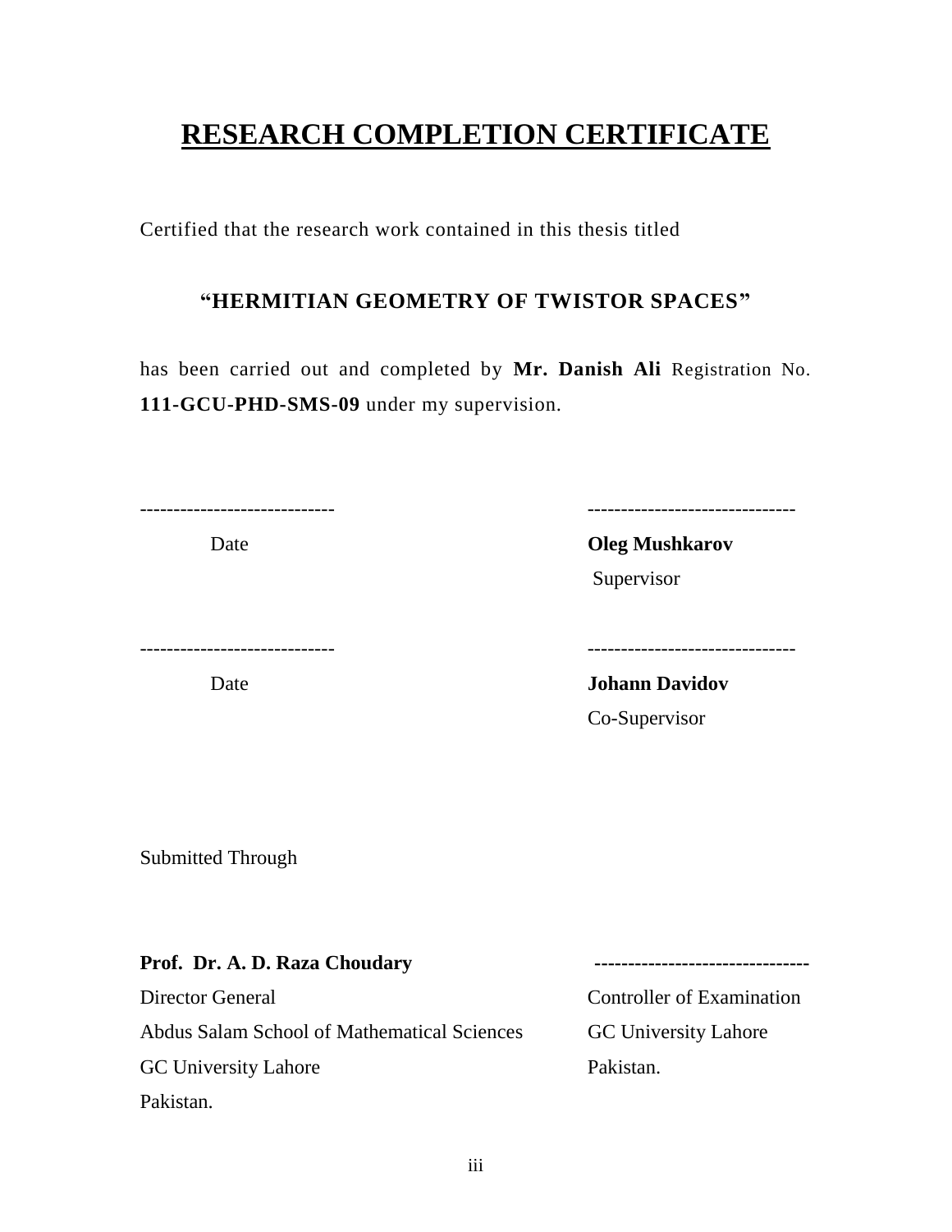# RESEARCH COMPLETION CERTIFICATE

Certified that the research work contained in this thesis titled

**"HERMITIAN GEOMETRY OF TWISTOR SPACES"**

has been carried out and completed by **Mr. Danish Ali** Registration No. **111-GCU-PHD-SMS-09** under my supervision.

----------------------------- -------------------------------

Date **Oleg Mushkarov**
Supervisor

----------------------------- -------------------------------

Date **Johann Davidov**
Co-Supervisor

Submitted Through

**Prof. Dr. A. D. Raza Choudary**
Director General
Abdus Salam School of Mathematical Sciences
GC University Lahore
Pakistan.

--------------------------------
Controller of Examination
GC University Lahore
Pakistan.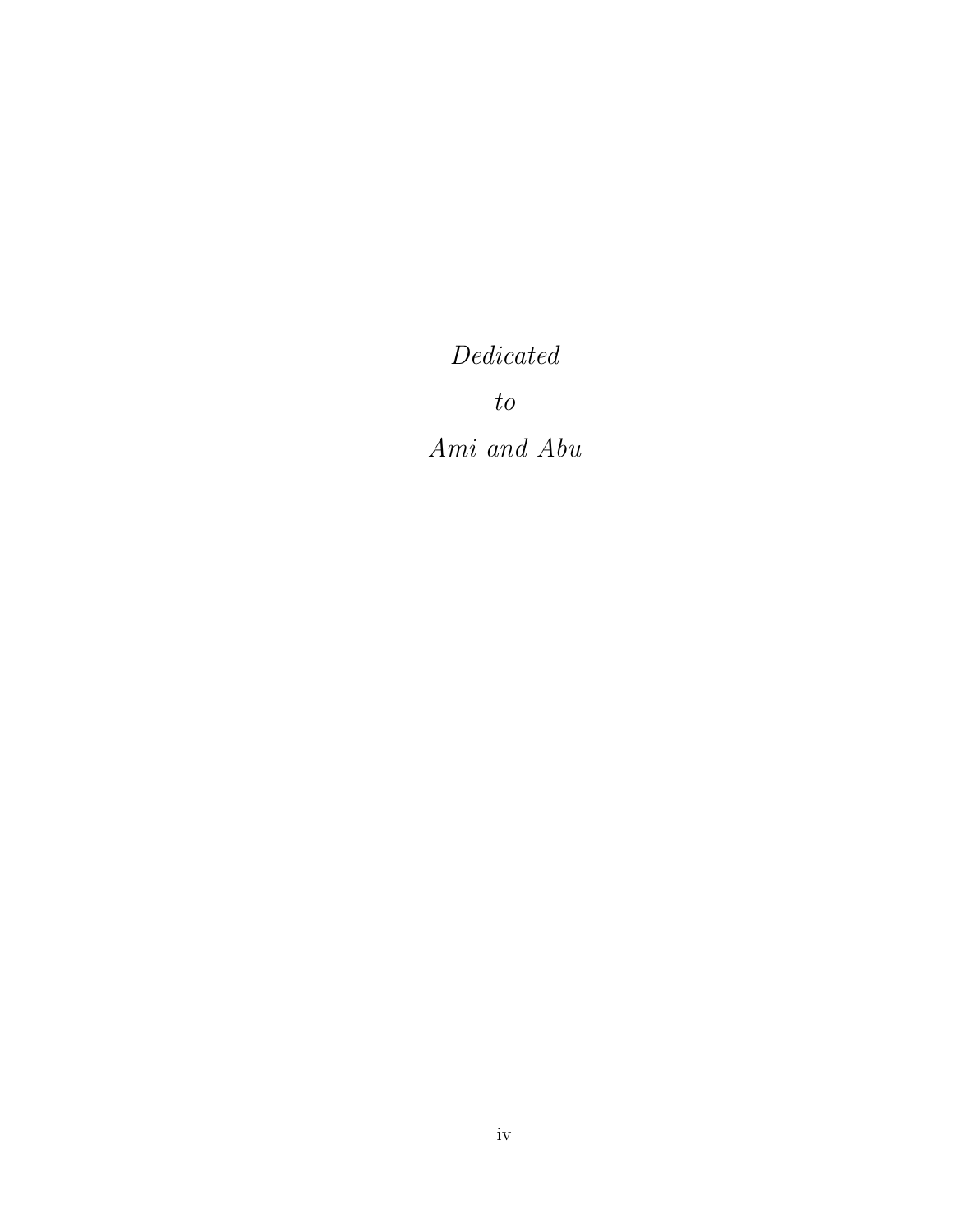*Dedicated*

*to*

*Ami and Abu*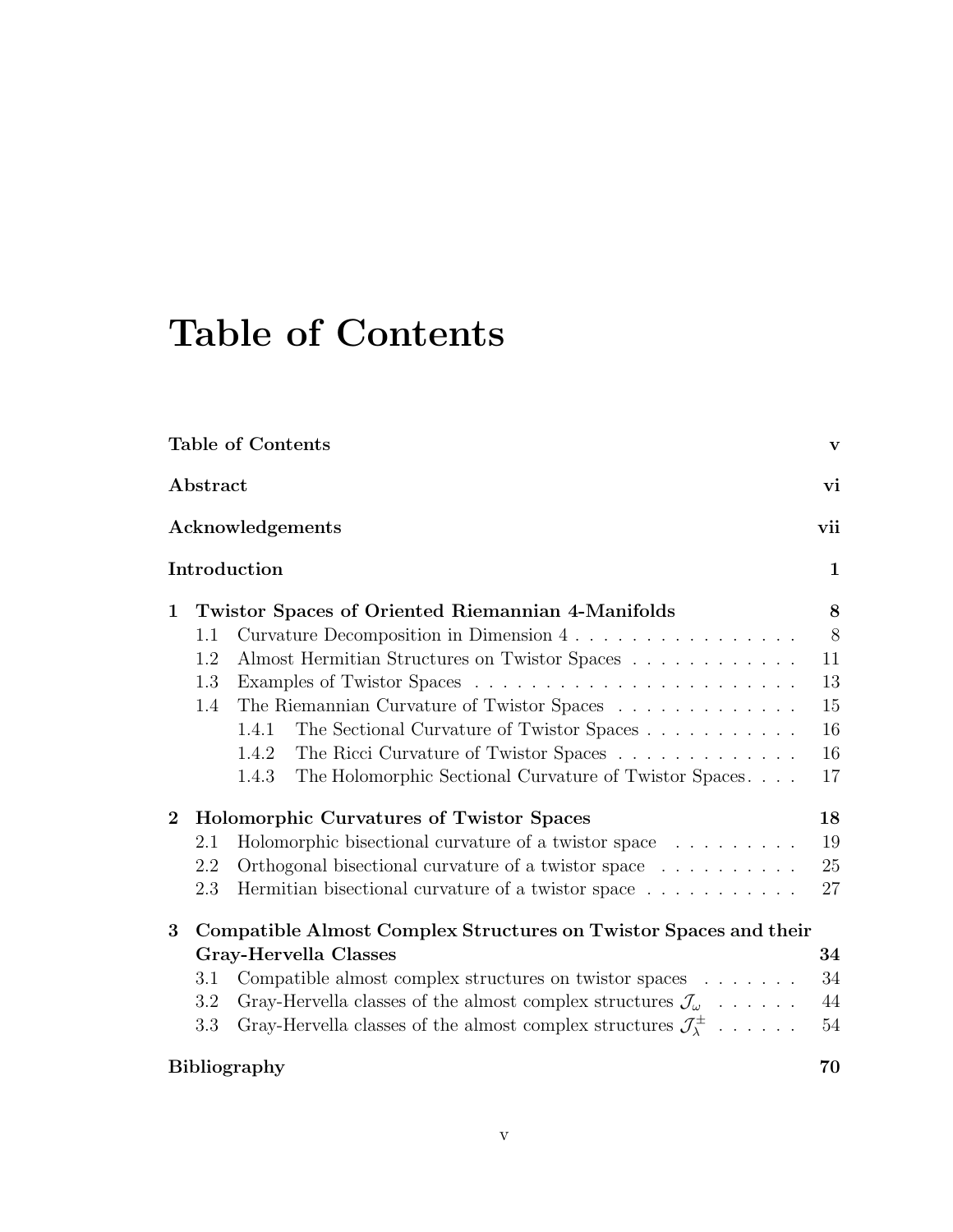# Table of Contents

| | | |
|---|---|---|
| **Table of Contents** | | **v** |
| **Abstract** | | **vi** |
| **Acknowledgements** | | **vii** |
| **Introduction** | | **1** |
| **1** | **Twistor Spaces of Oriented Riemannian 4-Manifolds** | **8** |
| 1.1 | Curvature Decomposition in Dimension 4 | 8 |
| 1.2 | Almost Hermitian Structures on Twistor Spaces | 11 |
| 1.3 | Examples of Twistor Spaces | 13 |
| 1.4 | The Riemannian Curvature of Twistor Spaces | 15 |
| 1.4.1 | The Sectional Curvature of Twistor Spaces | 16 |
| 1.4.2 | The Ricci Curvature of Twistor Spaces | 16 |
| 1.4.3 | The Holomorphic Sectional Curvature of Twistor Spaces | 17 |
| **2** | **Holomorphic Curvatures of Twistor Spaces** | **18** |
| 2.1 | Holomorphic bisectional curvature of a twistor space | 19 |
| 2.2 | Orthogonal bisectional curvature of a twistor space | 25 |
| 2.3 | Hermitian bisectional curvature of a twistor space | 27 |
| **3** | **Compatible Almost Complex Structures on Twistor Spaces and their Gray-Hervella Classes** | **34** |
| 3.1 | Compatible almost complex structures on twistor spaces | 34 |
| 3.2 | Gray-Hervella classes of the almost complex structures $\mathcal{J}_\omega$ | 44 |
| 3.3 | Gray-Hervella classes of the almost complex structures $\mathcal{J}_\lambda^\pm$ | 54 |
| **Bibliography** | | **70** |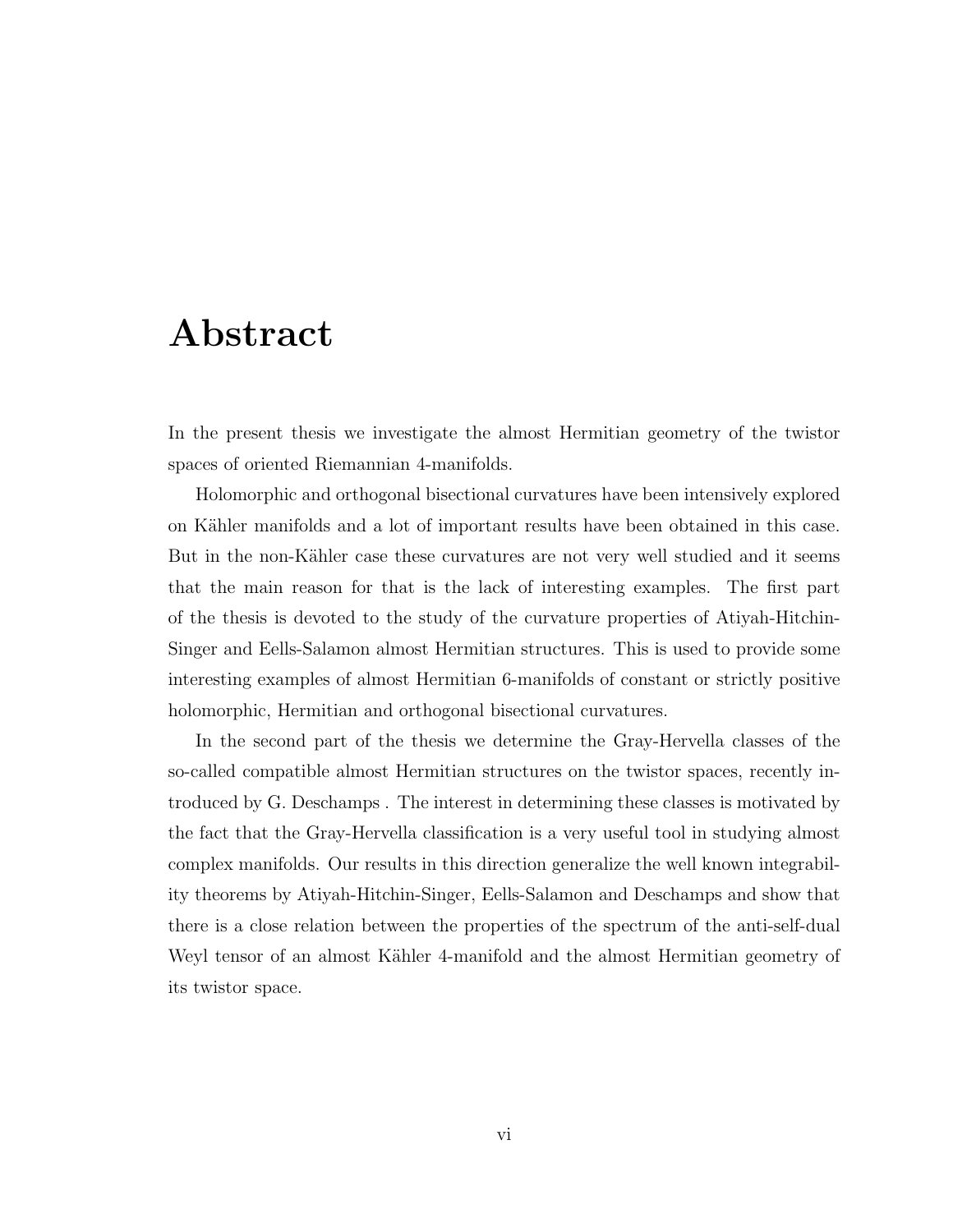# Abstract

In the present thesis we investigate the almost Hermitian geometry of the twistor spaces of oriented Riemannian 4-manifolds.

Holomorphic and orthogonal bisectional curvatures have been intensively explored on Kähler manifolds and a lot of important results have been obtained in this case. But in the non-Kähler case these curvatures are not very well studied and it seems that the main reason for that is the lack of interesting examples. The first part of the thesis is devoted to the study of the curvature properties of Atiyah-Hitchin-Singer and Eells-Salamon almost Hermitian structures. This is used to provide some interesting examples of almost Hermitian 6-manifolds of constant or strictly positive holomorphic, Hermitian and orthogonal bisectional curvatures.

In the second part of the thesis we determine the Gray-Hervella classes of the so-called compatible almost Hermitian structures on the twistor spaces, recently introduced by G. Deschamps . The interest in determining these classes is motivated by the fact that the Gray-Hervella classification is a very useful tool in studying almost complex manifolds. Our results in this direction generalize the well known integrability theorems by Atiyah-Hitchin-Singer, Eells-Salamon and Deschamps and show that there is a close relation between the properties of the spectrum of the anti-self-dual Weyl tensor of an almost Kähler 4-manifold and the almost Hermitian geometry of its twistor space.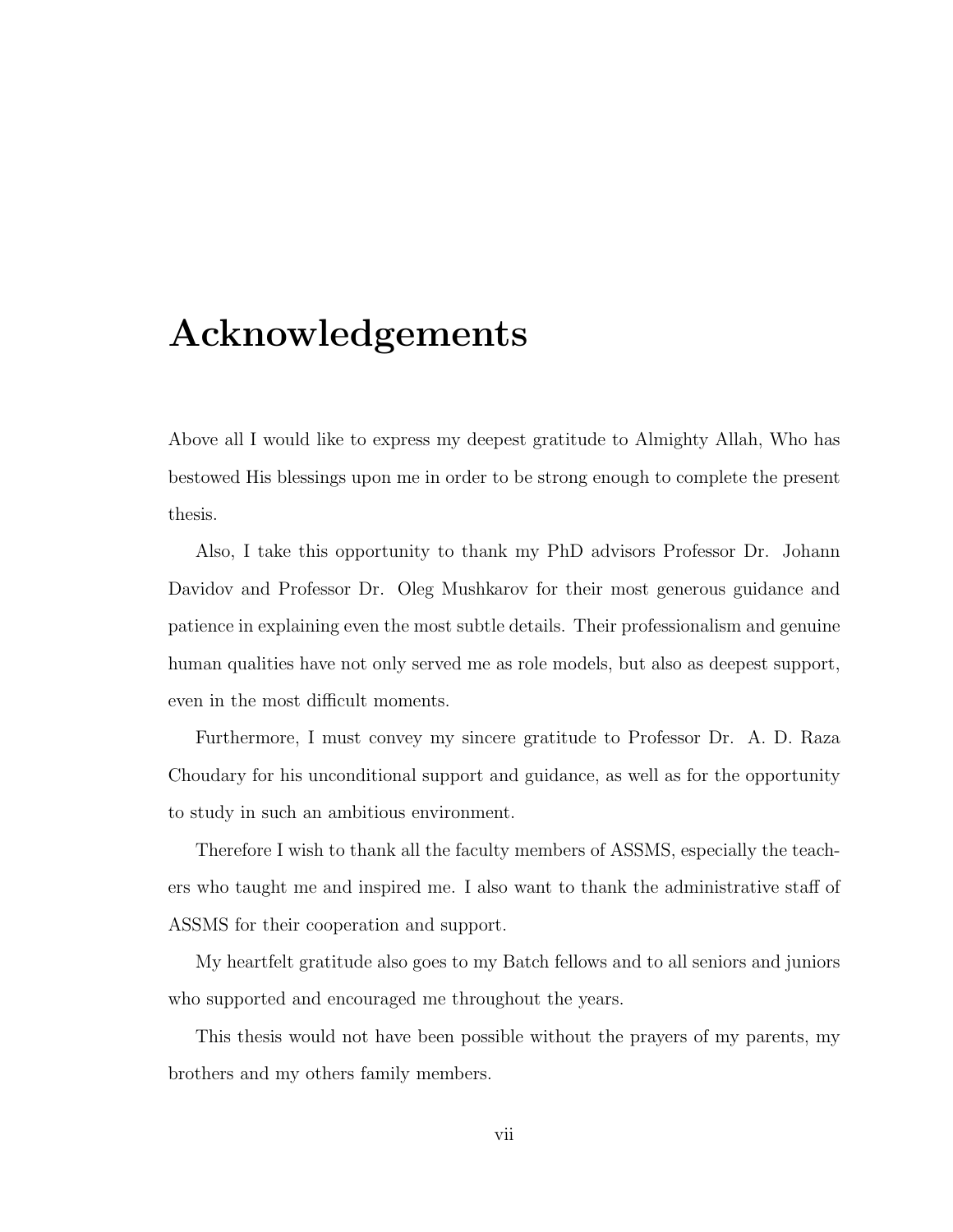# Acknowledgements

Above all I would like to express my deepest gratitude to Almighty Allah, Who has bestowed His blessings upon me in order to be strong enough to complete the present thesis.

Also, I take this opportunity to thank my PhD advisors Professor Dr. Johann Davidov and Professor Dr. Oleg Mushkarov for their most generous guidance and patience in explaining even the most subtle details. Their professionalism and genuine human qualities have not only served me as role models, but also as deepest support, even in the most difficult moments.

Furthermore, I must convey my sincere gratitude to Professor Dr. A. D. Raza Choudary for his unconditional support and guidance, as well as for the opportunity to study in such an ambitious environment.

Therefore I wish to thank all the faculty members of ASSMS, especially the teachers who taught me and inspired me. I also want to thank the administrative staff of ASSMS for their cooperation and support.

My heartfelt gratitude also goes to my Batch fellows and to all seniors and juniors who supported and encouraged me throughout the years.

This thesis would not have been possible without the prayers of my parents, my brothers and my others family members.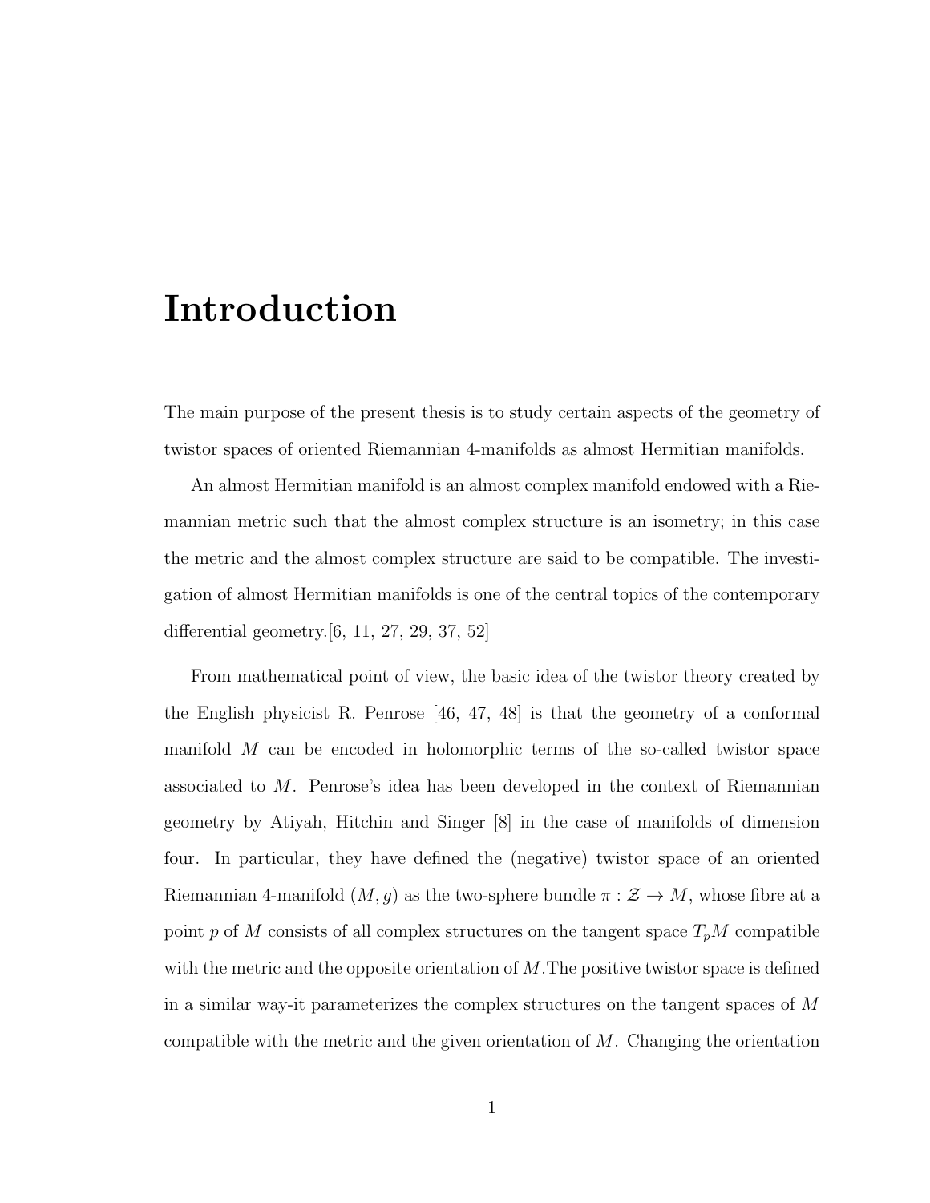# Introduction

The main purpose of the present thesis is to study certain aspects of the geometry of twistor spaces of oriented Riemannian 4-manifolds as almost Hermitian manifolds.

An almost Hermitian manifold is an almost complex manifold endowed with a Riemannian metric such that the almost complex structure is an isometry; in this case the metric and the almost complex structure are said to be compatible. The investigation of almost Hermitian manifolds is one of the central topics of the contemporary differential geometry.[6, 11, 27, 29, 37, 52]

From mathematical point of view, the basic idea of the twistor theory created by the English physicist R. Penrose [46, 47, 48] is that the geometry of a conformal manifold $M$ can be encoded in holomorphic terms of the so-called twistor space associated to $M$. Penrose's idea has been developed in the context of Riemannian geometry by Atiyah, Hitchin and Singer [8] in the case of manifolds of dimension four. In particular, they have defined the (negative) twistor space of an oriented Riemannian 4-manifold $(M, g)$ as the two-sphere bundle $\pi : \mathcal{Z} \to M$, whose fibre at a point $p$ of $M$ consists of all complex structures on the tangent space $T_pM$ compatible with the metric and the opposite orientation of $M$.The positive twistor space is defined in a similar way-it parameterizes the complex structures on the tangent spaces of $M$ compatible with the metric and the given orientation of $M$. Changing the orientation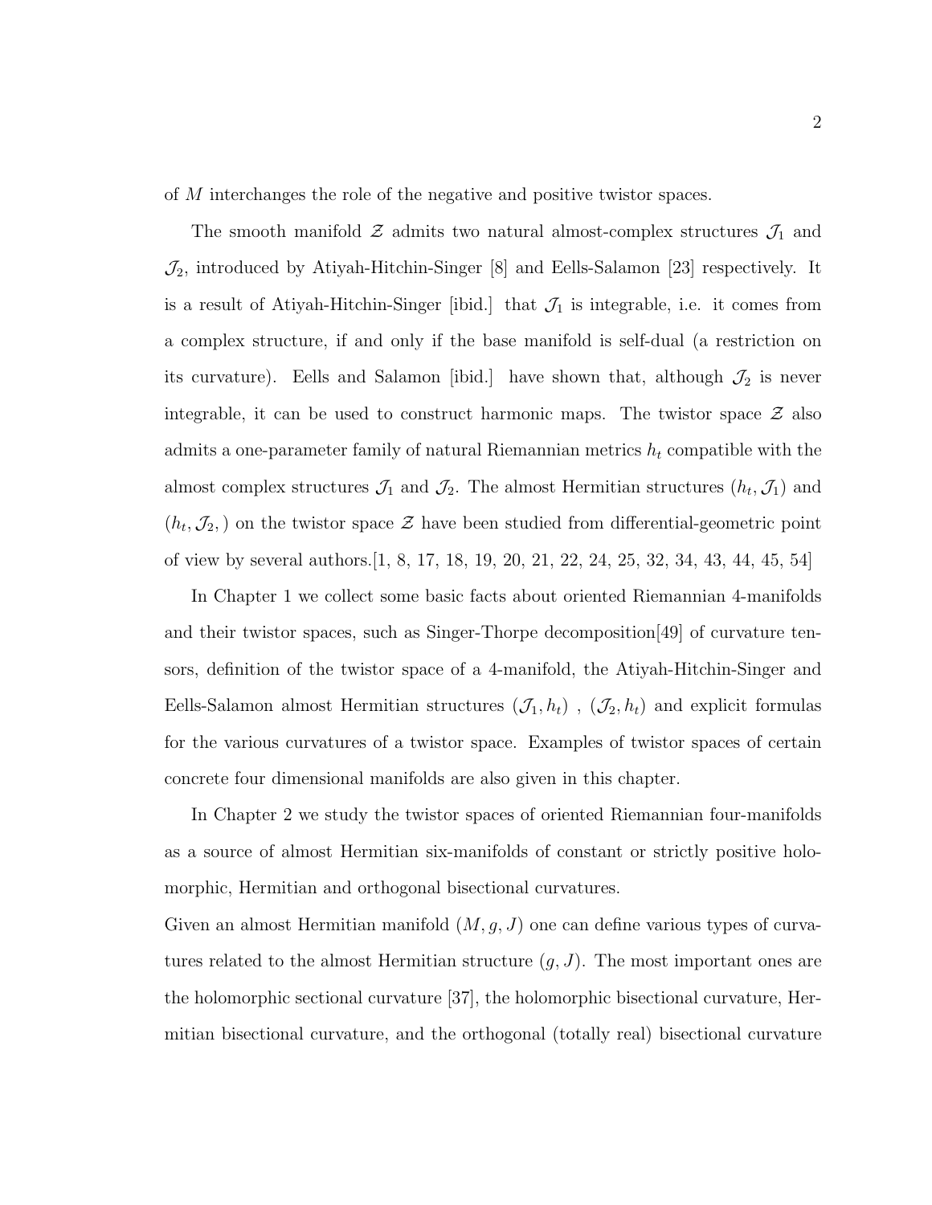of $M$ interchanges the role of the negative and positive twistor spaces.

The smooth manifold $\mathcal{Z}$ admits two natural almost-complex structures $\mathcal{J}_1$ and $\mathcal{J}_2$, introduced by Atiyah-Hitchin-Singer [8] and Eells-Salamon [23] respectively. It is a result of Atiyah-Hitchin-Singer [ibid.] that $\mathcal{J}_1$ is integrable, i.e. it comes from a complex structure, if and only if the base manifold is self-dual (a restriction on its curvature). Eells and Salamon [ibid.] have shown that, although $\mathcal{J}_2$ is never integrable, it can be used to construct harmonic maps. The twistor space $\mathcal{Z}$ also admits a one-parameter family of natural Riemannian metrics $h_t$ compatible with the almost complex structures $\mathcal{J}_1$ and $\mathcal{J}_2$. The almost Hermitian structures $(h_t, \mathcal{J}_1)$ and $(h_t, \mathcal{J}_2, )$ on the twistor space $\mathcal{Z}$ have been studied from differential-geometric point of view by several authors.[1, 8, 17, 18, 19, 20, 21, 22, 24, 25, 32, 34, 43, 44, 45, 54]

In Chapter 1 we collect some basic facts about oriented Riemannian 4-manifolds and their twistor spaces, such as Singer-Thorpe decomposition[49] of curvature tensors, definition of the twistor space of a 4-manifold, the Atiyah-Hitchin-Singer and Eells-Salamon almost Hermitian structures $(\mathcal{J}_1, h_t)$ , $(\mathcal{J}_2, h_t)$ and explicit formulas for the various curvatures of a twistor space. Examples of twistor spaces of certain concrete four dimensional manifolds are also given in this chapter.

In Chapter 2 we study the twistor spaces of oriented Riemannian four-manifolds as a source of almost Hermitian six-manifolds of constant or strictly positive holomorphic, Hermitian and orthogonal bisectional curvatures.

Given an almost Hermitian manifold $(M, g, J)$ one can define various types of curvatures related to the almost Hermitian structure $(g, J)$. The most important ones are the holomorphic sectional curvature [37], the holomorphic bisectional curvature, Hermitian bisectional curvature, and the orthogonal (totally real) bisectional curvature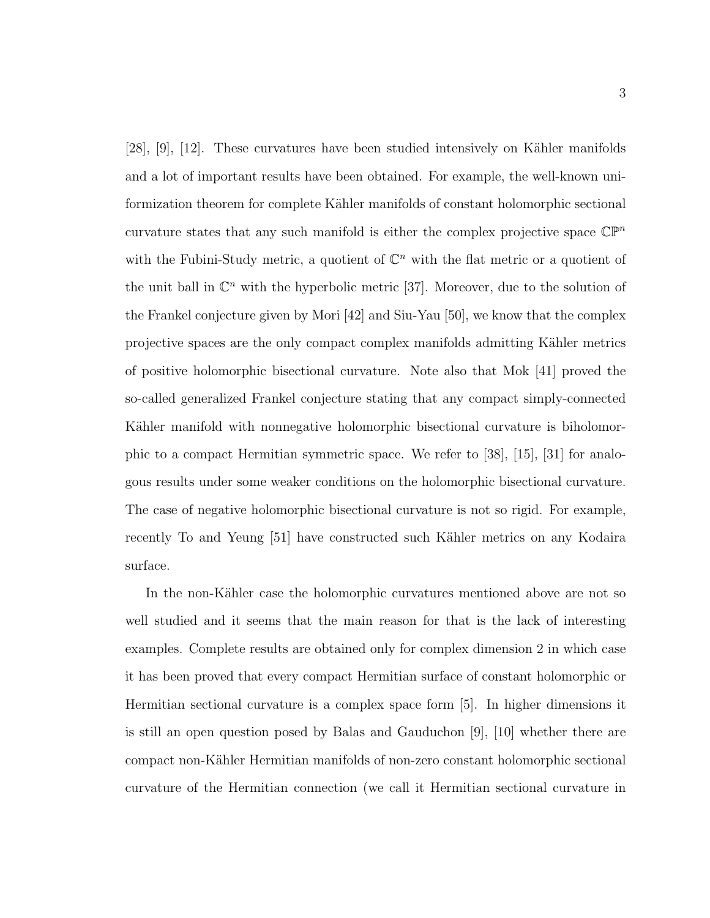[28], [9], [12]. These curvatures have been studied intensively on Kähler manifolds and a lot of important results have been obtained. For example, the well-known uniformization theorem for complete Kähler manifolds of constant holomorphic sectional curvature states that any such manifold is either the complex projective space $\mathbb{CP}^n$ with the Fubini-Study metric, a quotient of $\mathbb{C}^n$ with the flat metric or a quotient of the unit ball in $\mathbb{C}^n$ with the hyperbolic metric [37]. Moreover, due to the solution of the Frankel conjecture given by Mori [42] and Siu-Yau [50], we know that the complex projective spaces are the only compact complex manifolds admitting Kähler metrics of positive holomorphic bisectional curvature. Note also that Mok [41] proved the so-called generalized Frankel conjecture stating that any compact simply-connected Kähler manifold with nonnegative holomorphic bisectional curvature is biholomorphic to a compact Hermitian symmetric space. We refer to [38], [15], [31] for analogous results under some weaker conditions on the holomorphic bisectional curvature. The case of negative holomorphic bisectional curvature is not so rigid. For example, recently To and Yeung [51] have constructed such Kähler metrics on any Kodaira surface.

In the non-Kähler case the holomorphic curvatures mentioned above are not so well studied and it seems that the main reason for that is the lack of interesting examples. Complete results are obtained only for complex dimension 2 in which case it has been proved that every compact Hermitian surface of constant holomorphic or Hermitian sectional curvature is a complex space form [5]. In higher dimensions it is still an open question posed by Balas and Gauduchon [9], [10] whether there are compact non-Kähler Hermitian manifolds of non-zero constant holomorphic sectional curvature of the Hermitian connection (we call it Hermitian sectional curvature in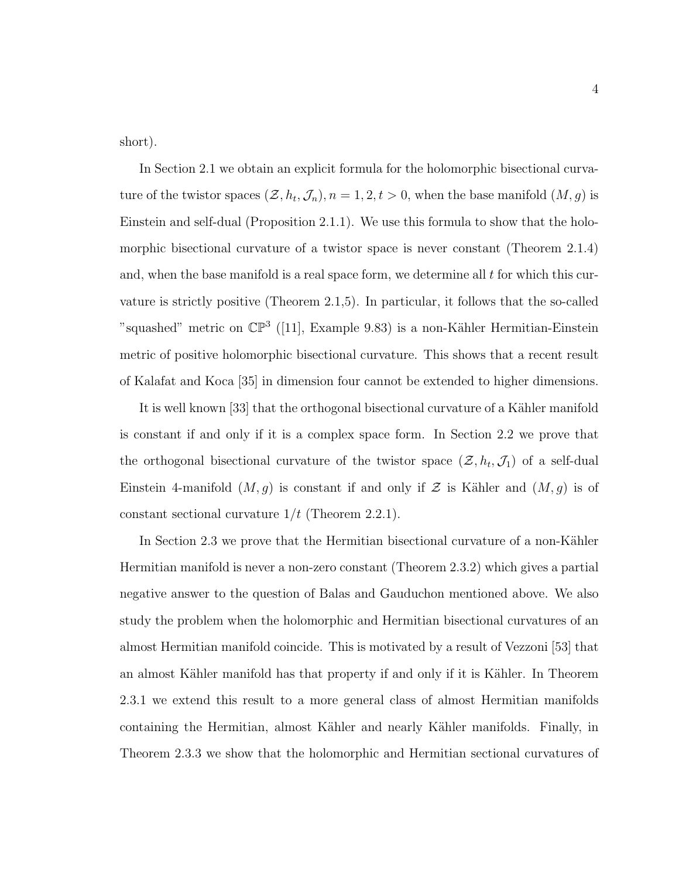short).

In Section 2.1 we obtain an explicit formula for the holomorphic bisectional curvature of the twistor spaces $(\mathcal{Z}, h_t, \mathcal{J}_n), n = 1, 2, t > 0$, when the base manifold $(M, g)$ is Einstein and self-dual (Proposition 2.1.1). We use this formula to show that the holomorphic bisectional curvature of a twistor space is never constant (Theorem 2.1.4) and, when the base manifold is a real space form, we determine all $t$ for which this curvature is strictly positive (Theorem 2.1,5). In particular, it follows that the so-called "squashed" metric on $\mathbb{CP}^3$ ([11], Example 9.83) is a non-Kähler Hermitian-Einstein metric of positive holomorphic bisectional curvature. This shows that a recent result of Kalafat and Koca [35] in dimension four cannot be extended to higher dimensions.

It is well known [33] that the orthogonal bisectional curvature of a Kähler manifold is constant if and only if it is a complex space form. In Section 2.2 we prove that the orthogonal bisectional curvature of the twistor space $(\mathcal{Z}, h_t, \mathcal{J}_1)$ of a self-dual Einstein 4-manifold $(M, g)$ is constant if and only if $\mathcal{Z}$ is Kähler and $(M, g)$ is of constant sectional curvature $1/t$ (Theorem 2.2.1).

In Section 2.3 we prove that the Hermitian bisectional curvature of a non-Kähler Hermitian manifold is never a non-zero constant (Theorem 2.3.2) which gives a partial negative answer to the question of Balas and Gauduchon mentioned above. We also study the problem when the holomorphic and Hermitian bisectional curvatures of an almost Hermitian manifold coincide. This is motivated by a result of Vezzoni [53] that an almost Kähler manifold has that property if and only if it is Kähler. In Theorem 2.3.1 we extend this result to a more general class of almost Hermitian manifolds containing the Hermitian, almost Kähler and nearly Kähler manifolds. Finally, in Theorem 2.3.3 we show that the holomorphic and Hermitian sectional curvatures of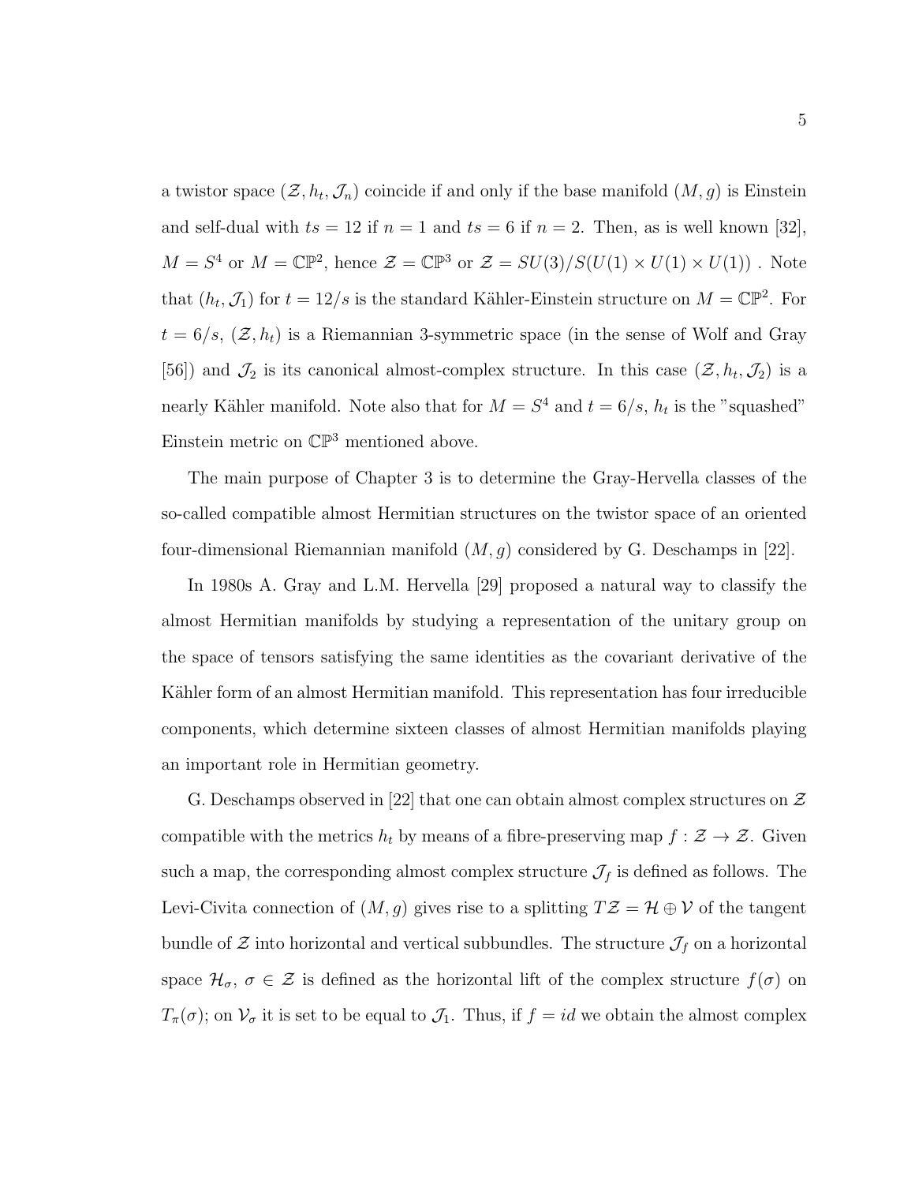a twistor space $(\mathcal{Z}, h_t, \mathcal{J}_n)$ coincide if and only if the base manifold $(M, g)$ is Einstein and self-dual with $ts = 12$ if $n = 1$ and $ts = 6$ if $n = 2$. Then, as is well known [32], $M = S^4$ or $M = \mathbb{CP}^2$, hence $\mathcal{Z} = \mathbb{CP}^3$ or $\mathcal{Z} = SU(3)/S(U(1) \times U(1) \times U(1))$ . Note that $(h_t, \mathcal{J}_1)$ for $t = 12/s$ is the standard Kähler-Einstein structure on $M = \mathbb{CP}^2$. For $t = 6/s$, $(\mathcal{Z}, h_t)$ is a Riemannian 3-symmetric space (in the sense of Wolf and Gray [56]) and $\mathcal{J}_2$ is its canonical almost-complex structure. In this case $(\mathcal{Z}, h_t, \mathcal{J}_2)$ is a nearly Kähler manifold. Note also that for $M = S^4$ and $t = 6/s$, $h_t$ is the "squashed" Einstein metric on $\mathbb{CP}^3$ mentioned above.

The main purpose of Chapter 3 is to determine the Gray-Hervella classes of the so-called compatible almost Hermitian structures on the twistor space of an oriented four-dimensional Riemannian manifold $(M, g)$ considered by G. Deschamps in [22].

In 1980s A. Gray and L.M. Hervella [29] proposed a natural way to classify the almost Hermitian manifolds by studying a representation of the unitary group on the space of tensors satisfying the same identities as the covariant derivative of the Kähler form of an almost Hermitian manifold. This representation has four irreducible components, which determine sixteen classes of almost Hermitian manifolds playing an important role in Hermitian geometry.

G. Deschamps observed in [22] that one can obtain almost complex structures on $\mathcal{Z}$ compatible with the metrics $h_t$ by means of a fibre-preserving map $f : \mathcal{Z} \to \mathcal{Z}$. Given such a map, the corresponding almost complex structure $\mathcal{J}_f$ is defined as follows. The Levi-Civita connection of $(M, g)$ gives rise to a splitting $T\mathcal{Z} = \mathcal{H} \oplus \mathcal{V}$ of the tangent bundle of $\mathcal{Z}$ into horizontal and vertical subbundles. The structure $\mathcal{J}_f$ on a horizontal space $\mathcal{H}_\sigma$, $\sigma \in \mathcal{Z}$ is defined as the horizontal lift of the complex structure $f(\sigma)$ on $T_\pi(\sigma)$; on $\mathcal{V}_\sigma$ it is set to be equal to $\mathcal{J}_1$. Thus, if $f = id$ we obtain the almost complex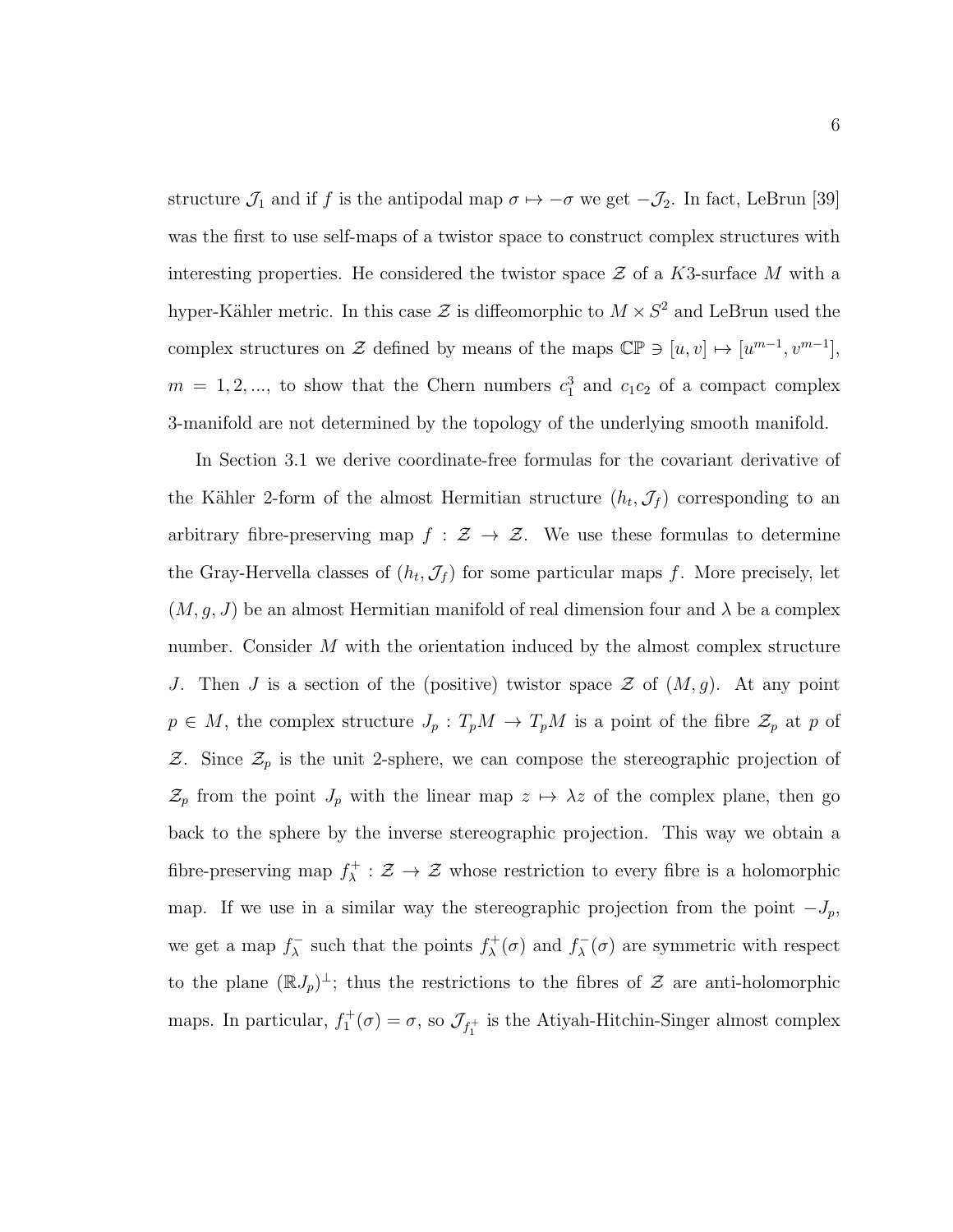structure $\mathcal{J}_1$ and if $f$ is the antipodal map $\sigma \mapsto -\sigma$ we get $-\mathcal{J}_2$. In fact, LeBrun [39] was the first to use self-maps of a twistor space to construct complex structures with interesting properties. He considered the twistor space $\mathcal{Z}$ of a $K3$-surface $M$ with a hyper-Kähler metric. In this case $\mathcal{Z}$ is diffeomorphic to $M \times S^2$ and LeBrun used the complex structures on $\mathcal{Z}$ defined by means of the maps $\mathbb{CP} \ni [u, v] \mapsto [u^{m-1}, v^{m-1}]$, $m = 1, 2, ...,$ to show that the Chern numbers $c_1^3$ and $c_1 c_2$ of a compact complex 3-manifold are not determined by the topology of the underlying smooth manifold.

In Section 3.1 we derive coordinate-free formulas for the covariant derivative of the Kähler 2-form of the almost Hermitian structure $(h_t, \mathcal{J}_f)$ corresponding to an arbitrary fibre-preserving map $f : \mathcal{Z} \to \mathcal{Z}$. We use these formulas to determine the Gray-Hervella classes of $(h_t, \mathcal{J}_f)$ for some particular maps $f$. More precisely, let $(M, g, J)$ be an almost Hermitian manifold of real dimension four and $\lambda$ be a complex number. Consider $M$ with the orientation induced by the almost complex structure $J$. Then $J$ is a section of the (positive) twistor space $\mathcal{Z}$ of $(M, g)$. At any point $p \in M$, the complex structure $J_p : T_pM \to T_pM$ is a point of the fibre $\mathcal{Z}_p$ at $p$ of $\mathcal{Z}$. Since $\mathcal{Z}_p$ is the unit 2-sphere, we can compose the stereographic projection of $\mathcal{Z}_p$ from the point $J_p$ with the linear map $z \mapsto \lambda z$ of the complex plane, then go back to the sphere by the inverse stereographic projection. This way we obtain a fibre-preserving map $f_\lambda^+ : \mathcal{Z} \to \mathcal{Z}$ whose restriction to every fibre is a holomorphic map. If we use in a similar way the stereographic projection from the point $-J_p$, we get a map $f_\lambda^-$ such that the points $f_\lambda^+(\sigma)$ and $f_\lambda^-(\sigma)$ are symmetric with respect to the plane $(\mathbb{R}J_p)^\perp$; thus the restrictions to the fibres of $\mathcal{Z}$ are anti-holomorphic maps. In particular, $f_1^+(\sigma) = \sigma$, so $\mathcal{J}_{f_1^+}$ is the Atiyah-Hitchin-Singer almost complex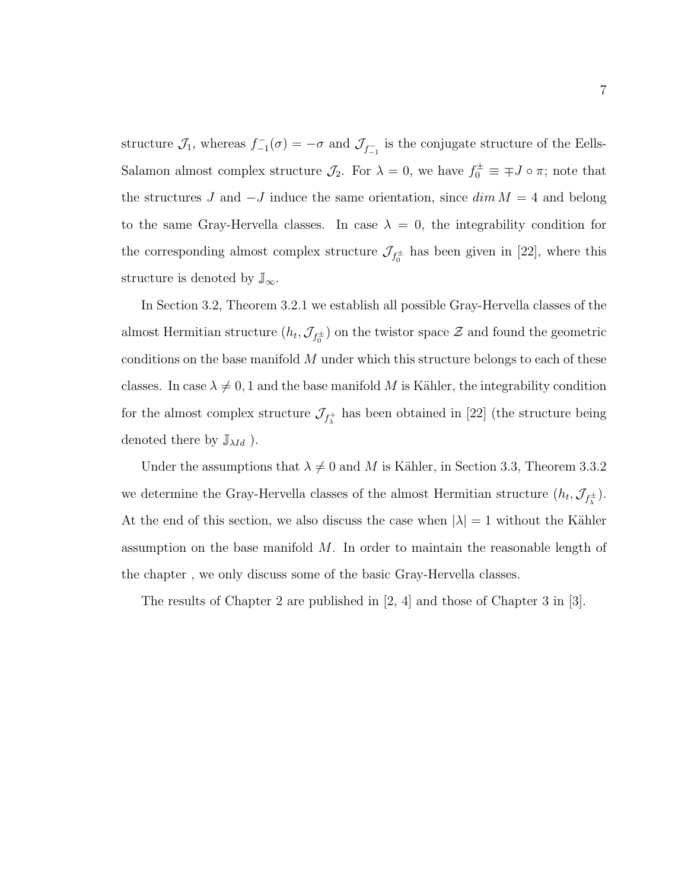structure $\mathcal{J}_1$, whereas $f^-_{-1}(\sigma) = -\sigma$ and $\mathcal{J}_{f^-_{-1}}$ is the conjugate structure of the Eells-Salamon almost complex structure $\mathcal{J}_2$. For $\lambda = 0$, we have $f^\pm_0 \equiv \mp J \circ \pi$; note that the structures $J$ and $-J$ induce the same orientation, since $dim\, M = 4$ and belong to the same Gray-Hervella classes. In case $\lambda = 0$, the integrability condition for the corresponding almost complex structure $\mathcal{J}_{f^\pm_0}$ has been given in [22], where this structure is denoted by $\mathbb{J}_\infty$.

In Section 3.2, Theorem 3.2.1 we establish all possible Gray-Hervella classes of the almost Hermitian structure $(h_t, \mathcal{J}_{f^\pm_0})$ on the twistor space $\mathcal{Z}$ and found the geometric conditions on the base manifold $M$ under which this structure belongs to each of these classes. In case $\lambda \neq 0, 1$ and the base manifold $M$ is Kähler, the integrability condition for the almost complex structure $\mathcal{J}_{f^+_\lambda}$ has been obtained in [22] (the structure being denoted there by $\mathbb{J}_{\lambda Id}$ ).

Under the assumptions that $\lambda \neq 0$ and $M$ is Kähler, in Section 3.3, Theorem 3.3.2 we determine the Gray-Hervella classes of the almost Hermitian structure $(h_t, \mathcal{J}_{f^\pm_\lambda})$. At the end of this section, we also discuss the case when $|\lambda| = 1$ without the Kähler assumption on the base manifold $M$. In order to maintain the reasonable length of the chapter , we only discuss some of the basic Gray-Hervella classes.

The results of Chapter 2 are published in [2, 4] and those of Chapter 3 in [3].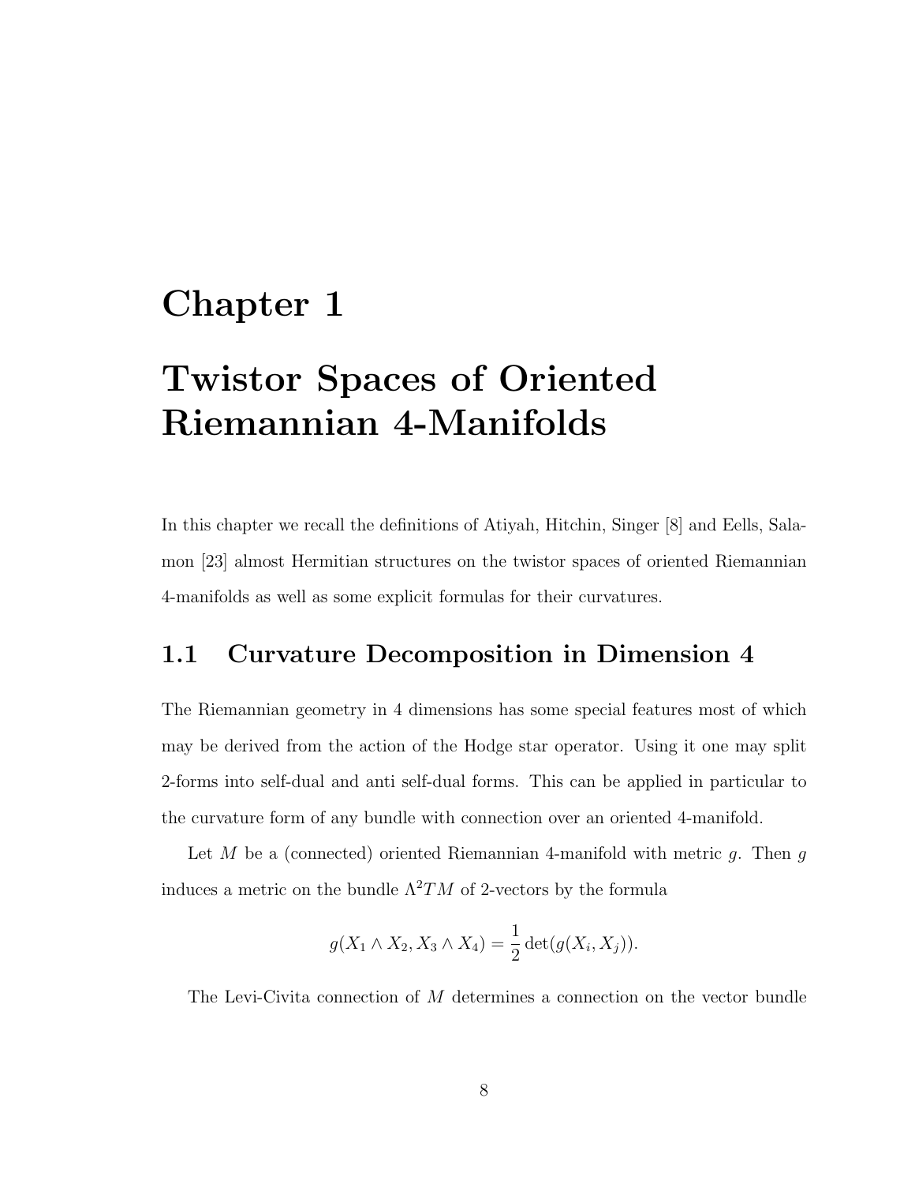# Chapter 1

# Twistor Spaces of Oriented Riemannian 4-Manifolds

In this chapter we recall the definitions of Atiyah, Hitchin, Singer [8] and Eells, Salamon [23] almost Hermitian structures on the twistor spaces of oriented Riemannian 4-manifolds as well as some explicit formulas for their curvatures.

## 1.1 Curvature Decomposition in Dimension 4

The Riemannian geometry in 4 dimensions has some special features most of which may be derived from the action of the Hodge star operator. Using it one may split 2-forms into self-dual and anti self-dual forms. This can be applied in particular to the curvature form of any bundle with connection over an oriented 4-manifold.

Let $M$ be a (connected) oriented Riemannian 4-manifold with metric $g$. Then $g$ induces a metric on the bundle $\Lambda^2 TM$ of 2-vectors by the formula

$$g(X_1 \wedge X_2, X_3 \wedge X_4) = \frac{1}{2}\det(g(X_i, X_j)).$$

The Levi-Civita connection of $M$ determines a connection on the vector bundle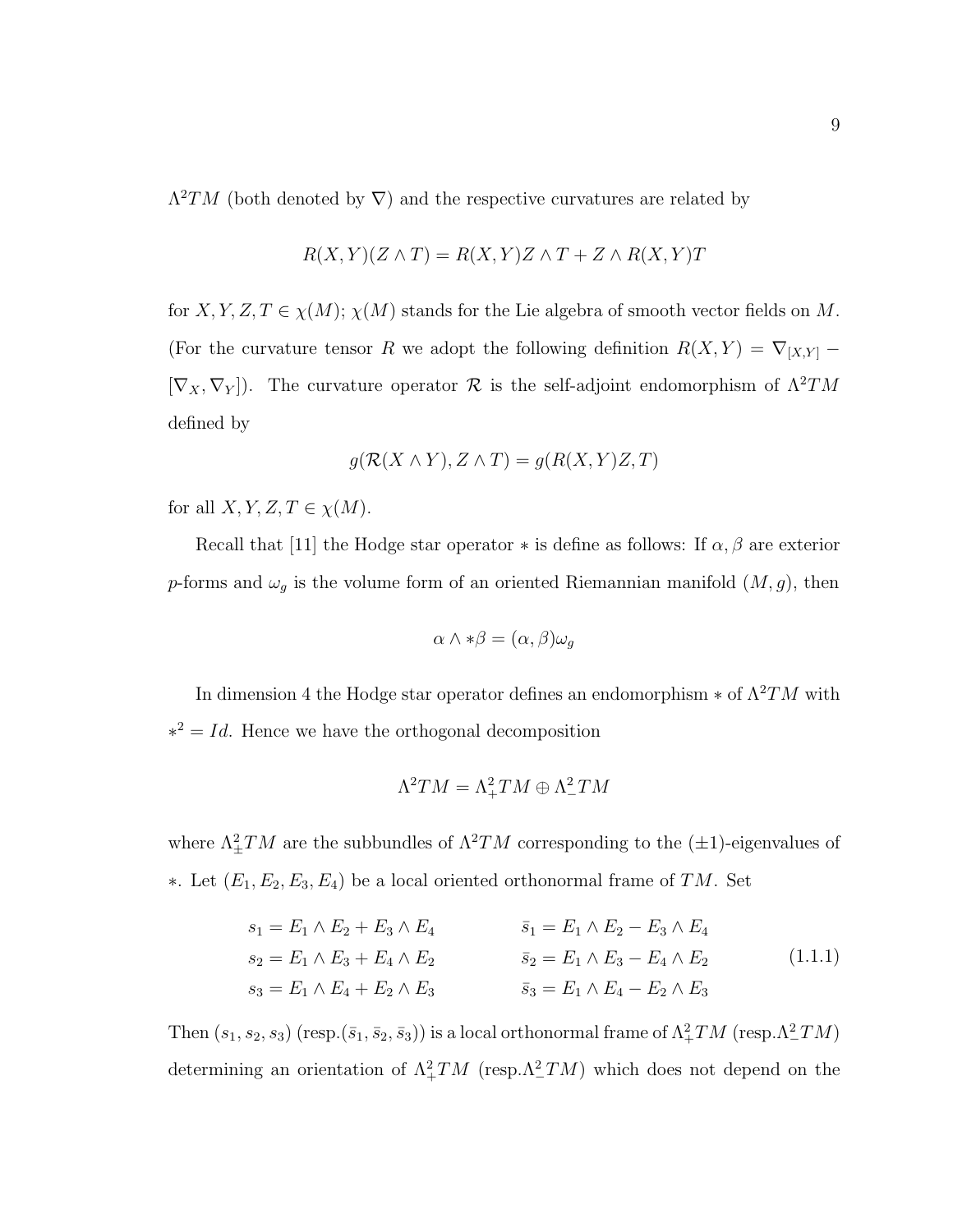$\Lambda^2 TM$ (both denoted by $\nabla$) and the respective curvatures are related by

$$R(X,Y)(Z \wedge T) = R(X,Y)Z \wedge T + Z \wedge R(X,Y)T$$

for $X, Y, Z, T \in \chi(M)$; $\chi(M)$ stands for the Lie algebra of smooth vector fields on $M$. (For the curvature tensor $R$ we adopt the following definition $R(X,Y) = \nabla_{[X,Y]} - [\nabla_X, \nabla_Y]$). The curvature operator $\mathcal{R}$ is the self-adjoint endomorphism of $\Lambda^2 TM$ defined by

$$g(\mathcal{R}(X \wedge Y), Z \wedge T) = g(R(X,Y)Z, T)$$

for all $X, Y, Z, T \in \chi(M)$.

Recall that [11] the Hodge star operator $*$ is define as follows: If $\alpha, \beta$ are exterior $p$-forms and $\omega_g$ is the volume form of an oriented Riemannian manifold $(M, g)$, then

$$\alpha \wedge *\beta = (\alpha, \beta)\omega_g$$

In dimension 4 the Hodge star operator defines an endomorphism $*$ of $\Lambda^2 TM$ with $*^2 = Id$. Hence we have the orthogonal decomposition

$$\Lambda^2 TM = \Lambda^2_+ TM \oplus \Lambda^2_- TM$$

where $\Lambda^2_\pm TM$ are the subbundles of $\Lambda^2 TM$ corresponding to the $(\pm 1)$-eigenvalues of $*$. Let $(E_1, E_2, E_3, E_4)$ be a local oriented orthonormal frame of $TM$. Set

$$\begin{aligned}
s_1 &= E_1 \wedge E_2 + E_3 \wedge E_4 & \qquad \bar{s}_1 &= E_1 \wedge E_2 - E_3 \wedge E_4 \\
s_2 &= E_1 \wedge E_3 + E_4 \wedge E_2 & \qquad \bar{s}_2 &= E_1 \wedge E_3 - E_4 \wedge E_2 \\
s_3 &= E_1 \wedge E_4 + E_2 \wedge E_3 & \qquad \bar{s}_3 &= E_1 \wedge E_4 - E_2 \wedge E_3
\end{aligned} \tag{1.1.1}$$

Then $(s_1, s_2, s_3)$ (resp.$(\bar{s}_1, \bar{s}_2, \bar{s}_3)$) is a local orthonormal frame of $\Lambda^2_+ TM$ (resp.$\Lambda^2_- TM$) determining an orientation of $\Lambda^2_+ TM$ (resp.$\Lambda^2_- TM$) which does not depend on the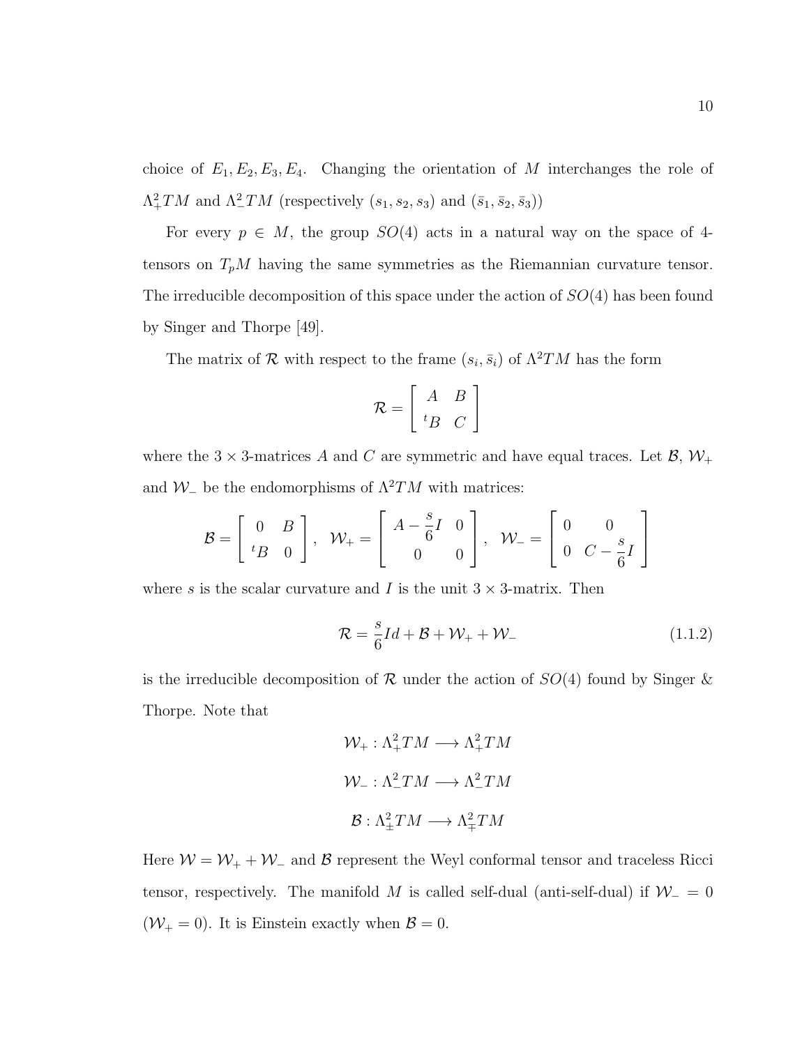choice of $E_1, E_2, E_3, E_4$. Changing the orientation of $M$ interchanges the role of $\Lambda^2_+ TM$ and $\Lambda^2_- TM$ (respectively $(s_1, s_2, s_3)$ and $(\bar{s}_1, \bar{s}_2, \bar{s}_3)$)

For every $p \in M$, the group $SO(4)$ acts in a natural way on the space of 4-tensors on $T_pM$ having the same symmetries as the Riemannian curvature tensor. The irreducible decomposition of this space under the action of $SO(4)$ has been found by Singer and Thorpe [49].

The matrix of $\mathcal{R}$ with respect to the frame $(s_i, \bar{s}_i)$ of $\Lambda^2 TM$ has the form

$$\mathcal{R} = \begin{bmatrix} A & B \\ {}^tB & C \end{bmatrix}$$

where the $3 \times 3$-matrices $A$ and $C$ are symmetric and have equal traces. Let $\mathcal{B}$, $\mathcal{W}_+$ and $\mathcal{W}_-$ be the endomorphisms of $\Lambda^2 TM$ with matrices:

$$\mathcal{B} = \begin{bmatrix} 0 & B \\ {}^tB & 0 \end{bmatrix}, \quad \mathcal{W}_+ = \begin{bmatrix} A - \frac{s}{6}I & 0 \\ 0 & 0 \end{bmatrix}, \quad \mathcal{W}_- = \begin{bmatrix} 0 & 0 \\ 0 & C - \frac{s}{6}I \end{bmatrix}$$

where $s$ is the scalar curvature and $I$ is the unit $3 \times 3$-matrix. Then

$$\mathcal{R} = \frac{s}{6} Id + \mathcal{B} + \mathcal{W}_+ + \mathcal{W}_- \tag{1.1.2}$$

is the irreducible decomposition of $\mathcal{R}$ under the action of $SO(4)$ found by Singer & Thorpe. Note that

$$\mathcal{W}_+ : \Lambda^2_+ TM \longrightarrow \Lambda^2_+ TM$$

$$\mathcal{W}_- : \Lambda^2_- TM \longrightarrow \Lambda^2_- TM$$

$$\mathcal{B} : \Lambda^2_\pm TM \longrightarrow \Lambda^2_\mp TM$$

Here $\mathcal{W} = \mathcal{W}_+ + \mathcal{W}_-$ and $\mathcal{B}$ represent the Weyl conformal tensor and traceless Ricci tensor, respectively. The manifold $M$ is called self-dual (anti-self-dual) if $\mathcal{W}_- = 0$ ($\mathcal{W}_+ = 0$). It is Einstein exactly when $\mathcal{B} = 0$.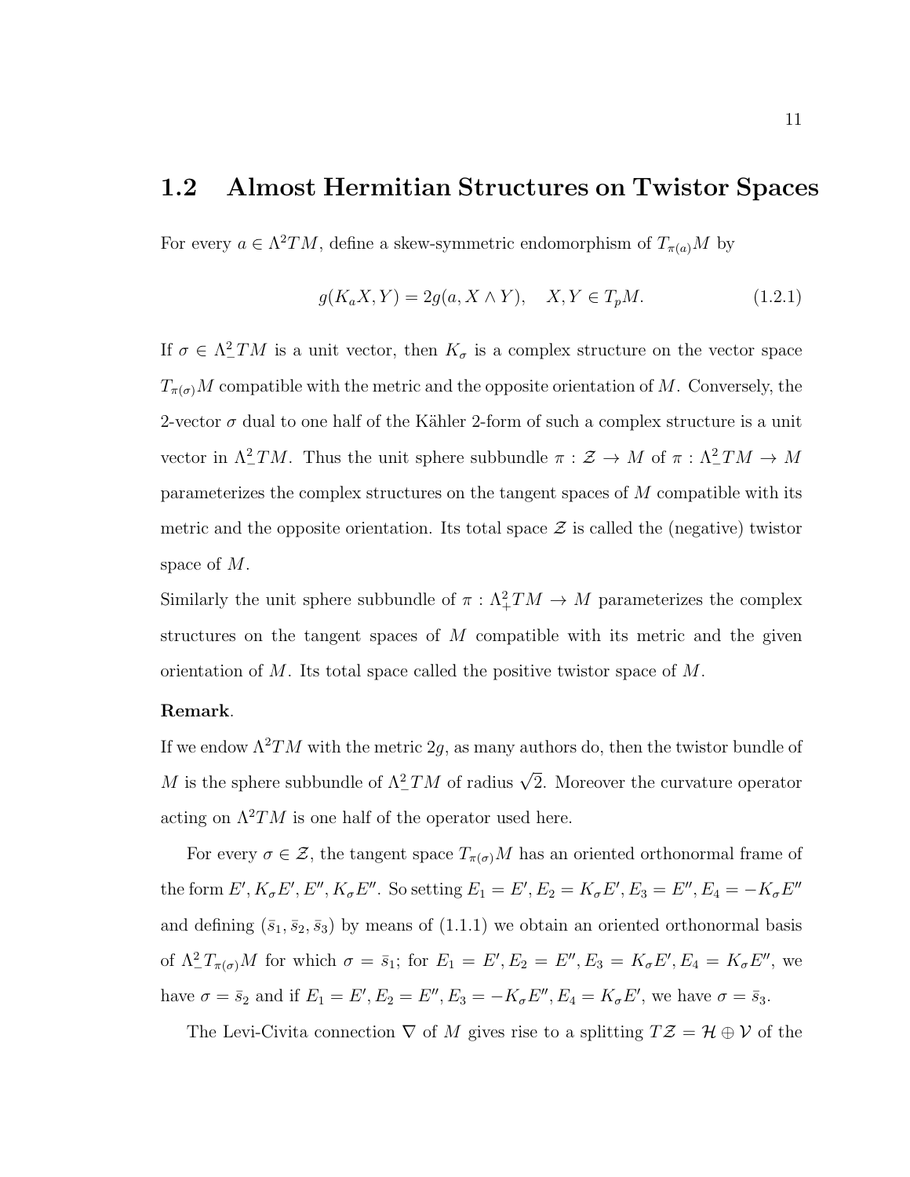## 1.2 Almost Hermitian Structures on Twistor Spaces

For every $a \in \Lambda^2 TM$, define a skew-symmetric endomorphism of $T_{\pi(a)}M$ by

$$g(K_a X, Y) = 2g(a, X \wedge Y), \quad X, Y \in T_p M. \tag{1.2.1}$$

If $\sigma \in \Lambda^2_- TM$ is a unit vector, then $K_\sigma$ is a complex structure on the vector space $T_{\pi(\sigma)}M$ compatible with the metric and the opposite orientation of $M$. Conversely, the 2-vector $\sigma$ dual to one half of the Kähler 2-form of such a complex structure is a unit vector in $\Lambda^2_- TM$. Thus the unit sphere subbundle $\pi : \mathcal{Z} \to M$ of $\pi : \Lambda^2_- TM \to M$ parameterizes the complex structures on the tangent spaces of $M$ compatible with its metric and the opposite orientation. Its total space $\mathcal{Z}$ is called the (negative) twistor space of $M$.

Similarly the unit sphere subbundle of $\pi : \Lambda^2_+ TM \to M$ parameterizes the complex structures on the tangent spaces of $M$ compatible with its metric and the given orientation of $M$. Its total space called the positive twistor space of $M$.

**Remark**.

If we endow $\Lambda^2 TM$ with the metric $2g$, as many authors do, then the twistor bundle of $M$ is the sphere subbundle of $\Lambda^2_- TM$ of radius $\sqrt{2}$. Moreover the curvature operator acting on $\Lambda^2 TM$ is one half of the operator used here.

For every $\sigma \in \mathcal{Z}$, the tangent space $T_{\pi(\sigma)}M$ has an oriented orthonormal frame of the form $E', K_\sigma E', E'', K_\sigma E''$. So setting $E_1 = E', E_2 = K_\sigma E', E_3 = E'', E_4 = -K_\sigma E''$ and defining $(\bar{s}_1, \bar{s}_2, \bar{s}_3)$ by means of (1.1.1) we obtain an oriented orthonormal basis of $\Lambda^2_- T_{\pi(\sigma)}M$ for which $\sigma = \bar{s}_1$; for $E_1 = E', E_2 = E'', E_3 = K_\sigma E', E_4 = K_\sigma E''$, we have $\sigma = \bar{s}_2$ and if $E_1 = E', E_2 = E'', E_3 = -K_\sigma E'', E_4 = K_\sigma E'$, we have $\sigma = \bar{s}_3$.

The Levi-Civita connection $\nabla$ of $M$ gives rise to a splitting $T\mathcal{Z} = \mathcal{H} \oplus \mathcal{V}$ of the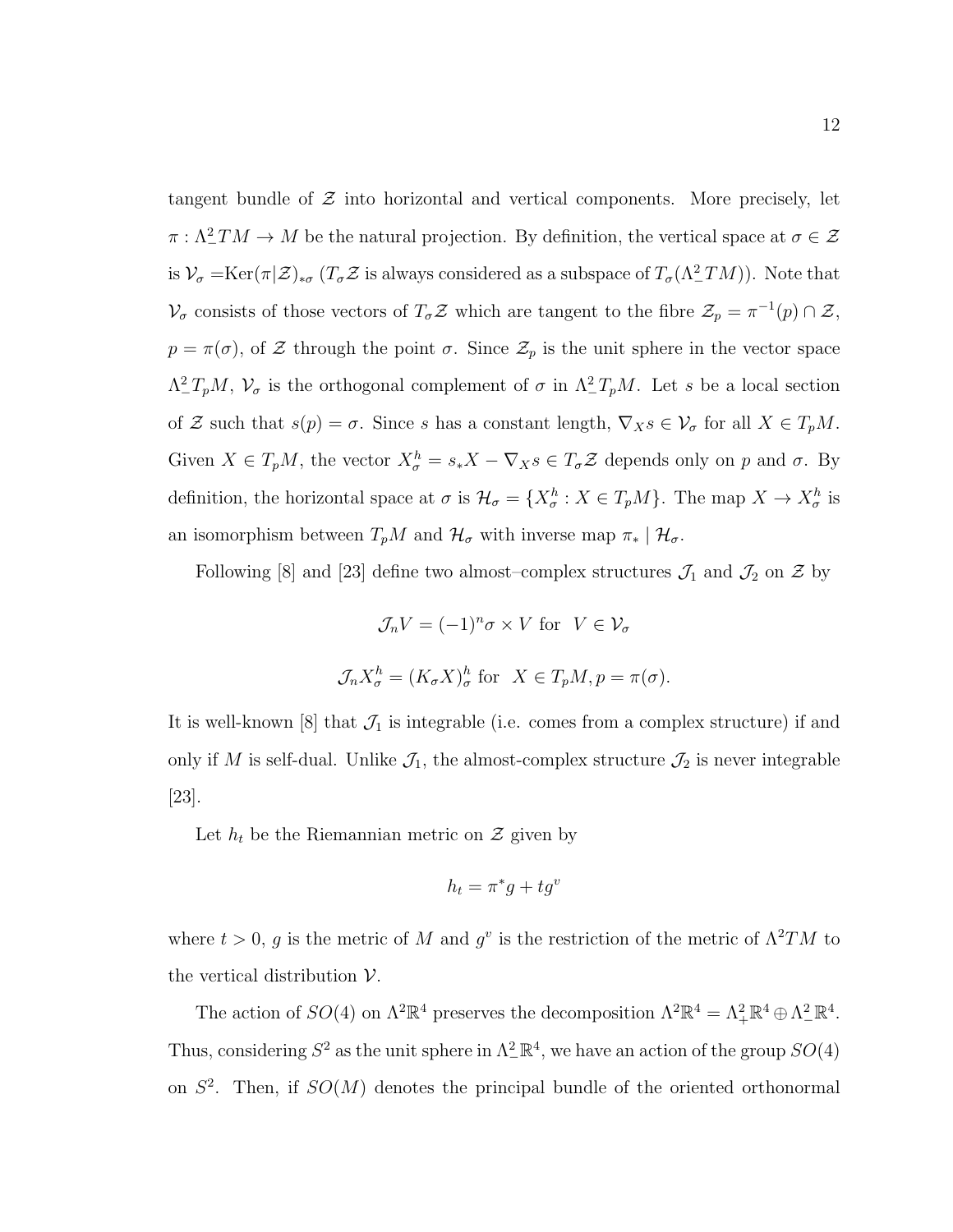tangent bundle of $\mathcal{Z}$ into horizontal and vertical components. More precisely, let $\pi : \Lambda^2_- TM \to M$ be the natural projection. By definition, the vertical space at $\sigma \in \mathcal{Z}$ is $\mathcal{V}_\sigma = \mathrm{Ker}(\pi|\mathcal{Z})_{*\sigma}$ ($T_\sigma \mathcal{Z}$ is always considered as a subspace of $T_\sigma(\Lambda^2_- TM)$). Note that $\mathcal{V}_\sigma$ consists of those vectors of $T_\sigma \mathcal{Z}$ which are tangent to the fibre $\mathcal{Z}_p = \pi^{-1}(p) \cap \mathcal{Z}$, $p = \pi(\sigma)$, of $\mathcal{Z}$ through the point $\sigma$. Since $\mathcal{Z}_p$ is the unit sphere in the vector space $\Lambda^2_- T_pM$, $\mathcal{V}_\sigma$ is the orthogonal complement of $\sigma$ in $\Lambda^2_- T_pM$. Let $s$ be a local section of $\mathcal{Z}$ such that $s(p) = \sigma$. Since $s$ has a constant length, $\nabla_X s \in \mathcal{V}_\sigma$ for all $X \in T_pM$. Given $X \in T_pM$, the vector $X^h_\sigma = s_* X - \nabla_X s \in T_\sigma \mathcal{Z}$ depends only on $p$ and $\sigma$. By definition, the horizontal space at $\sigma$ is $\mathcal{H}_\sigma = \{X^h_\sigma : X \in T_pM\}$. The map $X \to X^h_\sigma$ is an isomorphism between $T_pM$ and $\mathcal{H}_\sigma$ with inverse map $\pi_* \mid \mathcal{H}_\sigma$.

Following [8] and [23] define two almost–complex structures $\mathcal{J}_1$ and $\mathcal{J}_2$ on $\mathcal{Z}$ by

$$\mathcal{J}_n V = (-1)^n \sigma \times V \text{ for } V \in \mathcal{V}_\sigma$$

$$\mathcal{J}_n X^h_\sigma = (K_\sigma X)^h_\sigma \text{ for } X \in T_pM, p = \pi(\sigma).$$

It is well-known [8] that $\mathcal{J}_1$ is integrable (i.e. comes from a complex structure) if and only if $M$ is self-dual. Unlike $\mathcal{J}_1$, the almost-complex structure $\mathcal{J}_2$ is never integrable [23].

Let $h_t$ be the Riemannian metric on $\mathcal{Z}$ given by

$$h_t = \pi^* g + t g^v$$

where $t > 0$, $g$ is the metric of $M$ and $g^v$ is the restriction of the metric of $\Lambda^2 TM$ to the vertical distribution $\mathcal{V}$.

The action of $SO(4)$ on $\Lambda^2 \mathbb{R}^4$ preserves the decomposition $\Lambda^2 \mathbb{R}^4 = \Lambda^2_+ \mathbb{R}^4 \oplus \Lambda^2_- \mathbb{R}^4$. Thus, considering $S^2$ as the unit sphere in $\Lambda^2_- \mathbb{R}^4$, we have an action of the group $SO(4)$ on $S^2$. Then, if $SO(M)$ denotes the principal bundle of the oriented orthonormal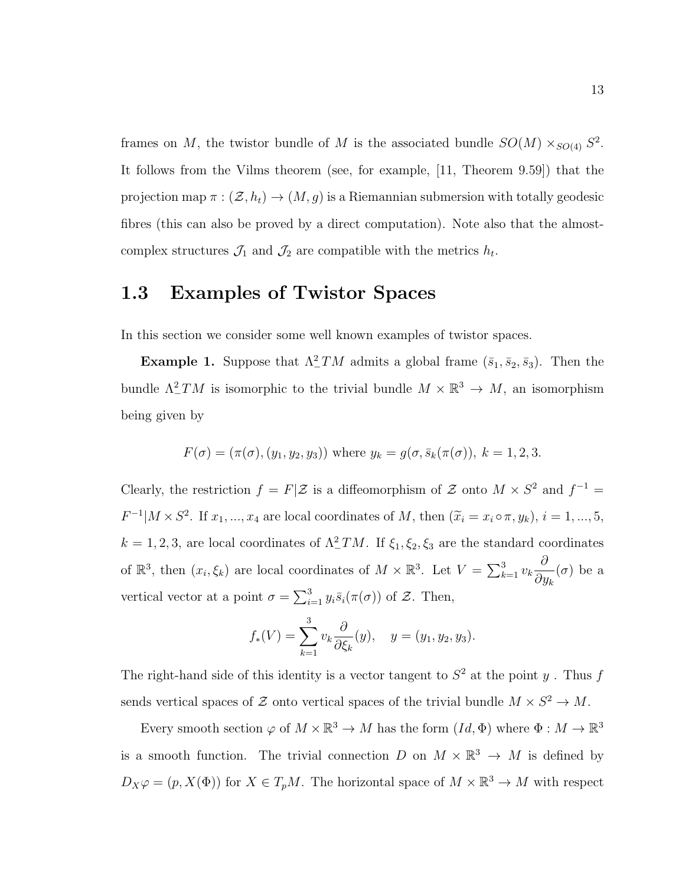frames on $M$, the twistor bundle of $M$ is the associated bundle $SO(M) \times_{SO(4)} S^2$. It follows from the Vilms theorem (see, for example, [11, Theorem 9.59]) that the projection map $\pi : (\mathcal{Z}, h_t) \to (M, g)$ is a Riemannian submersion with totally geodesic fibres (this can also be proved by a direct computation). Note also that the almost-complex structures $\mathcal{J}_1$ and $\mathcal{J}_2$ are compatible with the metrics $h_t$.

## 1.3 Examples of Twistor Spaces

In this section we consider some well known examples of twistor spaces.

**Example 1.** Suppose that $\Lambda^2_- TM$ admits a global frame $(\bar{s}_1, \bar{s}_2, \bar{s}_3)$. Then the bundle $\Lambda^2_- TM$ is isomorphic to the trivial bundle $M \times \mathbb{R}^3 \to M$, an isomorphism being given by

$$F(\sigma) = (\pi(\sigma), (y_1, y_2, y_3)) \text{ where } y_k = g(\sigma, \bar{s}_k(\pi(\sigma)), \; k = 1, 2, 3.$$

Clearly, the restriction $f = F|\mathcal{Z}$ is a diffeomorphism of $\mathcal{Z}$ onto $M \times S^2$ and $f^{-1} = F^{-1}|M \times S^2$. If $x_1, ..., x_4$ are local coordinates of $M$, then $(\widetilde{x}_i = x_i \circ \pi, y_k)$, $i = 1, ..., 5$, $k = 1, 2, 3$, are local coordinates of $\Lambda^2_- TM$. If $\xi_1, \xi_2, \xi_3$ are the standard coordinates of $\mathbb{R}^3$, then $(x_i, \xi_k)$ are local coordinates of $M \times \mathbb{R}^3$. Let $V = \sum_{k=1}^{3} v_k \dfrac{\partial}{\partial y_k}(\sigma)$ be a vertical vector at a point $\sigma = \sum_{i=1}^{3} y_i \bar{s}_i(\pi(\sigma))$ of $\mathcal{Z}$. Then,

$$f_*(V) = \sum_{k=1}^{3} v_k \frac{\partial}{\partial \xi_k}(y), \quad y = (y_1, y_2, y_3).$$

The right-hand side of this identity is a vector tangent to $S^2$ at the point $y$ . Thus $f$ sends vertical spaces of $\mathcal{Z}$ onto vertical spaces of the trivial bundle $M \times S^2 \to M$.

Every smooth section $\varphi$ of $M \times \mathbb{R}^3 \to M$ has the form $(Id, \Phi)$ where $\Phi : M \to \mathbb{R}^3$ is a smooth function. The trivial connection $D$ on $M \times \mathbb{R}^3 \to M$ is defined by $D_X \varphi = (p, X(\Phi))$ for $X \in T_p M$. The horizontal space of $M \times \mathbb{R}^3 \to M$ with respect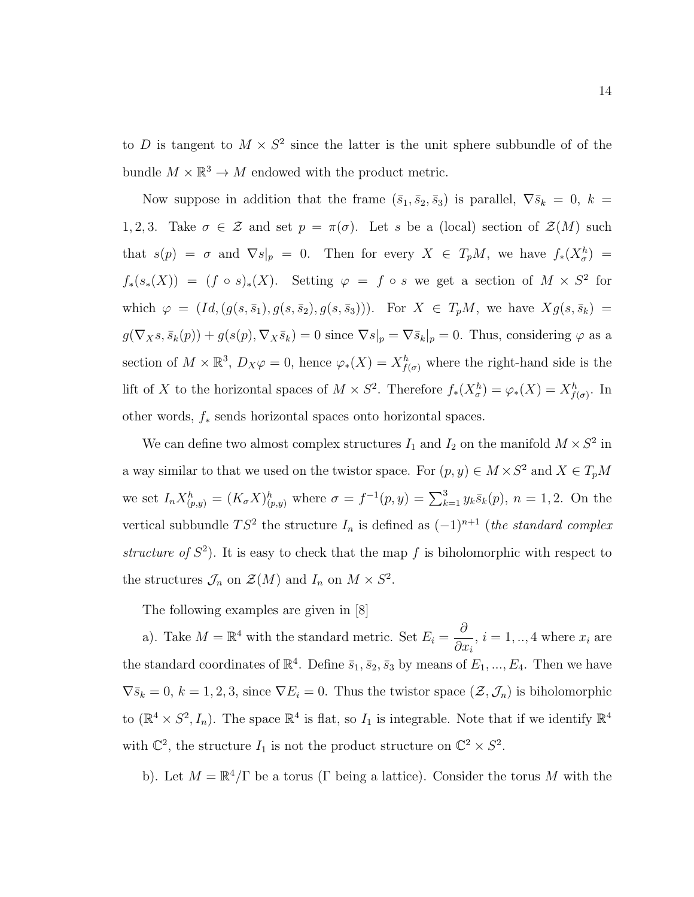to $D$ is tangent to $M \times S^2$ since the latter is the unit sphere subbundle of of the bundle $M \times \mathbb{R}^3 \to M$ endowed with the product metric.

Now suppose in addition that the frame $(\bar{s}_1, \bar{s}_2, \bar{s}_3)$ is parallel, $\nabla \bar{s}_k = 0$, $k = 1, 2, 3$. Take $\sigma \in \mathcal{Z}$ and set $p = \pi(\sigma)$. Let $s$ be a (local) section of $\mathcal{Z}(M)$ such that $s(p) = \sigma$ and $\nabla s|_p = 0$. Then for every $X \in T_pM$, we have $f_*(X^h_\sigma) = f_*(s_*(X)) = (f \circ s)_*(X)$. Setting $\varphi = f \circ s$ we get a section of $M \times S^2$ for which $\varphi = (Id, (g(s, \bar{s}_1), g(s, \bar{s}_2), g(s, \bar{s}_3)))$. For $X \in T_pM$, we have $Xg(s, \bar{s}_k) = g(\nabla_X s, \bar{s}_k(p)) + g(s(p), \nabla_X \bar{s}_k) = 0$ since $\nabla s|_p = \nabla \bar{s}_k|_p = 0$. Thus, considering $\varphi$ as a section of $M \times \mathbb{R}^3$, $D_X \varphi = 0$, hence $\varphi_*(X) = X^h_{f(\sigma)}$ where the right-hand side is the lift of $X$ to the horizontal spaces of $M \times S^2$. Therefore $f_*(X^h_\sigma) = \varphi_*(X) = X^h_{f(\sigma)}$. In other words, $f_*$ sends horizontal spaces onto horizontal spaces.

We can define two almost complex structures $I_1$ and $I_2$ on the manifold $M \times S^2$ in a way similar to that we used on the twistor space. For $(p, y) \in M \times S^2$ and $X \in T_pM$ we set $I_n X^h_{(p,y)} = (K_\sigma X)^h_{(p,y)}$ where $\sigma = f^{-1}(p, y) = \sum_{k=1}^3 y_k \bar{s}_k(p)$, $n = 1, 2$. On the vertical subbundle $TS^2$ the structure $I_n$ is defined as $(-1)^{n+1}$ (*the standard complex structure of* $S^2$). It is easy to check that the map $f$ is biholomorphic with respect to the structures $\mathcal{J}_n$ on $\mathcal{Z}(M)$ and $I_n$ on $M \times S^2$.

The following examples are given in [8]

a). Take $M = \mathbb{R}^4$ with the standard metric. Set $E_i = \dfrac{\partial}{\partial x_i}$, $i = 1, .., 4$ where $x_i$ are the standard coordinates of $\mathbb{R}^4$. Define $\bar{s}_1, \bar{s}_2, \bar{s}_3$ by means of $E_1, ..., E_4$. Then we have $\nabla \bar{s}_k = 0$, $k = 1, 2, 3$, since $\nabla E_i = 0$. Thus the twistor space $(\mathcal{Z}, \mathcal{J}_n)$ is biholomorphic to $(\mathbb{R}^4 \times S^2, I_n)$. The space $\mathbb{R}^4$ is flat, so $I_1$ is integrable. Note that if we identify $\mathbb{R}^4$ with $\mathbb{C}^2$, the structure $I_1$ is not the product structure on $\mathbb{C}^2 \times S^2$.

b). Let $M = \mathbb{R}^4/\Gamma$ be a torus ($\Gamma$ being a lattice). Consider the torus $M$ with the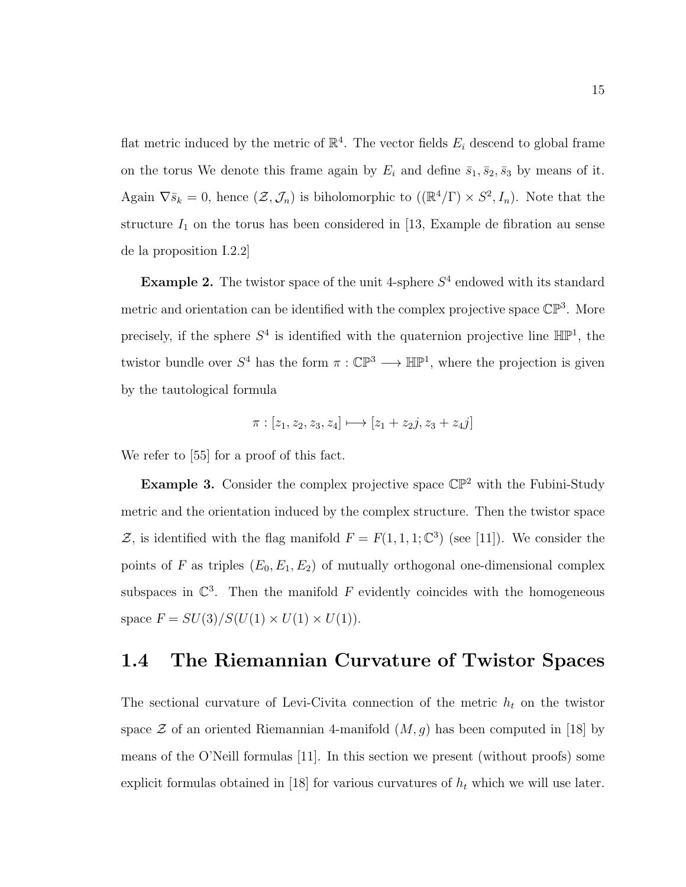flat metric induced by the metric of $\mathbb{R}^4$. The vector fields $E_i$ descend to global frame on the torus We denote this frame again by $E_i$ and define $\bar{s}_1, \bar{s}_2, \bar{s}_3$ by means of it. Again $\nabla \bar{s}_k = 0$, hence $(\mathcal{Z}, \mathcal{J}_n)$ is biholomorphic to $((\mathbb{R}^4/\Gamma) \times S^2, I_n)$. Note that the structure $I_1$ on the torus has been considered in [13, Example de fibration au sense de la proposition I.2.2]

**Example 2.** The twistor space of the unit 4-sphere $S^4$ endowed with its standard metric and orientation can be identified with the complex projective space $\mathbb{CP}^3$. More precisely, if the sphere $S^4$ is identified with the quaternion projective line $\mathbb{HP}^1$, the twistor bundle over $S^4$ has the form $\pi : \mathbb{CP}^3 \longrightarrow \mathbb{HP}^1$, where the projection is given by the tautological formula

$$\pi : [z_1, z_2, z_3, z_4] \longmapsto [z_1 + z_2 j, z_3 + z_4 j]$$

We refer to [55] for a proof of this fact.

**Example 3.** Consider the complex projective space $\mathbb{CP}^2$ with the Fubini-Study metric and the orientation induced by the complex structure. Then the twistor space $\mathcal{Z}$, is identified with the flag manifold $F = F(1, 1, 1; \mathbb{C}^3)$ (see [11]). We consider the points of $F$ as triples $(E_0, E_1, E_2)$ of mutually orthogonal one-dimensional complex subspaces in $\mathbb{C}^3$. Then the manifold $F$ evidently coincides with the homogeneous space $F = SU(3)/S(U(1) \times U(1) \times U(1))$.

## 1.4 The Riemannian Curvature of Twistor Spaces

The sectional curvature of Levi-Civita connection of the metric $h_t$ on the twistor space $\mathcal{Z}$ of an oriented Riemannian 4-manifold $(M, g)$ has been computed in [18] by means of the O'Neill formulas [11]. In this section we present (without proofs) some explicit formulas obtained in [18] for various curvatures of $h_t$ which we will use later.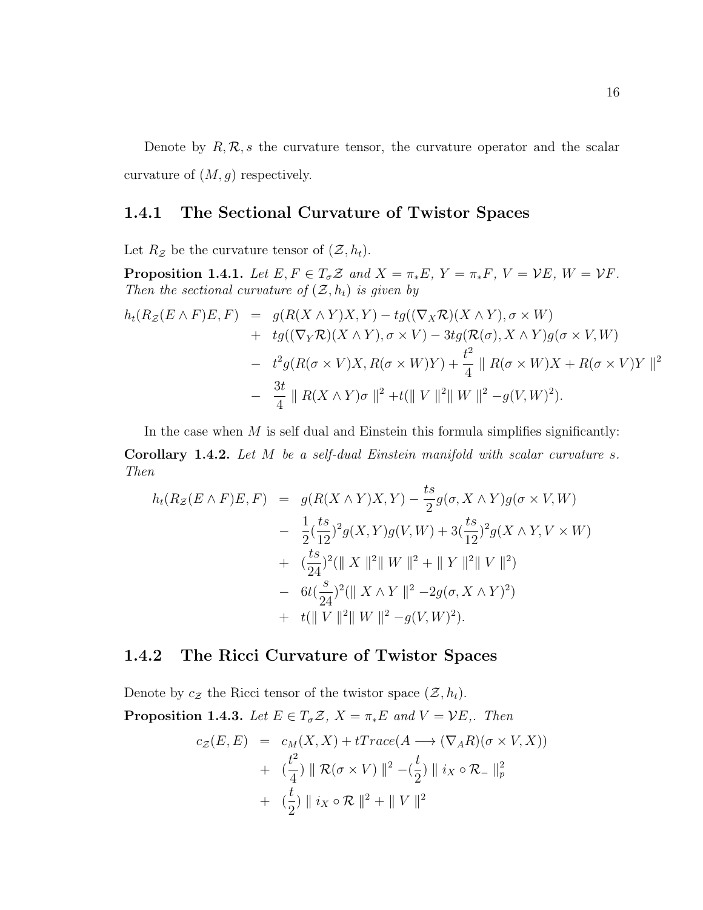Denote by $R, \mathcal{R}, s$ the curvature tensor, the curvature operator and the scalar curvature of $(M, g)$ respectively.

### 1.4.1 The Sectional Curvature of Twistor Spaces

Let $R_{\mathcal{Z}}$ be the curvature tensor of $(\mathcal{Z}, h_t)$.

**Proposition 1.4.1.** *Let $E, F \in T_\sigma \mathcal{Z}$ and $X = \pi_* E$, $Y = \pi_* F$, $V = \mathcal{V}E$, $W = \mathcal{V}F$. Then the sectional curvature of $(\mathcal{Z}, h_t)$ is given by*

$$
\begin{aligned}
h_t(R_{\mathcal{Z}}(E \wedge F)E, F) &= g(R(X \wedge Y)X, Y) - tg((\nabla_X \mathcal{R})(X \wedge Y), \sigma \times W) \\
&+ tg((\nabla_Y \mathcal{R})(X \wedge Y), \sigma \times V) - 3tg(\mathcal{R}(\sigma), X \wedge Y)g(\sigma \times V, W) \\
&- t^2 g(R(\sigma \times V)X, R(\sigma \times W)Y) + \frac{t^2}{4} \parallel R(\sigma \times W)X + R(\sigma \times V)Y \parallel^2 \\
&- \frac{3t}{4} \parallel R(X \wedge Y)\sigma \parallel^2 + t(\parallel V \parallel^2 \parallel W \parallel^2 - g(V, W)^2).
\end{aligned}
$$

In the case when $M$ is self dual and Einstein this formula simplifies significantly:

**Corollary 1.4.2.** *Let $M$ be a self-dual Einstein manifold with scalar curvature $s$. Then*

$$
\begin{aligned}
h_t(R_{\mathcal{Z}}(E \wedge F)E, F) &= g(R(X \wedge Y)X, Y) - \frac{ts}{2} g(\sigma, X \wedge Y)g(\sigma \times V, W) \\
&- \frac{1}{2}(\frac{ts}{12})^2 g(X, Y)g(V, W) + 3(\frac{ts}{12})^2 g(X \wedge Y, V \times W) \\
&+ (\frac{ts}{24})^2(\parallel X \parallel^2 \parallel W \parallel^2 + \parallel Y \parallel^2 \parallel V \parallel^2) \\
&- 6t(\frac{s}{24})^2(\parallel X \wedge Y \parallel^2 - 2g(\sigma, X \wedge Y)^2) \\
&+ t(\parallel V \parallel^2 \parallel W \parallel^2 - g(V, W)^2).
\end{aligned}
$$

### 1.4.2 The Ricci Curvature of Twistor Spaces

Denote by $c_{\mathcal{Z}}$ the Ricci tensor of the twistor space $(\mathcal{Z}, h_t)$.

**Proposition 1.4.3.** *Let $E \in T_\sigma \mathcal{Z}$, $X = \pi_* E$ and $V = \mathcal{V}E$,. Then*

$$
\begin{aligned}
c_{\mathcal{Z}}(E, E) &= c_M(X, X) + tTrace(A \longrightarrow (\nabla_A R)(\sigma \times V, X)) \\
&+ (\frac{t^2}{4}) \parallel \mathcal{R}(\sigma \times V) \parallel^2 - (\frac{t}{2}) \parallel i_X \circ \mathcal{R}_- \parallel_p^2 \\
&+ (\frac{t}{2}) \parallel i_X \circ \mathcal{R} \parallel^2 + \parallel V \parallel^2
\end{aligned}
$$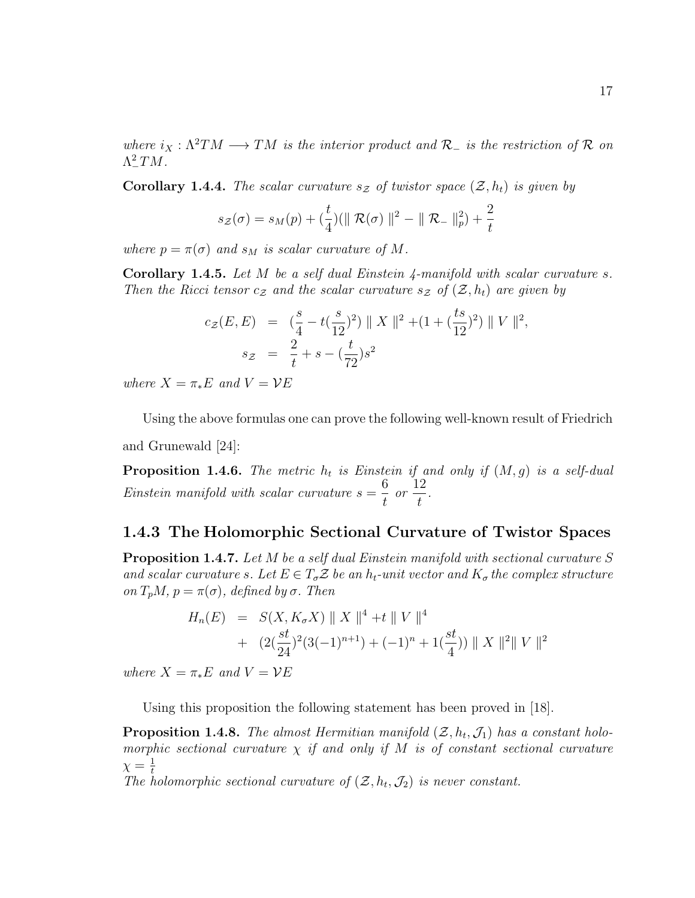*where $i_X : \Lambda^2 TM \longrightarrow TM$ is the interior product and $\mathcal{R}_-$ is the restriction of $\mathcal{R}$ on $\Lambda^2_- TM$.*

**Corollary 1.4.4.** *The scalar curvature $s_{\mathcal{Z}}$ of twistor space $(\mathcal{Z}, h_t)$ is given by*

$$s_{\mathcal{Z}}(\sigma) = s_M(p) + (\frac{t}{4})(\| \mathcal{R}(\sigma) \|^2 - \| \mathcal{R}_- \|_p^2) + \frac{2}{t}$$

*where $p = \pi(\sigma)$ and $s_M$ is scalar curvature of $M$.*

**Corollary 1.4.5.** *Let $M$ be a self dual Einstein 4-manifold with scalar curvature $s$. Then the Ricci tensor $c_{\mathcal{Z}}$ and the scalar curvature $s_{\mathcal{Z}}$ of $(\mathcal{Z}, h_t)$ are given by*

$$\begin{aligned} c_{\mathcal{Z}}(E, E) &= (\frac{s}{4} - t(\frac{s}{12})^2) \| X \|^2 + (1 + (\frac{ts}{12})^2) \| V \|^2, \\ s_{\mathcal{Z}} &= \frac{2}{t} + s - (\frac{t}{72}) s^2 \end{aligned}$$

*where $X = \pi_* E$ and $V = \mathcal{V}E$*

Using the above formulas one can prove the following well-known result of Friedrich and Grunewald [24]:

**Proposition 1.4.6.** *The metric $h_t$ is Einstein if and only if $(M, g)$ is a self-dual Einstein manifold with scalar curvature $s = \dfrac{6}{t}$ or $\dfrac{12}{t}$.*

### 1.4.3 The Holomorphic Sectional Curvature of Twistor Spaces

**Proposition 1.4.7.** *Let $M$ be a self dual Einstein manifold with sectional curvature $S$ and scalar curvature $s$. Let $E \in T_\sigma \mathcal{Z}$ be an $h_t$-unit vector and $K_\sigma$ the complex structure on $T_p M$, $p = \pi(\sigma)$, defined by $\sigma$. Then*

$$\begin{aligned} H_n(E) &= S(X, K_\sigma X) \| X \|^4 + t \| V \|^4 \\ &+ (2(\frac{st}{24})^2 (3(-1)^{n+1}) + (-1)^n + 1(\frac{st}{4})) \| X \|^2 \| V \|^2 \end{aligned}$$

*where $X = \pi_* E$ and $V = \mathcal{V}E$*

Using this proposition the following statement has been proved in [18].

**Proposition 1.4.8.** *The almost Hermitian manifold $(\mathcal{Z}, h_t, \mathcal{J}_1)$ has a constant holomorphic sectional curvature $\chi$ if and only if $M$ is of constant sectional curvature $\chi = \frac{1}{t}$*
*The holomorphic sectional curvature of $(\mathcal{Z}, h_t, \mathcal{J}_2)$ is never constant.*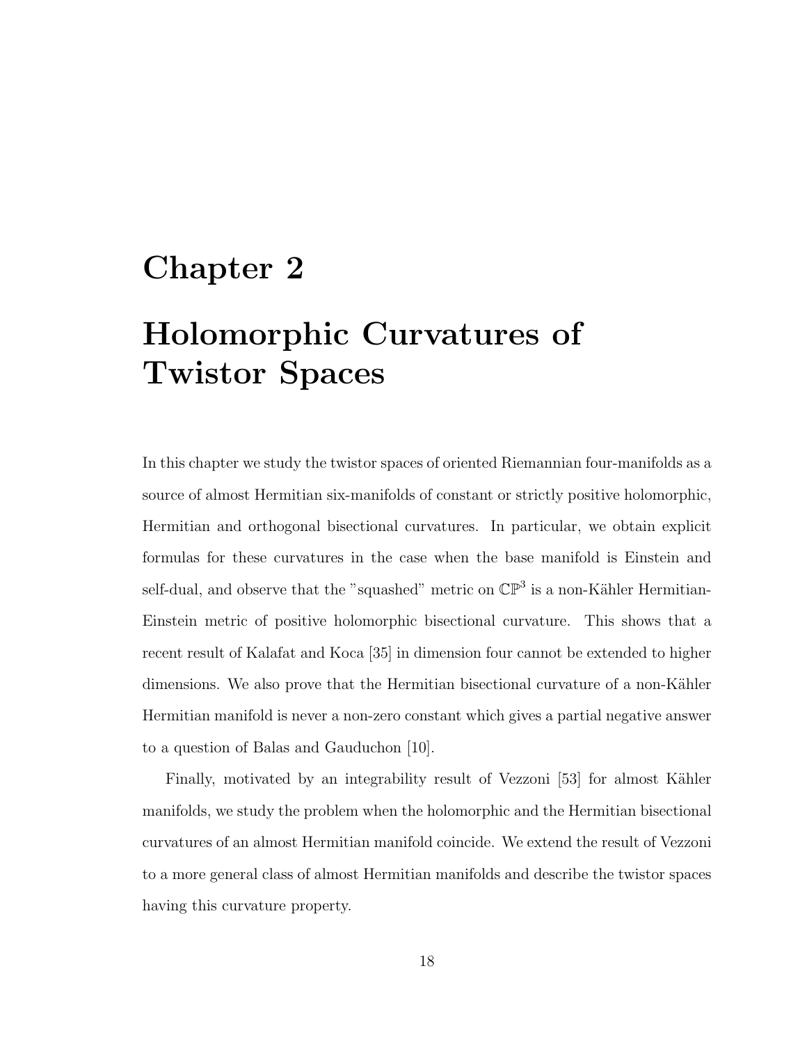# Chapter 2

# Holomorphic Curvatures of Twistor Spaces

In this chapter we study the twistor spaces of oriented Riemannian four-manifolds as a source of almost Hermitian six-manifolds of constant or strictly positive holomorphic, Hermitian and orthogonal bisectional curvatures. In particular, we obtain explicit formulas for these curvatures in the case when the base manifold is Einstein and self-dual, and observe that the "squashed" metric on $\mathbb{CP}^3$ is a non-Kähler Hermitian-Einstein metric of positive holomorphic bisectional curvature. This shows that a recent result of Kalafat and Koca [35] in dimension four cannot be extended to higher dimensions. We also prove that the Hermitian bisectional curvature of a non-Kähler Hermitian manifold is never a non-zero constant which gives a partial negative answer to a question of Balas and Gauduchon [10].

Finally, motivated by an integrability result of Vezzoni [53] for almost Kähler manifolds, we study the problem when the holomorphic and the Hermitian bisectional curvatures of an almost Hermitian manifold coincide. We extend the result of Vezzoni to a more general class of almost Hermitian manifolds and describe the twistor spaces having this curvature property.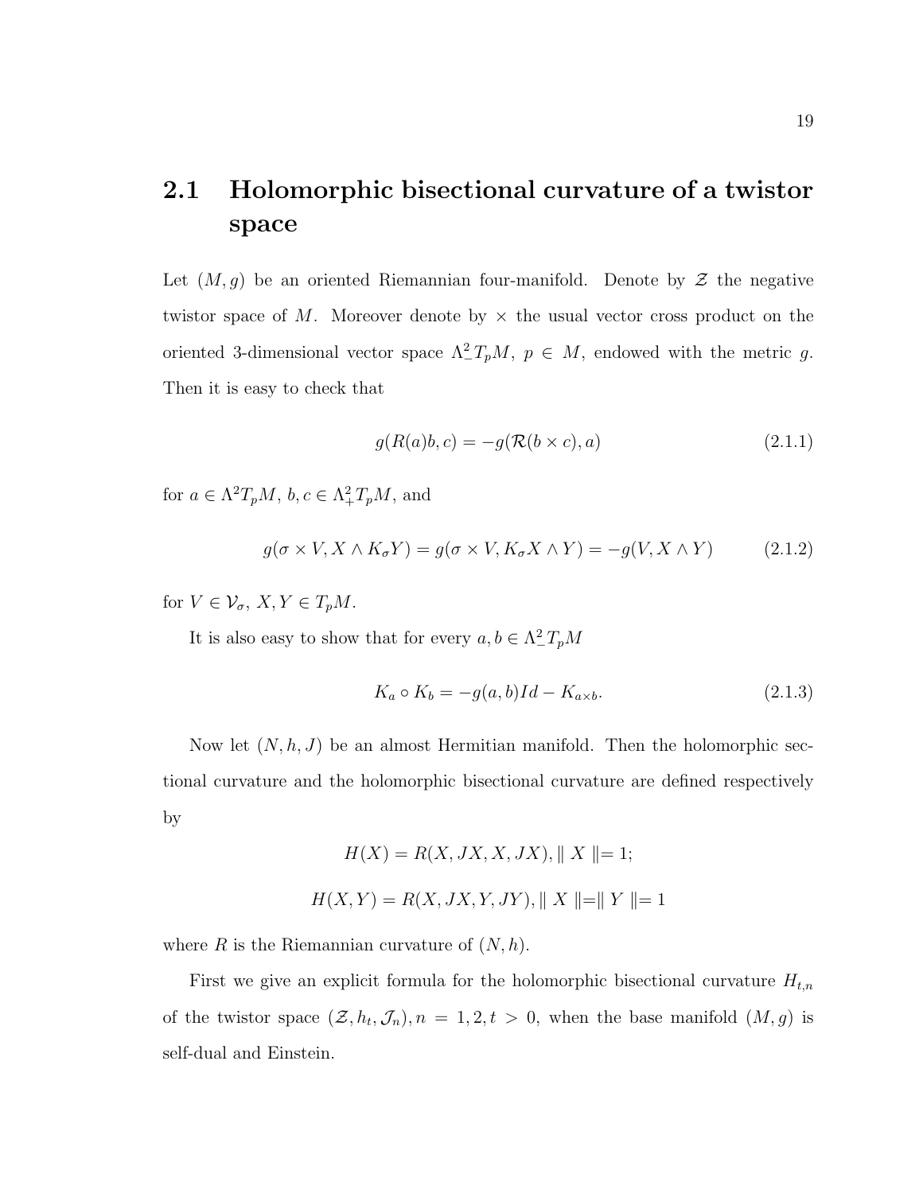## 2.1 Holomorphic bisectional curvature of a twistor space

Let $(M, g)$ be an oriented Riemannian four-manifold. Denote by $\mathcal{Z}$ the negative twistor space of $M$. Moreover denote by $\times$ the usual vector cross product on the oriented 3-dimensional vector space $\Lambda^2_- T_pM$, $p \in M$, endowed with the metric $g$. Then it is easy to check that

$$g(R(a)b, c) = -g(\mathcal{R}(b \times c), a) \tag{2.1.1}$$

for $a \in \Lambda^2 T_pM$, $b, c \in \Lambda^2_+ T_pM$, and

$$g(\sigma \times V, X \wedge K_\sigma Y) = g(\sigma \times V, K_\sigma X \wedge Y) = -g(V, X \wedge Y) \tag{2.1.2}$$

for $V \in \mathcal{V}_\sigma$, $X, Y \in T_pM$.

It is also easy to show that for every $a, b \in \Lambda^2_- T_pM$

$$K_a \circ K_b = -g(a, b)Id - K_{a \times b}. \tag{2.1.3}$$

Now let $(N, h, J)$ be an almost Hermitian manifold. Then the holomorphic sectional curvature and the holomorphic bisectional curvature are defined respectively by

$$H(X) = R(X, JX, X, JX), \parallel X \parallel = 1;$$

$$H(X, Y) = R(X, JX, Y, JY), \parallel X \parallel = \parallel Y \parallel = 1$$

where $R$ is the Riemannian curvature of $(N, h)$.

First we give an explicit formula for the holomorphic bisectional curvature $H_{t,n}$ of the twistor space $(\mathcal{Z}, h_t, \mathcal{J}_n), n = 1, 2, t > 0$, when the base manifold $(M, g)$ is self-dual and Einstein.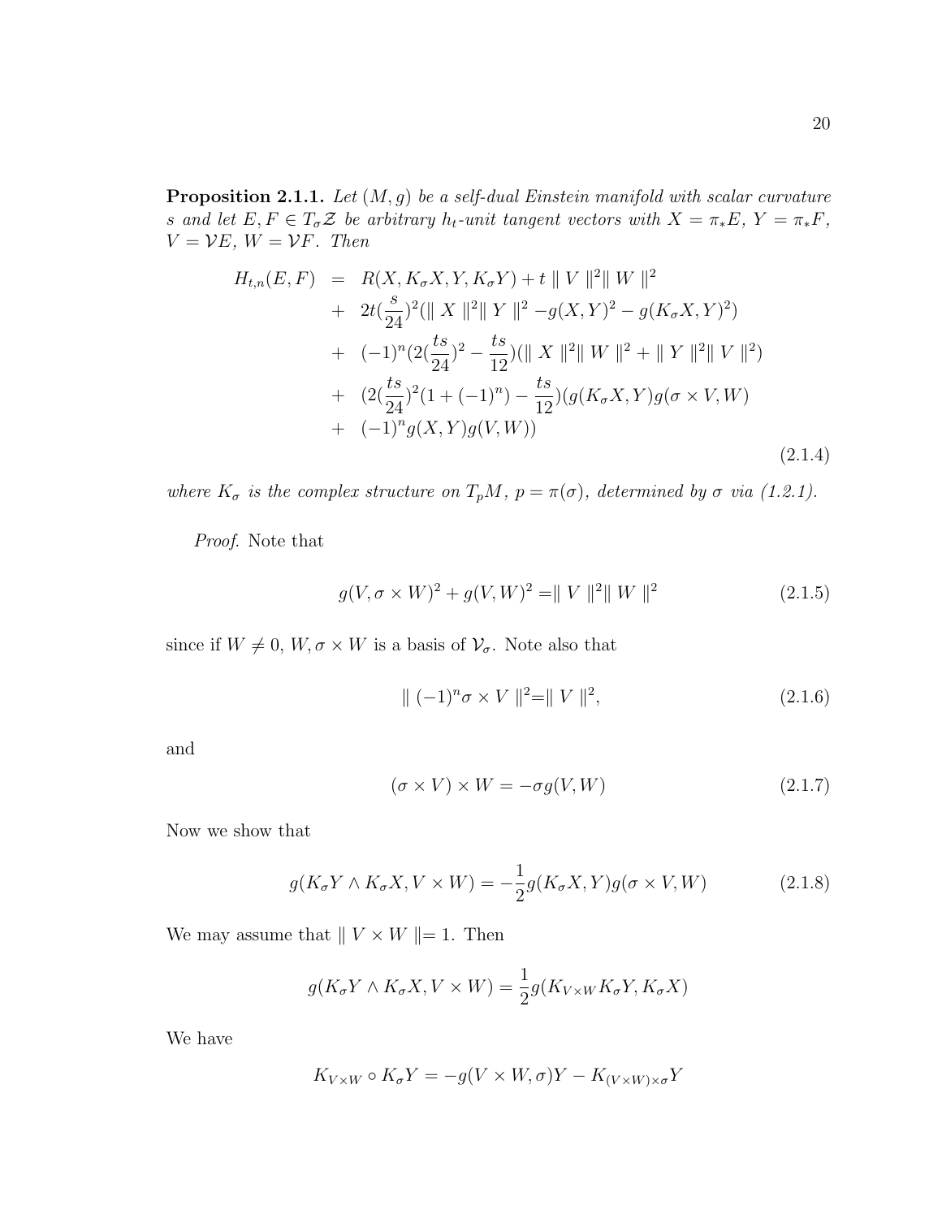**Proposition 2.1.1.** *Let $(M, g)$ be a self-dual Einstein manifold with scalar curvature $s$ and let $E, F \in T_\sigma \mathcal{Z}$ be arbitrary $h_t$-unit tangent vectors with $X = \pi_* E$, $Y = \pi_* F$, $V = \mathcal{V}E$, $W = \mathcal{V}F$. Then*

$$
\begin{aligned}
H_{t,n}(E,F) &= R(X, K_\sigma X, Y, K_\sigma Y) + t \parallel V \parallel^2 \parallel W \parallel^2 \\
&+ 2t(\frac{s}{24})^2(\parallel X \parallel^2 \parallel Y \parallel^2 - g(X,Y)^2 - g(K_\sigma X, Y)^2) \\
&+ (-1)^n (2(\frac{ts}{24})^2 - \frac{ts}{12})(\parallel X \parallel^2 \parallel W \parallel^2 + \parallel Y \parallel^2 \parallel V \parallel^2) \\
&+ (2(\frac{ts}{24})^2(1+(-1)^n) - \frac{ts}{12})(g(K_\sigma X, Y) g(\sigma \times V, W) \\
&+ (-1)^n g(X,Y) g(V,W))
\end{aligned}
\tag{2.1.4}
$$

*where $K_\sigma$ is the complex structure on $T_pM$, $p = \pi(\sigma)$, determined by $\sigma$ via (1.2.1).*

*Proof.* Note that

$$
g(V, \sigma \times W)^2 + g(V, W)^2 = \parallel V \parallel^2 \parallel W \parallel^2 \tag{2.1.5}
$$

since if $W \neq 0$, $W, \sigma \times W$ is a basis of $\mathcal{V}_\sigma$. Note also that

$$
\parallel (-1)^n \sigma \times V \parallel^2 = \parallel V \parallel^2, \tag{2.1.6}
$$

and

$$
(\sigma \times V) \times W = -\sigma g(V, W) \tag{2.1.7}
$$

Now we show that

$$
g(K_\sigma Y \wedge K_\sigma X, V \times W) = -\frac{1}{2} g(K_\sigma X, Y) g(\sigma \times V, W) \tag{2.1.8}
$$

We may assume that $\parallel V \times W \parallel = 1$. Then

$$
g(K_\sigma Y \wedge K_\sigma X, V \times W) = \frac{1}{2} g(K_{V \times W} K_\sigma Y, K_\sigma X)
$$

We have

$$
K_{V \times W} \circ K_\sigma Y = -g(V \times W, \sigma) Y - K_{(V \times W) \times \sigma} Y
$$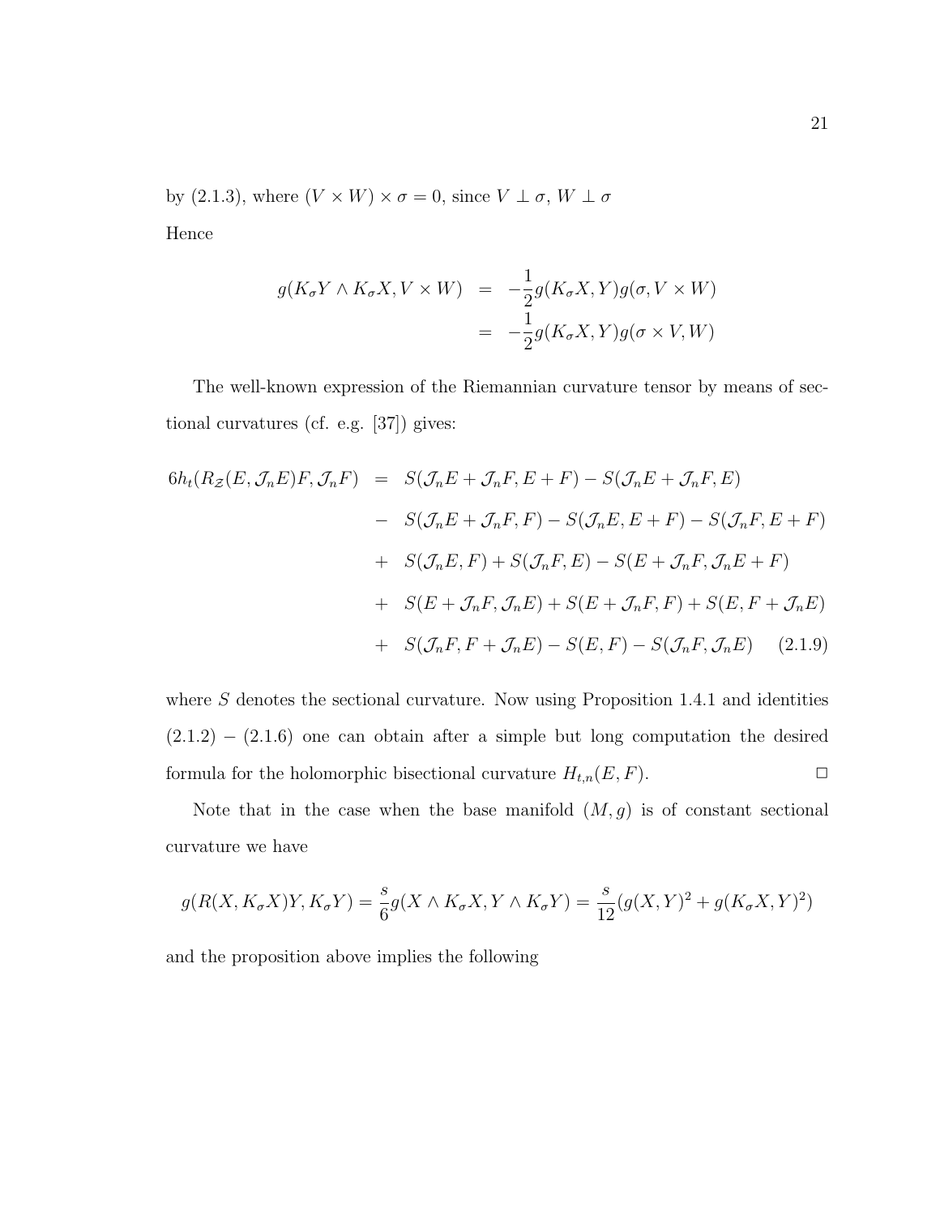by (2.1.3), where $(V \times W) \times \sigma = 0$, since $V \perp \sigma$, $W \perp \sigma$

Hence

$$
\begin{aligned}
g(K_\sigma Y \wedge K_\sigma X, V \times W) &= -\frac{1}{2} g(K_\sigma X, Y) g(\sigma, V \times W) \\
&= -\frac{1}{2} g(K_\sigma X, Y) g(\sigma \times V, W)
\end{aligned}
$$

The well-known expression of the Riemannian curvature tensor by means of sectional curvatures (cf. e.g. [37]) gives:

$$
\begin{aligned}
6h_t(R_{\mathcal{Z}}(E, \mathcal{J}_n E)F, \mathcal{J}_n F) &= S(\mathcal{J}_n E + \mathcal{J}_n F, E + F) - S(\mathcal{J}_n E + \mathcal{J}_n F, E) \\
&- S(\mathcal{J}_n E + \mathcal{J}_n F, F) - S(\mathcal{J}_n E, E + F) - S(\mathcal{J}_n F, E + F) \\
&+ S(\mathcal{J}_n E, F) + S(\mathcal{J}_n F, E) - S(E + \mathcal{J}_n F, \mathcal{J}_n E + F) \\
&+ S(E + \mathcal{J}_n F, \mathcal{J}_n E) + S(E + \mathcal{J}_n F, F) + S(E, F + \mathcal{J}_n E) \\
&+ S(\mathcal{J}_n F, F + \mathcal{J}_n E) - S(E, F) - S(\mathcal{J}_n F, \mathcal{J}_n E) \qquad (2.1.9)
\end{aligned}
$$

where $S$ denotes the sectional curvature. Now using Proposition 1.4.1 and identities $(2.1.2) - (2.1.6)$ one can obtain after a simple but long computation the desired formula for the holomorphic bisectional curvature $H_{t,n}(E, F)$. $\square$

Note that in the case when the base manifold $(M, g)$ is of constant sectional curvature we have

$$
g(R(X, K_\sigma X)Y, K_\sigma Y) = \frac{s}{6} g(X \wedge K_\sigma X, Y \wedge K_\sigma Y) = \frac{s}{12}(g(X, Y)^2 + g(K_\sigma X, Y)^2)
$$

and the proposition above implies the following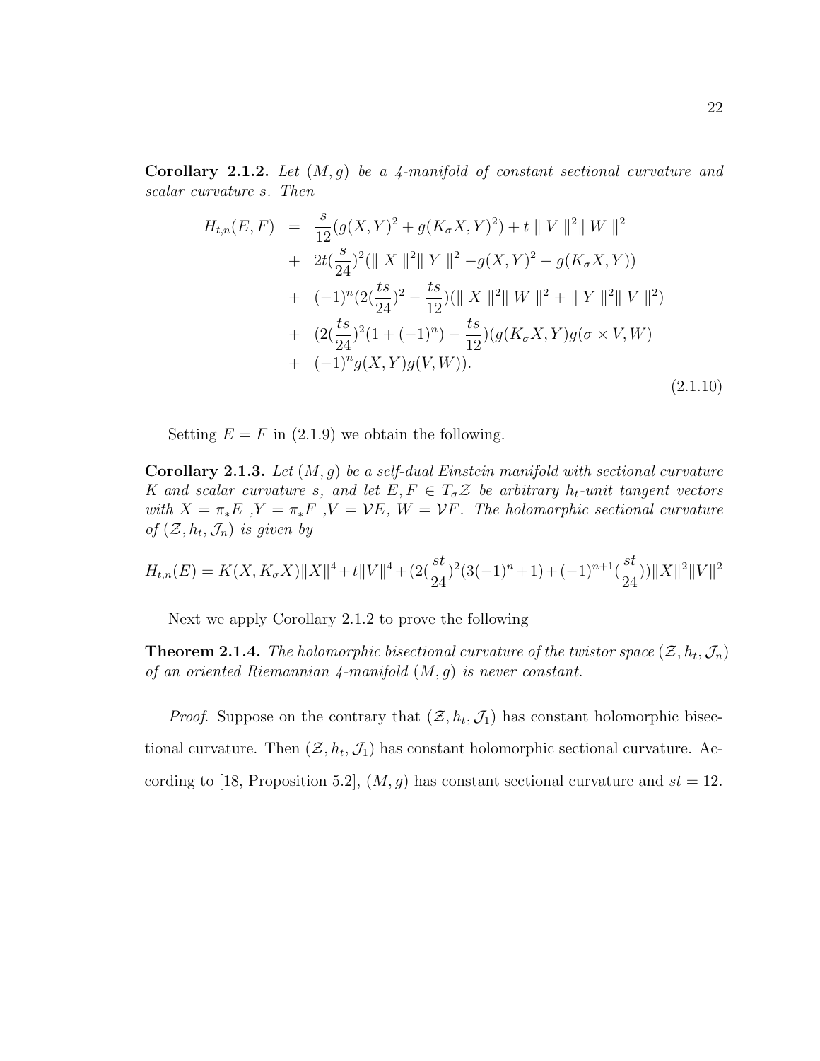**Corollary 2.1.2.** *Let $(M, g)$ be a 4-manifold of constant sectional curvature and scalar curvature $s$. Then*

$$
\begin{aligned}
H_{t,n}(E,F) &= \frac{s}{12}(g(X,Y)^2 + g(K_\sigma X, Y)^2) + t \parallel V \parallel^2 \parallel W \parallel^2 \\
&+ \ 2t(\frac{s}{24})^2(\parallel X \parallel^2 \parallel Y \parallel^2 - g(X,Y)^2 - g(K_\sigma X, Y)) \\
&+ \ (-1)^n(2(\frac{ts}{24})^2 - \frac{ts}{12})(\parallel X \parallel^2 \parallel W \parallel^2 + \parallel Y \parallel^2 \parallel V \parallel^2) \\
&+ \ (2(\frac{ts}{24})^2(1 + (-1)^n) - \frac{ts}{12})(g(K_\sigma X, Y) g(\sigma \times V, W) \\
&+ \ (-1)^n g(X,Y) g(V,W)).
\end{aligned}
\tag{2.1.10}
$$

Setting $E = F$ in (2.1.9) we obtain the following.

**Corollary 2.1.3.** *Let $(M, g)$ be a self-dual Einstein manifold with sectional curvature $K$ and scalar curvature $s$, and let $E, F \in T_\sigma \mathcal{Z}$ be arbitrary $h_t$-unit tangent vectors with $X = \pi_* E$, $Y = \pi_* F$, $V = \mathcal{V}E$, $W = \mathcal{V}F$. The holomorphic sectional curvature of $(\mathcal{Z}, h_t, \mathcal{J}_n)$ is given by*

$$
H_{t,n}(E) = K(X, K_\sigma X)\|X\|^4 + t\|V\|^4 + (2(\frac{st}{24})^2(3(-1)^n + 1) + (-1)^{n+1}(\frac{st}{24}))\|X\|^2\|V\|^2
$$

Next we apply Corollary 2.1.2 to prove the following

**Theorem 2.1.4.** *The holomorphic bisectional curvature of the twistor space $(\mathcal{Z}, h_t, \mathcal{J}_n)$ of an oriented Riemannian 4-manifold $(M, g)$ is never constant.*

*Proof.* Suppose on the contrary that $(\mathcal{Z}, h_t, \mathcal{J}_1)$ has constant holomorphic bisectional curvature. Then $(\mathcal{Z}, h_t, \mathcal{J}_1)$ has constant holomorphic sectional curvature. According to [18, Proposition 5.2], $(M, g)$ has constant sectional curvature and $st = 12$.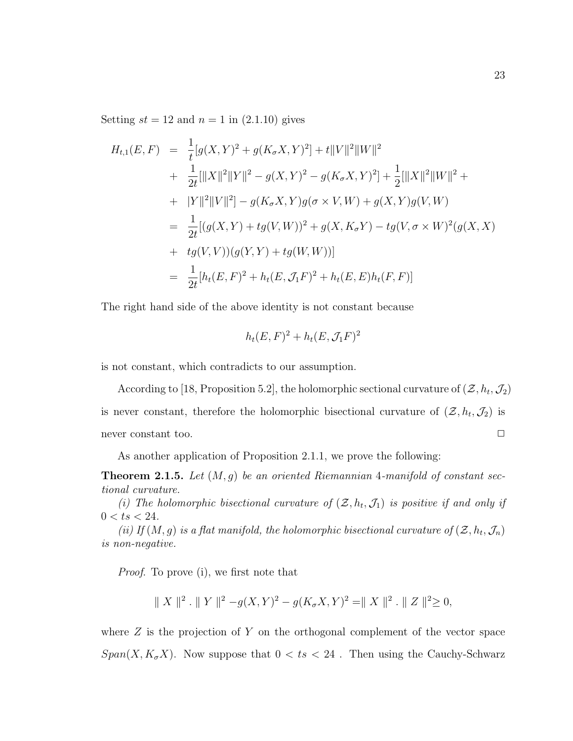Setting $st = 12$ and $n = 1$ in (2.1.10) gives

$$
\begin{aligned}
H_{t,1}(E,F) &= \frac{1}{t}[g(X,Y)^2 + g(K_\sigma X,Y)^2] + t\|V\|^2\|W\|^2 \\
&+ \frac{1}{2t}[\|X\|^2\|Y\|^2 - g(X,Y)^2 - g(K_\sigma X,Y)^2] + \frac{1}{2}[\|X\|^2\|W\|^2 + \\
&+ |Y\|^2\|V\|^2] - g(K_\sigma X,Y)g(\sigma \times V,W) + g(X,Y)g(V,W) \\
&= \frac{1}{2t}[(g(X,Y) + tg(V,W))^2 + g(X,K_\sigma Y) - tg(V,\sigma \times W)^2(g(X,X) \\
&+ tg(V,V))(g(Y,Y) + tg(W,W))] \\
&= \frac{1}{2t}[h_t(E,F)^2 + h_t(E,\mathcal{J}_1 F)^2 + h_t(E,E)h_t(F,F)]
\end{aligned}
$$

The right hand side of the above identity is not constant because

$$h_t(E,F)^2 + h_t(E,\mathcal{J}_1 F)^2$$

is not constant, which contradicts to our assumption.

According to [18, Proposition 5.2], the holomorphic sectional curvature of $(\mathcal{Z}, h_t, \mathcal{J}_2)$ is never constant, therefore the holomorphic bisectional curvature of $(\mathcal{Z}, h_t, \mathcal{J}_2)$ is never constant too. □

As another application of Proposition 2.1.1, we prove the following:

**Theorem 2.1.5.** *Let $(M, g)$ be an oriented Riemannian 4-manifold of constant sectional curvature.*

*(i) The holomorphic bisectional curvature of $(\mathcal{Z}, h_t, \mathcal{J}_1)$ is positive if and only if $0 < ts < 24$.*

*(ii) If $(M, g)$ is a flat manifold, the holomorphic bisectional curvature of $(\mathcal{Z}, h_t, \mathcal{J}_n)$ is non-negative.*

*Proof.* To prove (i), we first note that

$$\| X \|^2 . \| Y \|^2 - g(X,Y)^2 - g(K_\sigma X,Y)^2 = \| X \|^2 . \| Z \|^2 \geq 0,$$

where $Z$ is the projection of $Y$ on the orthogonal complement of the vector space $Span(X, K_\sigma X)$. Now suppose that $0 < ts < 24$ . Then using the Cauchy-Schwarz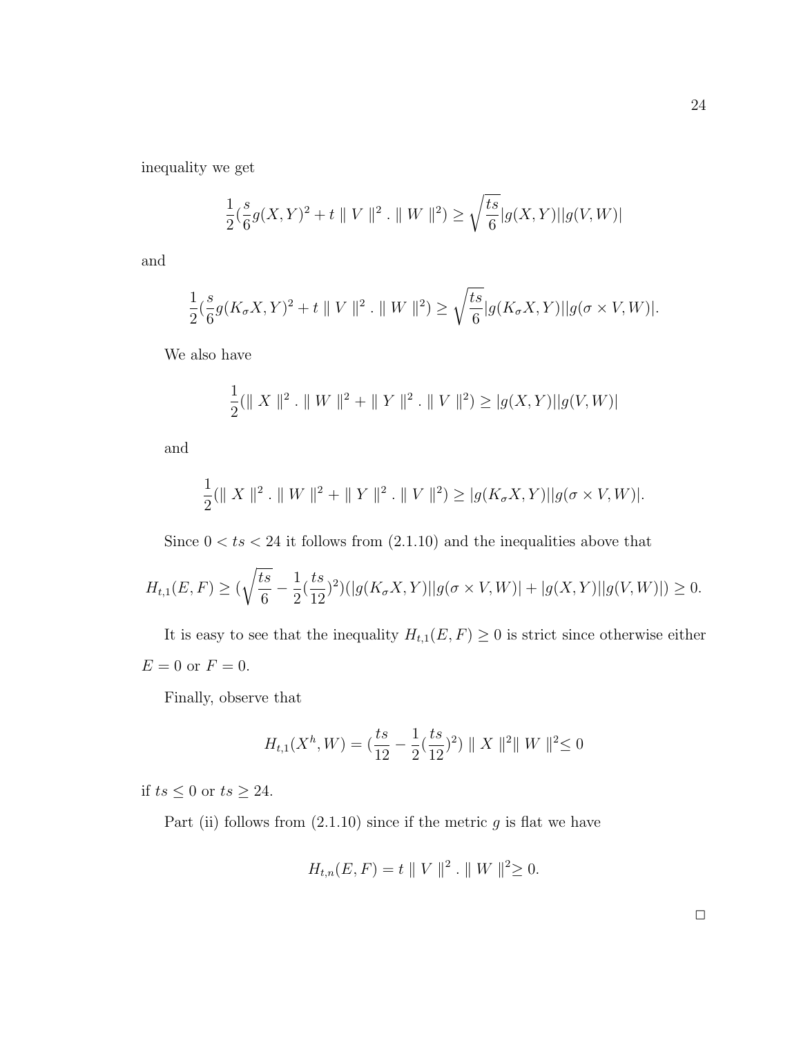inequality we get

$$\frac{1}{2}(\frac{s}{6}g(X,Y)^2 + t \parallel V \parallel^2 . \parallel W \parallel^2) \geq \sqrt{\frac{ts}{6}}|g(X,Y)||g(V,W)|$$

and

$$\frac{1}{2}(\frac{s}{6}g(K_\sigma X,Y)^2 + t \parallel V \parallel^2 . \parallel W \parallel^2) \geq \sqrt{\frac{ts}{6}}|g(K_\sigma X,Y)||g(\sigma \times V,W)|.$$

We also have

$$\frac{1}{2}(\parallel X \parallel^2 . \parallel W \parallel^2 + \parallel Y \parallel^2 . \parallel V \parallel^2) \geq |g(X,Y)||g(V,W)|$$

and

$$\frac{1}{2}(\parallel X \parallel^2 . \parallel W \parallel^2 + \parallel Y \parallel^2 . \parallel V \parallel^2) \geq |g(K_\sigma X,Y)||g(\sigma \times V,W)|.$$

Since $0 < ts < 24$ it follows from (2.1.10) and the inequalities above that

$$H_{t,1}(E,F) \geq (\sqrt{\frac{ts}{6}} - \frac{1}{2}(\frac{ts}{12})^2)(|g(K_\sigma X,Y)||g(\sigma \times V,W)| + |g(X,Y)||g(V,W)|) \geq 0.$$

It is easy to see that the inequality $H_{t,1}(E,F) \geq 0$ is strict since otherwise either $E = 0$ or $F = 0$.

Finally, observe that

$$H_{t,1}(X^h, W) = (\frac{ts}{12} - \frac{1}{2}(\frac{ts}{12})^2) \parallel X \parallel^2 \parallel W \parallel^2 \leq 0$$

if $ts \leq 0$ or $ts \geq 24$.

Part (ii) follows from (2.1.10) since if the metric $g$ is flat we have

$$H_{t,n}(E,F) = t \parallel V \parallel^2 . \parallel W \parallel^2 \geq 0.$$

□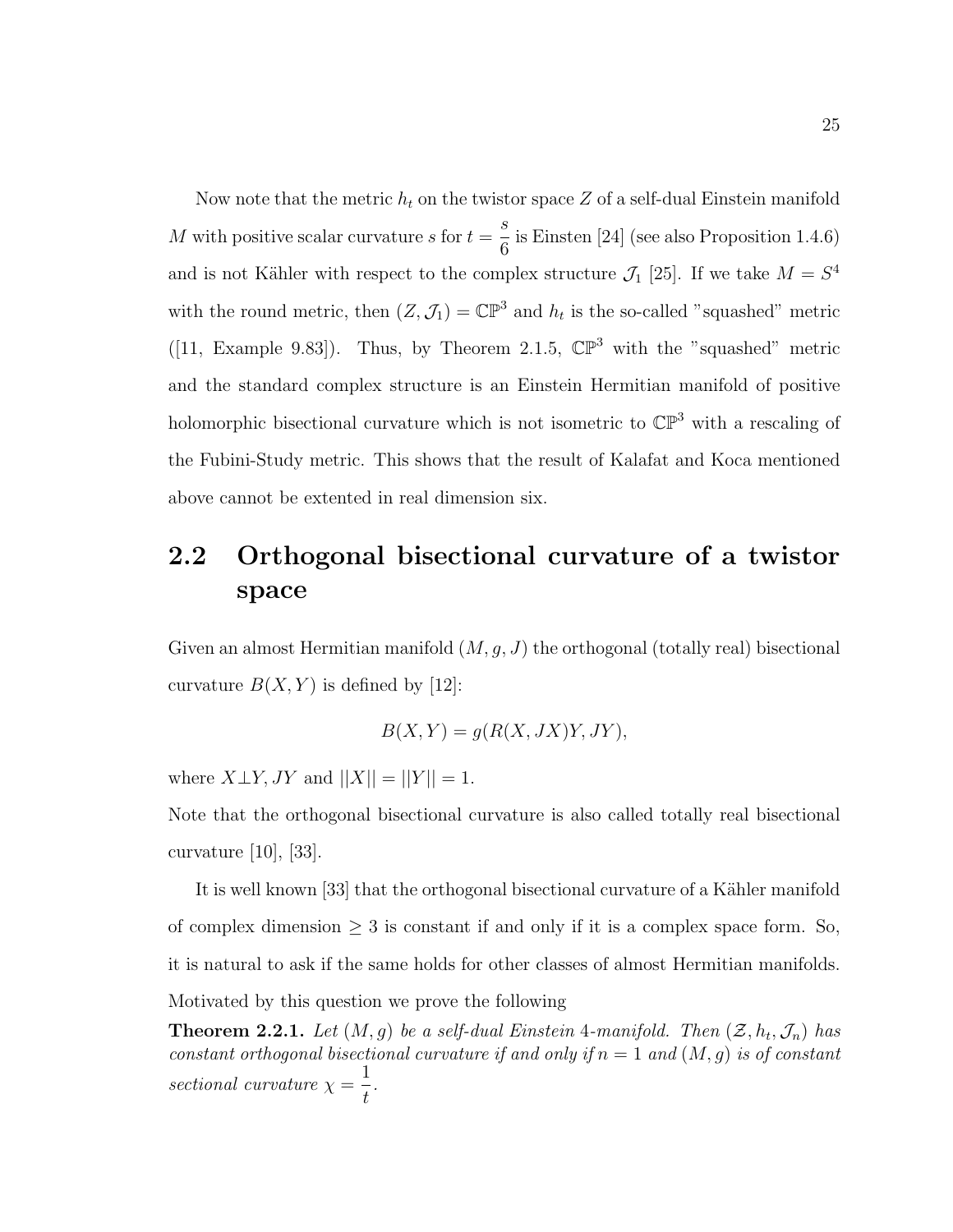Now note that the metric $h_t$ on the twistor space $Z$ of a self-dual Einstein manifold $M$ with positive scalar curvature $s$ for $t = \dfrac{s}{6}$ is Einsten [24] (see also Proposition 1.4.6) and is not Kähler with respect to the complex structure $\mathcal{J}_1$ [25]. If we take $M = S^4$ with the round metric, then $(Z, \mathcal{J}_1) = \mathbb{CP}^3$ and $h_t$ is the so-called "squashed" metric ([11, Example 9.83]). Thus, by Theorem 2.1.5, $\mathbb{CP}^3$ with the "squashed" metric and the standard complex structure is an Einstein Hermitian manifold of positive holomorphic bisectional curvature which is not isometric to $\mathbb{CP}^3$ with a rescaling of the Fubini-Study metric. This shows that the result of Kalafat and Koca mentioned above cannot be extented in real dimension six.

## 2.2 Orthogonal bisectional curvature of a twistor space

Given an almost Hermitian manifold $(M, g, J)$ the orthogonal (totally real) bisectional curvature $B(X, Y)$ is defined by [12]:

$$B(X, Y) = g(R(X, JX)Y, JY),$$

where $X \perp Y, JY$ and $||X|| = ||Y|| = 1$.

Note that the orthogonal bisectional curvature is also called totally real bisectional curvature [10], [33].

It is well known [33] that the orthogonal bisectional curvature of a Kähler manifold of complex dimension $\geq 3$ is constant if and only if it is a complex space form. So, it is natural to ask if the same holds for other classes of almost Hermitian manifolds. Motivated by this question we prove the following

**Theorem 2.2.1.** *Let $(M, g)$ be a self-dual Einstein 4-manifold. Then $(\mathcal{Z}, h_t, \mathcal{J}_n)$ has constant orthogonal bisectional curvature if and only if $n = 1$ and $(M, g)$ is of constant sectional curvature $\chi = \dfrac{1}{t}$.*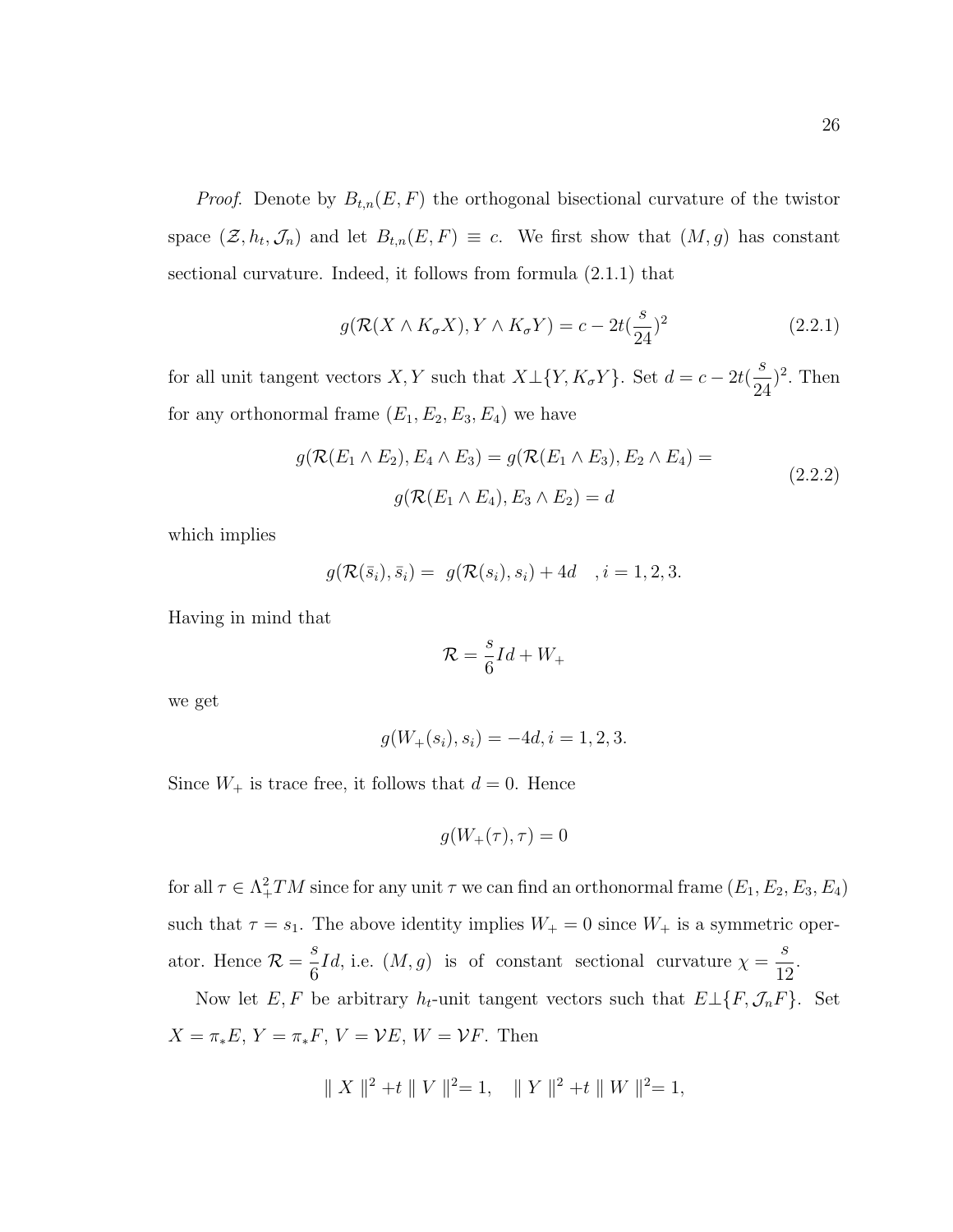*Proof.* Denote by $B_{t,n}(E,F)$ the orthogonal bisectional curvature of the twistor space $(\mathcal{Z}, h_t, \mathcal{J}_n)$ and let $B_{t,n}(E,F) \equiv c$. We first show that $(M,g)$ has constant sectional curvature. Indeed, it follows from formula (2.1.1) that

$$g(\mathcal{R}(X \wedge K_\sigma X), Y \wedge K_\sigma Y) = c - 2t(\frac{s}{24})^2 \tag{2.2.1}$$

for all unit tangent vectors $X, Y$ such that $X \perp \{Y, K_\sigma Y\}$. Set $d = c - 2t(\frac{s}{24})^2$. Then for any orthonormal frame $(E_1, E_2, E_3, E_4)$ we have

$$\begin{gathered} g(\mathcal{R}(E_1 \wedge E_2), E_4 \wedge E_3) = g(\mathcal{R}(E_1 \wedge E_3), E_2 \wedge E_4) = \\ g(\mathcal{R}(E_1 \wedge E_4), E_3 \wedge E_2) = d \end{gathered} \tag{2.2.2}$$

which implies

$$g(\mathcal{R}(\bar{s}_i), \bar{s}_i) = \; g(\mathcal{R}(s_i), s_i) + 4d \quad , i = 1,2,3.$$

Having in mind that

$$\mathcal{R} = \frac{s}{6} Id + W_+$$

we get

$$g(W_+(s_i), s_i) = -4d, i = 1,2,3.$$

Since $W_+$ is trace free, it follows that $d = 0$. Hence

$$g(W_+(\tau), \tau) = 0$$

for all $\tau \in \Lambda^2_+ TM$ since for any unit $\tau$ we can find an orthonormal frame $(E_1, E_2, E_3, E_4)$ such that $\tau = s_1$. The above identity implies $W_+ = 0$ since $W_+$ is a symmetric operator. Hence $\mathcal{R} = \frac{s}{6} Id$, i.e. $(M,g)$ is of constant sectional curvature $\chi = \frac{s}{12}$.

Now let $E, F$ be arbitrary $h_t$-unit tangent vectors such that $E \perp \{F, \mathcal{J}_n F\}$. Set $X = \pi_* E$, $Y = \pi_* F$, $V = \mathcal{V}E$, $W = \mathcal{V}F$. Then

$$\| X \|^2 + t \| V \|^2 = 1, \quad \| Y \|^2 + t \| W \|^2 = 1,$$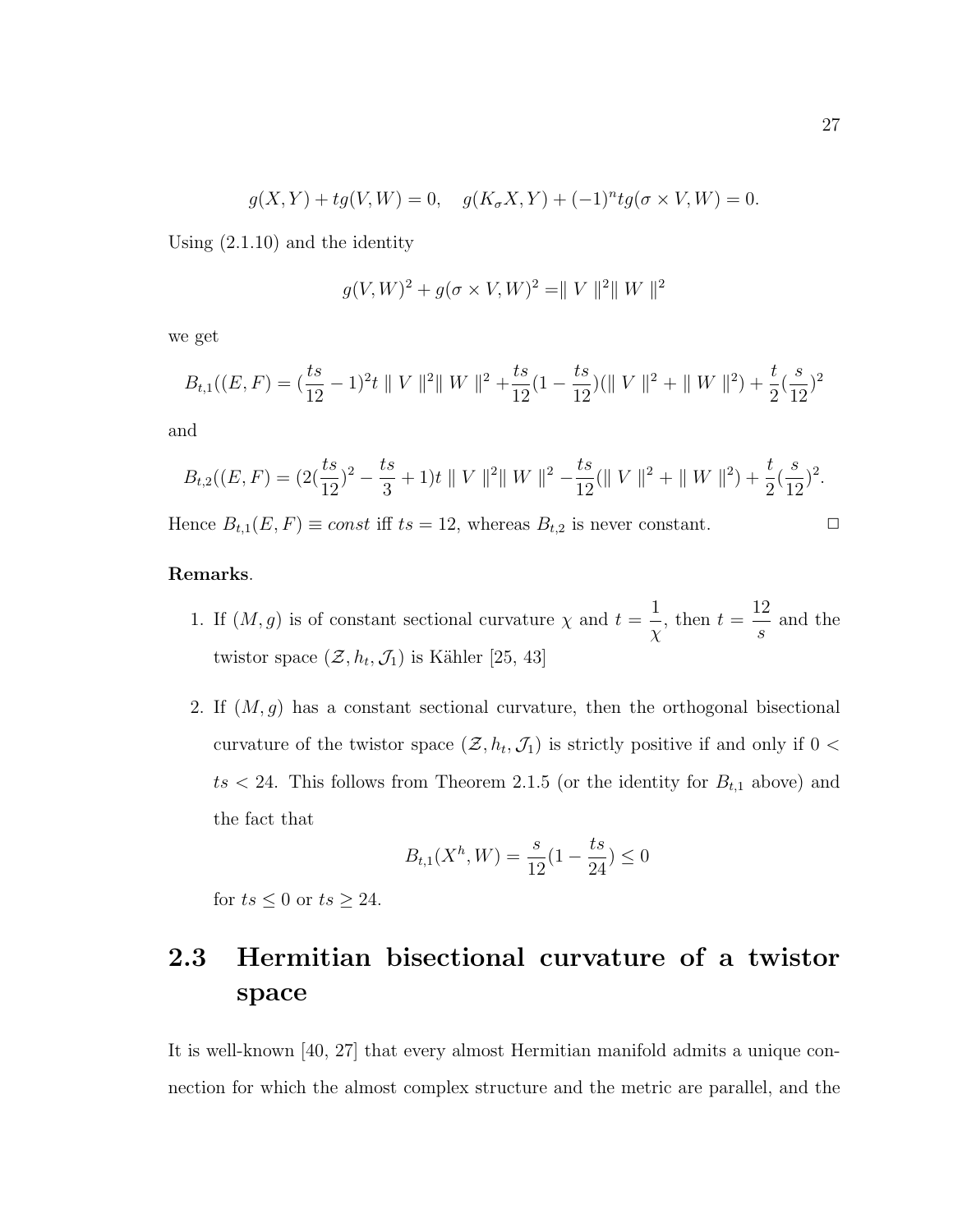$$g(X,Y)+tg(V,W)=0, \quad g(K_\sigma X,Y)+(-1)^n tg(\sigma\times V,W)=0.$$

Using (2.1.10) and the identity

$$g(V,W)^2+g(\sigma\times V,W)^2=\parallel V\parallel^2\parallel W\parallel^2$$

we get

$$B_{t,1}((E,F)=(\frac{ts}{12}-1)^2 t\parallel V\parallel^2\parallel W\parallel^2+\frac{ts}{12}(1-\frac{ts}{12})(\parallel V\parallel^2+\parallel W\parallel^2)+\frac{t}{2}(\frac{s}{12})^2$$

and

$$B_{t,2}((E,F)=(2(\frac{ts}{12})^2-\frac{ts}{3}+1)t\parallel V\parallel^2\parallel W\parallel^2-\frac{ts}{12}(\parallel V\parallel^2+\parallel W\parallel^2)+\frac{t}{2}(\frac{s}{12})^2.$$

Hence $B_{t,1}(E,F)\equiv const$ iff $ts=12$, whereas $B_{t,2}$ is never constant. □

**Remarks**.

1. If $(M,g)$ is of constant sectional curvature $\chi$ and $t=\dfrac{1}{\chi}$, then $t=\dfrac{12}{s}$ and the twistor space $(\mathcal{Z},h_t,\mathcal{J}_1)$ is Kähler [25, 43]

2. If $(M,g)$ has a constant sectional curvature, then the orthogonal bisectional curvature of the twistor space $(\mathcal{Z},h_t,\mathcal{J}_1)$ is strictly positive if and only if $0<ts<24$. This follows from Theorem 2.1.5 (or the identity for $B_{t,1}$ above) and the fact that
$$B_{t,1}(X^h,W)=\frac{s}{12}(1-\frac{ts}{24})\leq 0$$
for $ts\leq 0$ or $ts\geq 24$.

## 2.3 Hermitian bisectional curvature of a twistor space

It is well-known [40, 27] that every almost Hermitian manifold admits a unique connection for which the almost complex structure and the metric are parallel, and the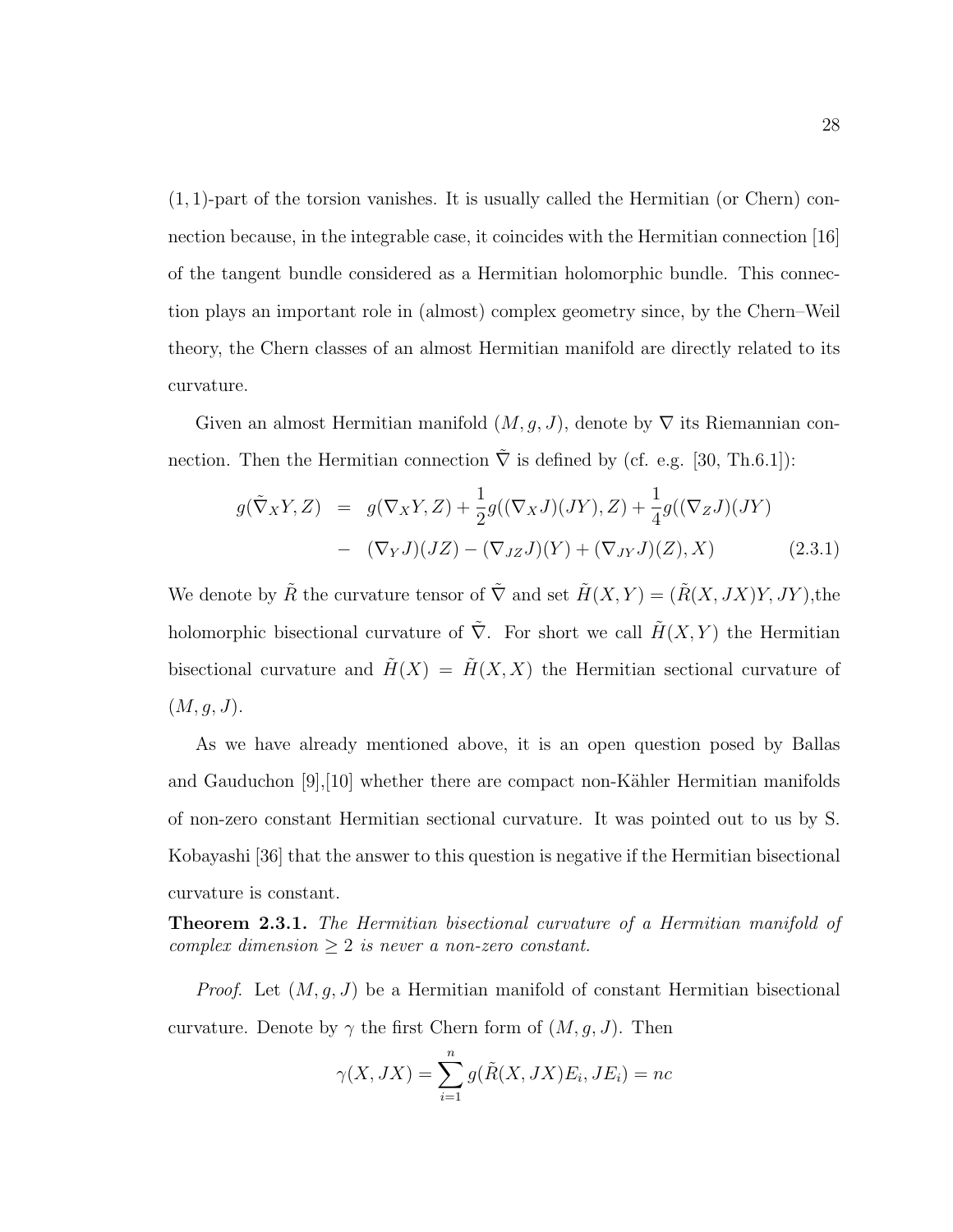(1, 1)-part of the torsion vanishes. It is usually called the Hermitian (or Chern) connection because, in the integrable case, it coincides with the Hermitian connection [16] of the tangent bundle considered as a Hermitian holomorphic bundle. This connection plays an important role in (almost) complex geometry since, by the Chern–Weil theory, the Chern classes of an almost Hermitian manifold are directly related to its curvature.

Given an almost Hermitian manifold $(M, g, J)$, denote by $\nabla$ its Riemannian connection. Then the Hermitian connection $\tilde{\nabla}$ is defined by (cf. e.g. [30, Th.6.1]):

$$
\begin{aligned}
g(\tilde{\nabla}_X Y, Z) &= g(\nabla_X Y, Z) + \frac{1}{2} g((\nabla_X J)(JY), Z) + \frac{1}{4} g((\nabla_Z J)(JY) \\
&- (\nabla_Y J)(JZ) - (\nabla_{JZ} J)(Y) + (\nabla_{JY} J)(Z), X) \qquad (2.3.1)
\end{aligned}
$$

We denote by $\tilde{R}$ the curvature tensor of $\tilde{\nabla}$ and set $\tilde{H}(X, Y) = (\tilde{R}(X, JX)Y, JY)$,the holomorphic bisectional curvature of $\tilde{\nabla}$. For short we call $\tilde{H}(X, Y)$ the Hermitian bisectional curvature and $\tilde{H}(X) = \tilde{H}(X, X)$ the Hermitian sectional curvature of $(M, g, J)$.

As we have already mentioned above, it is an open question posed by Ballas and Gauduchon [9],[10] whether there are compact non-Kähler Hermitian manifolds of non-zero constant Hermitian sectional curvature. It was pointed out to us by S. Kobayashi [36] that the answer to this question is negative if the Hermitian bisectional curvature is constant.

**Theorem 2.3.1.** *The Hermitian bisectional curvature of a Hermitian manifold of complex dimension $\geq 2$ is never a non-zero constant.*

*Proof.* Let $(M, g, J)$ be a Hermitian manifold of constant Hermitian bisectional curvature. Denote by $\gamma$ the first Chern form of $(M, g, J)$. Then

$$
\gamma(X, JX) = \sum_{i=1}^{n} g(\tilde{R}(X, JX)E_i, JE_i) = nc
$$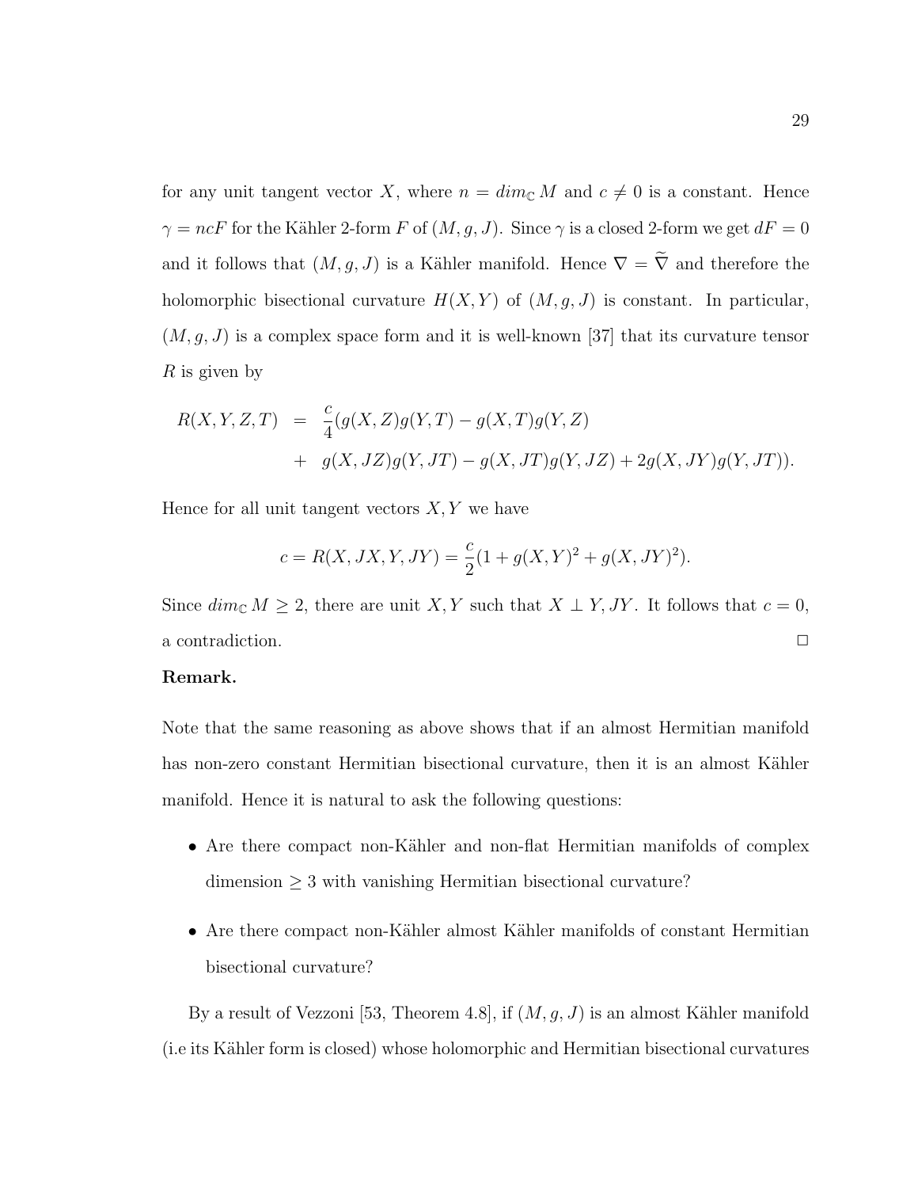for any unit tangent vector $X$, where $n = dim_{\mathbb{C}} M$ and $c \neq 0$ is a constant. Hence $\gamma = ncF$ for the Kähler 2-form $F$ of $(M, g, J)$. Since $\gamma$ is a closed 2-form we get $dF = 0$ and it follows that $(M, g, J)$ is a Kähler manifold. Hence $\nabla = \widetilde{\nabla}$ and therefore the holomorphic bisectional curvature $H(X, Y)$ of $(M, g, J)$ is constant. In particular, $(M, g, J)$ is a complex space form and it is well-known [37] that its curvature tensor $R$ is given by

$$
\begin{aligned}
R(X, Y, Z, T) &= \frac{c}{4}(g(X, Z)g(Y, T) - g(X, T)g(Y, Z) \\
&+ g(X, JZ)g(Y, JT) - g(X, JT)g(Y, JZ) + 2g(X, JY)g(Y, JT)).
\end{aligned}
$$

Hence for all unit tangent vectors $X, Y$ we have

$$
c = R(X, JX, Y, JY) = \frac{c}{2}(1 + g(X, Y)^2 + g(X, JY)^2).
$$

Since $dim_{\mathbb{C}} M \geq 2$, there are unit $X, Y$ such that $X \perp Y, JY$. It follows that $c = 0$, a contradiction. $\square$

**Remark.**

Note that the same reasoning as above shows that if an almost Hermitian manifold has non-zero constant Hermitian bisectional curvature, then it is an almost Kähler manifold. Hence it is natural to ask the following questions:

- Are there compact non-Kähler and non-flat Hermitian manifolds of complex dimension $\geq 3$ with vanishing Hermitian bisectional curvature?
- Are there compact non-Kähler almost Kähler manifolds of constant Hermitian bisectional curvature?

By a result of Vezzoni [53, Theorem 4.8], if $(M, g, J)$ is an almost Kähler manifold (i.e its Kähler form is closed) whose holomorphic and Hermitian bisectional curvatures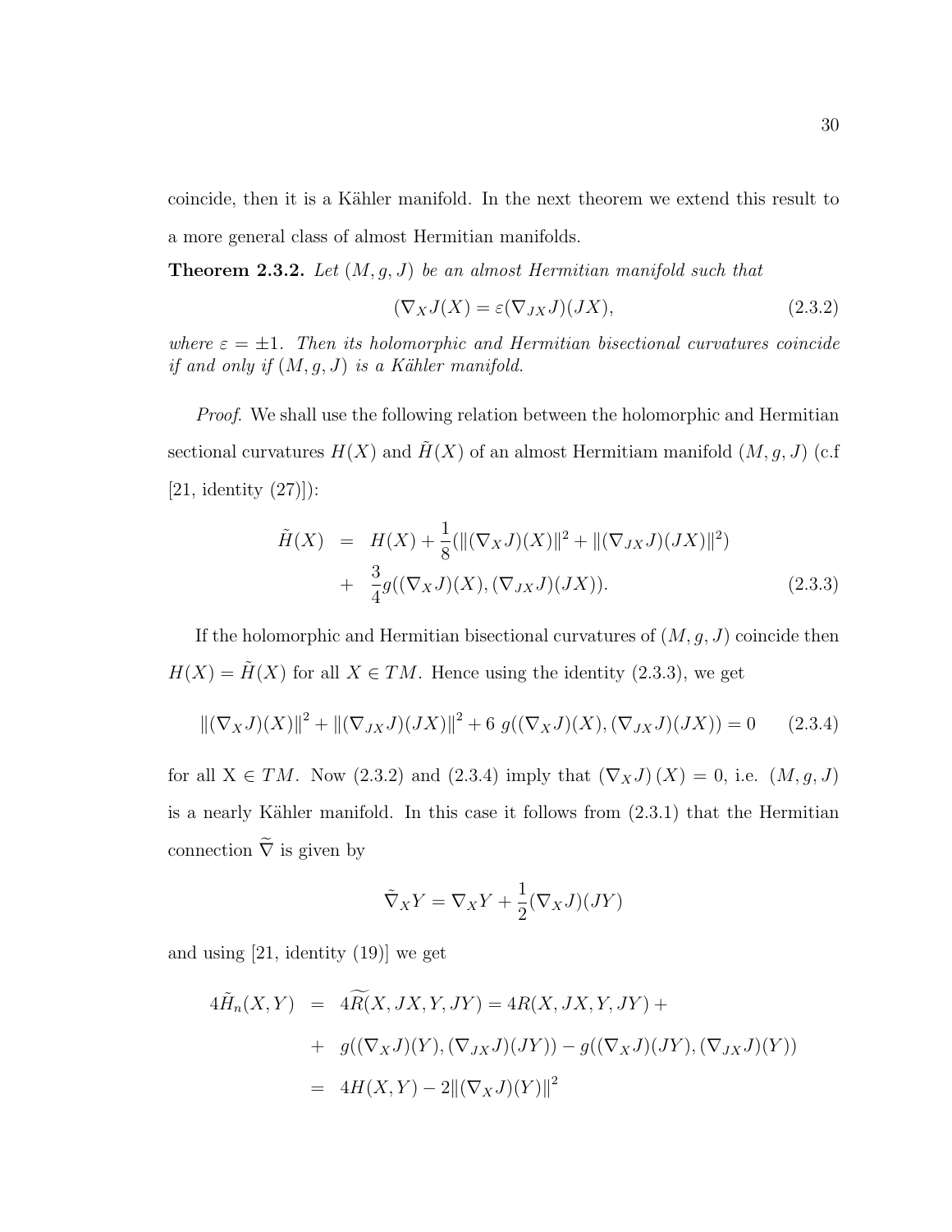coincide, then it is a Kähler manifold. In the next theorem we extend this result to a more general class of almost Hermitian manifolds.

**Theorem 2.3.2.** *Let $(M, g, J)$ be an almost Hermitian manifold such that*

$$(\nabla_X J(X) = \varepsilon(\nabla_{JX} J)(JX), \tag{2.3.2}$$

*where $\varepsilon = \pm 1$. Then its holomorphic and Hermitian bisectional curvatures coincide if and only if $(M, g, J)$ is a Kähler manifold.*

*Proof.* We shall use the following relation between the holomorphic and Hermitian sectional curvatures $H(X)$ and $\tilde{H}(X)$ of an almost Hermitiam manifold $(M, g, J)$ (c.f [21, identity (27)]):

$$\begin{aligned} \tilde{H}(X) &= H(X) + \frac{1}{8}(\|(\nabla_X J)(X)\|^2 + \|(\nabla_{JX} J)(JX)\|^2) \\ &+ \frac{3}{4} g((\nabla_X J)(X), (\nabla_{JX} J)(JX)). \end{aligned} \tag{2.3.3}$$

If the holomorphic and Hermitian bisectional curvatures of $(M, g, J)$ coincide then $H(X) = \tilde{H}(X)$ for all $X \in TM$. Hence using the identity (2.3.3), we get

$$\|(\nabla_X J)(X)\|^2 + \|(\nabla_{JX} J)(JX)\|^2 + 6\ g((\nabla_X J)(X), (\nabla_{JX} J)(JX)) = 0 \tag{2.3.4}$$

for all X $\in TM$. Now (2.3.2) and (2.3.4) imply that $(\nabla_X J)(X) = 0$, i.e. $(M, g, J)$ is a nearly Kähler manifold. In this case it follows from (2.3.1) that the Hermitian connection $\widetilde{\nabla}$ is given by

$$\tilde{\nabla}_X Y = \nabla_X Y + \frac{1}{2}(\nabla_X J)(JY)$$

and using [21, identity (19)] we get

$$\begin{aligned} 4\tilde{H}_n(X, Y) &= 4\widetilde{R}(X, JX, Y, JY) = 4R(X, JX, Y, JY) + \\ &+ g((\nabla_X J)(Y), (\nabla_{JX} J)(JY)) - g((\nabla_X J)(JY), (\nabla_{JX} J)(Y)) \\ &= 4H(X, Y) - 2\|(\nabla_X J)(Y)\|^2 \end{aligned}$$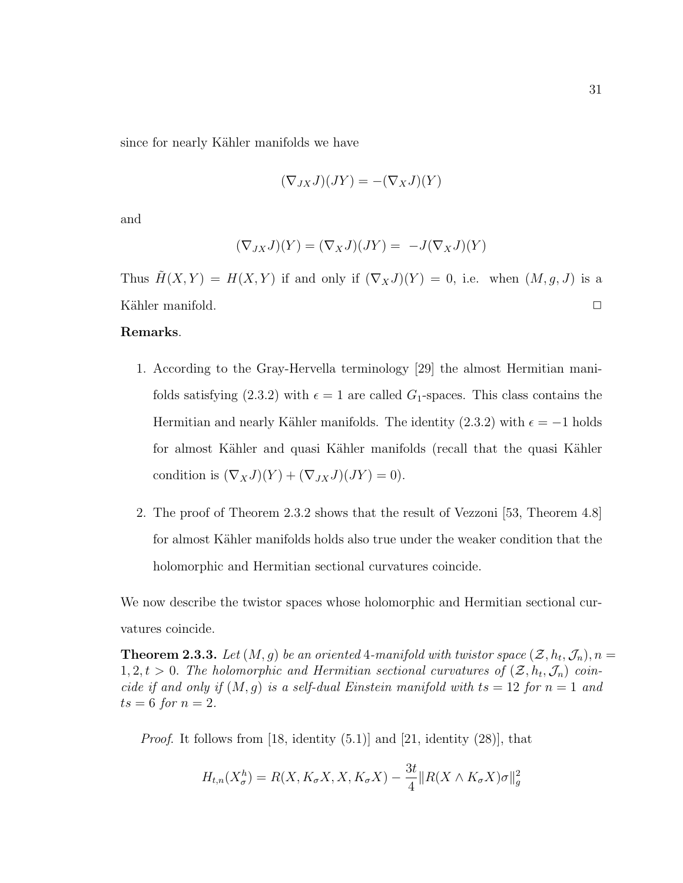since for nearly Kähler manifolds we have

$$(\nabla_{JX}J)(JY) = -(\nabla_X J)(Y)$$

and

$$(\nabla_{JX}J)(Y) = (\nabla_X J)(JY) = \ -J(\nabla_X J)(Y)$$

Thus $\tilde{H}(X,Y) = H(X,Y)$ if and only if $(\nabla_X J)(Y) = 0$, i.e. when $(M,g,J)$ is a Kähler manifold. $\square$

**Remarks**.

1. According to the Gray-Hervella terminology [29] the almost Hermitian manifolds satisfying (2.3.2) with $\epsilon = 1$ are called $G_1$-spaces. This class contains the Hermitian and nearly Kähler manifolds. The identity (2.3.2) with $\epsilon = -1$ holds for almost Kähler and quasi Kähler manifolds (recall that the quasi Kähler condition is $(\nabla_X J)(Y) + (\nabla_{JX}J)(JY) = 0$).

2. The proof of Theorem 2.3.2 shows that the result of Vezzoni [53, Theorem 4.8] for almost Kähler manifolds holds also true under the weaker condition that the holomorphic and Hermitian sectional curvatures coincide.

We now describe the twistor spaces whose holomorphic and Hermitian sectional curvatures coincide.

**Theorem 2.3.3.** *Let $(M,g)$ be an oriented 4-manifold with twistor space $(\mathcal{Z}, h_t, \mathcal{J}_n), n = 1,2, t > 0$. The holomorphic and Hermitian sectional curvatures of $(\mathcal{Z}, h_t, \mathcal{J}_n)$ coincide if and only if $(M,g)$ is a self-dual Einstein manifold with $ts = 12$ for $n = 1$ and $ts = 6$ for $n = 2$.*

*Proof.* It follows from [18, identity (5.1)] and [21, identity (28)], that

$$H_{t,n}(X^h_\sigma) = R(X, K_\sigma X, X, K_\sigma X) - \frac{3t}{4}\|R(X \wedge K_\sigma X)\sigma\|^2_g$$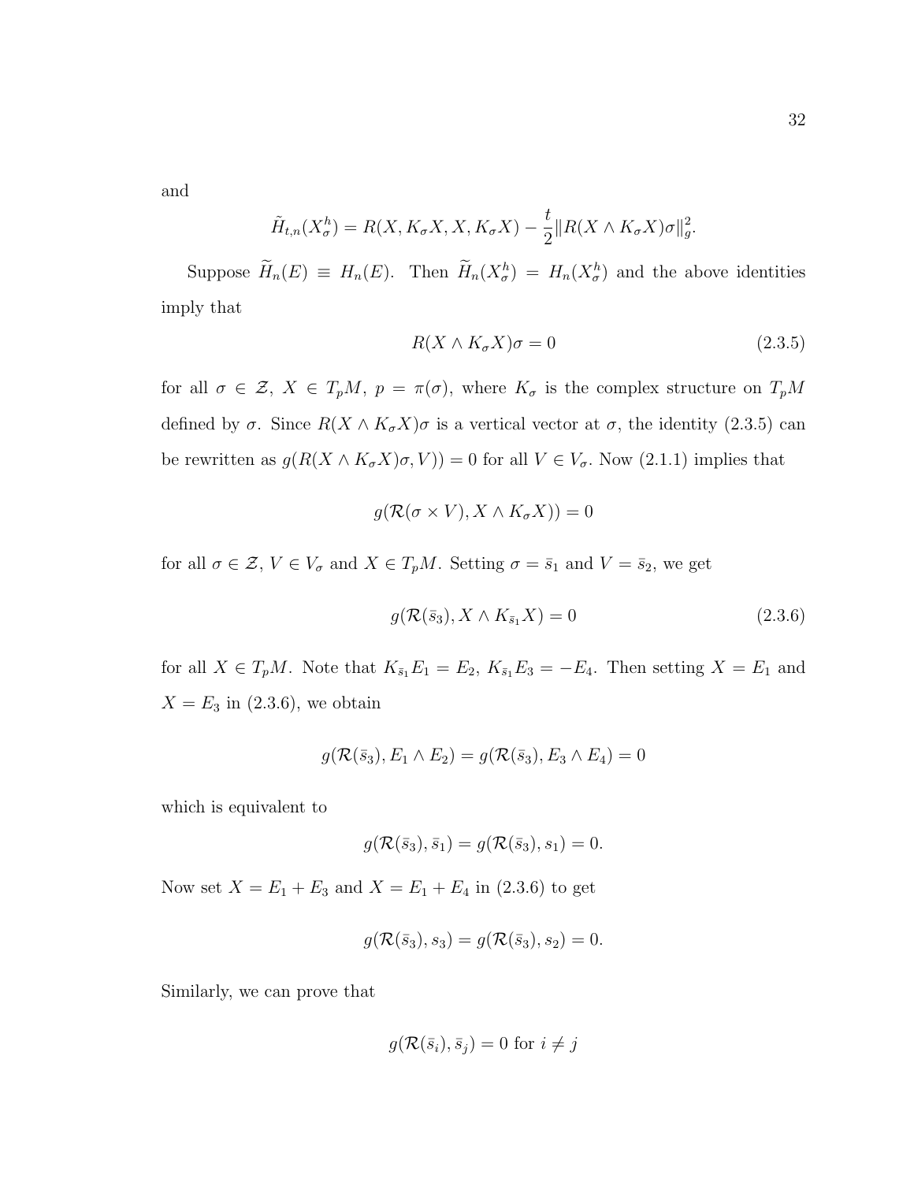and

$$\tilde{H}_{t,n}(X^h_\sigma) = R(X, K_\sigma X, X, K_\sigma X) - \frac{t}{2}\|R(X \wedge K_\sigma X)\sigma\|^2_g.$$

Suppose $\widetilde{H}_n(E) \equiv H_n(E)$. Then $\widetilde{H}_n(X^h_\sigma) = H_n(X^h_\sigma)$ and the above identities imply that

$$R(X \wedge K_\sigma X)\sigma = 0 \tag{2.3.5}$$

for all $\sigma \in \mathcal{Z}$, $X \in T_pM$, $p = \pi(\sigma)$, where $K_\sigma$ is the complex structure on $T_pM$ defined by $\sigma$. Since $R(X \wedge K_\sigma X)\sigma$ is a vertical vector at $\sigma$, the identity (2.3.5) can be rewritten as $g(R(X \wedge K_\sigma X)\sigma, V)) = 0$ for all $V \in V_\sigma$. Now (2.1.1) implies that

$$g(\mathcal{R}(\sigma \times V), X \wedge K_\sigma X)) = 0$$

for all $\sigma \in \mathcal{Z}$, $V \in V_\sigma$ and $X \in T_pM$. Setting $\sigma = \bar{s}_1$ and $V = \bar{s}_2$, we get

$$g(\mathcal{R}(\bar{s}_3), X \wedge K_{\bar{s}_1} X) = 0 \tag{2.3.6}$$

for all $X \in T_pM$. Note that $K_{\bar{s}_1}E_1 = E_2$, $K_{\bar{s}_1}E_3 = -E_4$. Then setting $X = E_1$ and $X = E_3$ in (2.3.6), we obtain

$$g(\mathcal{R}(\bar{s}_3), E_1 \wedge E_2) = g(\mathcal{R}(\bar{s}_3), E_3 \wedge E_4) = 0$$

which is equivalent to

$$g(\mathcal{R}(\bar{s}_3), \bar{s}_1) = g(\mathcal{R}(\bar{s}_3), s_1) = 0.$$

Now set $X = E_1 + E_3$ and $X = E_1 + E_4$ in (2.3.6) to get

$$g(\mathcal{R}(\bar{s}_3), s_3) = g(\mathcal{R}(\bar{s}_3), s_2) = 0.$$

Similarly, we can prove that

$$g(\mathcal{R}(\bar{s}_i), \bar{s}_j) = 0 \text{ for } i \neq j$$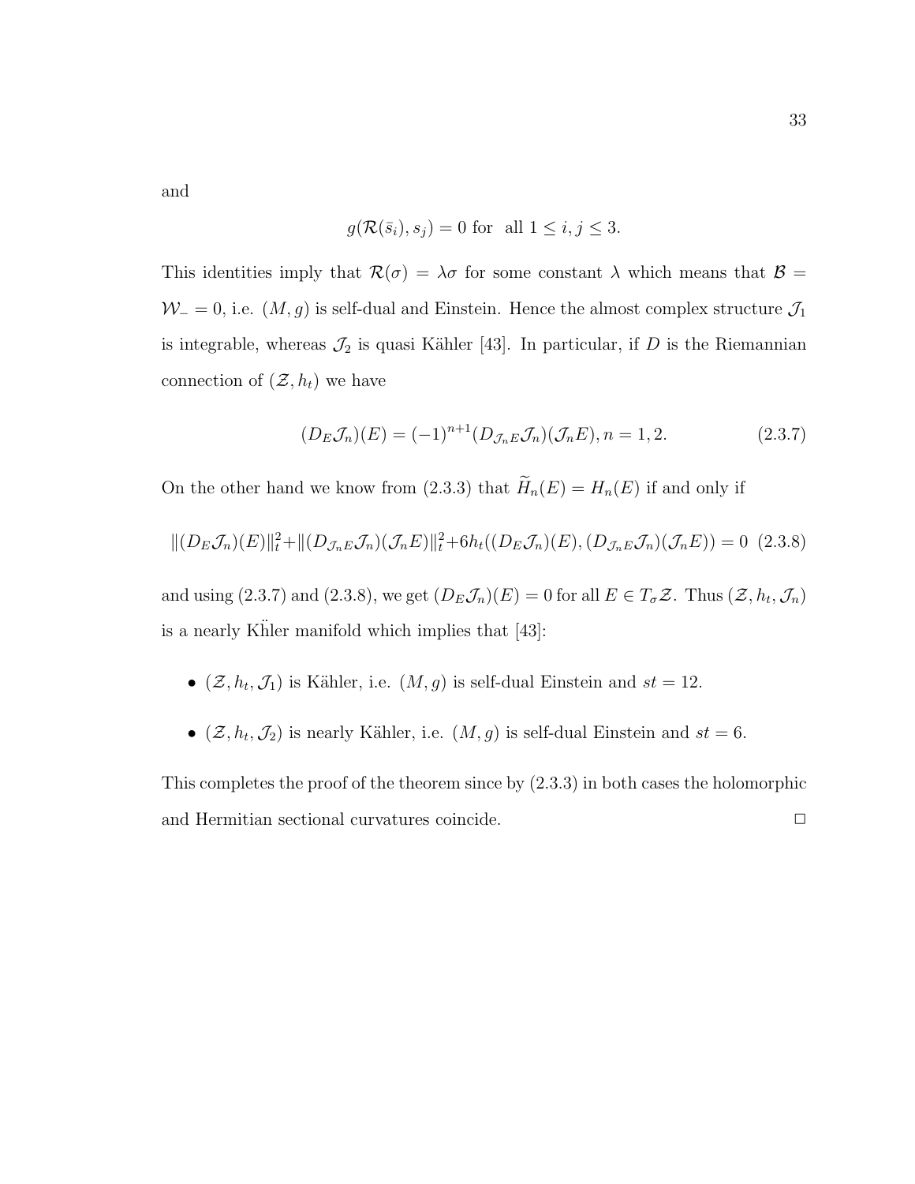and

$$g(\mathcal{R}(\bar{s}_i), s_j) = 0 \text{ for all } 1 \leq i, j \leq 3.$$

This identities imply that $\mathcal{R}(\sigma) = \lambda\sigma$ for some constant $\lambda$ which means that $\mathcal{B} = \mathcal{W}_- = 0$, i.e. $(M, g)$ is self-dual and Einstein. Hence the almost complex structure $\mathcal{J}_1$ is integrable, whereas $\mathcal{J}_2$ is quasi Kähler [43]. In particular, if $D$ is the Riemannian connection of $(\mathcal{Z}, h_t)$ we have

$$(D_E \mathcal{J}_n)(E) = (-1)^{n+1}(D_{\mathcal{J}_n E} \mathcal{J}_n)(\mathcal{J}_n E), n = 1, 2. \tag{2.3.7}$$

On the other hand we know from (2.3.3) that $\widetilde{H}_n(E) = H_n(E)$ if and only if

$$\|(D_E \mathcal{J}_n)(E)\|_t^2 + \|(D_{\mathcal{J}_n E} \mathcal{J}_n)(\mathcal{J}_n E)\|_t^2 + 6h_t((D_E \mathcal{J}_n)(E), (D_{\mathcal{J}_n E} \mathcal{J}_n)(\mathcal{J}_n E)) = 0 \tag{2.3.8}$$

and using (2.3.7) and (2.3.8), we get $(D_E \mathcal{J}_n)(E) = 0$ for all $E \in T_\sigma \mathcal{Z}$. Thus $(\mathcal{Z}, h_t, \mathcal{J}_n)$ is a nearly Kḧler manifold which implies that [43]:

- $(\mathcal{Z}, h_t, \mathcal{J}_1)$ is Kähler, i.e. $(M, g)$ is self-dual Einstein and $st = 12$.
- $(\mathcal{Z}, h_t, \mathcal{J}_2)$ is nearly Kähler, i.e. $(M, g)$ is self-dual Einstein and $st = 6$.

This completes the proof of the theorem since by (2.3.3) in both cases the holomorphic and Hermitian sectional curvatures coincide. □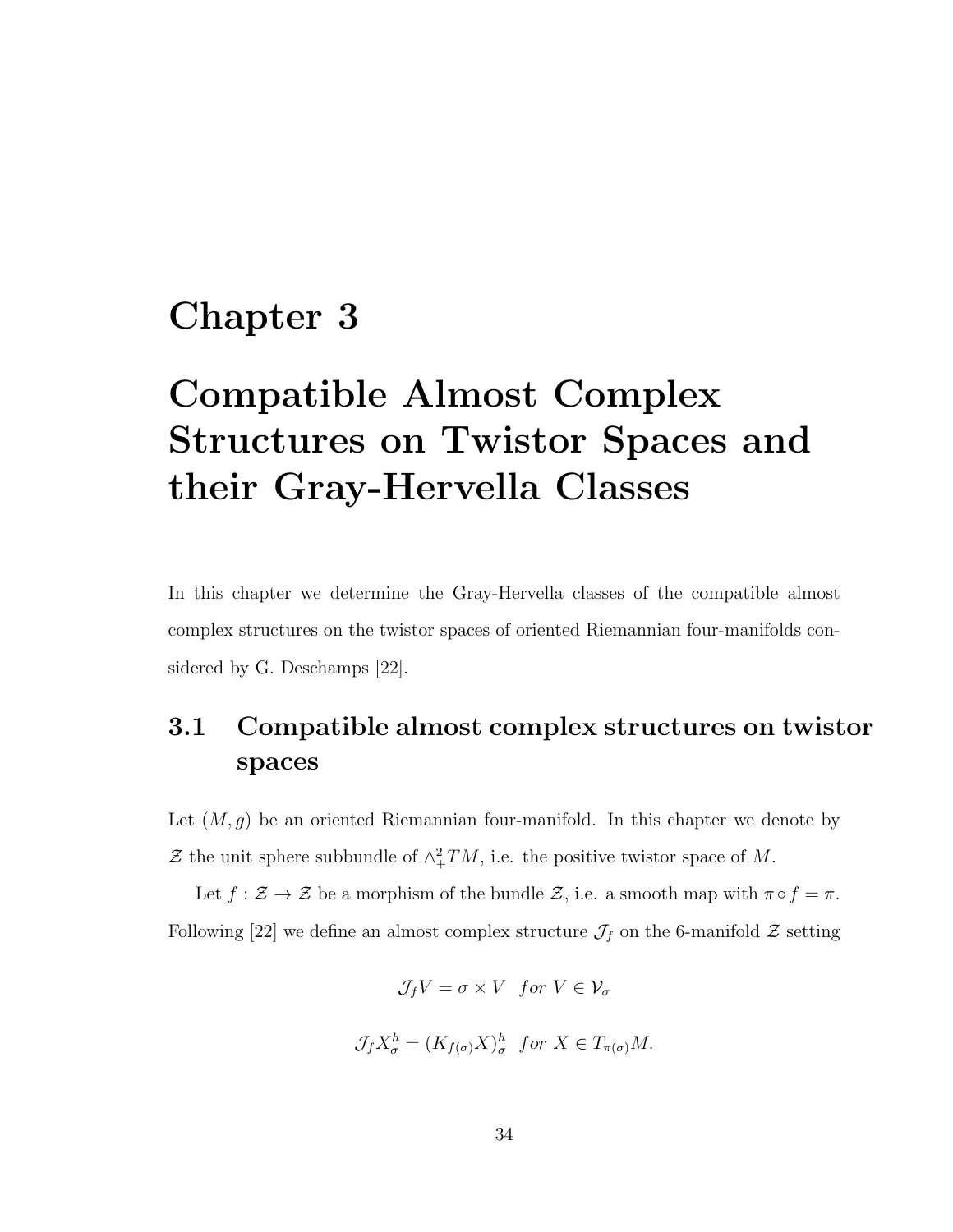# Chapter 3

# Compatible Almost Complex Structures on Twistor Spaces and their Gray-Hervella Classes

In this chapter we determine the Gray-Hervella classes of the compatible almost complex structures on the twistor spaces of oriented Riemannian four-manifolds considered by G. Deschamps [22].

## 3.1 Compatible almost complex structures on twistor spaces

Let $(M, g)$ be an oriented Riemannian four-manifold. In this chapter we denote by $\mathcal{Z}$ the unit sphere subbundle of $\wedge^2_+ TM$, i.e. the positive twistor space of $M$.

Let $f : \mathcal{Z} \to \mathcal{Z}$ be a morphism of the bundle $\mathcal{Z}$, i.e. a smooth map with $\pi \circ f = \pi$. Following [22] we define an almost complex structure $\mathcal{J}_f$ on the 6-manifold $\mathcal{Z}$ setting

$$\mathcal{J}_f V = \sigma \times V \quad for \ V \in \mathcal{V}_\sigma$$

$$\mathcal{J}_f X^h_\sigma = (K_{f(\sigma)} X)^h_\sigma \quad for \ X \in T_{\pi(\sigma)} M.$$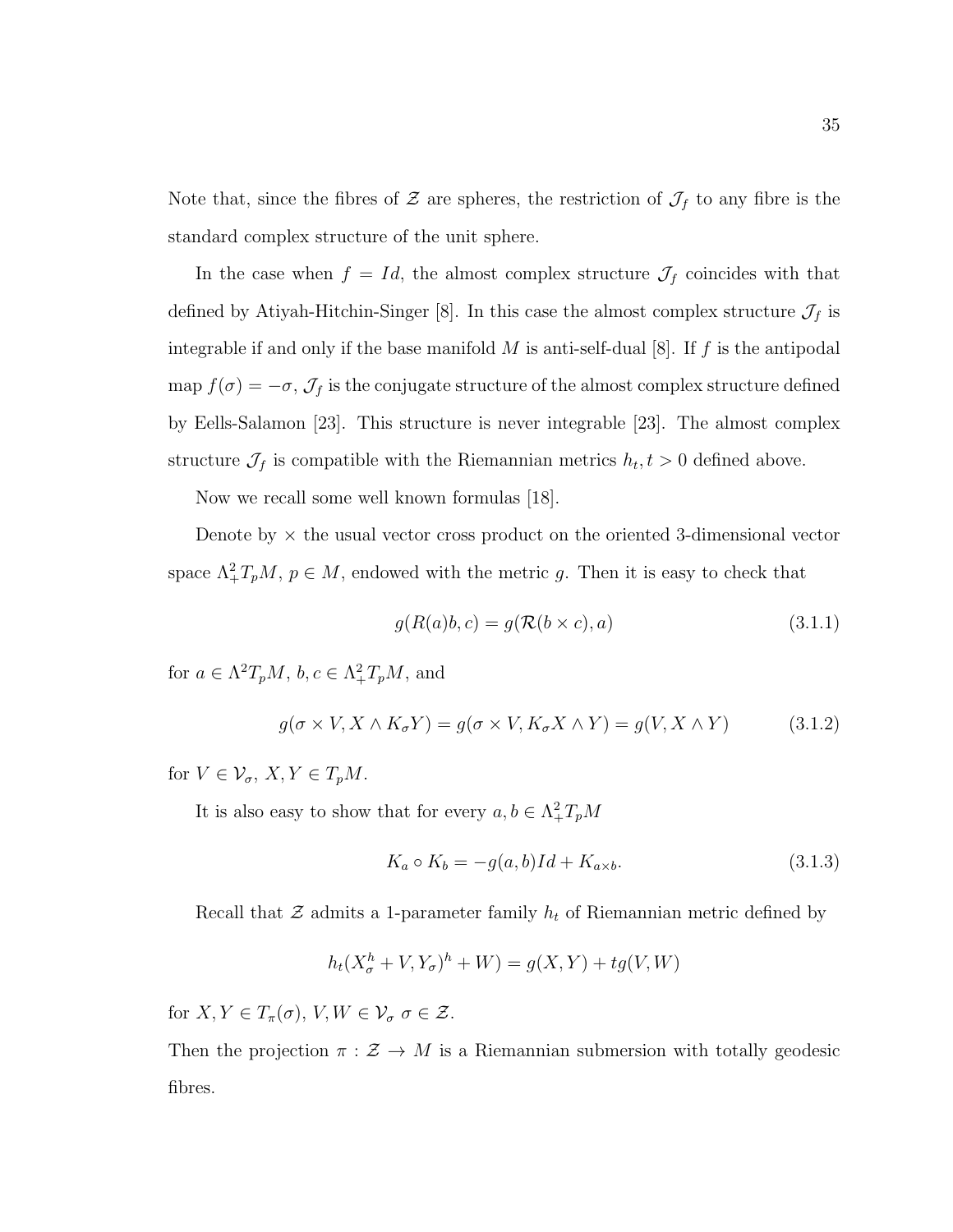Note that, since the fibres of $\mathcal{Z}$ are spheres, the restriction of $\mathcal{J}_f$ to any fibre is the standard complex structure of the unit sphere.

In the case when $f = Id$, the almost complex structure $\mathcal{J}_f$ coincides with that defined by Atiyah-Hitchin-Singer [8]. In this case the almost complex structure $\mathcal{J}_f$ is integrable if and only if the base manifold $M$ is anti-self-dual [8]. If $f$ is the antipodal map $f(\sigma) = -\sigma$, $\mathcal{J}_f$ is the conjugate structure of the almost complex structure defined by Eells-Salamon [23]. This structure is never integrable [23]. The almost complex structure $\mathcal{J}_f$ is compatible with the Riemannian metrics $h_t, t > 0$ defined above.

Now we recall some well known formulas [18].

Denote by $\times$ the usual vector cross product on the oriented 3-dimensional vector space $\Lambda^2_+ T_pM$, $p \in M$, endowed with the metric $g$. Then it is easy to check that

$$g(R(a)b, c) = g(\mathcal{R}(b \times c), a) \tag{3.1.1}$$

for $a \in \Lambda^2 T_pM$, $b, c \in \Lambda^2_+ T_pM$, and

$$g(\sigma \times V, X \wedge K_\sigma Y) = g(\sigma \times V, K_\sigma X \wedge Y) = g(V, X \wedge Y) \tag{3.1.2}$$

for $V \in \mathcal{V}_\sigma$, $X, Y \in T_pM$.

It is also easy to show that for every $a, b \in \Lambda^2_+ T_pM$

$$K_a \circ K_b = -g(a, b)Id + K_{a \times b}. \tag{3.1.3}$$

Recall that $\mathcal{Z}$ admits a 1-parameter family $h_t$ of Riemannian metric defined by

$$h_t(X^h_\sigma + V, Y_\sigma)^h + W) = g(X, Y) + tg(V, W)$$

for $X, Y \in T_\pi(\sigma)$, $V, W \in \mathcal{V}_\sigma$ $\sigma \in \mathcal{Z}$.

Then the projection $\pi : \mathcal{Z} \to M$ is a Riemannian submersion with totally geodesic fibres.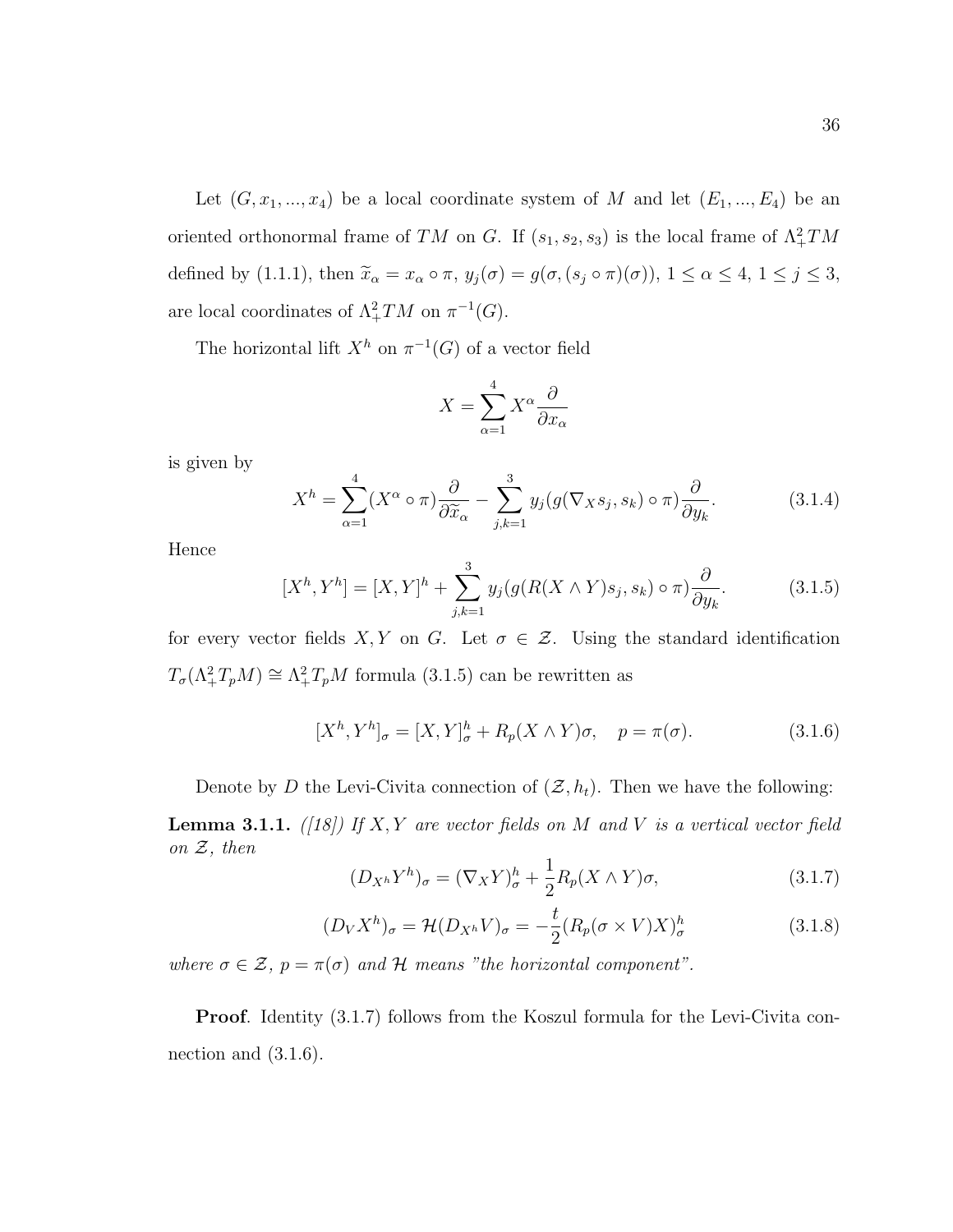Let $(G, x_1, ..., x_4)$ be a local coordinate system of $M$ and let $(E_1, ..., E_4)$ be an oriented orthonormal frame of $TM$ on $G$. If $(s_1, s_2, s_3)$ is the local frame of $\Lambda^2_+ TM$ defined by (1.1.1), then $\widetilde{x}_\alpha = x_\alpha \circ \pi$, $y_j(\sigma) = g(\sigma, (s_j \circ \pi)(\sigma))$, $1 \leq \alpha \leq 4$, $1 \leq j \leq 3$, are local coordinates of $\Lambda^2_+ TM$ on $\pi^{-1}(G)$.

The horizontal lift $X^h$ on $\pi^{-1}(G)$ of a vector field

$$X = \sum_{\alpha=1}^{4} X^\alpha \frac{\partial}{\partial x_\alpha}$$

is given by

$$X^h = \sum_{\alpha=1}^{4} (X^\alpha \circ \pi) \frac{\partial}{\partial \widetilde{x}_\alpha} - \sum_{j,k=1}^{3} y_j (g(\nabla_X s_j, s_k) \circ \pi) \frac{\partial}{\partial y_k}. \tag{3.1.4}$$

Hence

$$[X^h, Y^h] = [X, Y]^h + \sum_{j,k=1}^{3} y_j (g(R(X \wedge Y) s_j, s_k) \circ \pi) \frac{\partial}{\partial y_k}. \tag{3.1.5}$$

for every vector fields $X, Y$ on $G$. Let $\sigma \in \mathcal{Z}$. Using the standard identification $T_\sigma(\Lambda^2_+ T_p M) \cong \Lambda^2_+ T_p M$ formula (3.1.5) can be rewritten as

$$[X^h, Y^h]_\sigma = [X, Y]^h_\sigma + R_p(X \wedge Y)\sigma, \quad p = \pi(\sigma). \tag{3.1.6}$$

Denote by $D$ the Levi-Civita connection of $(\mathcal{Z}, h_t)$. Then we have the following:

**Lemma 3.1.1.** *([18]) If $X, Y$ are vector fields on $M$ and $V$ is a vertical vector field on $\mathcal{Z}$, then*

$$(D_{X^h} Y^h)_\sigma = (\nabla_X Y)^h_\sigma + \frac{1}{2} R_p(X \wedge Y)\sigma, \tag{3.1.7}$$

$$(D_V X^h)_\sigma = \mathcal{H}(D_{X^h} V)_\sigma = -\frac{t}{2} (R_p(\sigma \times V) X)^h_\sigma \tag{3.1.8}$$

*where $\sigma \in \mathcal{Z}$, $p = \pi(\sigma)$ and $\mathcal{H}$ means "the horizontal component".*

**Proof**. Identity (3.1.7) follows from the Koszul formula for the Levi-Civita connection and (3.1.6).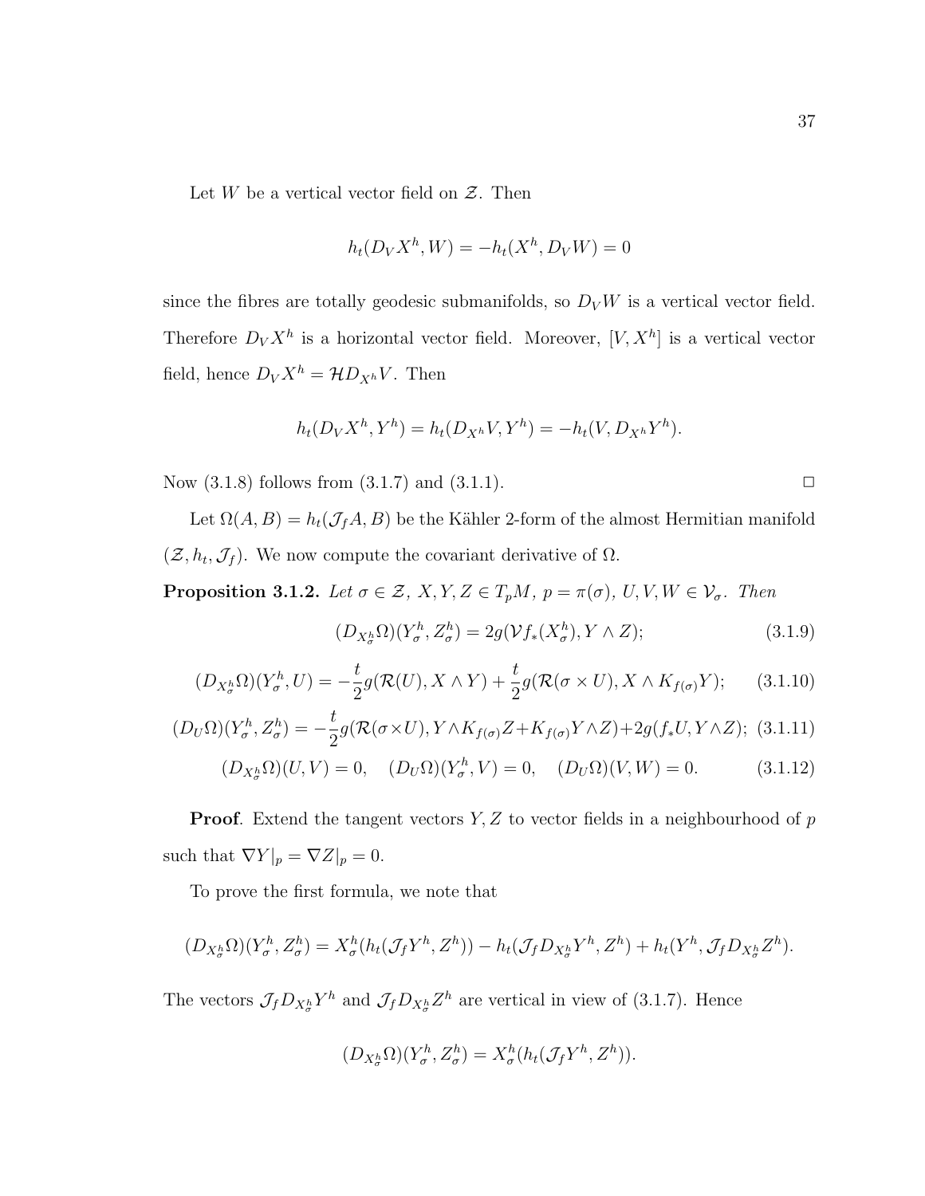Let $W$ be a vertical vector field on $\mathcal{Z}$. Then

$$h_t(D_V X^h, W) = -h_t(X^h, D_V W) = 0$$

since the fibres are totally geodesic submanifolds, so $D_V W$ is a vertical vector field. Therefore $D_V X^h$ is a horizontal vector field. Moreover, $[V, X^h]$ is a vertical vector field, hence $D_V X^h = \mathcal{H} D_{X^h} V$. Then

$$h_t(D_V X^h, Y^h) = h_t(D_{X^h} V, Y^h) = -h_t(V, D_{X^h} Y^h).$$

Now (3.1.8) follows from (3.1.7) and (3.1.1). $\square$

Let $\Omega(A, B) = h_t(\mathcal{J}_f A, B)$ be the Kähler 2-form of the almost Hermitian manifold $(\mathcal{Z}, h_t, \mathcal{J}_f)$. We now compute the covariant derivative of $\Omega$.

**Proposition 3.1.2.** *Let $\sigma \in \mathcal{Z}$, $X, Y, Z \in T_pM$, $p = \pi(\sigma)$, $U, V, W \in \mathcal{V}_\sigma$. Then*

$$(D_{X^h_\sigma}\Omega)(Y^h_\sigma, Z^h_\sigma) = 2g(\mathcal{V} f_*(X^h_\sigma), Y \wedge Z); \tag{3.1.9}$$

$$(D_{X^h_\sigma}\Omega)(Y^h_\sigma, U) = -\frac{t}{2} g(\mathcal{R}(U), X \wedge Y) + \frac{t}{2} g(\mathcal{R}(\sigma \times U), X \wedge K_{f(\sigma)} Y); \tag{3.1.10}$$

$$(D_U\Omega)(Y^h_\sigma, Z^h_\sigma) = -\frac{t}{2} g(\mathcal{R}(\sigma \times U), Y \wedge K_{f(\sigma)} Z + K_{f(\sigma)} Y \wedge Z) + 2g(f_* U, Y \wedge Z); \tag{3.1.11}$$

$$(D_{X^h_\sigma}\Omega)(U, V) = 0, \quad (D_U\Omega)(Y^h_\sigma, V) = 0, \quad (D_U\Omega)(V, W) = 0. \tag{3.1.12}$$

**Proof**. Extend the tangent vectors $Y, Z$ to vector fields in a neighbourhood of $p$ such that $\nabla Y|_p = \nabla Z|_p = 0$.

To prove the first formula, we note that

$$(D_{X^h_\sigma}\Omega)(Y^h_\sigma, Z^h_\sigma) = X^h_\sigma(h_t(\mathcal{J}_f Y^h, Z^h)) - h_t(\mathcal{J}_f D_{X^h_\sigma} Y^h, Z^h) + h_t(Y^h, \mathcal{J}_f D_{X^h_\sigma} Z^h).$$

The vectors $\mathcal{J}_f D_{X^h_\sigma} Y^h$ and $\mathcal{J}_f D_{X^h_\sigma} Z^h$ are vertical in view of (3.1.7). Hence

$$(D_{X^h_\sigma}\Omega)(Y^h_\sigma, Z^h_\sigma) = X^h_\sigma(h_t(\mathcal{J}_f Y^h, Z^h)).$$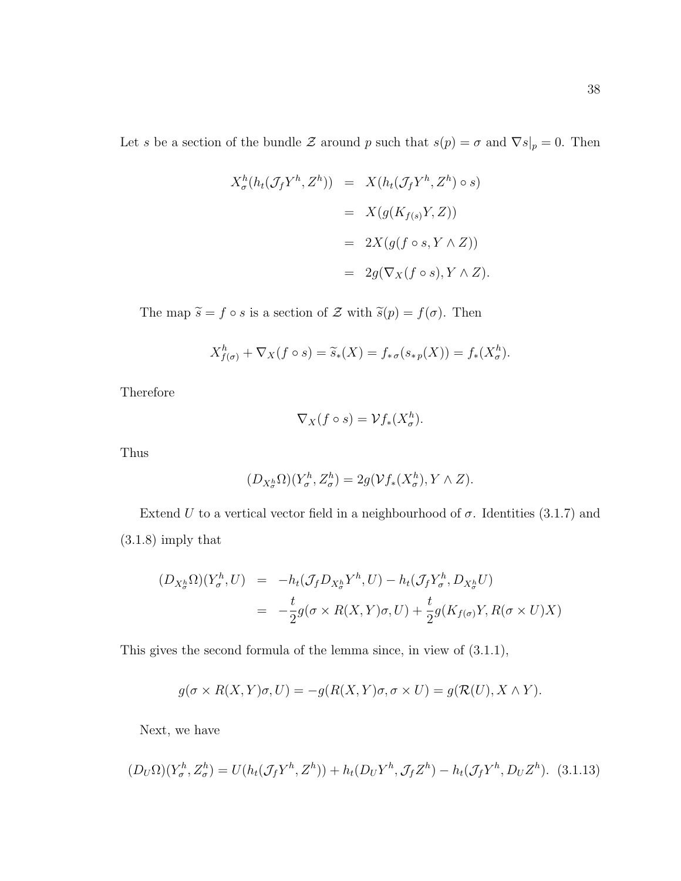Let $s$ be a section of the bundle $\mathcal{Z}$ around $p$ such that $s(p) = \sigma$ and $\nabla s|_p = 0$. Then

$$
\begin{aligned}
X^h_\sigma(h_t(\mathcal{J}_f Y^h, Z^h)) &= X(h_t(\mathcal{J}_f Y^h, Z^h) \circ s) \\
&= X(g(K_{f(s)} Y, Z)) \\
&= 2X(g(f \circ s, Y \wedge Z)) \\
&= 2g(\nabla_X (f \circ s), Y \wedge Z).
\end{aligned}
$$

The map $\widetilde{s} = f \circ s$ is a section of $\mathcal{Z}$ with $\widetilde{s}(p) = f(\sigma)$. Then

$$
X^h_{f(\sigma)} + \nabla_X (f \circ s) = \widetilde{s}_*(X) = f_{*\sigma}(s_{*p}(X)) = f_*(X^h_\sigma).
$$

Therefore

$$
\nabla_X (f \circ s) = \mathcal{V} f_*(X^h_\sigma).
$$

Thus

$$
(D_{X^h_\sigma} \Omega)(Y^h_\sigma, Z^h_\sigma) = 2g(\mathcal{V} f_*(X^h_\sigma), Y \wedge Z).
$$

Extend $U$ to a vertical vector field in a neighbourhood of $\sigma$. Identities (3.1.7) and (3.1.8) imply that

$$
\begin{aligned}
(D_{X^h_\sigma} \Omega)(Y^h_\sigma, U) &= -h_t(\mathcal{J}_f D_{X^h_\sigma} Y^h, U) - h_t(\mathcal{J}_f Y^h_\sigma, D_{X^h_\sigma} U) \\
&= -\frac{t}{2} g(\sigma \times R(X,Y)\sigma, U) + \frac{t}{2} g(K_{f(\sigma)} Y, R(\sigma \times U) X)
\end{aligned}
$$

This gives the second formula of the lemma since, in view of (3.1.1),

$$
g(\sigma \times R(X,Y)\sigma, U) = -g(R(X,Y)\sigma, \sigma \times U) = g(\mathcal{R}(U), X \wedge Y).
$$

Next, we have

$$
(D_U \Omega)(Y^h_\sigma, Z^h_\sigma) = U(h_t(\mathcal{J}_f Y^h, Z^h)) + h_t(D_U Y^h, \mathcal{J}_f Z^h) - h_t(\mathcal{J}_f Y^h, D_U Z^h). \quad (3.1.13)
$$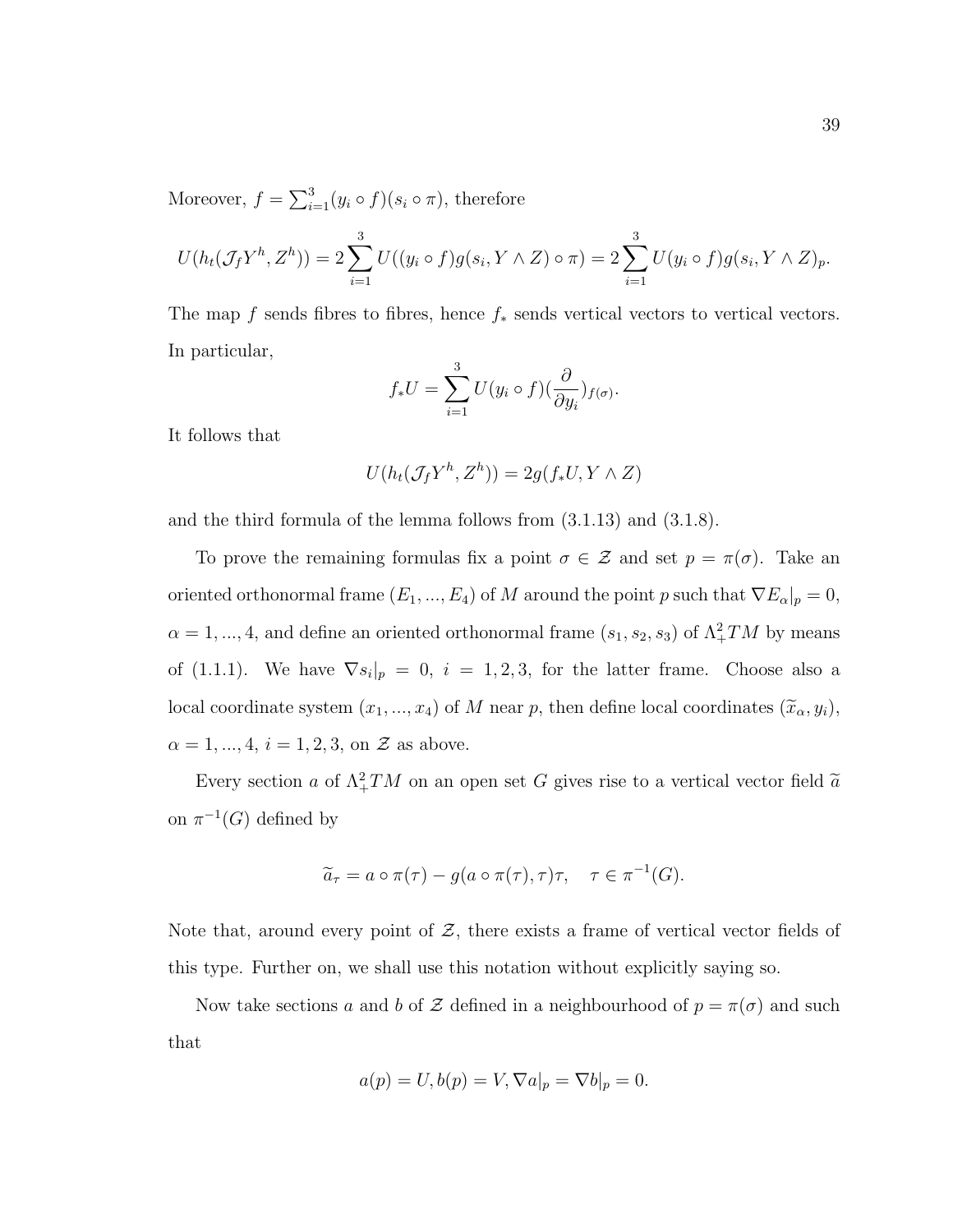Moreover, $f = \sum_{i=1}^{3}(y_i \circ f)(s_i \circ \pi)$, therefore

$$U(h_t(\mathcal{J}_f Y^h, Z^h)) = 2\sum_{i=1}^{3} U((y_i \circ f) g(s_i, Y \wedge Z) \circ \pi) = 2\sum_{i=1}^{3} U(y_i \circ f) g(s_i, Y \wedge Z)_p.$$

The map $f$ sends fibres to fibres, hence $f_*$ sends vertical vectors to vertical vectors. In particular,

$$f_* U = \sum_{i=1}^{3} U(y_i \circ f)(\frac{\partial}{\partial y_i})_{f(\sigma)}.$$

It follows that

$$U(h_t(\mathcal{J}_f Y^h, Z^h)) = 2g(f_* U, Y \wedge Z)$$

and the third formula of the lemma follows from (3.1.13) and (3.1.8).

To prove the remaining formulas fix a point $\sigma \in \mathcal{Z}$ and set $p = \pi(\sigma)$. Take an oriented orthonormal frame $(E_1, ..., E_4)$ of $M$ around the point $p$ such that $\nabla E_\alpha|_p = 0$, $\alpha = 1, ..., 4$, and define an oriented orthonormal frame $(s_1, s_2, s_3)$ of $\Lambda^2_+ TM$ by means of (1.1.1). We have $\nabla s_i|_p = 0$, $i = 1, 2, 3$, for the latter frame. Choose also a local coordinate system $(x_1, ..., x_4)$ of $M$ near $p$, then define local coordinates $(\widetilde{x}_\alpha, y_i)$, $\alpha = 1, ..., 4$, $i = 1, 2, 3$, on $\mathcal{Z}$ as above.

Every section $a$ of $\Lambda^2_+ TM$ on an open set $G$ gives rise to a vertical vector field $\widetilde{a}$ on $\pi^{-1}(G)$ defined by

$$\widetilde{a}_\tau = a \circ \pi(\tau) - g(a \circ \pi(\tau), \tau)\tau, \quad \tau \in \pi^{-1}(G).$$

Note that, around every point of $\mathcal{Z}$, there exists a frame of vertical vector fields of this type. Further on, we shall use this notation without explicitly saying so.

Now take sections $a$ and $b$ of $\mathcal{Z}$ defined in a neighbourhood of $p = \pi(\sigma)$ and such that

$$a(p) = U, b(p) = V, \nabla a|_p = \nabla b|_p = 0.$$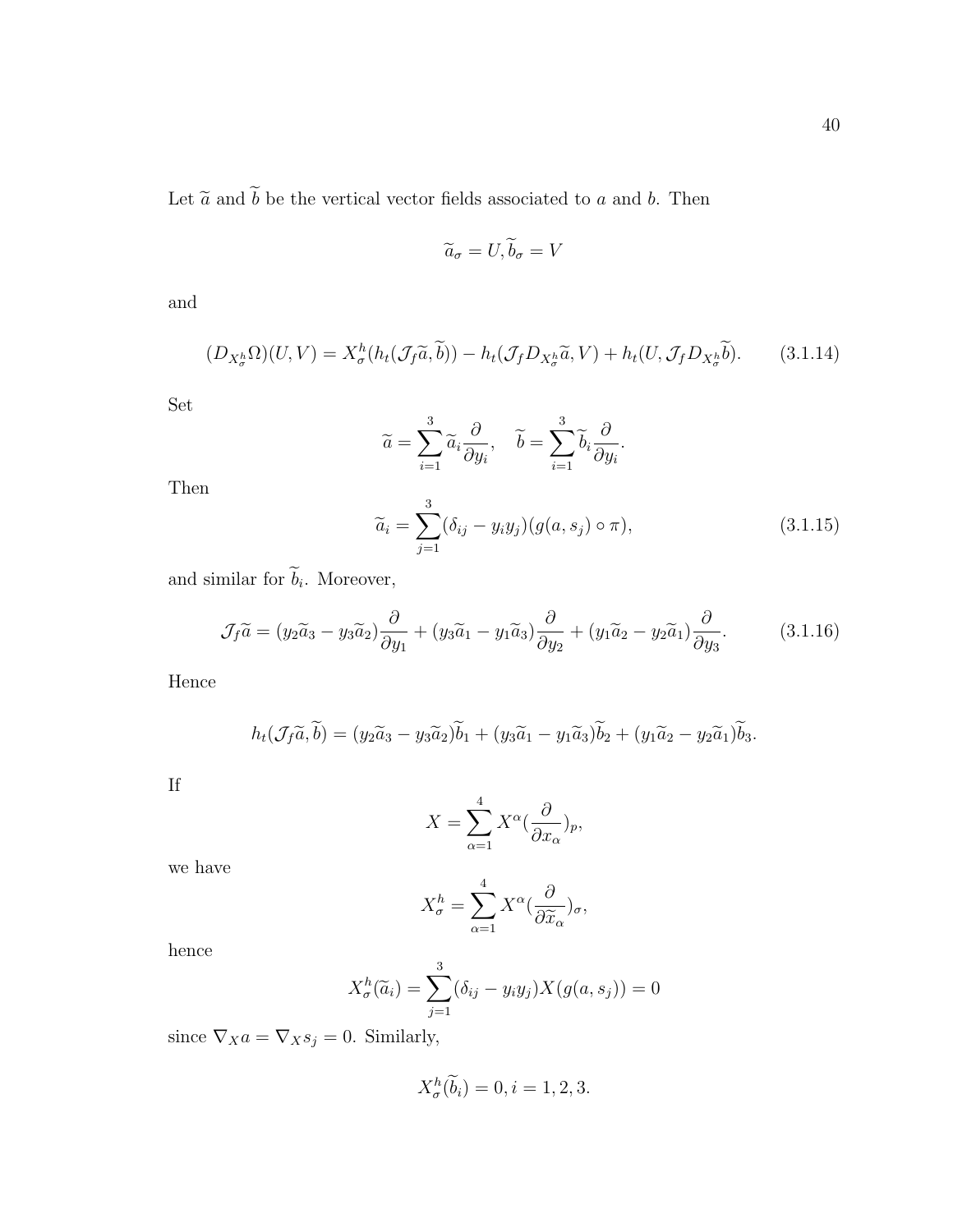Let $\widetilde{a}$ and $\widetilde{b}$ be the vertical vector fields associated to $a$ and $b$. Then

$$\widetilde{a}_\sigma = U, \widetilde{b}_\sigma = V$$

and

$$(D_{X^h_\sigma}\Omega)(U,V) = X^h_\sigma(h_t(\mathcal{J}_f\widetilde{a},\widetilde{b})) - h_t(\mathcal{J}_f D_{X^h_\sigma}\widetilde{a}, V) + h_t(U, \mathcal{J}_f D_{X^h_\sigma}\widetilde{b}). \tag{3.1.14}$$

Set

$$\widetilde{a} = \sum_{i=1}^{3} \widetilde{a}_i \frac{\partial}{\partial y_i}, \quad \widetilde{b} = \sum_{i=1}^{3} \widetilde{b}_i \frac{\partial}{\partial y_i}.$$

Then

$$\widetilde{a}_i = \sum_{j=1}^{3} (\delta_{ij} - y_i y_j)(g(a, s_j)\circ \pi), \tag{3.1.15}$$

and similar for $\widetilde{b}_i$. Moreover,

$$\mathcal{J}_f\widetilde{a} = (y_2\widetilde{a}_3 - y_3\widetilde{a}_2)\frac{\partial}{\partial y_1} + (y_3\widetilde{a}_1 - y_1\widetilde{a}_3)\frac{\partial}{\partial y_2} + (y_1\widetilde{a}_2 - y_2\widetilde{a}_1)\frac{\partial}{\partial y_3}. \tag{3.1.16}$$

Hence

$$h_t(\mathcal{J}_f\widetilde{a},\widetilde{b}) = (y_2\widetilde{a}_3 - y_3\widetilde{a}_2)\widetilde{b}_1 + (y_3\widetilde{a}_1 - y_1\widetilde{a}_3)\widetilde{b}_2 + (y_1\widetilde{a}_2 - y_2\widetilde{a}_1)\widetilde{b}_3.$$

If

$$X = \sum_{\alpha=1}^{4} X^\alpha \left(\frac{\partial}{\partial x_\alpha}\right)_p,$$

we have

$$X^h_\sigma = \sum_{\alpha=1}^{4} X^\alpha \left(\frac{\partial}{\partial \widetilde{x}_\alpha}\right)_\sigma,$$

hence

$$X^h_\sigma(\widetilde{a}_i) = \sum_{j=1}^{3} (\delta_{ij} - y_i y_j) X(g(a, s_j)) = 0$$

since $\nabla_X a = \nabla_X s_j = 0$. Similarly,

$$X^h_\sigma(\widetilde{b}_i) = 0, i = 1, 2, 3.$$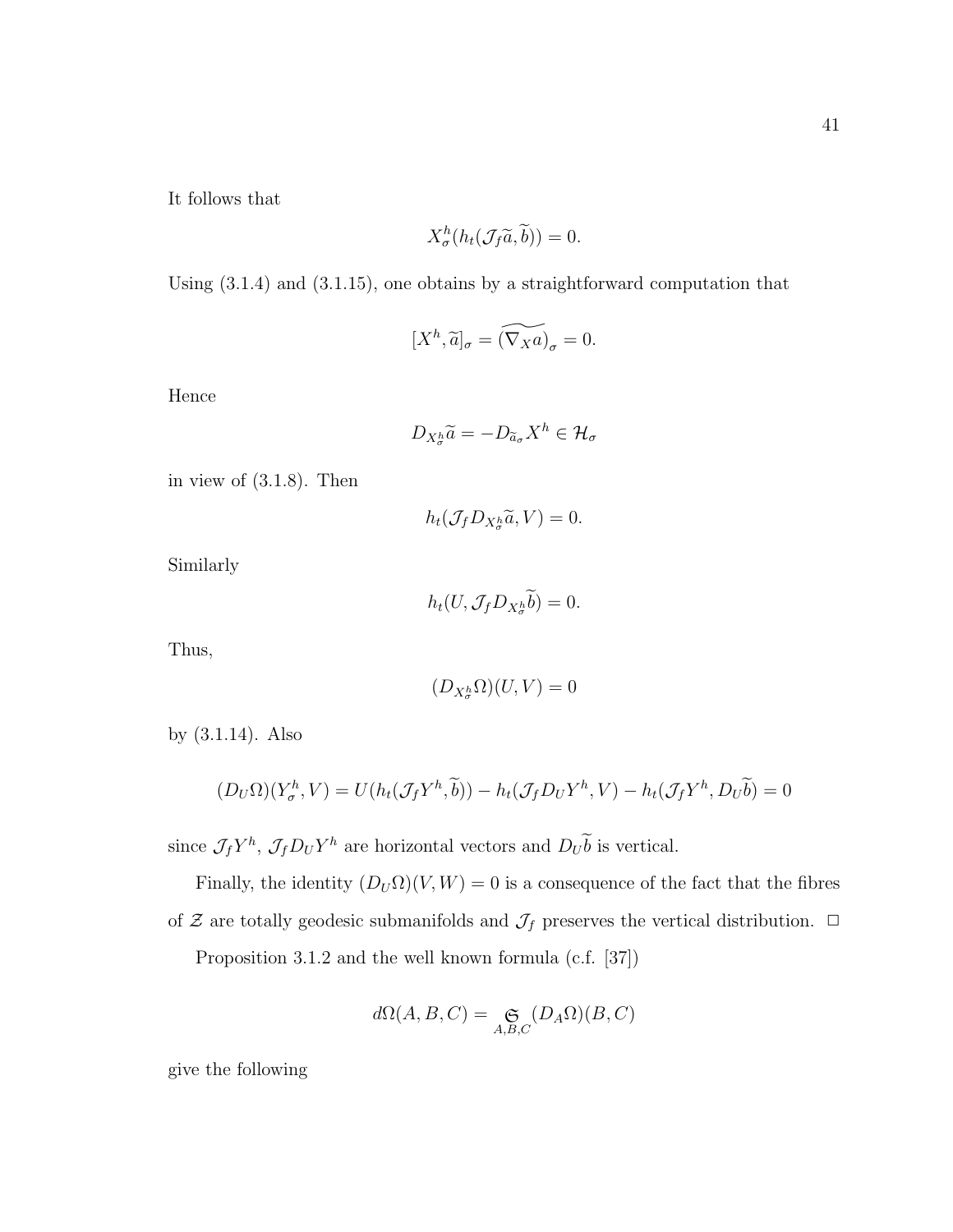It follows that

$$X^h_\sigma(h_t(\mathcal{J}_f\widetilde{a},\widetilde{b}))=0.$$

Using (3.1.4) and (3.1.15), one obtains by a straightforward computation that

$$[X^h,\widetilde{a}]_\sigma=\widetilde{(\nabla_X a)}_\sigma=0.$$

Hence

$$D_{X^h_\sigma}\widetilde{a}=-D_{\widetilde{a}_\sigma}X^h\in\mathcal{H}_\sigma$$

in view of (3.1.8). Then

$$h_t(\mathcal{J}_f D_{X^h_\sigma}\widetilde{a},V)=0.$$

Similarly

$$h_t(U,\mathcal{J}_f D_{X^h_\sigma}\widetilde{b})=0.$$

Thus,

$$(D_{X^h_\sigma}\Omega)(U,V)=0$$

by (3.1.14). Also

$$(D_U\Omega)(Y^h_\sigma,V)=U(h_t(\mathcal{J}_f Y^h,\widetilde{b}))-h_t(\mathcal{J}_f D_U Y^h,V)-h_t(\mathcal{J}_f Y^h,D_U\widetilde{b})=0$$

since $\mathcal{J}_f Y^h$, $\mathcal{J}_f D_U Y^h$ are horizontal vectors and $D_U\widetilde{b}$ is vertical.

Finally, the identity $(D_U\Omega)(V,W)=0$ is a consequence of the fact that the fibres of $\mathcal{Z}$ are totally geodesic submanifolds and $\mathcal{J}_f$ preserves the vertical distribution. □

Proposition 3.1.2 and the well known formula (c.f. [37])

$$d\Omega(A,B,C)=\underset{A,B,C}{\mathfrak{S}}(D_A\Omega)(B,C)$$

give the following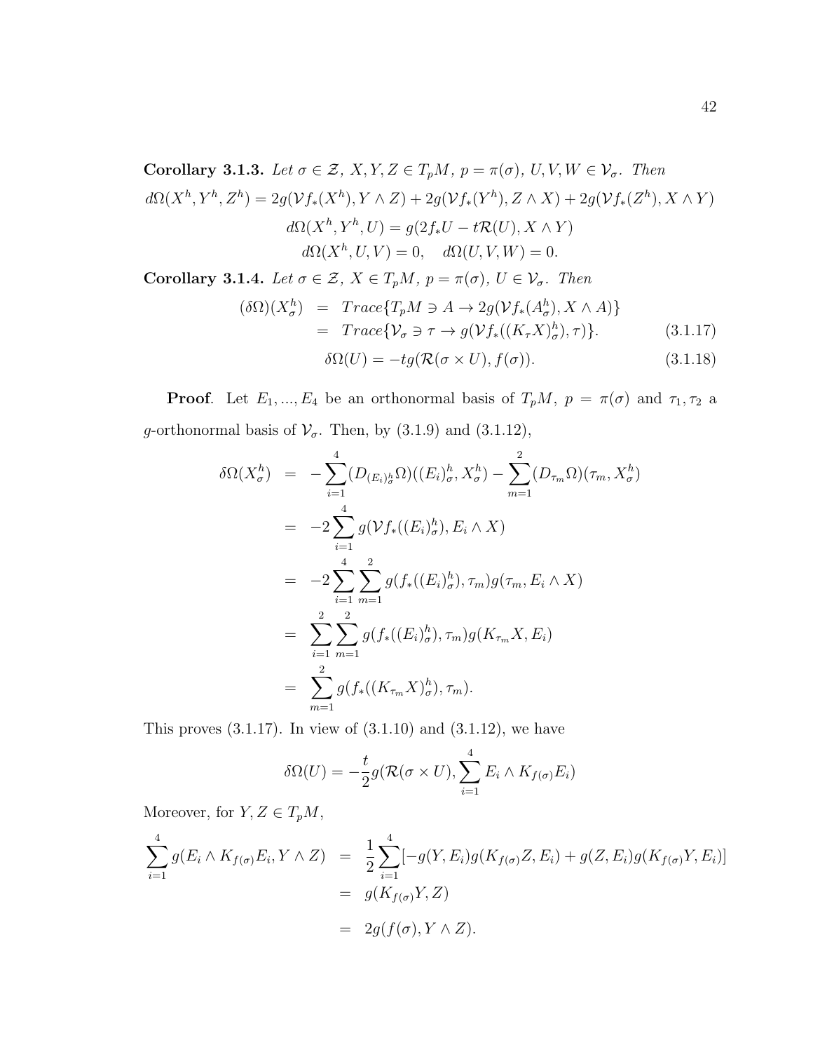**Corollary 3.1.3.** *Let $\sigma \in \mathcal{Z}$, $X, Y, Z \in T_pM$, $p = \pi(\sigma)$, $U, V, W \in \mathcal{V}_\sigma$. Then*

$$d\Omega(X^h, Y^h, Z^h) = 2g(\mathcal{V}f_*(X^h), Y \wedge Z) + 2g(\mathcal{V}f_*(Y^h), Z \wedge X) + 2g(\mathcal{V}f_*(Z^h), X \wedge Y)$$

$$d\Omega(X^h, Y^h, U) = g(2f_*U - t\mathcal{R}(U), X \wedge Y)$$

$$d\Omega(X^h, U, V) = 0, \quad d\Omega(U, V, W) = 0.$$

**Corollary 3.1.4.** *Let $\sigma \in \mathcal{Z}$, $X \in T_pM$, $p = \pi(\sigma)$, $U \in \mathcal{V}_\sigma$. Then*

$$\begin{aligned}(\delta\Omega)(X^h_\sigma) &= Trace\{T_pM \ni A \to 2g(\mathcal{V}f_*(A^h_\sigma), X \wedge A)\} \\ &= Trace\{\mathcal{V}_\sigma \ni \tau \to g(\mathcal{V}f_*((K_\tau X)^h_\sigma), \tau)\}.\end{aligned} \tag{3.1.17}$$

$$\delta\Omega(U) = -tg(\mathcal{R}(\sigma \times U), f(\sigma)). \tag{3.1.18}$$

**Proof**. Let $E_1, ..., E_4$ be an orthonormal basis of $T_pM$, $p = \pi(\sigma)$ and $\tau_1, \tau_2$ a $g$-orthonormal basis of $\mathcal{V}_\sigma$. Then, by (3.1.9) and (3.1.12),

$$\begin{aligned}\delta\Omega(X^h_\sigma) &= -\sum_{i=1}^{4}(D_{(E_i)^h_\sigma}\Omega)((E_i)^h_\sigma, X^h_\sigma) - \sum_{m=1}^{2}(D_{\tau_m}\Omega)(\tau_m, X^h_\sigma) \\ &= -2\sum_{i=1}^{4} g(\mathcal{V}f_*((E_i)^h_\sigma), E_i \wedge X) \\ &= -2\sum_{i=1}^{4}\sum_{m=1}^{2} g(f_*((E_i)^h_\sigma), \tau_m)g(\tau_m, E_i \wedge X) \\ &= \sum_{i=1}^{2}\sum_{m=1}^{2} g(f_*((E_i)^h_\sigma), \tau_m)g(K_{\tau_m}X, E_i) \\ &= \sum_{m=1}^{2} g(f_*((K_{\tau_m}X)^h_\sigma), \tau_m).\end{aligned}$$

This proves (3.1.17). In view of (3.1.10) and (3.1.12), we have

$$\delta\Omega(U) = -\frac{t}{2}g(\mathcal{R}(\sigma \times U), \sum_{i=1}^{4} E_i \wedge K_{f(\sigma)}E_i)$$

Moreover, for $Y, Z \in T_pM$,

$$\begin{aligned}\sum_{i=1}^{4} g(E_i \wedge K_{f(\sigma)}E_i, Y \wedge Z) &= \frac{1}{2}\sum_{i=1}^{4}[-g(Y, E_i)g(K_{f(\sigma)}Z, E_i) + g(Z, E_i)g(K_{f(\sigma)}Y, E_i)] \\ &= g(K_{f(\sigma)}Y, Z) \\ &= 2g(f(\sigma), Y \wedge Z).\end{aligned}$$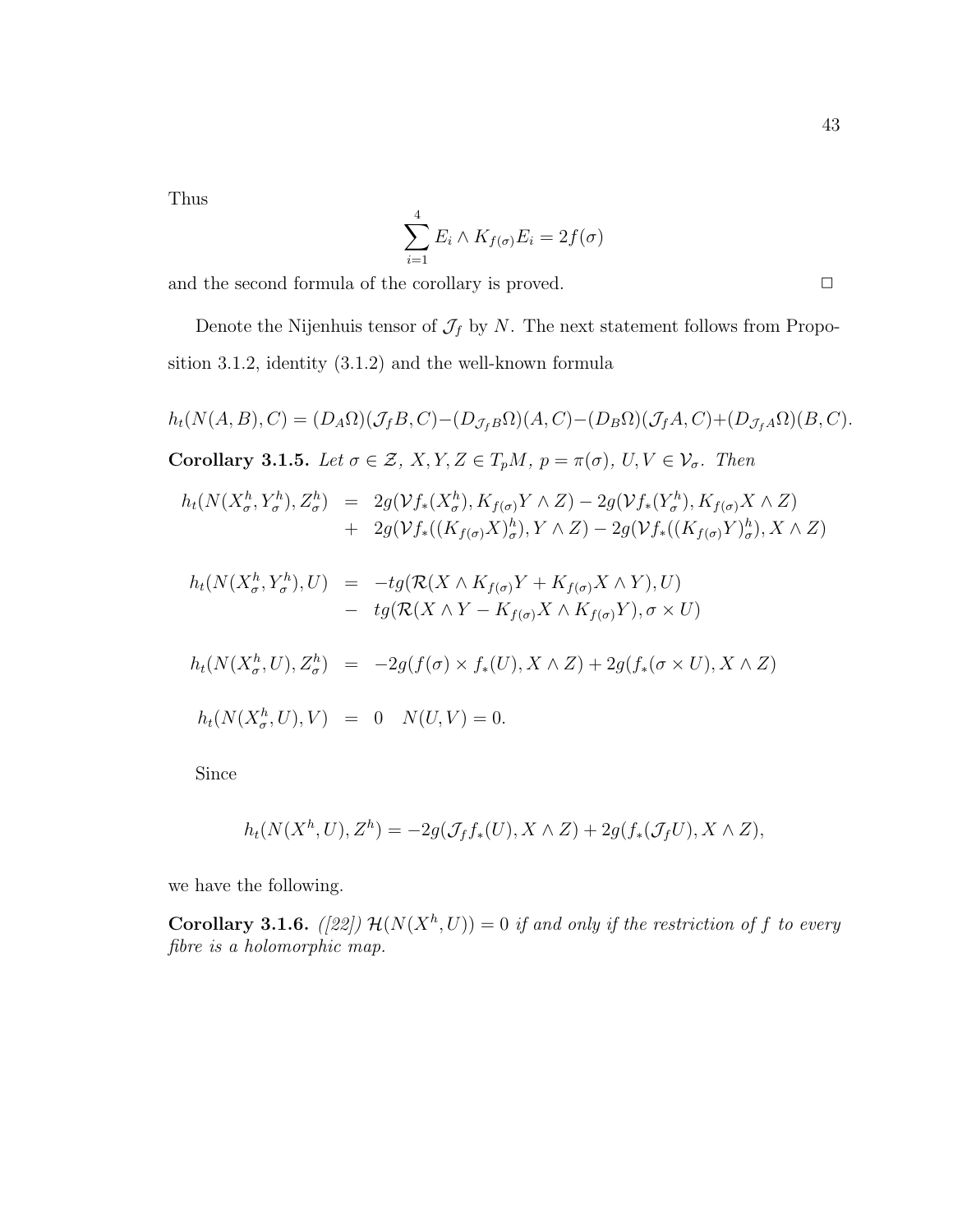Thus

$$\sum_{i=1}^{4} E_i \wedge K_{f(\sigma)} E_i = 2f(\sigma)$$

and the second formula of the corollary is proved. $\square$

Denote the Nijenhuis tensor of $\mathcal{J}_f$ by $N$. The next statement follows from Proposition 3.1.2, identity (3.1.2) and the well-known formula

$$h_t(N(A,B),C) = (D_A\Omega)(\mathcal{J}_f B, C) - (D_{\mathcal{J}_f B}\Omega)(A,C) - (D_B\Omega)(\mathcal{J}_f A, C) + (D_{\mathcal{J}_f A}\Omega)(B,C).$$

**Corollary 3.1.5.** *Let $\sigma \in \mathcal{Z}$, $X, Y, Z \in T_pM$, $p = \pi(\sigma)$, $U, V \in \mathcal{V}_\sigma$. Then*

$$\begin{aligned}
h_t(N(X^h_\sigma, Y^h_\sigma), Z^h_\sigma) &= 2g(\mathcal{V}f_*(X^h_\sigma), K_{f(\sigma)}Y \wedge Z) - 2g(\mathcal{V}f_*(Y^h_\sigma), K_{f(\sigma)}X \wedge Z) \\
&+ 2g(\mathcal{V}f_*((K_{f(\sigma)}X)^h_\sigma), Y \wedge Z) - 2g(\mathcal{V}f_*((K_{f(\sigma)}Y)^h_\sigma), X \wedge Z)
\end{aligned}$$

$$\begin{aligned}
h_t(N(X^h_\sigma, Y^h_\sigma), U) &= -tg(\mathcal{R}(X \wedge K_{f(\sigma)}Y + K_{f(\sigma)}X \wedge Y), U) \\
&- tg(\mathcal{R}(X \wedge Y - K_{f(\sigma)}X \wedge K_{f(\sigma)}Y), \sigma \times U)
\end{aligned}$$

$$h_t(N(X^h_\sigma, U), Z^h_\sigma) = -2g(f(\sigma) \times f_*(U), X \wedge Z) + 2g(f_*(\sigma \times U), X \wedge Z)$$

$$h_t(N(X^h_\sigma, U), V) = 0 \quad N(U,V) = 0.$$

Since

$$h_t(N(X^h, U), Z^h) = -2g(\mathcal{J}_f f_*(U), X \wedge Z) + 2g(f_*(\mathcal{J}_f U), X \wedge Z),$$

we have the following.

**Corollary 3.1.6.** *([22]) $\mathcal{H}(N(X^h, U)) = 0$ if and only if the restriction of $f$ to every fibre is a holomorphic map.*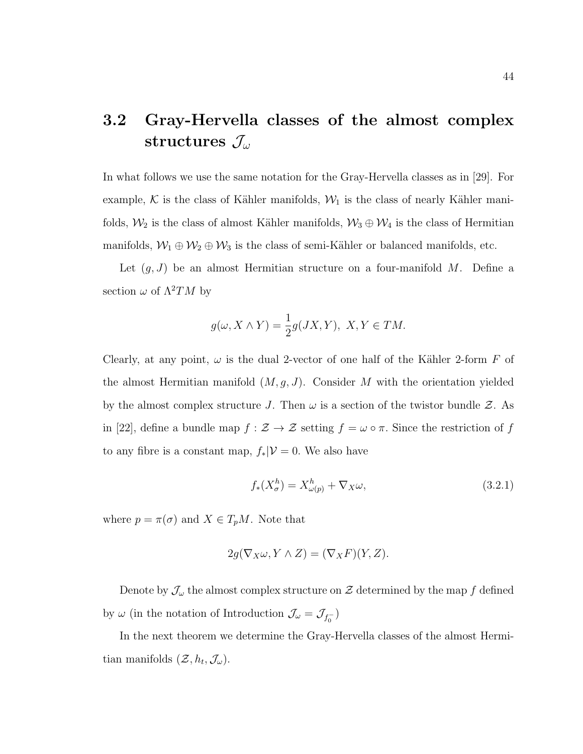## 3.2 Gray-Hervella classes of the almost complex structures $\mathcal{J}_\omega$

In what follows we use the same notation for the Gray-Hervella classes as in [29]. For example, $\mathcal{K}$ is the class of Kähler manifolds, $\mathcal{W}_1$ is the class of nearly Kähler manifolds, $\mathcal{W}_2$ is the class of almost Kähler manifolds, $\mathcal{W}_3 \oplus \mathcal{W}_4$ is the class of Hermitian manifolds, $\mathcal{W}_1 \oplus \mathcal{W}_2 \oplus \mathcal{W}_3$ is the class of semi-Kähler or balanced manifolds, etc.

Let $(g, J)$ be an almost Hermitian structure on a four-manifold $M$. Define a section $\omega$ of $\Lambda^2 TM$ by

$$g(\omega, X \wedge Y) = \frac{1}{2} g(JX, Y), \; X, Y \in TM.$$

Clearly, at any point, $\omega$ is the dual 2-vector of one half of the Kähler 2-form $F$ of the almost Hermitian manifold $(M, g, J)$. Consider $M$ with the orientation yielded by the almost complex structure $J$. Then $\omega$ is a section of the twistor bundle $\mathcal{Z}$. As in [22], define a bundle map $f : \mathcal{Z} \to \mathcal{Z}$ setting $f = \omega \circ \pi$. Since the restriction of $f$ to any fibre is a constant map, $f_*|\mathcal{V} = 0$. We also have

$$f_*(X^h_\sigma) = X^h_{\omega(p)} + \nabla_X \omega, \tag{3.2.1}$$

where $p = \pi(\sigma)$ and $X \in T_p M$. Note that

$$2g(\nabla_X \omega, Y \wedge Z) = (\nabla_X F)(Y, Z).$$

Denote by $\mathcal{J}_\omega$ the almost complex structure on $\mathcal{Z}$ determined by the map $f$ defined by $\omega$ (in the notation of Introduction $\mathcal{J}_\omega = \mathcal{J}_{f_0^-}$)

In the next theorem we determine the Gray-Hervella classes of the almost Hermitian manifolds $(\mathcal{Z}, h_t, \mathcal{J}_\omega)$.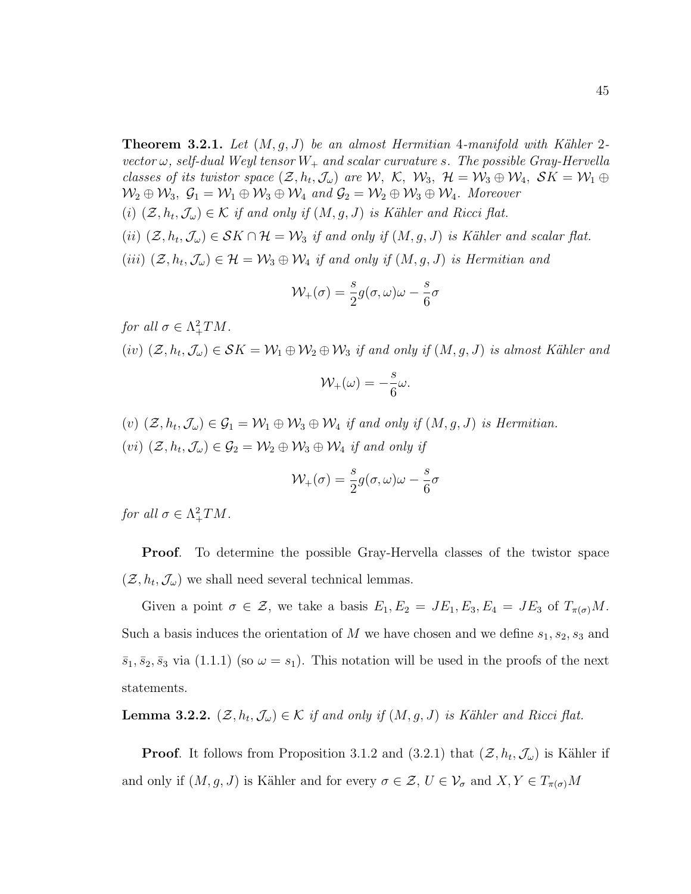**Theorem 3.2.1.** *Let $(M, g, J)$ be an almost Hermitian 4-manifold with Kähler 2-vector $\omega$, self-dual Weyl tensor $W_+$ and scalar curvature $s$. The possible Gray-Hervella classes of its twistor space $(\mathcal{Z}, h_t, \mathcal{J}_\omega)$ are $\mathcal{W}$, $\mathcal{K}$, $\mathcal{W}_3$, $\mathcal{H} = \mathcal{W}_3 \oplus \mathcal{W}_4$, $\mathcal{SK} = \mathcal{W}_1 \oplus \mathcal{W}_2 \oplus \mathcal{W}_3$, $\mathcal{G}_1 = \mathcal{W}_1 \oplus \mathcal{W}_3 \oplus \mathcal{W}_4$ and $\mathcal{G}_2 = \mathcal{W}_2 \oplus \mathcal{W}_3 \oplus \mathcal{W}_4$. Moreover*

*(i) $(\mathcal{Z}, h_t, \mathcal{J}_\omega) \in \mathcal{K}$ if and only if $(M, g, J)$ is Kähler and Ricci flat.*

*(ii) $(\mathcal{Z}, h_t, \mathcal{J}_\omega) \in \mathcal{SK} \cap \mathcal{H} = \mathcal{W}_3$ if and only if $(M, g, J)$ is Kähler and scalar flat.*

*(iii) $(\mathcal{Z}, h_t, \mathcal{J}_\omega) \in \mathcal{H} = \mathcal{W}_3 \oplus \mathcal{W}_4$ if and only if $(M, g, J)$ is Hermitian and*

$$\mathcal{W}_+(\sigma) = \frac{s}{2} g(\sigma, \omega)\omega - \frac{s}{6}\sigma$$

*for all $\sigma \in \Lambda^2_+ TM$.*

*(iv) $(\mathcal{Z}, h_t, \mathcal{J}_\omega) \in \mathcal{SK} = \mathcal{W}_1 \oplus \mathcal{W}_2 \oplus \mathcal{W}_3$ if and only if $(M, g, J)$ is almost Kähler and*

$$\mathcal{W}_+(\omega) = -\frac{s}{6}\omega.$$

*(v) $(\mathcal{Z}, h_t, \mathcal{J}_\omega) \in \mathcal{G}_1 = \mathcal{W}_1 \oplus \mathcal{W}_3 \oplus \mathcal{W}_4$ if and only if $(M, g, J)$ is Hermitian.*

*(vi) $(\mathcal{Z}, h_t, \mathcal{J}_\omega) \in \mathcal{G}_2 = \mathcal{W}_2 \oplus \mathcal{W}_3 \oplus \mathcal{W}_4$ if and only if*

$$\mathcal{W}_+(\sigma) = \frac{s}{2} g(\sigma, \omega)\omega - \frac{s}{6}\sigma$$

*for all $\sigma \in \Lambda^2_+ TM$.*

**Proof**. To determine the possible Gray-Hervella classes of the twistor space $(\mathcal{Z}, h_t, \mathcal{J}_\omega)$ we shall need several technical lemmas.

Given a point $\sigma \in \mathcal{Z}$, we take a basis $E_1, E_2 = JE_1, E_3, E_4 = JE_3$ of $T_{\pi(\sigma)}M$. Such a basis induces the orientation of $M$ we have chosen and we define $s_1, s_2, s_3$ and $\bar{s}_1, \bar{s}_2, \bar{s}_3$ via (1.1.1) (so $\omega = s_1$). This notation will be used in the proofs of the next statements.

**Lemma 3.2.2.** *$(\mathcal{Z}, h_t, \mathcal{J}_\omega) \in \mathcal{K}$ if and only if $(M, g, J)$ is Kähler and Ricci flat.*

**Proof**. It follows from Proposition 3.1.2 and (3.2.1) that $(\mathcal{Z}, h_t, \mathcal{J}_\omega)$ is Kähler if and only if $(M, g, J)$ is Kähler and for every $\sigma \in \mathcal{Z}$, $U \in \mathcal{V}_\sigma$ and $X, Y \in T_{\pi(\sigma)}M$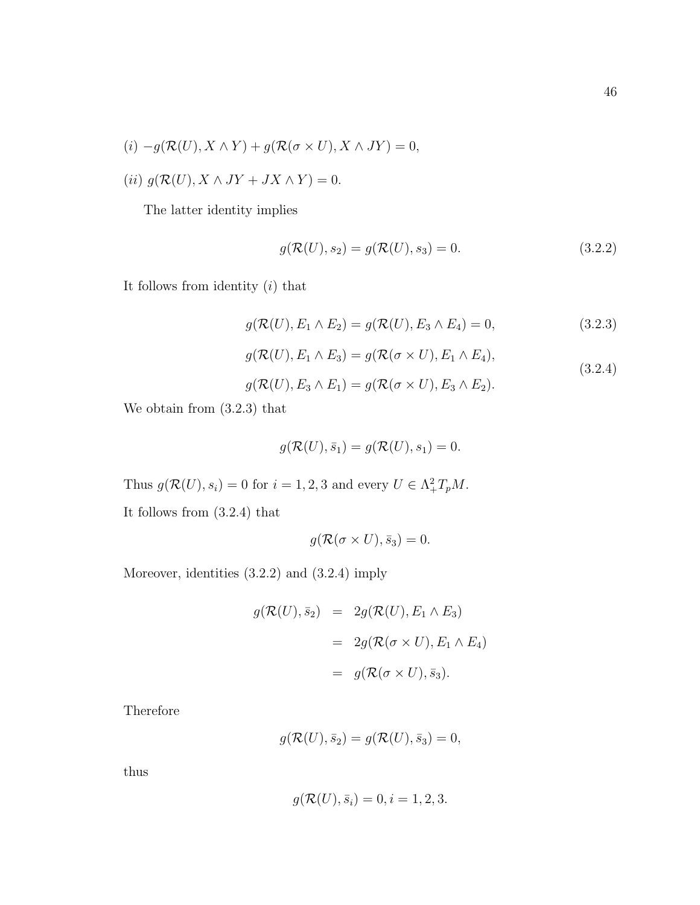(*i*) $-g(\mathcal{R}(U), X \wedge Y) + g(\mathcal{R}(\sigma \times U), X \wedge JY) = 0,$

(*ii*) $g(\mathcal{R}(U), X \wedge JY + JX \wedge Y) = 0.$

The latter identity implies

$$g(\mathcal{R}(U), s_2) = g(\mathcal{R}(U), s_3) = 0. \tag{3.2.2}$$

It follows from identity (*i*) that

$$g(\mathcal{R}(U), E_1 \wedge E_2) = g(\mathcal{R}(U), E_3 \wedge E_4) = 0, \tag{3.2.3}$$

$$\begin{aligned} g(\mathcal{R}(U), E_1 \wedge E_3) &= g(\mathcal{R}(\sigma \times U), E_1 \wedge E_4), \\ g(\mathcal{R}(U), E_3 \wedge E_1) &= g(\mathcal{R}(\sigma \times U), E_3 \wedge E_2). \end{aligned} \tag{3.2.4}$$

We obtain from (3.2.3) that

$$g(\mathcal{R}(U), \bar{s}_1) = g(\mathcal{R}(U), s_1) = 0.$$

Thus $g(\mathcal{R}(U), s_i) = 0$ for $i = 1, 2, 3$ and every $U \in \Lambda^2_+ T_pM$.

It follows from (3.2.4) that

$$g(\mathcal{R}(\sigma \times U), \bar{s}_3) = 0.$$

Moreover, identities (3.2.2) and (3.2.4) imply

$$\begin{aligned} g(\mathcal{R}(U), \bar{s}_2) &= 2g(\mathcal{R}(U), E_1 \wedge E_3) \\ &= 2g(\mathcal{R}(\sigma \times U), E_1 \wedge E_4) \\ &= g(\mathcal{R}(\sigma \times U), \bar{s}_3). \end{aligned}$$

Therefore

$$g(\mathcal{R}(U), \bar{s}_2) = g(\mathcal{R}(U), \bar{s}_3) = 0,$$

thus

$$g(\mathcal{R}(U), \bar{s}_i) = 0, i = 1, 2, 3.$$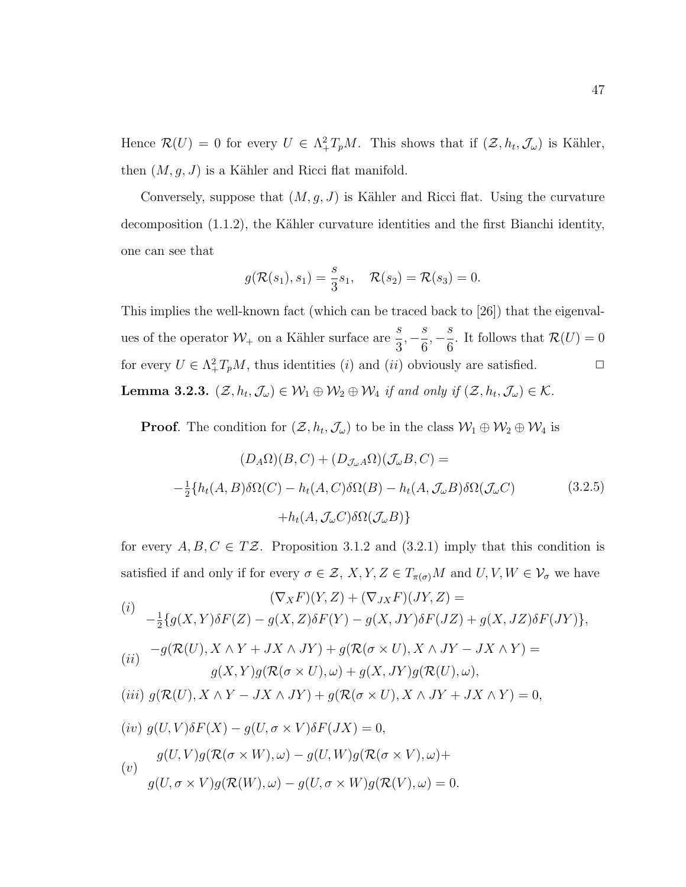Hence $\mathcal{R}(U) = 0$ for every $U \in \Lambda^2_+ T_pM$. This shows that if $(\mathcal{Z}, h_t, \mathcal{J}_\omega)$ is Kähler, then $(M, g, J)$ is a Kähler and Ricci flat manifold.

Conversely, suppose that $(M, g, J)$ is Kähler and Ricci flat. Using the curvature decomposition (1.1.2), the Kähler curvature identities and the first Bianchi identity, one can see that

$$g(\mathcal{R}(s_1), s_1) = \frac{s}{3}s_1, \quad \mathcal{R}(s_2) = \mathcal{R}(s_3) = 0.$$

This implies the well-known fact (which can be traced back to [26]) that the eigenvalues of the operator $\mathcal{W}_+$ on a Kähler surface are $\frac{s}{3}, -\frac{s}{6}, -\frac{s}{6}$. It follows that $\mathcal{R}(U) = 0$ for every $U \in \Lambda^2_+ T_pM$, thus identities $(i)$ and $(ii)$ obviously are satisfied. $\square$

**Lemma 3.2.3.** *$(\mathcal{Z}, h_t, \mathcal{J}_\omega) \in \mathcal{W}_1 \oplus \mathcal{W}_2 \oplus \mathcal{W}_4$ if and only if $(\mathcal{Z}, h_t, \mathcal{J}_\omega) \in \mathcal{K}$.*

**Proof**. The condition for $(\mathcal{Z}, h_t, \mathcal{J}_\omega)$ to be in the class $\mathcal{W}_1 \oplus \mathcal{W}_2 \oplus \mathcal{W}_4$ is

$$\begin{gathered}(D_A\Omega)(B, C) + (D_{\mathcal{J}_\omega A}\Omega)(\mathcal{J}_\omega B, C) = \\ -\tfrac{1}{2}\{h_t(A, B)\delta\Omega(C) - h_t(A, C)\delta\Omega(B) - h_t(A, \mathcal{J}_\omega B)\delta\Omega(\mathcal{J}_\omega C) \\ +h_t(A, \mathcal{J}_\omega C)\delta\Omega(\mathcal{J}_\omega B)\}\end{gathered} \tag{3.2.5}$$

for every $A, B, C \in T\mathcal{Z}$. Proposition 3.1.2 and (3.2.1) imply that this condition is satisfied if and only if for every $\sigma \in \mathcal{Z}$, $X, Y, Z \in T_{\pi(\sigma)}M$ and $U, V, W \in \mathcal{V}_\sigma$ we have

$(i)$
$$\begin{gathered}(\nabla_X F)(Y, Z) + (\nabla_{JX} F)(JY, Z) = \\ -\tfrac{1}{2}\{g(X, Y)\delta F(Z) - g(X, Z)\delta F(Y) - g(X, JY)\delta F(JZ) + g(X, JZ)\delta F(JY)\},\end{gathered}$$

$(ii)$
$$\begin{gathered}-g(\mathcal{R}(U), X \wedge Y + JX \wedge JY) + g(\mathcal{R}(\sigma \times U), X \wedge JY - JX \wedge Y) = \\ g(X, Y)g(\mathcal{R}(\sigma \times U), \omega) + g(X, JY)g(\mathcal{R}(U), \omega),\end{gathered}$$

$(iii)$ $g(\mathcal{R}(U), X \wedge Y - JX \wedge JY) + g(\mathcal{R}(\sigma \times U), X \wedge JY + JX \wedge Y) = 0,$

$(iv)$ $g(U, V)\delta F(X) - g(U, \sigma \times V)\delta F(JX) = 0,$

$(v)$
$$\begin{gathered}g(U, V)g(\mathcal{R}(\sigma \times W), \omega) - g(U, W)g(\mathcal{R}(\sigma \times V), \omega) + \\ g(U, \sigma \times V)g(\mathcal{R}(W), \omega) - g(U, \sigma \times W)g(\mathcal{R}(V), \omega) = 0.\end{gathered}$$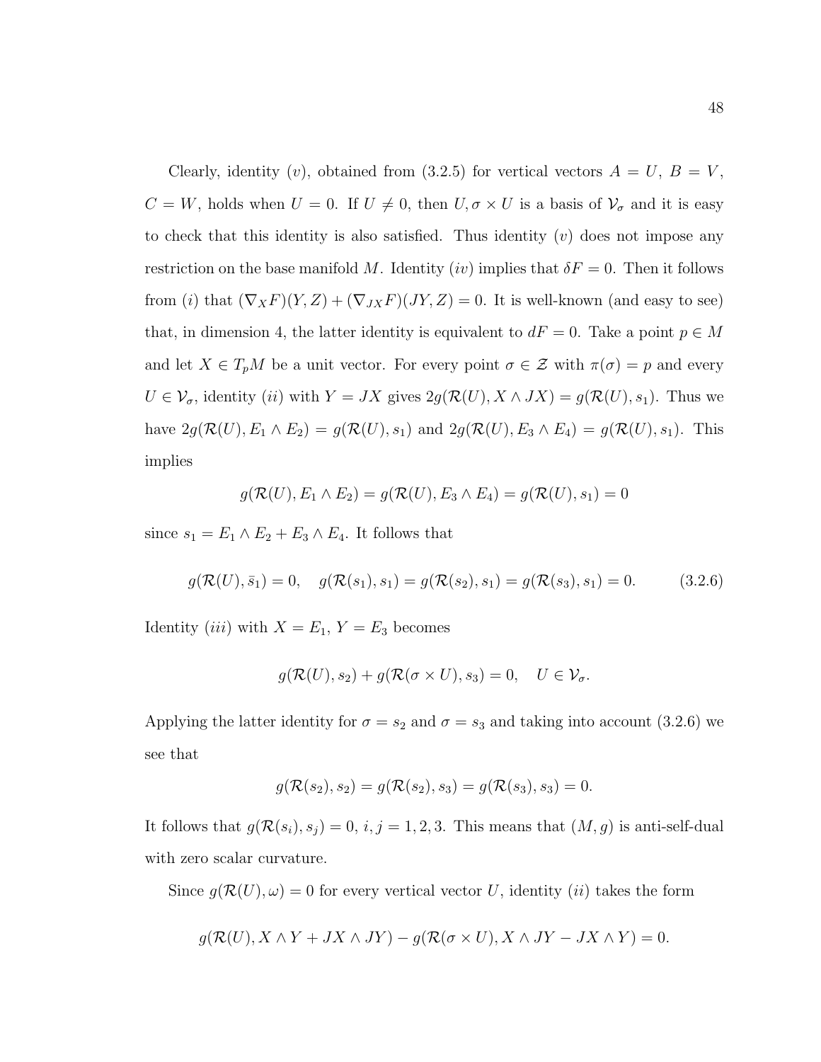Clearly, identity $(v)$, obtained from (3.2.5) for vertical vectors $A = U$, $B = V$, $C = W$, holds when $U = 0$. If $U \neq 0$, then $U, \sigma \times U$ is a basis of $\mathcal{V}_\sigma$ and it is easy to check that this identity is also satisfied. Thus identity $(v)$ does not impose any restriction on the base manifold $M$. Identity $(iv)$ implies that $\delta F = 0$. Then it follows from $(i)$ that $(\nabla_X F)(Y, Z) + (\nabla_{JX} F)(JY, Z) = 0$. It is well-known (and easy to see) that, in dimension 4, the latter identity is equivalent to $dF = 0$. Take a point $p \in M$ and let $X \in T_pM$ be a unit vector. For every point $\sigma \in \mathcal{Z}$ with $\pi(\sigma) = p$ and every $U \in \mathcal{V}_\sigma$, identity $(ii)$ with $Y = JX$ gives $2g(\mathcal{R}(U), X \wedge JX) = g(\mathcal{R}(U), s_1)$. Thus we have $2g(\mathcal{R}(U), E_1 \wedge E_2) = g(\mathcal{R}(U), s_1)$ and $2g(\mathcal{R}(U), E_3 \wedge E_4) = g(\mathcal{R}(U), s_1)$. This implies

$$g(\mathcal{R}(U), E_1 \wedge E_2) = g(\mathcal{R}(U), E_3 \wedge E_4) = g(\mathcal{R}(U), s_1) = 0$$

since $s_1 = E_1 \wedge E_2 + E_3 \wedge E_4$. It follows that

$$g(\mathcal{R}(U), \bar{s}_1) = 0, \quad g(\mathcal{R}(s_1), s_1) = g(\mathcal{R}(s_2), s_1) = g(\mathcal{R}(s_3), s_1) = 0. \tag{3.2.6}$$

Identity $(iii)$ with $X = E_1$, $Y = E_3$ becomes

$$g(\mathcal{R}(U), s_2) + g(\mathcal{R}(\sigma \times U), s_3) = 0, \quad U \in \mathcal{V}_\sigma.$$

Applying the latter identity for $\sigma = s_2$ and $\sigma = s_3$ and taking into account (3.2.6) we see that

$$g(\mathcal{R}(s_2), s_2) = g(\mathcal{R}(s_2), s_3) = g(\mathcal{R}(s_3), s_3) = 0.$$

It follows that $g(\mathcal{R}(s_i), s_j) = 0$, $i, j = 1, 2, 3$. This means that $(M, g)$ is anti-self-dual with zero scalar curvature.

Since $g(\mathcal{R}(U), \omega) = 0$ for every vertical vector $U$, identity $(ii)$ takes the form

$$g(\mathcal{R}(U), X \wedge Y + JX \wedge JY) - g(\mathcal{R}(\sigma \times U), X \wedge JY - JX \wedge Y) = 0.$$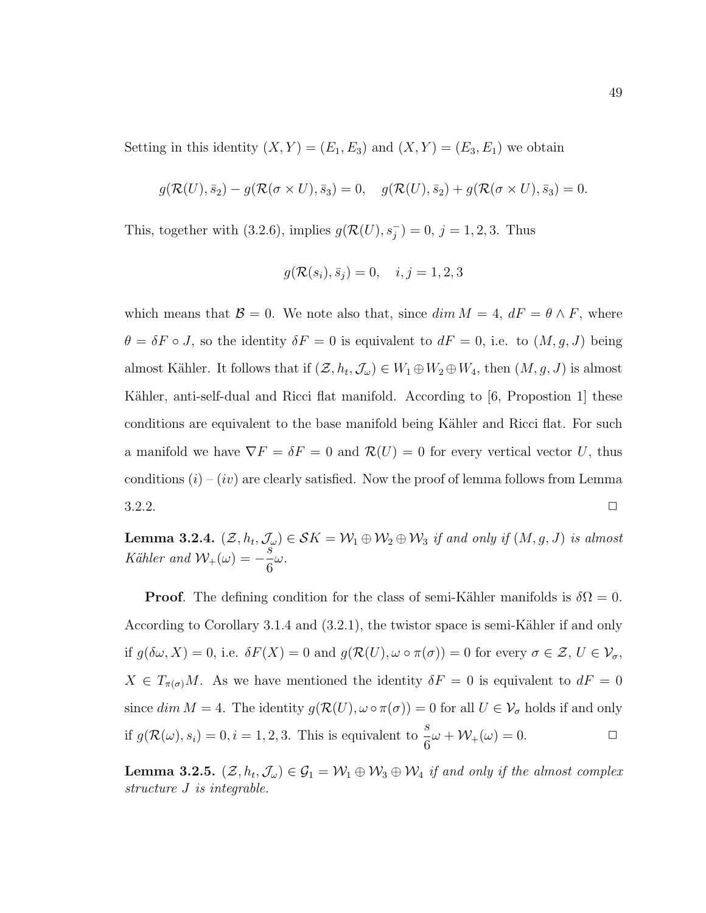Setting in this identity $(X,Y) = (E_1, E_3)$ and $(X,Y) = (E_3, E_1)$ we obtain

$$g(\mathcal{R}(U), \bar{s}_2) - g(\mathcal{R}(\sigma \times U), \bar{s}_3) = 0, \quad g(\mathcal{R}(U), \bar{s}_2) + g(\mathcal{R}(\sigma \times U), \bar{s}_3) = 0.$$

This, together with (3.2.6), implies $g(\mathcal{R}(U), s_j^-) = 0$, $j = 1, 2, 3$. Thus

$$g(\mathcal{R}(s_i), \bar{s}_j) = 0, \quad i, j = 1, 2, 3$$

which means that $\mathcal{B} = 0$. We note also that, since $dim\, M = 4$, $dF = \theta \wedge F$, where $\theta = \delta F \circ J$, so the identity $\delta F = 0$ is equivalent to $dF = 0$, i.e. to $(M, g, J)$ being almost Kähler. It follows that if $(\mathcal{Z}, h_t, \mathcal{J}_\omega) \in W_1 \oplus W_2 \oplus W_4$, then $(M, g, J)$ is almost Kähler, anti-self-dual and Ricci flat manifold. According to [6, Propostion 1] these conditions are equivalent to the base manifold being Kähler and Ricci flat. For such a manifold we have $\nabla F = \delta F = 0$ and $\mathcal{R}(U) = 0$ for every vertical vector $U$, thus conditions $(i)$ – $(iv)$ are clearly satisfied. Now the proof of lemma follows from Lemma 3.2.2. $\square$

**Lemma 3.2.4.** *$(\mathcal{Z}, h_t, \mathcal{J}_\omega) \in \mathcal{S}K = \mathcal{W}_1 \oplus \mathcal{W}_2 \oplus \mathcal{W}_3$ if and only if $(M, g, J)$ is almost Kähler and $\mathcal{W}_+(\omega) = -\dfrac{s}{6}\omega$.*

**Proof**. The defining condition for the class of semi-Kähler manifolds is $\delta\Omega = 0$. According to Corollary 3.1.4 and (3.2.1), the twistor space is semi-Kähler if and only if $g(\delta\omega, X) = 0$, i.e. $\delta F(X) = 0$ and $g(\mathcal{R}(U), \omega \circ \pi(\sigma)) = 0$ for every $\sigma \in \mathcal{Z}$, $U \in \mathcal{V}_\sigma$, $X \in T_{\pi(\sigma)}M$. As we have mentioned the identity $\delta F = 0$ is equivalent to $dF = 0$ since $dim\, M = 4$. The identity $g(\mathcal{R}(U), \omega \circ \pi(\sigma)) = 0$ for all $U \in \mathcal{V}_\sigma$ holds if and only if $g(\mathcal{R}(\omega), s_i) = 0, i = 1, 2, 3$. This is equivalent to $\dfrac{s}{6}\omega + \mathcal{W}_+(\omega) = 0$. $\square$

**Lemma 3.2.5.** *$(\mathcal{Z}, h_t, \mathcal{J}_\omega) \in \mathcal{G}_1 = \mathcal{W}_1 \oplus \mathcal{W}_3 \oplus \mathcal{W}_4$ if and only if the almost complex structure $J$ is integrable.*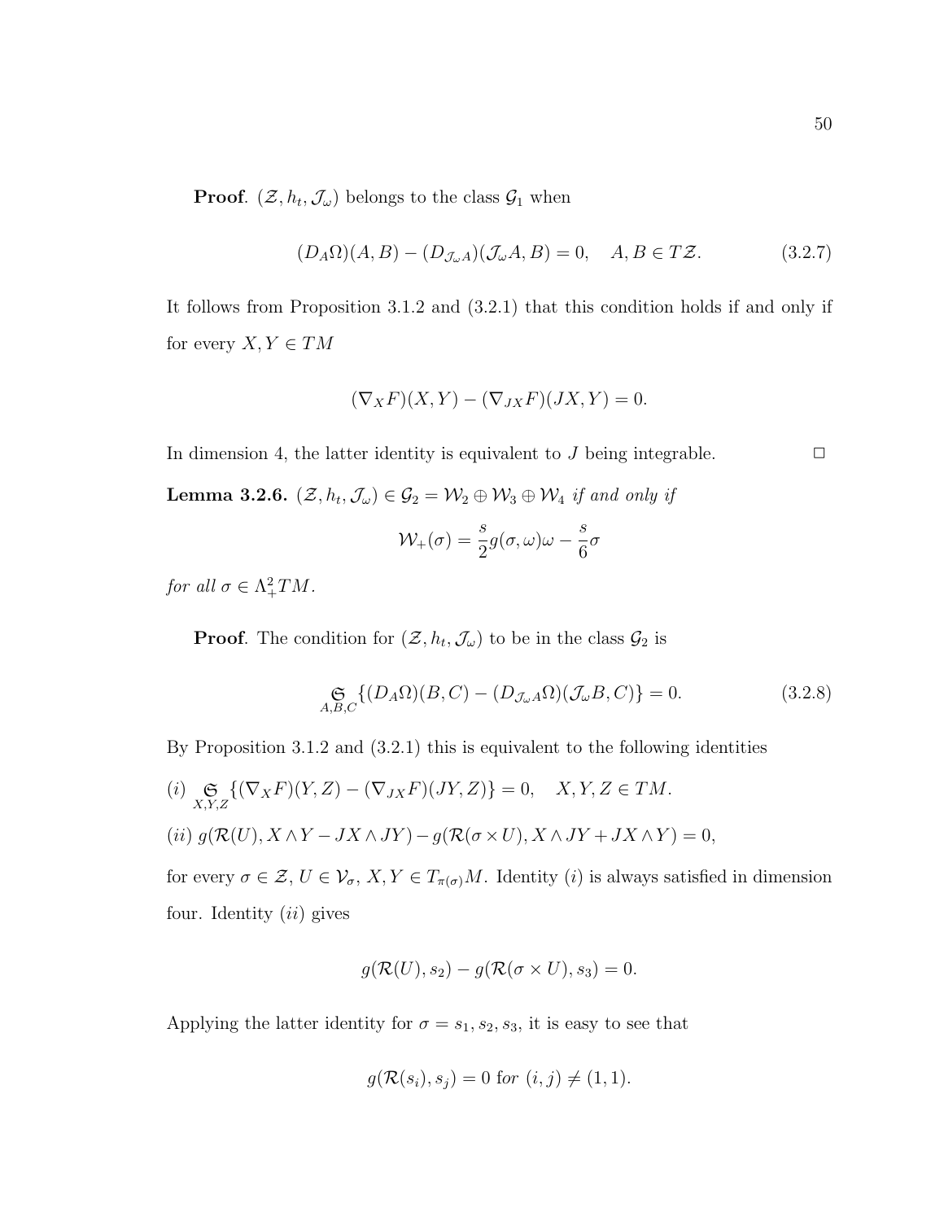**Proof**. $(\mathcal{Z}, h_t, \mathcal{J}_\omega)$ belongs to the class $\mathcal{G}_1$ when

$$(D_A\Omega)(A,B) - (D_{\mathcal{J}_\omega A})(\mathcal{J}_\omega A, B) = 0, \quad A, B \in T\mathcal{Z}. \tag{3.2.7}$$

It follows from Proposition 3.1.2 and (3.2.1) that this condition holds if and only if for every $X, Y \in TM$

$$(\nabla_X F)(X,Y) - (\nabla_{JX} F)(JX, Y) = 0.$$

In dimension 4, the latter identity is equivalent to $J$ being integrable. $\square$

**Lemma 3.2.6.** *$(\mathcal{Z}, h_t, \mathcal{J}_\omega) \in \mathcal{G}_2 = \mathcal{W}_2 \oplus \mathcal{W}_3 \oplus \mathcal{W}_4$ if and only if*

$$\mathcal{W}_+(\sigma) = \frac{s}{2} g(\sigma, \omega)\omega - \frac{s}{6}\sigma$$

*for all $\sigma \in \Lambda^2_+ TM$.*

**Proof**. The condition for $(\mathcal{Z}, h_t, \mathcal{J}_\omega)$ to be in the class $\mathcal{G}_2$ is

$$\underset{A,B,C}{\mathfrak{S}} \{(D_A\Omega)(B,C) - (D_{\mathcal{J}_\omega A}\Omega)(\mathcal{J}_\omega B, C)\} = 0. \tag{3.2.8}$$

By Proposition 3.1.2 and (3.2.1) this is equivalent to the following identities

$(i)$ $\underset{X,Y,Z}{\mathfrak{S}} \{(\nabla_X F)(Y,Z) - (\nabla_{JX} F)(JY, Z)\} = 0, \quad X, Y, Z \in TM.$

$(ii)$ $g(\mathcal{R}(U), X \wedge Y - JX \wedge JY) - g(\mathcal{R}(\sigma \times U), X \wedge JY + JX \wedge Y) = 0,$

for every $\sigma \in \mathcal{Z}$, $U \in \mathcal{V}_\sigma$, $X, Y \in T_{\pi(\sigma)}M$. Identity $(i)$ is always satisfied in dimension four. Identity $(ii)$ gives

$$g(\mathcal{R}(U), s_2) - g(\mathcal{R}(\sigma \times U), s_3) = 0.$$

Applying the latter identity for $\sigma = s_1, s_2, s_3$, it is easy to see that

$$g(\mathcal{R}(s_i), s_j) = 0 \text{ for } (i,j) \neq (1,1).$$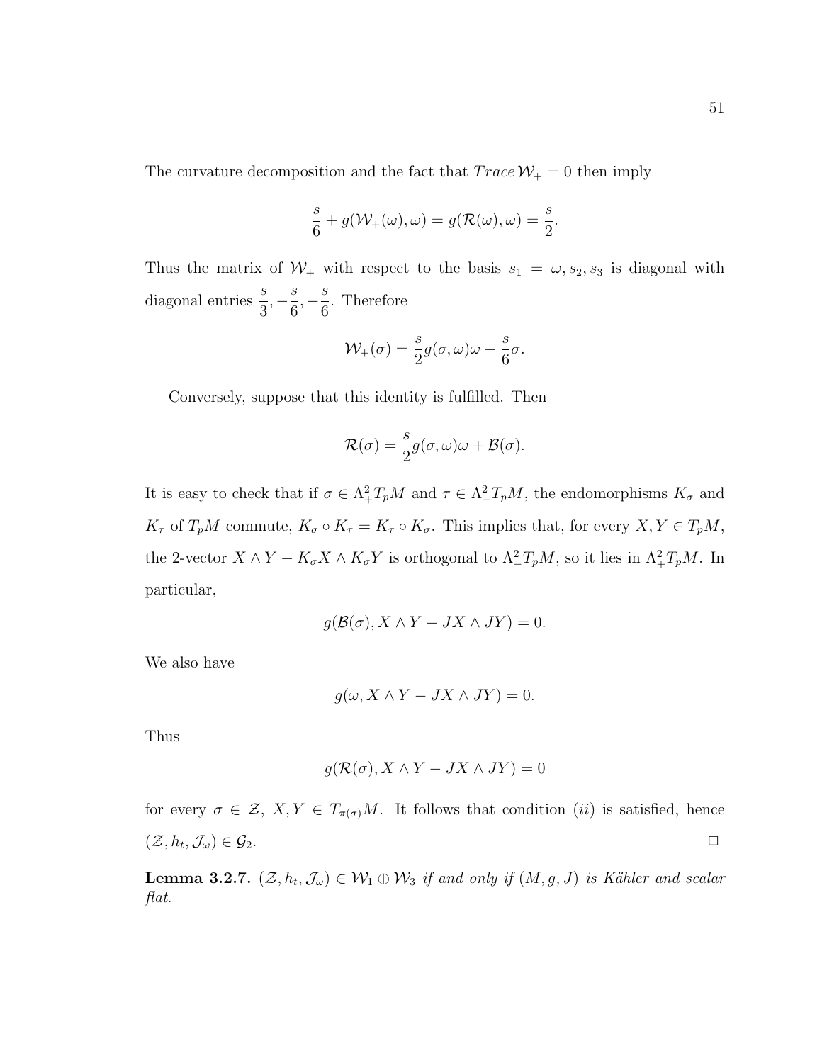The curvature decomposition and the fact that $Trace\,\mathcal{W}_+ = 0$ then imply

$$\frac{s}{6} + g(\mathcal{W}_+(\omega), \omega) = g(\mathcal{R}(\omega), \omega) = \frac{s}{2}.$$

Thus the matrix of $\mathcal{W}_+$ with respect to the basis $s_1 = \omega, s_2, s_3$ is diagonal with diagonal entries $\frac{s}{3}, -\frac{s}{6}, -\frac{s}{6}$. Therefore

$$\mathcal{W}_+(\sigma) = \frac{s}{2}g(\sigma, \omega)\omega - \frac{s}{6}\sigma.$$

Conversely, suppose that this identity is fulfilled. Then

$$\mathcal{R}(\sigma) = \frac{s}{2}g(\sigma, \omega)\omega + \mathcal{B}(\sigma).$$

It is easy to check that if $\sigma \in \Lambda^2_+ T_pM$ and $\tau \in \Lambda^2_- T_pM$, the endomorphisms $K_\sigma$ and $K_\tau$ of $T_pM$ commute, $K_\sigma \circ K_\tau = K_\tau \circ K_\sigma$. This implies that, for every $X, Y \in T_pM$, the 2-vector $X \wedge Y - K_\sigma X \wedge K_\sigma Y$ is orthogonal to $\Lambda^2_- T_pM$, so it lies in $\Lambda^2_+ T_pM$. In particular,

$$g(\mathcal{B}(\sigma), X \wedge Y - JX \wedge JY) = 0.$$

We also have

$$g(\omega, X \wedge Y - JX \wedge JY) = 0.$$

Thus

$$g(\mathcal{R}(\sigma), X \wedge Y - JX \wedge JY) = 0$$

for every $\sigma \in \mathcal{Z}$, $X, Y \in T_{\pi(\sigma)}M$. It follows that condition $(ii)$ is satisfied, hence $(\mathcal{Z}, h_t, \mathcal{J}_\omega) \in \mathcal{G}_2$. $\square$

**Lemma 3.2.7.** *$(\mathcal{Z}, h_t, \mathcal{J}_\omega) \in \mathcal{W}_1 \oplus \mathcal{W}_3$ if and only if $(M, g, J)$ is Kähler and scalar flat.*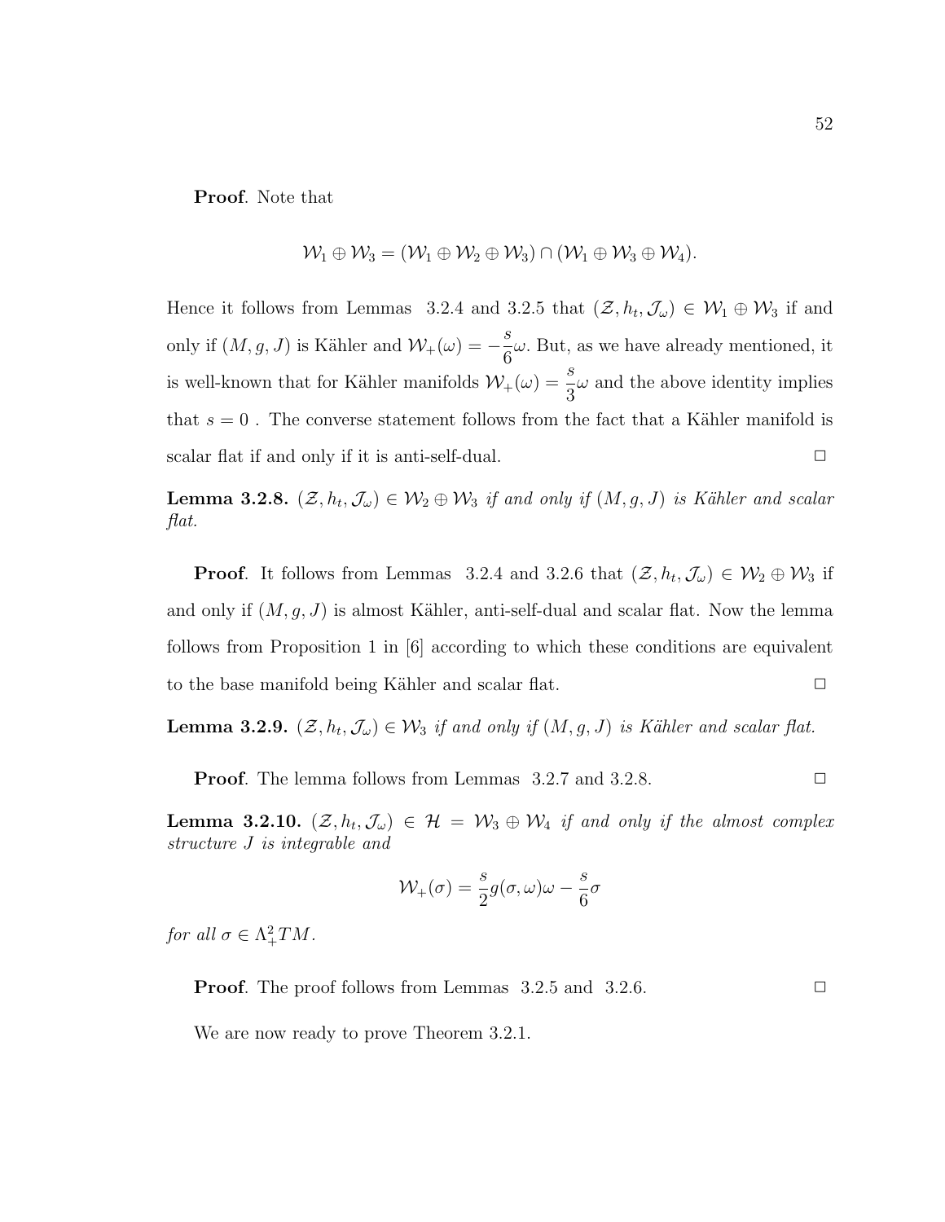**Proof**. Note that

$$\mathcal{W}_1 \oplus \mathcal{W}_3 = (\mathcal{W}_1 \oplus \mathcal{W}_2 \oplus \mathcal{W}_3) \cap (\mathcal{W}_1 \oplus \mathcal{W}_3 \oplus \mathcal{W}_4).$$

Hence it follows from Lemmas 3.2.4 and 3.2.5 that $(\mathcal{Z}, h_t, \mathcal{J}_\omega) \in \mathcal{W}_1 \oplus \mathcal{W}_3$ if and only if $(M, g, J)$ is Kähler and $\mathcal{W}_+(\omega) = -\dfrac{s}{6}\omega$. But, as we have already mentioned, it is well-known that for Kähler manifolds $\mathcal{W}_+(\omega) = \dfrac{s}{3}\omega$ and the above identity implies that $s = 0$ . The converse statement follows from the fact that a Kähler manifold is scalar flat if and only if it is anti-self-dual. □

**Lemma 3.2.8.** *$(\mathcal{Z}, h_t, \mathcal{J}_\omega) \in \mathcal{W}_2 \oplus \mathcal{W}_3$ if and only if $(M, g, J)$ is Kähler and scalar flat.*

**Proof**. It follows from Lemmas 3.2.4 and 3.2.6 that $(\mathcal{Z}, h_t, \mathcal{J}_\omega) \in \mathcal{W}_2 \oplus \mathcal{W}_3$ if and only if $(M, g, J)$ is almost Kähler, anti-self-dual and scalar flat. Now the lemma follows from Proposition 1 in [6] according to which these conditions are equivalent to the base manifold being Kähler and scalar flat. □

**Lemma 3.2.9.** *$(\mathcal{Z}, h_t, \mathcal{J}_\omega) \in \mathcal{W}_3$ if and only if $(M, g, J)$ is Kähler and scalar flat.*

**Proof**. The lemma follows from Lemmas 3.2.7 and 3.2.8. □

**Lemma 3.2.10.** *$(\mathcal{Z}, h_t, \mathcal{J}_\omega) \in \mathcal{H} = \mathcal{W}_3 \oplus \mathcal{W}_4$ if and only if the almost complex structure $J$ is integrable and*

$$\mathcal{W}_+(\sigma) = \frac{s}{2}g(\sigma, \omega)\omega - \frac{s}{6}\sigma$$

*for all $\sigma \in \Lambda^2_+ TM$.*

**Proof**. The proof follows from Lemmas 3.2.5 and 3.2.6. □

We are now ready to prove Theorem 3.2.1.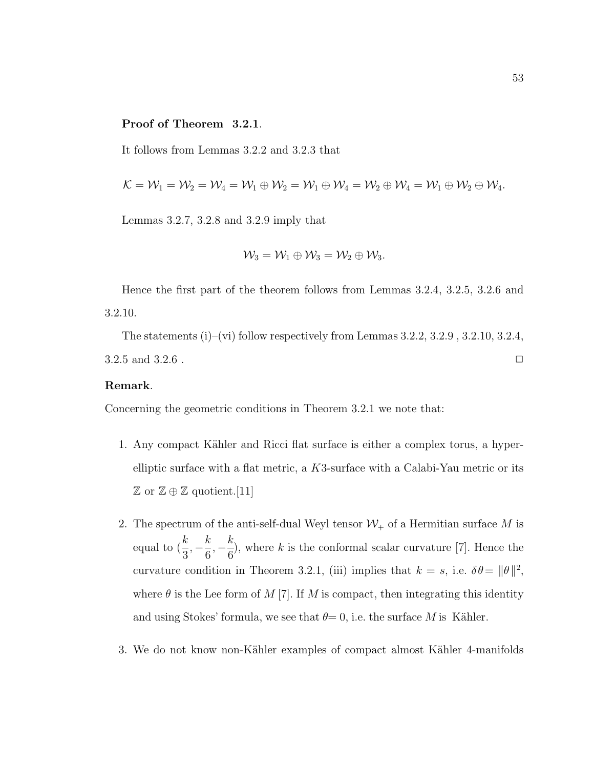**Proof of Theorem 3.2.1**.

It follows from Lemmas 3.2.2 and 3.2.3 that

$$\mathcal{K} = \mathcal{W}_1 = \mathcal{W}_2 = \mathcal{W}_4 = \mathcal{W}_1 \oplus \mathcal{W}_2 = \mathcal{W}_1 \oplus \mathcal{W}_4 = \mathcal{W}_2 \oplus \mathcal{W}_4 = \mathcal{W}_1 \oplus \mathcal{W}_2 \oplus \mathcal{W}_4.$$

Lemmas 3.2.7, 3.2.8 and 3.2.9 imply that

$$\mathcal{W}_3 = \mathcal{W}_1 \oplus \mathcal{W}_3 = \mathcal{W}_2 \oplus \mathcal{W}_3.$$

Hence the first part of the theorem follows from Lemmas 3.2.4, 3.2.5, 3.2.6 and 3.2.10.

The statements (i)–(vi) follow respectively from Lemmas 3.2.2, 3.2.9 , 3.2.10, 3.2.4, 3.2.5 and 3.2.6 . □

**Remark**.

Concerning the geometric conditions in Theorem 3.2.1 we note that:

1. Any compact Kähler and Ricci flat surface is either a complex torus, a hyperelliptic surface with a flat metric, a $K3$-surface with a Calabi-Yau metric or its $\mathbb{Z}$ or $\mathbb{Z} \oplus \mathbb{Z}$ quotient.[11]

2. The spectrum of the anti-self-dual Weyl tensor $\mathcal{W}_+$ of a Hermitian surface $M$ is equal to $(\frac{k}{3}, -\frac{k}{6}, -\frac{k}{6})$, where $k$ is the conformal scalar curvature [7]. Hence the curvature condition in Theorem 3.2.1, (iii) implies that $k = s$, i.e. $\delta\theta = \|\theta\|^2$, where $\theta$ is the Lee form of $M$ [7]. If $M$ is compact, then integrating this identity and using Stokes' formula, we see that $\theta = 0$, i.e. the surface $M$ is Kähler.

3. We do not know non-Kähler examples of compact almost Kähler 4-manifolds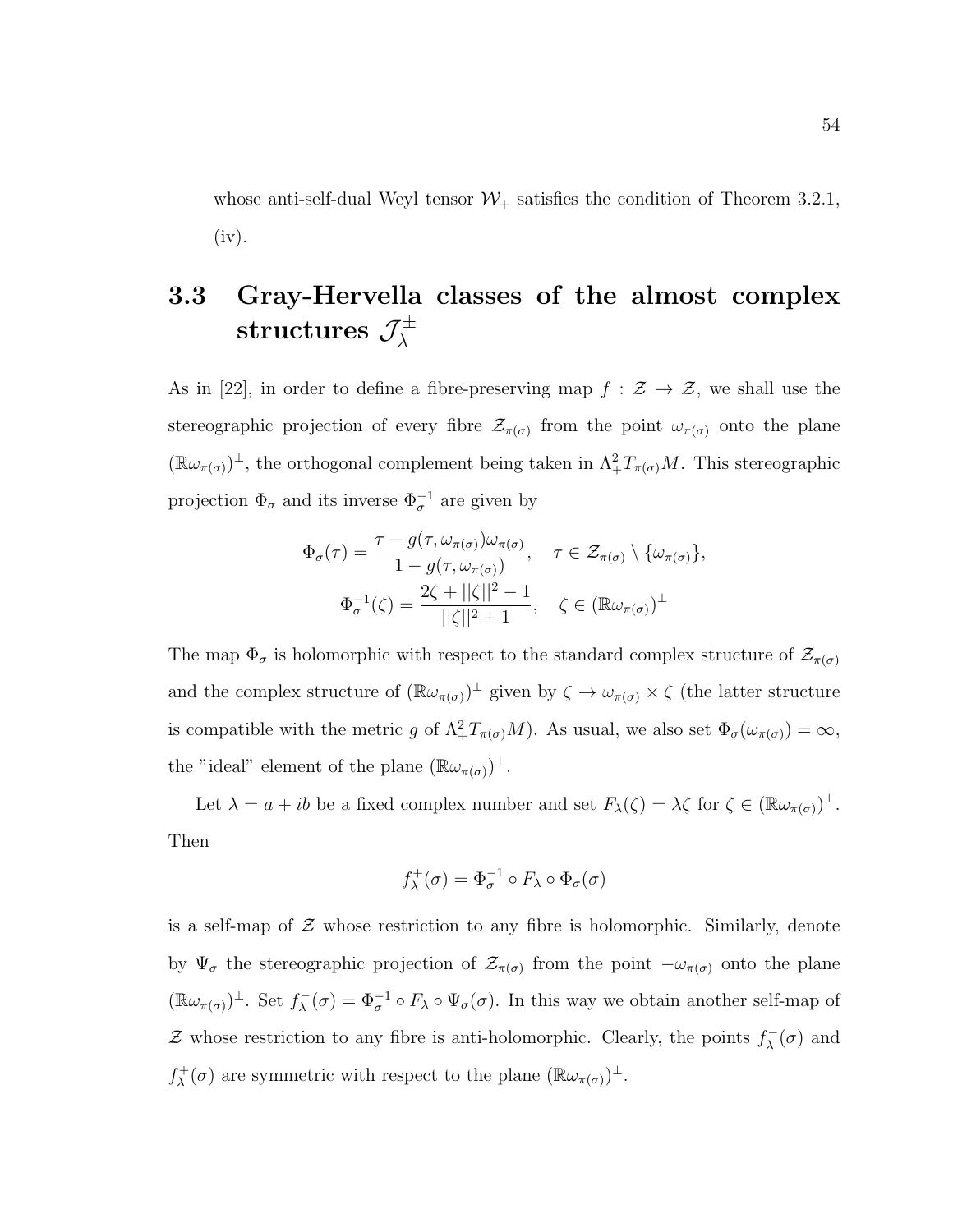whose anti-self-dual Weyl tensor $\mathcal{W}_+$ satisfies the condition of Theorem 3.2.1, (iv).

## 3.3 Gray-Hervella classes of the almost complex structures $\mathcal{J}_\lambda^\pm$

As in [22], in order to define a fibre-preserving map $f : \mathcal{Z} \to \mathcal{Z}$, we shall use the stereographic projection of every fibre $\mathcal{Z}_{\pi(\sigma)}$ from the point $\omega_{\pi(\sigma)}$ onto the plane $(\mathbb{R}\omega_{\pi(\sigma)})^\perp$, the orthogonal complement being taken in $\Lambda^2_+ T_{\pi(\sigma)}M$. This stereographic projection $\Phi_\sigma$ and its inverse $\Phi_\sigma^{-1}$ are given by

$$\Phi_\sigma(\tau) = \frac{\tau - g(\tau, \omega_{\pi(\sigma)})\omega_{\pi(\sigma)}}{1 - g(\tau, \omega_{\pi(\sigma)})}, \quad \tau \in \mathcal{Z}_{\pi(\sigma)} \setminus \{\omega_{\pi(\sigma)}\},$$

$$\Phi_\sigma^{-1}(\zeta) = \frac{2\zeta + ||\zeta||^2 - 1}{||\zeta||^2 + 1}, \quad \zeta \in (\mathbb{R}\omega_{\pi(\sigma)})^\perp$$

The map $\Phi_\sigma$ is holomorphic with respect to the standard complex structure of $\mathcal{Z}_{\pi(\sigma)}$ and the complex structure of $(\mathbb{R}\omega_{\pi(\sigma)})^\perp$ given by $\zeta \to \omega_{\pi(\sigma)} \times \zeta$ (the latter structure is compatible with the metric $g$ of $\Lambda^2_+ T_{\pi(\sigma)}M$). As usual, we also set $\Phi_\sigma(\omega_{\pi(\sigma)}) = \infty$, the "ideal" element of the plane $(\mathbb{R}\omega_{\pi(\sigma)})^\perp$.

Let $\lambda = a + ib$ be a fixed complex number and set $F_\lambda(\zeta) = \lambda\zeta$ for $\zeta \in (\mathbb{R}\omega_{\pi(\sigma)})^\perp$. Then

$$f_\lambda^+(\sigma) = \Phi_\sigma^{-1} \circ F_\lambda \circ \Phi_\sigma(\sigma)$$

is a self-map of $\mathcal{Z}$ whose restriction to any fibre is holomorphic. Similarly, denote by $\Psi_\sigma$ the stereographic projection of $\mathcal{Z}_{\pi(\sigma)}$ from the point $-\omega_{\pi(\sigma)}$ onto the plane $(\mathbb{R}\omega_{\pi(\sigma)})^\perp$. Set $f_\lambda^-(\sigma) = \Phi_\sigma^{-1} \circ F_\lambda \circ \Psi_\sigma(\sigma)$. In this way we obtain another self-map of $\mathcal{Z}$ whose restriction to any fibre is anti-holomorphic. Clearly, the points $f_\lambda^-(\sigma)$ and $f_\lambda^+(\sigma)$ are symmetric with respect to the plane $(\mathbb{R}\omega_{\pi(\sigma)})^\perp$.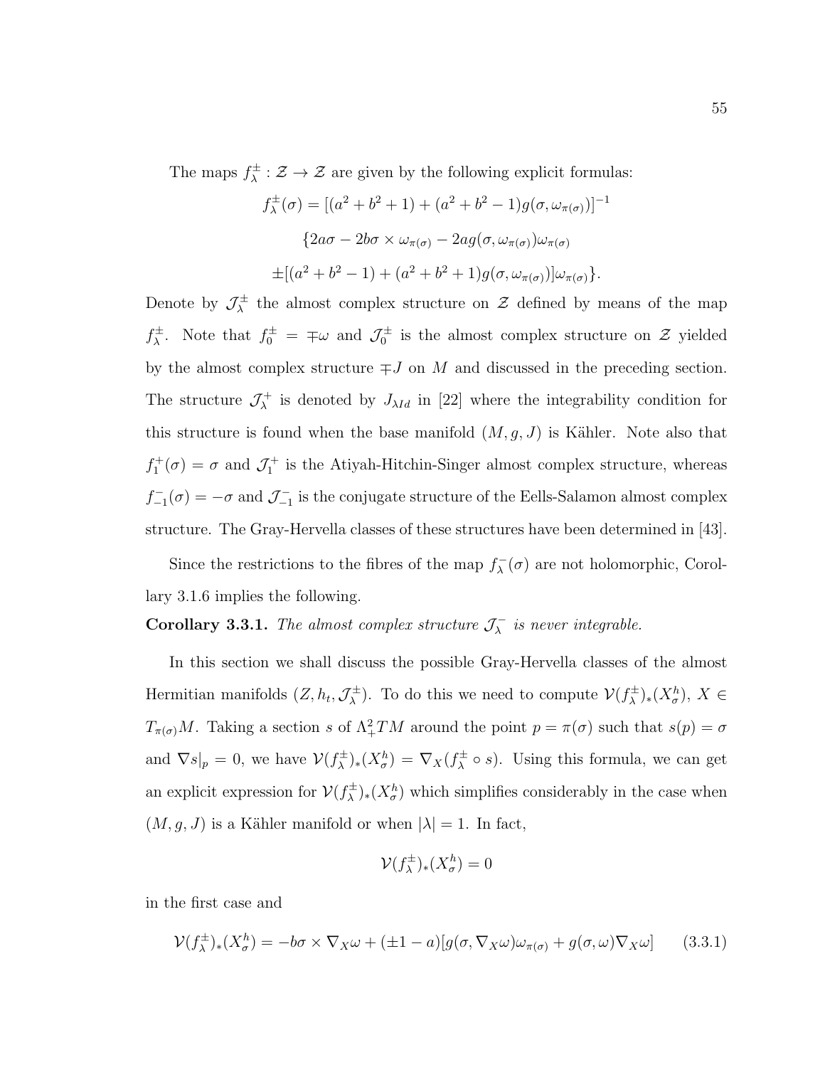The maps $f^{\pm}_{\lambda} : \mathcal{Z} \to \mathcal{Z}$ are given by the following explicit formulas:

$$f^{\pm}_{\lambda}(\sigma) = [(a^2 + b^2 + 1) + (a^2 + b^2 - 1)g(\sigma, \omega_{\pi(\sigma)})]^{-1}$$

$$\{2a\sigma - 2b\sigma \times \omega_{\pi(\sigma)} - 2ag(\sigma, \omega_{\pi(\sigma)})\omega_{\pi(\sigma)}$$

$$\pm[(a^2 + b^2 - 1) + (a^2 + b^2 + 1)g(\sigma, \omega_{\pi(\sigma)})]\omega_{\pi(\sigma)}\}.$$

Denote by $\mathcal{J}^{\pm}_{\lambda}$ the almost complex structure on $\mathcal{Z}$ defined by means of the map $f^{\pm}_{\lambda}$. Note that $f^{\pm}_{0} = \mp\omega$ and $\mathcal{J}^{\pm}_{0}$ is the almost complex structure on $\mathcal{Z}$ yielded by the almost complex structure $\mp J$ on $M$ and discussed in the preceding section. The structure $\mathcal{J}^{+}_{\lambda}$ is denoted by $J_{\lambda Id}$ in [22] where the integrability condition for this structure is found when the base manifold $(M, g, J)$ is Kähler. Note also that $f^{+}_{1}(\sigma) = \sigma$ and $\mathcal{J}^{+}_{1}$ is the Atiyah-Hitchin-Singer almost complex structure, whereas $f^{-}_{-1}(\sigma) = -\sigma$ and $\mathcal{J}^{-}_{-1}$ is the conjugate structure of the Eells-Salamon almost complex structure. The Gray-Hervella classes of these structures have been determined in [43].

Since the restrictions to the fibres of the map $f^{-}_{\lambda}(\sigma)$ are not holomorphic, Corollary 3.1.6 implies the following.

**Corollary 3.3.1.** *The almost complex structure $\mathcal{J}^{-}_{\lambda}$ is never integrable.*

In this section we shall discuss the possible Gray-Hervella classes of the almost Hermitian manifolds $(Z, h_t, \mathcal{J}^{\pm}_{\lambda})$. To do this we need to compute $\mathcal{V}(f^{\pm}_{\lambda})_*(X^h_{\sigma})$, $X \in T_{\pi(\sigma)}M$. Taking a section $s$ of $\Lambda^2_+TM$ around the point $p = \pi(\sigma)$ such that $s(p) = \sigma$ and $\nabla s|_p = 0$, we have $\mathcal{V}(f^{\pm}_{\lambda})_*(X^h_{\sigma}) = \nabla_X(f^{\pm}_{\lambda} \circ s)$. Using this formula, we can get an explicit expression for $\mathcal{V}(f^{\pm}_{\lambda})_*(X^h_{\sigma})$ which simplifies considerably in the case when $(M, g, J)$ is a Kähler manifold or when $|\lambda| = 1$. In fact,

$$\mathcal{V}(f^{\pm}_{\lambda})_*(X^h_{\sigma}) = 0$$

in the first case and

$$\mathcal{V}(f^{\pm}_{\lambda})_*(X^h_{\sigma}) = -b\sigma \times \nabla_X\omega + (\pm 1 - a)[g(\sigma, \nabla_X\omega)\omega_{\pi(\sigma)} + g(\sigma, \omega)\nabla_X\omega] \tag{3.3.1}$$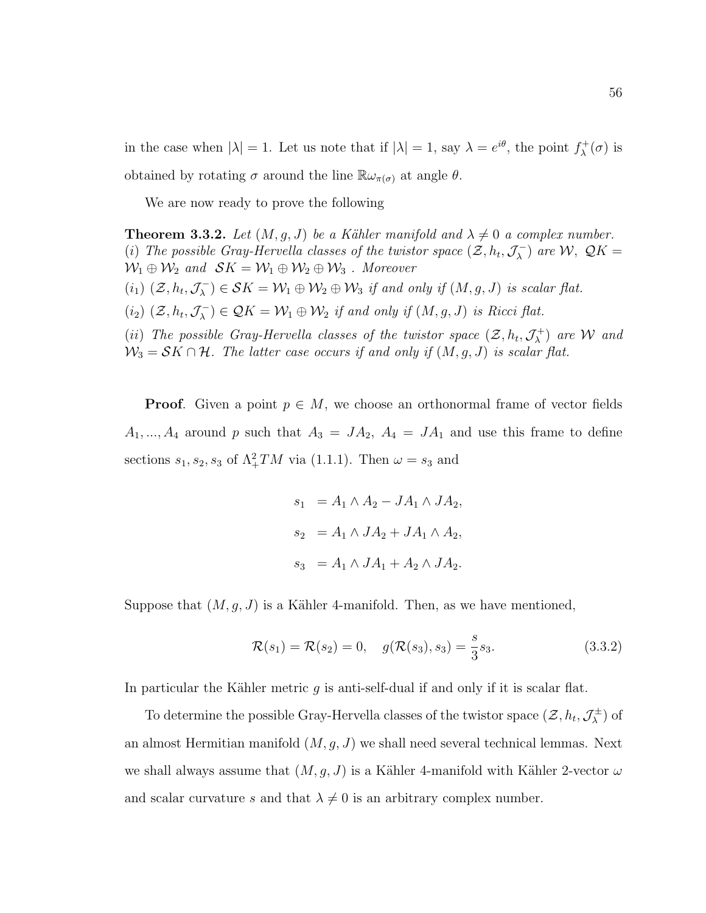in the case when $|\lambda| = 1$. Let us note that if $|\lambda| = 1$, say $\lambda = e^{i\theta}$, the point $f_\lambda^+(\sigma)$ is obtained by rotating $\sigma$ around the line $\mathbb{R}\omega_{\pi(\sigma)}$ at angle $\theta$.

We are now ready to prove the following

**Theorem 3.3.2.** *Let $(M, g, J)$ be a Kähler manifold and $\lambda \neq 0$ a complex number.*
*$(i)$ The possible Gray-Hervella classes of the twistor space $(\mathcal{Z}, h_t, \mathcal{J}_\lambda^-)$ are $\mathcal{W}$, $\mathcal{QK} = \mathcal{W}_1 \oplus \mathcal{W}_2$ and $\mathcal{SK} = \mathcal{W}_1 \oplus \mathcal{W}_2 \oplus \mathcal{W}_3$ . Moreover*
*$(i_1)$ $(\mathcal{Z}, h_t, \mathcal{J}_\lambda^-) \in \mathcal{SK} = \mathcal{W}_1 \oplus \mathcal{W}_2 \oplus \mathcal{W}_3$ if and only if $(M, g, J)$ is scalar flat.*
*$(i_2)$ $(\mathcal{Z}, h_t, \mathcal{J}_\lambda^-) \in \mathcal{QK} = \mathcal{W}_1 \oplus \mathcal{W}_2$ if and only if $(M, g, J)$ is Ricci flat.*
*$(ii)$ The possible Gray-Hervella classes of the twistor space $(\mathcal{Z}, h_t, \mathcal{J}_\lambda^+)$ are $\mathcal{W}$ and $\mathcal{W}_3 = \mathcal{SK} \cap \mathcal{H}$. The latter case occurs if and only if $(M, g, J)$ is scalar flat.*

**Proof**. Given a point $p \in M$, we choose an orthonormal frame of vector fields $A_1, ..., A_4$ around $p$ such that $A_3 = JA_2$, $A_4 = JA_1$ and use this frame to define sections $s_1, s_2, s_3$ of $\Lambda^2_+ TM$ via (1.1.1). Then $\omega = s_3$ and

$$
\begin{aligned}
s_1 &= A_1 \wedge A_2 - JA_1 \wedge JA_2, \\
s_2 &= A_1 \wedge JA_2 + JA_1 \wedge A_2, \\
s_3 &= A_1 \wedge JA_1 + A_2 \wedge JA_2.
\end{aligned}
$$

Suppose that $(M, g, J)$ is a Kähler 4-manifold. Then, as we have mentioned,

$$
\mathcal{R}(s_1) = \mathcal{R}(s_2) = 0, \quad g(\mathcal{R}(s_3), s_3) = \frac{s}{3} s_3. \tag{3.3.2}
$$

In particular the Kähler metric $g$ is anti-self-dual if and only if it is scalar flat.

To determine the possible Gray-Hervella classes of the twistor space $(\mathcal{Z}, h_t, \mathcal{J}_\lambda^\pm)$ of an almost Hermitian manifold $(M, g, J)$ we shall need several technical lemmas. Next we shall always assume that $(M, g, J)$ is a Kähler 4-manifold with Kähler 2-vector $\omega$ and scalar curvature $s$ and that $\lambda \neq 0$ is an arbitrary complex number.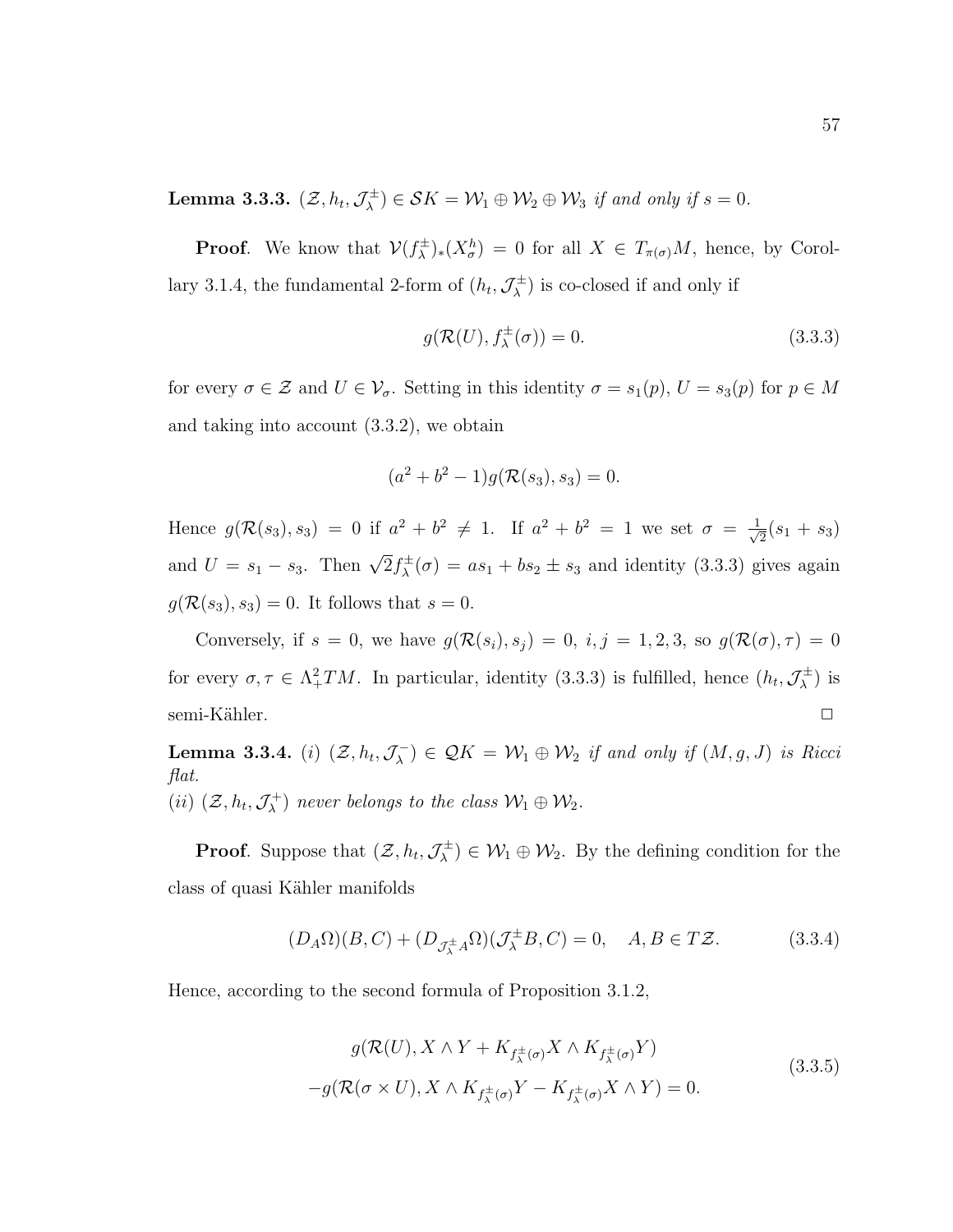**Lemma 3.3.3.** *$(\mathcal{Z}, h_t, \mathcal{J}^{\pm}_{\lambda}) \in \mathcal{S}K = \mathcal{W}_1 \oplus \mathcal{W}_2 \oplus \mathcal{W}_3$ if and only if $s = 0$.*

**Proof**. We know that $\mathcal{V}(f^{\pm}_{\lambda})_*(X^h_{\sigma}) = 0$ for all $X \in T_{\pi(\sigma)}M$, hence, by Corollary 3.1.4, the fundamental 2-form of $(h_t, \mathcal{J}^{\pm}_{\lambda})$ is co-closed if and only if

$$g(\mathcal{R}(U), f^{\pm}_{\lambda}(\sigma)) = 0. \tag{3.3.3}$$

for every $\sigma \in \mathcal{Z}$ and $U \in \mathcal{V}_{\sigma}$. Setting in this identity $\sigma = s_1(p)$, $U = s_3(p)$ for $p \in M$ and taking into account (3.3.2), we obtain

$$(a^2 + b^2 - 1) g(\mathcal{R}(s_3), s_3) = 0.$$

Hence $g(\mathcal{R}(s_3), s_3) = 0$ if $a^2 + b^2 \neq 1$. If $a^2 + b^2 = 1$ we set $\sigma = \frac{1}{\sqrt{2}}(s_1 + s_3)$ and $U = s_1 - s_3$. Then $\sqrt{2} f^{\pm}_{\lambda}(\sigma) = a s_1 + b s_2 \pm s_3$ and identity (3.3.3) gives again $g(\mathcal{R}(s_3), s_3) = 0$. It follows that $s = 0$.

Conversely, if $s = 0$, we have $g(\mathcal{R}(s_i), s_j) = 0$, $i, j = 1, 2, 3$, so $g(\mathcal{R}(\sigma), \tau) = 0$ for every $\sigma, \tau \in \Lambda^2_+ TM$. In particular, identity (3.3.3) is fulfilled, hence $(h_t, \mathcal{J}^{\pm}_{\lambda})$ is semi-Kähler. $\square$

**Lemma 3.3.4.** *(i) $(\mathcal{Z}, h_t, \mathcal{J}^{-}_{\lambda}) \in \mathcal{Q}K = \mathcal{W}_1 \oplus \mathcal{W}_2$ if and only if $(M, g, J)$ is Ricci flat.*
*(ii) $(\mathcal{Z}, h_t, \mathcal{J}^{+}_{\lambda})$ never belongs to the class $\mathcal{W}_1 \oplus \mathcal{W}_2$.*

**Proof**. Suppose that $(\mathcal{Z}, h_t, \mathcal{J}^{\pm}_{\lambda}) \in \mathcal{W}_1 \oplus \mathcal{W}_2$. By the defining condition for the class of quasi Kähler manifolds

$$(D_A \Omega)(B, C) + (D_{\mathcal{J}^{\pm}_{\lambda} A} \Omega)(\mathcal{J}^{\pm}_{\lambda} B, C) = 0, \quad A, B \in T\mathcal{Z}. \tag{3.3.4}$$

Hence, according to the second formula of Proposition 3.1.2,

$$\begin{aligned} &g(\mathcal{R}(U), X \wedge Y + K_{f^{\pm}_{\lambda}(\sigma)} X \wedge K_{f^{\pm}_{\lambda}(\sigma)} Y) \\ &- g(\mathcal{R}(\sigma \times U), X \wedge K_{f^{\pm}_{\lambda}(\sigma)} Y - K_{f^{\pm}_{\lambda}(\sigma)} X \wedge Y) = 0. \end{aligned} \tag{3.3.5}$$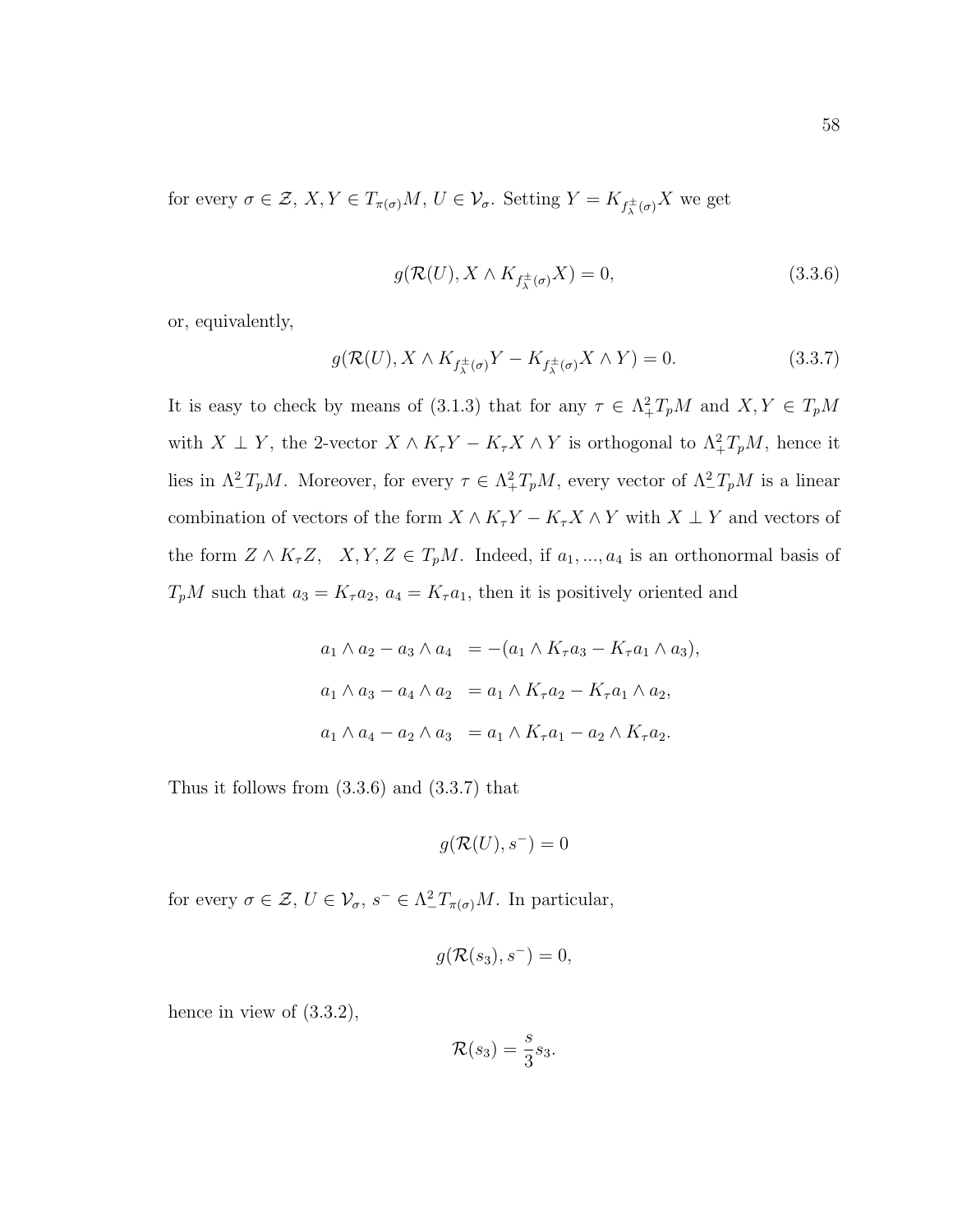for every $\sigma \in \mathcal{Z}$, $X, Y \in T_{\pi(\sigma)}M$, $U \in \mathcal{V}_{\sigma}$. Setting $Y = K_{f^{\pm}_{\lambda}(\sigma)}X$ we get

$$g(\mathcal{R}(U), X \wedge K_{f^{\pm}_{\lambda}(\sigma)}X) = 0, \tag{3.3.6}$$

or, equivalently,

$$g(\mathcal{R}(U), X \wedge K_{f^{\pm}_{\lambda}(\sigma)}Y - K_{f^{\pm}_{\lambda}(\sigma)}X \wedge Y) = 0. \tag{3.3.7}$$

It is easy to check by means of (3.1.3) that for any $\tau \in \Lambda^2_+ T_pM$ and $X, Y \in T_pM$ with $X \perp Y$, the 2-vector $X \wedge K_\tau Y - K_\tau X \wedge Y$ is orthogonal to $\Lambda^2_+ T_pM$, hence it lies in $\Lambda^2_- T_pM$. Moreover, for every $\tau \in \Lambda^2_+ T_pM$, every vector of $\Lambda^2_- T_pM$ is a linear combination of vectors of the form $X \wedge K_\tau Y - K_\tau X \wedge Y$ with $X \perp Y$ and vectors of the form $Z \wedge K_\tau Z$, $\quad X, Y, Z \in T_pM$. Indeed, if $a_1, ..., a_4$ is an orthonormal basis of $T_pM$ such that $a_3 = K_\tau a_2$, $a_4 = K_\tau a_1$, then it is positively oriented and

$$\begin{aligned}
a_1 \wedge a_2 - a_3 \wedge a_4 \; &= -(a_1 \wedge K_\tau a_3 - K_\tau a_1 \wedge a_3), \\
a_1 \wedge a_3 - a_4 \wedge a_2 \; &= a_1 \wedge K_\tau a_2 - K_\tau a_1 \wedge a_2, \\
a_1 \wedge a_4 - a_2 \wedge a_3 \; &= a_1 \wedge K_\tau a_1 - a_2 \wedge K_\tau a_2.
\end{aligned}$$

Thus it follows from (3.3.6) and (3.3.7) that

$$g(\mathcal{R}(U), s^-) = 0$$

for every $\sigma \in \mathcal{Z}$, $U \in \mathcal{V}_\sigma$, $s^- \in \Lambda^2_- T_{\pi(\sigma)}M$. In particular,

$$g(\mathcal{R}(s_3), s^-) = 0,$$

hence in view of (3.3.2),

$$\mathcal{R}(s_3) = \frac{s}{3} s_3.$$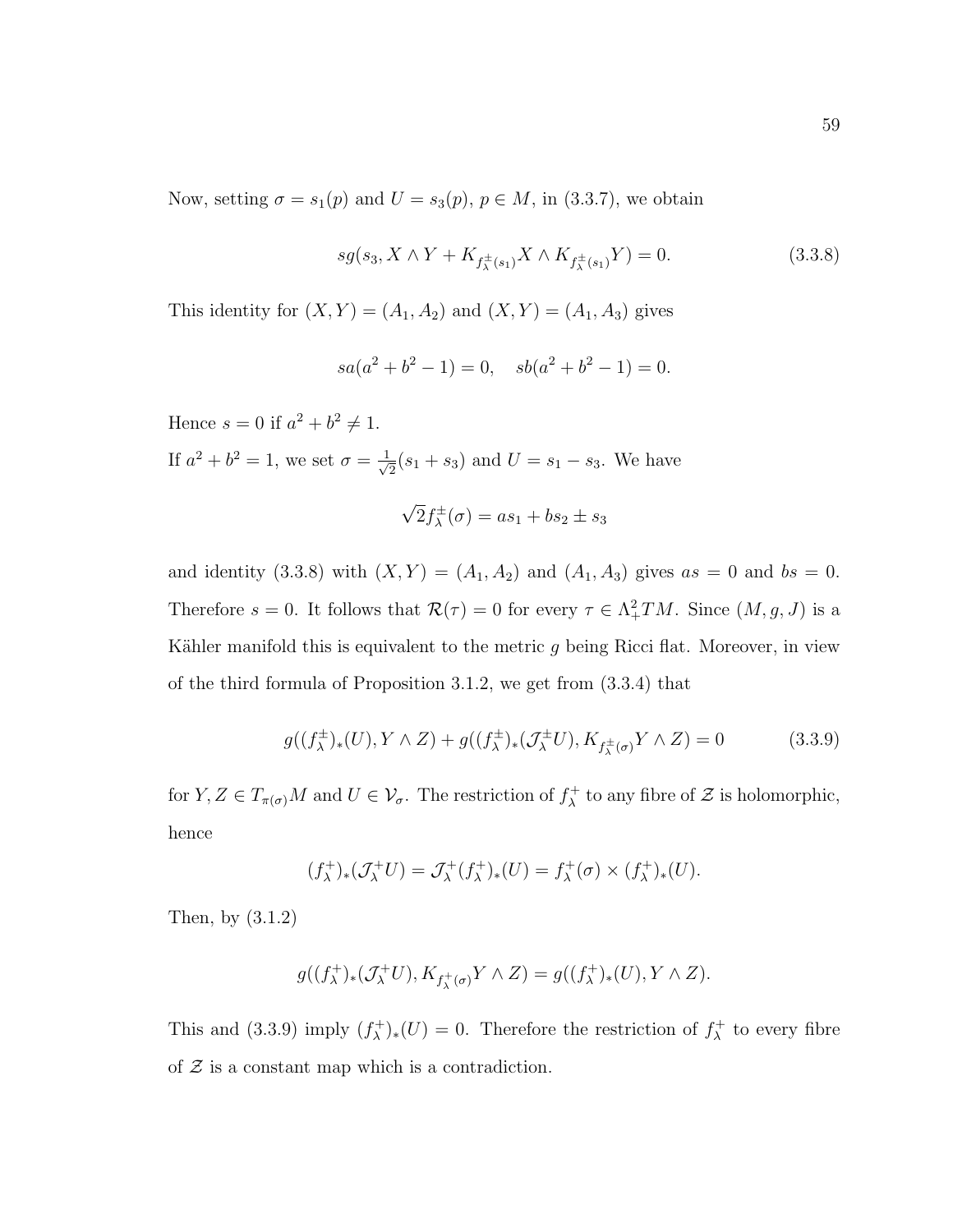Now, setting $\sigma = s_1(p)$ and $U = s_3(p)$, $p \in M$, in (3.3.7), we obtain

$$sg(s_3, X \wedge Y + K_{f_\lambda^\pm(s_1)} X \wedge K_{f_\lambda^\pm(s_1)} Y) = 0. \tag{3.3.8}$$

This identity for $(X, Y) = (A_1, A_2)$ and $(X, Y) = (A_1, A_3)$ gives

$$sa(a^2 + b^2 - 1) = 0, \quad sb(a^2 + b^2 - 1) = 0.$$

Hence $s = 0$ if $a^2 + b^2 \neq 1$.

If $a^2 + b^2 = 1$, we set $\sigma = \frac{1}{\sqrt{2}}(s_1 + s_3)$ and $U = s_1 - s_3$. We have

$$\sqrt{2} f_\lambda^\pm(\sigma) = as_1 + bs_2 \pm s_3$$

and identity (3.3.8) with $(X, Y) = (A_1, A_2)$ and $(A_1, A_3)$ gives $as = 0$ and $bs = 0$. Therefore $s = 0$. It follows that $\mathcal{R}(\tau) = 0$ for every $\tau \in \Lambda_+^2 TM$. Since $(M, g, J)$ is a Kähler manifold this is equivalent to the metric $g$ being Ricci flat. Moreover, in view of the third formula of Proposition 3.1.2, we get from (3.3.4) that

$$g((f_\lambda^\pm)_*(U), Y \wedge Z) + g((f_\lambda^\pm)_*(\mathcal{J}_\lambda^\pm U), K_{f_\lambda^\pm(\sigma)} Y \wedge Z) = 0 \tag{3.3.9}$$

for $Y, Z \in T_{\pi(\sigma)}M$ and $U \in \mathcal{V}_\sigma$. The restriction of $f_\lambda^+$ to any fibre of $\mathcal{Z}$ is holomorphic, hence

$$(f_\lambda^+)_*(\mathcal{J}_\lambda^+ U) = \mathcal{J}_\lambda^+ (f_\lambda^+)_*(U) = f_\lambda^+(\sigma) \times (f_\lambda^+)_*(U).$$

Then, by (3.1.2)

$$g((f_\lambda^+)_*(\mathcal{J}_\lambda^+ U), K_{f_\lambda^+(\sigma)} Y \wedge Z) = g((f_\lambda^+)_*(U), Y \wedge Z).$$

This and (3.3.9) imply $(f_\lambda^+)_*(U) = 0$. Therefore the restriction of $f_\lambda^+$ to every fibre of $\mathcal{Z}$ is a constant map which is a contradiction.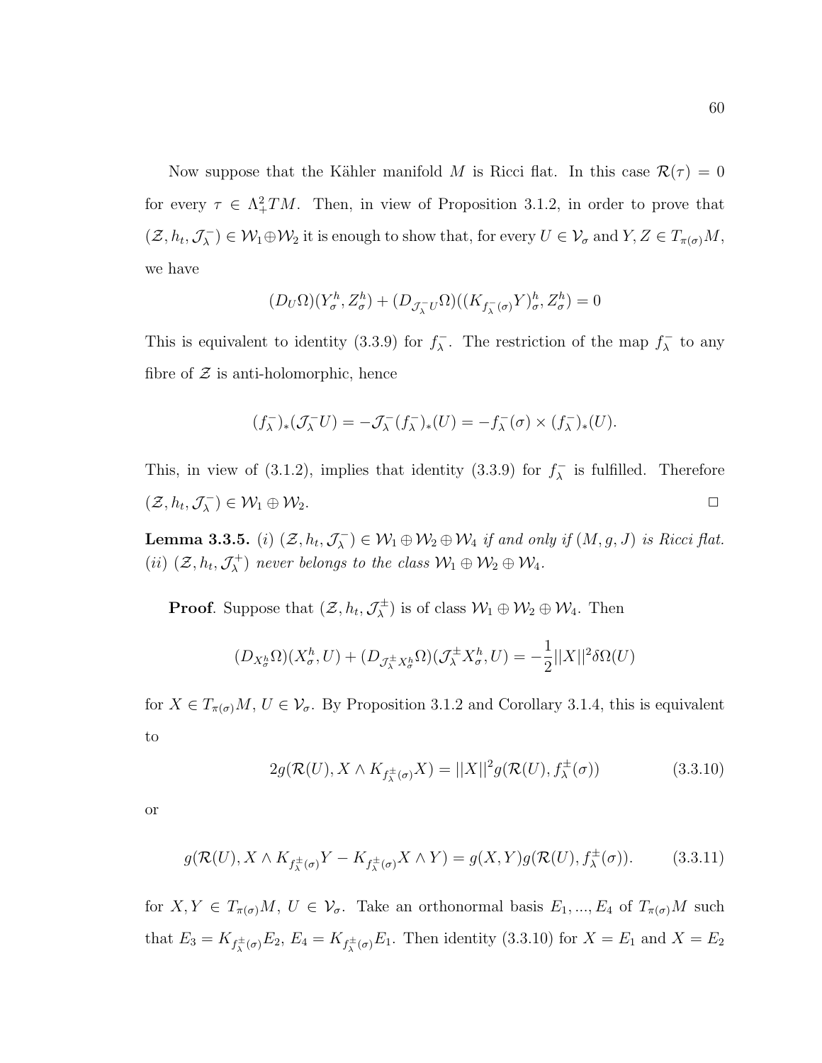Now suppose that the Kähler manifold $M$ is Ricci flat. In this case $\mathcal{R}(\tau) = 0$ for every $\tau \in \Lambda^2_+ TM$. Then, in view of Proposition 3.1.2, in order to prove that $(\mathcal{Z}, h_t, \mathcal{J}_\lambda^-) \in \mathcal{W}_1 \oplus \mathcal{W}_2$ it is enough to show that, for every $U \in \mathcal{V}_\sigma$ and $Y, Z \in T_{\pi(\sigma)}M$, we have

$$(D_U \Omega)(Y^h_\sigma, Z^h_\sigma) + (D_{\mathcal{J}_\lambda^- U}\Omega)((K_{f_\lambda^-(\sigma)}Y)^h_\sigma, Z^h_\sigma) = 0$$

This is equivalent to identity (3.3.9) for $f_\lambda^-$. The restriction of the map $f_\lambda^-$ to any fibre of $\mathcal{Z}$ is anti-holomorphic, hence

$$(f_\lambda^-)_*(\mathcal{J}_\lambda^- U) = -\mathcal{J}_\lambda^-(f_\lambda^-)_*(U) = -f_\lambda^-(\sigma) \times (f_\lambda^-)_*(U).$$

This, in view of (3.1.2), implies that identity (3.3.9) for $f_\lambda^-$ is fulfilled. Therefore $(\mathcal{Z}, h_t, \mathcal{J}_\lambda^-) \in \mathcal{W}_1 \oplus \mathcal{W}_2$. □

**Lemma 3.3.5.** *(i)* $(\mathcal{Z}, h_t, \mathcal{J}_\lambda^-) \in \mathcal{W}_1 \oplus \mathcal{W}_2 \oplus \mathcal{W}_4$ *if and only if* $(M, g, J)$ *is Ricci flat.*
*(ii)* $(\mathcal{Z}, h_t, \mathcal{J}_\lambda^+)$ *never belongs to the class* $\mathcal{W}_1 \oplus \mathcal{W}_2 \oplus \mathcal{W}_4$.

**Proof**. Suppose that $(\mathcal{Z}, h_t, \mathcal{J}_\lambda^\pm)$ is of class $\mathcal{W}_1 \oplus \mathcal{W}_2 \oplus \mathcal{W}_4$. Then

$$(D_{X^h_\sigma}\Omega)(X^h_\sigma, U) + (D_{\mathcal{J}_\lambda^\pm X^h_\sigma}\Omega)(\mathcal{J}_\lambda^\pm X^h_\sigma, U) = -\frac{1}{2}||X||^2 \delta\Omega(U)$$

for $X \in T_{\pi(\sigma)}M$, $U \in \mathcal{V}_\sigma$. By Proposition 3.1.2 and Corollary 3.1.4, this is equivalent to

$$2g(\mathcal{R}(U), X \wedge K_{f_\lambda^\pm(\sigma)}X) = ||X||^2 g(\mathcal{R}(U), f_\lambda^\pm(\sigma)) \qquad (3.3.10)$$

or

$$g(\mathcal{R}(U), X \wedge K_{f_\lambda^\pm(\sigma)}Y - K_{f_\lambda^\pm(\sigma)}X \wedge Y) = g(X, Y) g(\mathcal{R}(U), f_\lambda^\pm(\sigma)). \qquad (3.3.11)$$

for $X, Y \in T_{\pi(\sigma)}M$, $U \in \mathcal{V}_\sigma$. Take an orthonormal basis $E_1, ..., E_4$ of $T_{\pi(\sigma)}M$ such that $E_3 = K_{f_\lambda^\pm(\sigma)}E_2$, $E_4 = K_{f_\lambda^\pm(\sigma)}E_1$. Then identity (3.3.10) for $X = E_1$ and $X = E_2$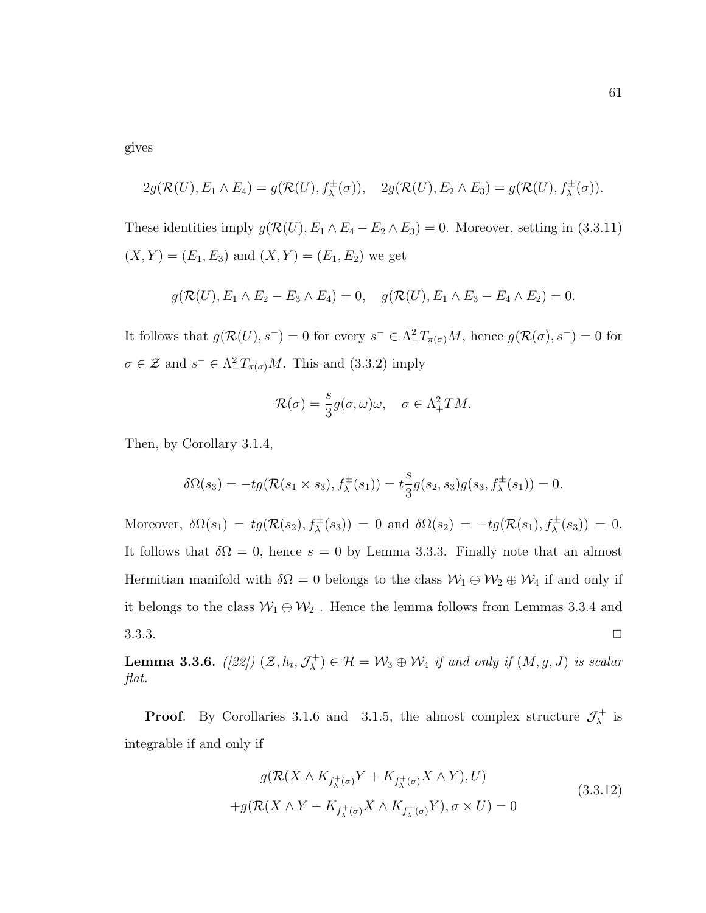gives

$$2g(\mathcal{R}(U), E_1 \wedge E_4) = g(\mathcal{R}(U), f^{\pm}_{\lambda}(\sigma)), \quad 2g(\mathcal{R}(U), E_2 \wedge E_3) = g(\mathcal{R}(U), f^{\pm}_{\lambda}(\sigma)).$$

These identities imply $g(\mathcal{R}(U), E_1 \wedge E_4 - E_2 \wedge E_3) = 0$. Moreover, setting in (3.3.11) $(X, Y) = (E_1, E_3)$ and $(X, Y) = (E_1, E_2)$ we get

$$g(\mathcal{R}(U), E_1 \wedge E_2 - E_3 \wedge E_4) = 0, \quad g(\mathcal{R}(U), E_1 \wedge E_3 - E_4 \wedge E_2) = 0.$$

It follows that $g(\mathcal{R}(U), s^-) = 0$ for every $s^- \in \Lambda^2_- T_{\pi(\sigma)}M$, hence $g(\mathcal{R}(\sigma), s^-) = 0$ for $\sigma \in \mathcal{Z}$ and $s^- \in \Lambda^2_- T_{\pi(\sigma)}M$. This and (3.3.2) imply

$$\mathcal{R}(\sigma) = \frac{s}{3} g(\sigma, \omega)\omega, \quad \sigma \in \Lambda^2_+ TM.$$

Then, by Corollary 3.1.4,

$$\delta\Omega(s_3) = -tg(\mathcal{R}(s_1 \times s_3), f^{\pm}_{\lambda}(s_1)) = t\frac{s}{3} g(s_2, s_3) g(s_3, f^{\pm}_{\lambda}(s_1)) = 0.$$

Moreover, $\delta\Omega(s_1) = tg(\mathcal{R}(s_2), f^{\pm}_{\lambda}(s_3)) = 0$ and $\delta\Omega(s_2) = -tg(\mathcal{R}(s_1), f^{\pm}_{\lambda}(s_3)) = 0$. It follows that $\delta\Omega = 0$, hence $s = 0$ by Lemma 3.3.3. Finally note that an almost Hermitian manifold with $\delta\Omega = 0$ belongs to the class $\mathcal{W}_1 \oplus \mathcal{W}_2 \oplus \mathcal{W}_4$ if and only if it belongs to the class $\mathcal{W}_1 \oplus \mathcal{W}_2$ . Hence the lemma follows from Lemmas 3.3.4 and 3.3.3. □

**Lemma 3.3.6.** *([22]) $(\mathcal{Z}, h_t, \mathcal{J}^+_{\lambda}) \in \mathcal{H} = \mathcal{W}_3 \oplus \mathcal{W}_4$ if and only if $(M, g, J)$ is scalar flat.*

**Proof**. By Corollaries 3.1.6 and 3.1.5, the almost complex structure $\mathcal{J}^+_{\lambda}$ is integrable if and only if

$$\begin{gathered} g(\mathcal{R}(X \wedge K_{f^+_{\lambda}(\sigma)}Y + K_{f^+_{\lambda}(\sigma)}X \wedge Y), U) \\ +g(\mathcal{R}(X \wedge Y - K_{f^+_{\lambda}(\sigma)}X \wedge K_{f^+_{\lambda}(\sigma)}Y), \sigma \times U) = 0 \end{gathered} \tag{3.3.12}$$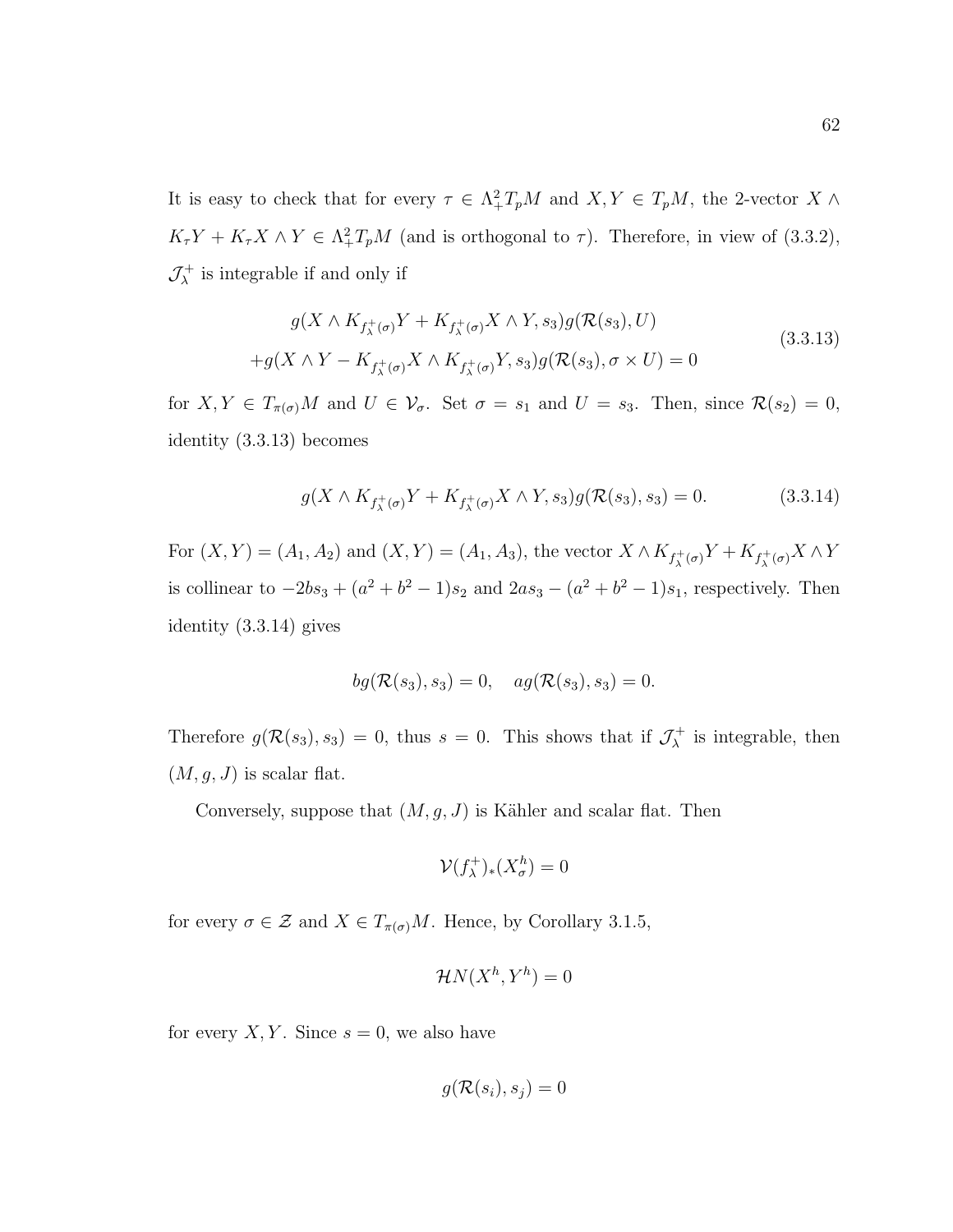It is easy to check that for every $\tau \in \Lambda^2_+ T_pM$ and $X, Y \in T_pM$, the 2-vector $X \wedge K_\tau Y + K_\tau X \wedge Y \in \Lambda^2_+ T_pM$ (and is orthogonal to $\tau$). Therefore, in view of (3.3.2), $\mathcal{J}^+_\lambda$ is integrable if and only if

$$
\begin{aligned}
&g(X \wedge K_{f^+_\lambda(\sigma)}Y + K_{f^+_\lambda(\sigma)}X \wedge Y, s_3)g(\mathcal{R}(s_3), U) \\
&+g(X \wedge Y - K_{f^+_\lambda(\sigma)}X \wedge K_{f^+_\lambda(\sigma)}Y, s_3)g(\mathcal{R}(s_3), \sigma \times U) = 0
\end{aligned}
\tag{3.3.13}
$$

for $X, Y \in T_{\pi(\sigma)}M$ and $U \in \mathcal{V}_\sigma$. Set $\sigma = s_1$ and $U = s_3$. Then, since $\mathcal{R}(s_2) = 0$, identity (3.3.13) becomes

$$
g(X \wedge K_{f^+_\lambda(\sigma)}Y + K_{f^+_\lambda(\sigma)}X \wedge Y, s_3)g(\mathcal{R}(s_3), s_3) = 0. \tag{3.3.14}
$$

For $(X, Y) = (A_1, A_2)$ and $(X, Y) = (A_1, A_3)$, the vector $X \wedge K_{f^+_\lambda(\sigma)}Y + K_{f^+_\lambda(\sigma)}X \wedge Y$ is collinear to $-2bs_3 + (a^2 + b^2 - 1)s_2$ and $2as_3 - (a^2 + b^2 - 1)s_1$, respectively. Then identity (3.3.14) gives

$$
bg(\mathcal{R}(s_3), s_3) = 0, \quad ag(\mathcal{R}(s_3), s_3) = 0.
$$

Therefore $g(\mathcal{R}(s_3), s_3) = 0$, thus $s = 0$. This shows that if $\mathcal{J}^+_\lambda$ is integrable, then $(M, g, J)$ is scalar flat.

Conversely, suppose that $(M, g, J)$ is Kähler and scalar flat. Then

$$
\mathcal{V}(f^+_\lambda)_*(X^h_\sigma) = 0
$$

for every $\sigma \in \mathcal{Z}$ and $X \in T_{\pi(\sigma)}M$. Hence, by Corollary 3.1.5,

$$
\mathcal{H}N(X^h, Y^h) = 0
$$

for every $X, Y$. Since $s = 0$, we also have

$$
g(\mathcal{R}(s_i), s_j) = 0
$$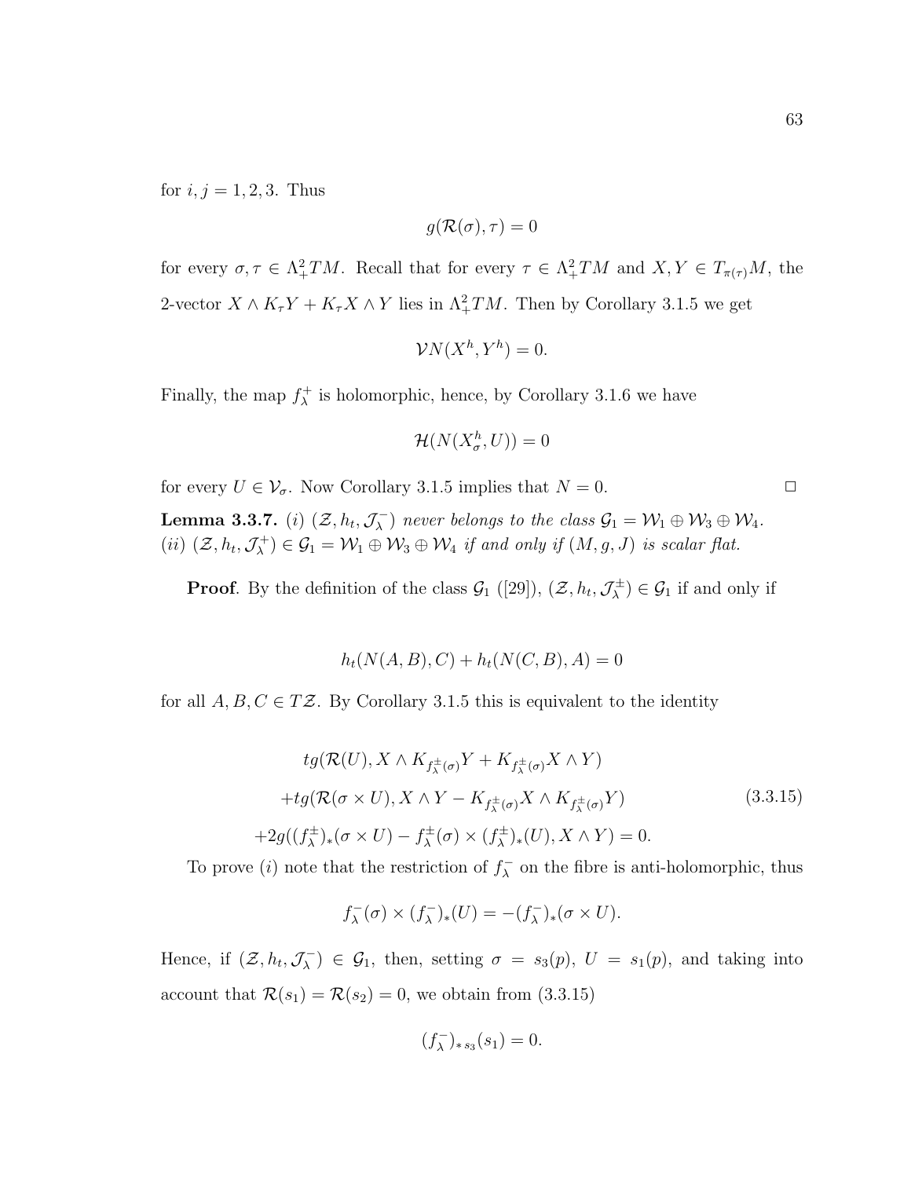for $i, j = 1, 2, 3$. Thus

$$g(\mathcal{R}(\sigma), \tau) = 0$$

for every $\sigma, \tau \in \Lambda^2_+ TM$. Recall that for every $\tau \in \Lambda^2_+ TM$ and $X, Y \in T_{\pi(\tau)}M$, the 2-vector $X \wedge K_\tau Y + K_\tau X \wedge Y$ lies in $\Lambda^2_+ TM$. Then by Corollary 3.1.5 we get

$$\mathcal{V}N(X^h, Y^h) = 0.$$

Finally, the map $f^+_\lambda$ is holomorphic, hence, by Corollary 3.1.6 we have

$$\mathcal{H}(N(X^h_\sigma, U)) = 0$$

for every $U \in \mathcal{V}_\sigma$. Now Corollary 3.1.5 implies that $N = 0$. $\square$

**Lemma 3.3.7.** *(i) $(\mathcal{Z}, h_t, \mathcal{J}^-_\lambda)$ never belongs to the class $\mathcal{G}_1 = \mathcal{W}_1 \oplus \mathcal{W}_3 \oplus \mathcal{W}_4$.*
*(ii) $(\mathcal{Z}, h_t, \mathcal{J}^+_\lambda) \in \mathcal{G}_1 = \mathcal{W}_1 \oplus \mathcal{W}_3 \oplus \mathcal{W}_4$ if and only if $(M, g, J)$ is scalar flat.*

**Proof**. By the definition of the class $\mathcal{G}_1$ ([29]), $(\mathcal{Z}, h_t, \mathcal{J}^\pm_\lambda) \in \mathcal{G}_1$ if and only if

$$h_t(N(A, B), C) + h_t(N(C, B), A) = 0$$

for all $A, B, C \in T\mathcal{Z}$. By Corollary 3.1.5 this is equivalent to the identity

$$\begin{aligned}
&tg(\mathcal{R}(U), X \wedge K_{f^\pm_\lambda(\sigma)}Y + K_{f^\pm_\lambda(\sigma)}X \wedge Y) \\
&+tg(\mathcal{R}(\sigma \times U), X \wedge Y - K_{f^\pm_\lambda(\sigma)}X \wedge K_{f^\pm_\lambda(\sigma)}Y) \\
&+2g((f^\pm_\lambda)_*(\sigma \times U) - f^\pm_\lambda(\sigma) \times (f^\pm_\lambda)_*(U), X \wedge Y) = 0.
\end{aligned} \tag{3.3.15}$$

To prove $(i)$ note that the restriction of $f^-_\lambda$ on the fibre is anti-holomorphic, thus

$$f^-_\lambda(\sigma) \times (f^-_\lambda)_*(U) = -(f^-_\lambda)_*(\sigma \times U).$$

Hence, if $(\mathcal{Z}, h_t, \mathcal{J}^-_\lambda) \in \mathcal{G}_1$, then, setting $\sigma = s_3(p)$, $U = s_1(p)$, and taking into account that $\mathcal{R}(s_1) = \mathcal{R}(s_2) = 0$, we obtain from (3.3.15)

$$(f^-_\lambda)_{*\,s_3}(s_1) = 0.$$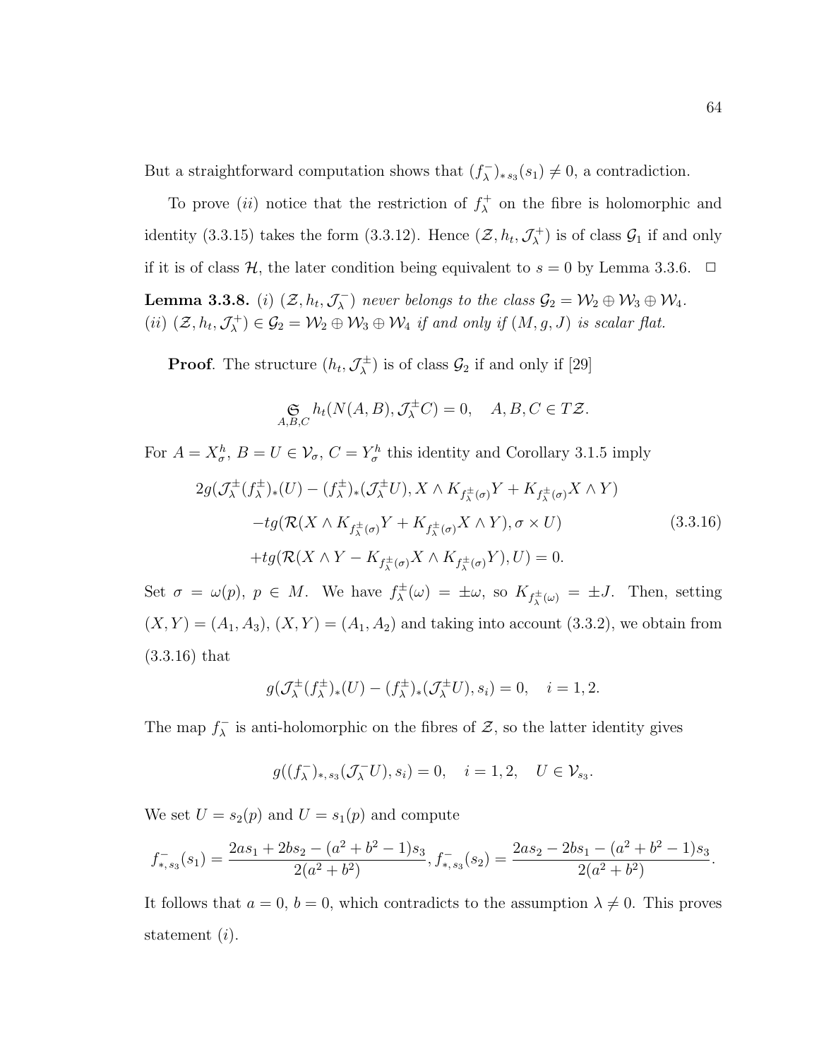But a straightforward computation shows that $(f_\lambda^-)_{*\,s_3}(s_1) \neq 0$, a contradiction.

To prove $(ii)$ notice that the restriction of $f_\lambda^+$ on the fibre is holomorphic and identity (3.3.15) takes the form (3.3.12). Hence $(\mathcal{Z}, h_t, \mathcal{J}_\lambda^+)$ is of class $\mathcal{G}_1$ if and only if it is of class $\mathcal{H}$, the later condition being equivalent to $s = 0$ by Lemma 3.3.6. $\Box$

**Lemma 3.3.8.** *(i) $(\mathcal{Z}, h_t, \mathcal{J}_\lambda^-)$ never belongs to the class $\mathcal{G}_2 = \mathcal{W}_2 \oplus \mathcal{W}_3 \oplus \mathcal{W}_4$.*
*(ii) $(\mathcal{Z}, h_t, \mathcal{J}_\lambda^+) \in \mathcal{G}_2 = \mathcal{W}_2 \oplus \mathcal{W}_3 \oplus \mathcal{W}_4$ if and only if $(M, g, J)$ is scalar flat.*

**Proof**. The structure $(h_t, \mathcal{J}_\lambda^\pm)$ is of class $\mathcal{G}_2$ if and only if [29]

$$\underset{A,B,C}{\mathfrak{S}} h_t(N(A,B), \mathcal{J}_\lambda^\pm C) = 0, \quad A, B, C \in T\mathcal{Z}.$$

For $A = X_\sigma^h$, $B = U \in \mathcal{V}_\sigma$, $C = Y_\sigma^h$ this identity and Corollary 3.1.5 imply

$$\begin{aligned}
&2g(\mathcal{J}_\lambda^\pm (f_\lambda^\pm)_*(U) - (f_\lambda^\pm)_*(\mathcal{J}_\lambda^\pm U), X \wedge K_{f_\lambda^\pm(\sigma)} Y + K_{f_\lambda^\pm(\sigma)} X \wedge Y) \\
&\quad - tg(\mathcal{R}(X \wedge K_{f_\lambda^\pm(\sigma)} Y + K_{f_\lambda^\pm(\sigma)} X \wedge Y), \sigma \times U) \\
&\quad + tg(\mathcal{R}(X \wedge Y - K_{f_\lambda^\pm(\sigma)} X \wedge K_{f_\lambda^\pm(\sigma)} Y), U) = 0.
\end{aligned} \tag{3.3.16}$$

Set $\sigma = \omega(p)$, $p \in M$. We have $f_\lambda^\pm(\omega) = \pm\omega$, so $K_{f_\lambda^\pm(\omega)} = \pm J$. Then, setting $(X, Y) = (A_1, A_3)$, $(X, Y) = (A_1, A_2)$ and taking into account (3.3.2), we obtain from (3.3.16) that

$$g(\mathcal{J}_\lambda^\pm (f_\lambda^\pm)_*(U) - (f_\lambda^\pm)_*(\mathcal{J}_\lambda^\pm U), s_i) = 0, \quad i = 1, 2.$$

The map $f_\lambda^-$ is anti-holomorphic on the fibres of $\mathcal{Z}$, so the latter identity gives

$$g((f_\lambda^-)_{*,\,s_3}(\mathcal{J}_\lambda^- U), s_i) = 0, \quad i = 1, 2, \quad U \in \mathcal{V}_{s_3}.$$

We set $U = s_2(p)$ and $U = s_1(p)$ and compute

$$f^-_{*,\,s_3}(s_1) = \frac{2as_1 + 2bs_2 - (a^2 + b^2 - 1)s_3}{2(a^2 + b^2)}, \; f^-_{*,\,s_3}(s_2) = \frac{2as_2 - 2bs_1 - (a^2 + b^2 - 1)s_3}{2(a^2 + b^2)}.$$

It follows that $a = 0$, $b = 0$, which contradicts to the assumption $\lambda \neq 0$. This proves statement $(i)$.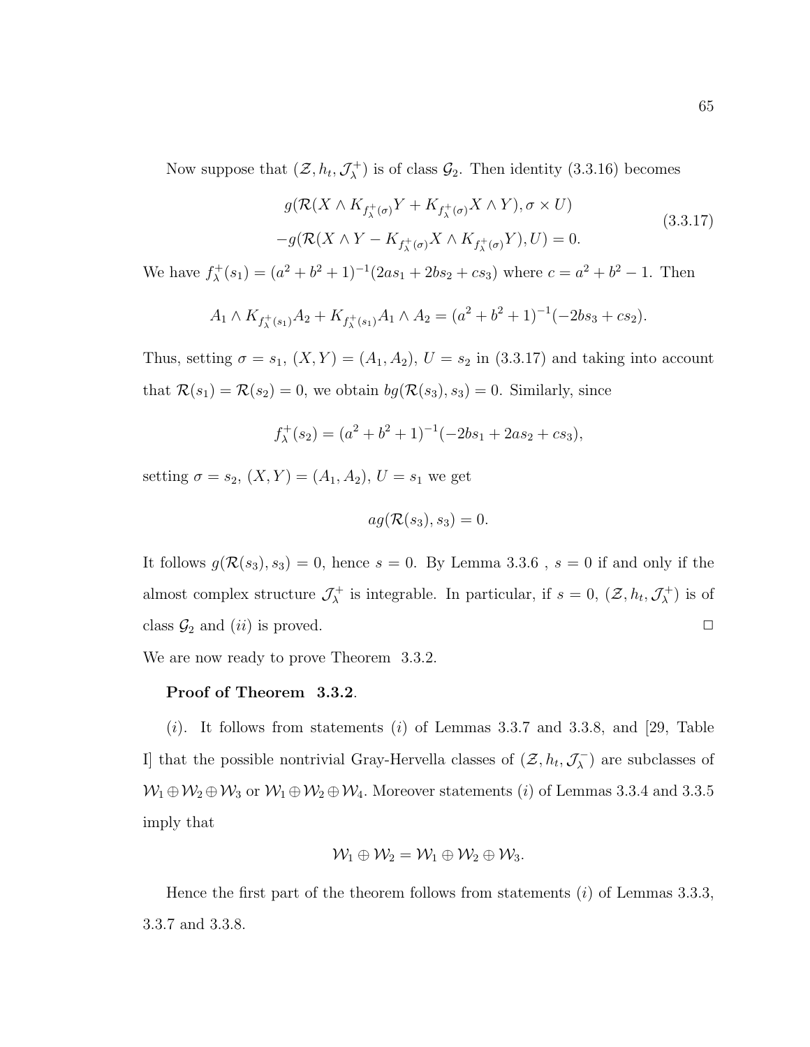Now suppose that $(\mathcal{Z}, h_t, \mathcal{J}_\lambda^+)$ is of class $\mathcal{G}_2$. Then identity (3.3.16) becomes

$$
\begin{aligned}
&g(\mathcal{R}(X \wedge K_{f_\lambda^+(\sigma)}Y + K_{f_\lambda^+(\sigma)}X \wedge Y), \sigma \times U) \\
&-g(\mathcal{R}(X \wedge Y - K_{f_\lambda^+(\sigma)}X \wedge K_{f_\lambda^+(\sigma)}Y), U) = 0.
\end{aligned}
\tag{3.3.17}
$$

We have $f_\lambda^+(s_1) = (a^2 + b^2 + 1)^{-1}(2as_1 + 2bs_2 + cs_3)$ where $c = a^2 + b^2 - 1$. Then

$$
A_1 \wedge K_{f_\lambda^+(s_1)}A_2 + K_{f_\lambda^+(s_1)}A_1 \wedge A_2 = (a^2 + b^2 + 1)^{-1}(-2bs_3 + cs_2).
$$

Thus, setting $\sigma = s_1$, $(X, Y) = (A_1, A_2)$, $U = s_2$ in (3.3.17) and taking into account that $\mathcal{R}(s_1) = \mathcal{R}(s_2) = 0$, we obtain $bg(\mathcal{R}(s_3), s_3) = 0$. Similarly, since

$$
f_\lambda^+(s_2) = (a^2 + b^2 + 1)^{-1}(-2bs_1 + 2as_2 + cs_3),
$$

setting $\sigma = s_2$, $(X, Y) = (A_1, A_2)$, $U = s_1$ we get

$$
ag(\mathcal{R}(s_3), s_3) = 0.
$$

It follows $g(\mathcal{R}(s_3), s_3) = 0$, hence $s = 0$. By Lemma 3.3.6 , $s = 0$ if and only if the almost complex structure $\mathcal{J}_\lambda^+$ is integrable. In particular, if $s = 0$, $(\mathcal{Z}, h_t, \mathcal{J}_\lambda^+)$ is of class $\mathcal{G}_2$ and $(ii)$ is proved. □

We are now ready to prove Theorem 3.3.2.

**Proof of Theorem 3.3.2**.

$(i)$. It follows from statements $(i)$ of Lemmas 3.3.7 and 3.3.8, and [29, Table I] that the possible nontrivial Gray-Hervella classes of $(\mathcal{Z}, h_t, \mathcal{J}_\lambda^-)$ are subclasses of $\mathcal{W}_1 \oplus \mathcal{W}_2 \oplus \mathcal{W}_3$ or $\mathcal{W}_1 \oplus \mathcal{W}_2 \oplus \mathcal{W}_4$. Moreover statements $(i)$ of Lemmas 3.3.4 and 3.3.5 imply that

$$
\mathcal{W}_1 \oplus \mathcal{W}_2 = \mathcal{W}_1 \oplus \mathcal{W}_2 \oplus \mathcal{W}_3.
$$

Hence the first part of the theorem follows from statements $(i)$ of Lemmas 3.3.3, 3.3.7 and 3.3.8.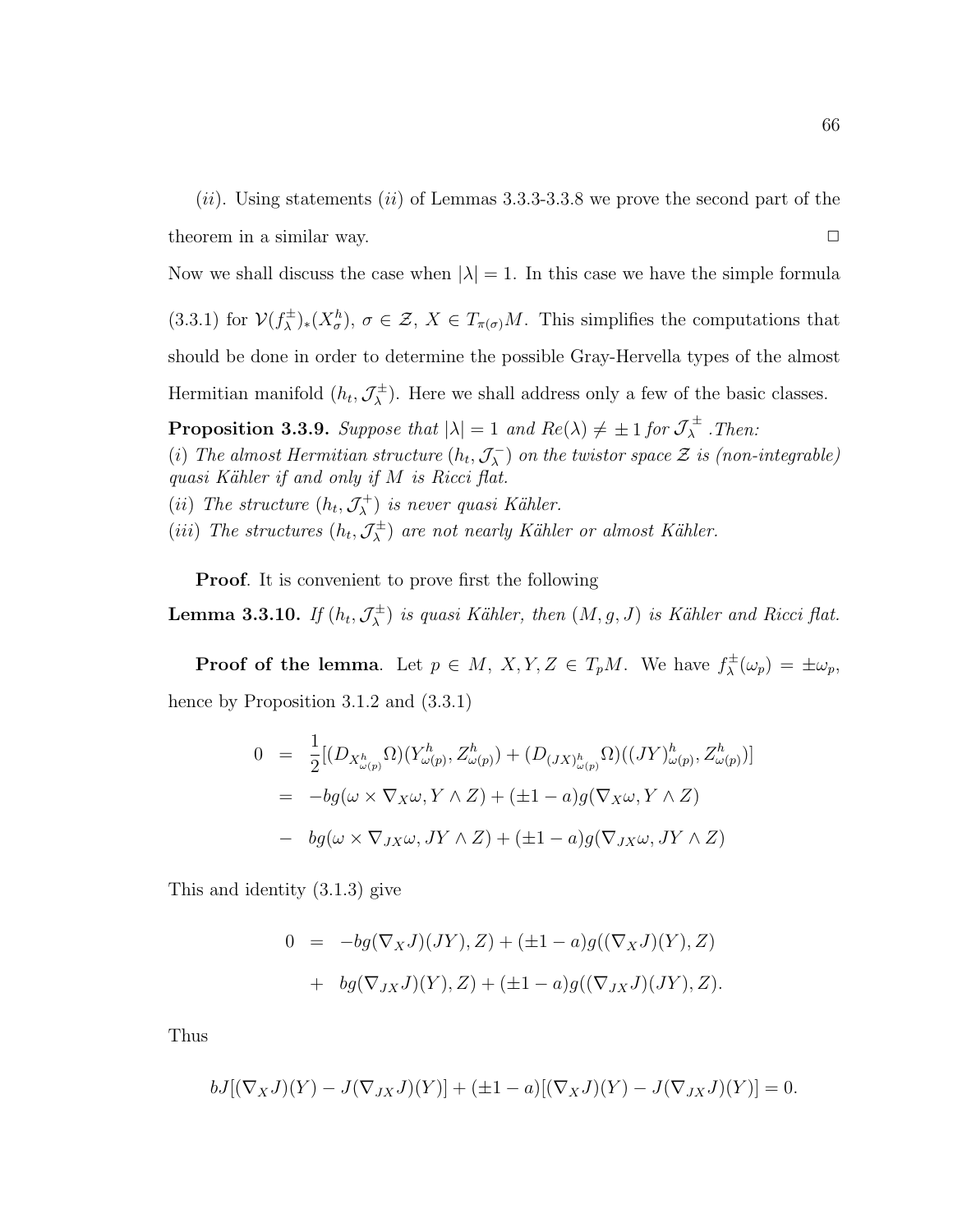($ii$). Using statements ($ii$) of Lemmas 3.3.3-3.3.8 we prove the second part of the theorem in a similar way. □

Now we shall discuss the case when $|\lambda| = 1$. In this case we have the simple formula (3.3.1) for $\mathcal{V}(f^{\pm}_{\lambda})_*(X^h_\sigma)$, $\sigma \in \mathcal{Z}$, $X \in T_{\pi(\sigma)}M$. This simplifies the computations that should be done in order to determine the possible Gray-Hervella types of the almost Hermitian manifold $(h_t, \mathcal{J}^{\pm}_{\lambda})$. Here we shall address only a few of the basic classes.

**Proposition 3.3.9.** *Suppose that* $|\lambda| = 1$ *and* $Re(\lambda) \neq \pm 1$ *for* $\mathcal{J}^{\pm}_{\lambda}$ *.Then:*
($i$) *The almost Hermitian structure* $(h_t, \mathcal{J}^{-}_{\lambda})$ *on the twistor space* $\mathcal{Z}$ *is (non-integrable) quasi Kähler if and only if* $M$ *is Ricci flat.*
($ii$) *The structure* $(h_t, \mathcal{J}^{+}_{\lambda})$ *is never quasi Kähler.*
($iii$) *The structures* $(h_t, \mathcal{J}^{\pm}_{\lambda})$ *are not nearly Kähler or almost Kähler.*

**Proof**. It is convenient to prove first the following

**Lemma 3.3.10.** *If* $(h_t, \mathcal{J}^{\pm}_{\lambda})$ *is quasi Kähler, then* $(M, g, J)$ *is Kähler and Ricci flat.*

**Proof of the lemma**. Let $p \in M$, $X, Y, Z \in T_pM$. We have $f^{\pm}_{\lambda}(\omega_p) = \pm\omega_p$, hence by Proposition 3.1.2 and (3.3.1)

$$
\begin{aligned}
0 &= \frac{1}{2}[(D_{X^h_{\omega(p)}}\Omega)(Y^h_{\omega(p)}, Z^h_{\omega(p)}) + (D_{(JX)^h_{\omega(p)}}\Omega)((JY)^h_{\omega(p)}, Z^h_{\omega(p)})] \\
&= -bg(\omega \times \nabla_X\omega, Y \wedge Z) + (\pm 1 - a)g(\nabla_X\omega, Y \wedge Z) \\
&- \; bg(\omega \times \nabla_{JX}\omega, JY \wedge Z) + (\pm 1 - a)g(\nabla_{JX}\omega, JY \wedge Z)
\end{aligned}
$$

This and identity (3.1.3) give

$$
\begin{aligned}
0 &= -bg(\nabla_X J)(JY), Z) + (\pm 1 - a)g((\nabla_X J)(Y), Z) \\
&+ \; bg(\nabla_{JX} J)(Y), Z) + (\pm 1 - a)g((\nabla_{JX} J)(JY), Z).
\end{aligned}
$$

Thus

$$
bJ[(\nabla_X J)(Y) - J(\nabla_{JX} J)(Y)] + (\pm 1 - a)[(\nabla_X J)(Y) - J(\nabla_{JX} J)(Y)] = 0.
$$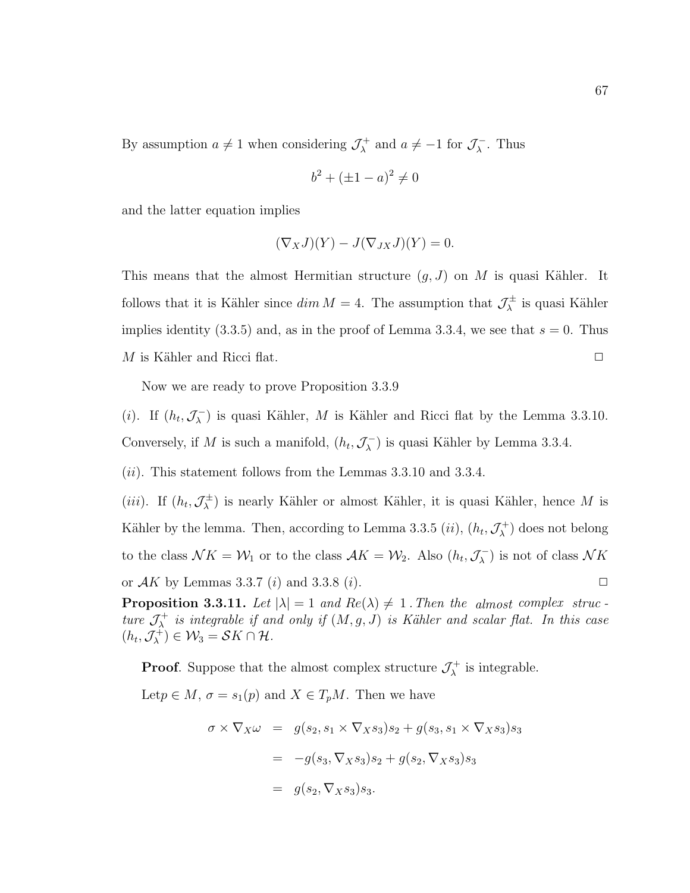By assumption $a \neq 1$ when considering $\mathcal{J}_\lambda^+$ and $a \neq -1$ for $\mathcal{J}_\lambda^-$. Thus

$$b^2 + (\pm 1 - a)^2 \neq 0$$

and the latter equation implies

$$(\nabla_X J)(Y) - J(\nabla_{JX} J)(Y) = 0.$$

This means that the almost Hermitian structure $(g, J)$ on $M$ is quasi Kähler. It follows that it is Kähler since $dim\, M = 4$. The assumption that $\mathcal{J}_\lambda^\pm$ is quasi Kähler implies identity (3.3.5) and, as in the proof of Lemma 3.3.4, we see that $s = 0$. Thus $M$ is Kähler and Ricci flat. $\square$

Now we are ready to prove Proposition 3.3.9

$(i)$. If $(h_t, \mathcal{J}_\lambda^-)$ is quasi Kähler, $M$ is Kähler and Ricci flat by the Lemma 3.3.10. Conversely, if $M$ is such a manifold, $(h_t, \mathcal{J}_\lambda^-)$ is quasi Kähler by Lemma 3.3.4.

$(ii)$. This statement follows from the Lemmas 3.3.10 and 3.3.4.

$(iii)$. If $(h_t, \mathcal{J}_\lambda^\pm)$ is nearly Kähler or almost Kähler, it is quasi Kähler, hence $M$ is Kähler by the lemma. Then, according to Lemma 3.3.5 $(ii)$, $(h_t, \mathcal{J}_\lambda^+)$ does not belong to the class $\mathcal{N}K = \mathcal{W}_1$ or to the class $\mathcal{A}K = \mathcal{W}_2$. Also $(h_t, \mathcal{J}_\lambda^-)$ is not of class $\mathcal{N}K$ or $\mathcal{A}K$ by Lemmas 3.3.7 $(i)$ and 3.3.8 $(i)$. $\square$

**Proposition 3.3.11.** *Let $|\lambda| = 1$ and $Re(\lambda) \neq 1$. Then the almost complex structure $\mathcal{J}_\lambda^+$ is integrable if and only if $(M, g, J)$ is Kähler and scalar flat. In this case $(h_t, \mathcal{J}_\lambda^+) \in \mathcal{W}_3 = \mathcal{S}K \cap \mathcal{H}$.*

**Proof**. Suppose that the almost complex structure $\mathcal{J}_\lambda^+$ is integrable.

Let$p \in M$, $\sigma = s_1(p)$ and $X \in T_pM$. Then we have

$$\begin{aligned}
\sigma \times \nabla_X \omega &= g(s_2, s_1 \times \nabla_X s_3)s_2 + g(s_3, s_1 \times \nabla_X s_3)s_3 \\
&= -g(s_3, \nabla_X s_3)s_2 + g(s_2, \nabla_X s_3)s_3 \\
&= g(s_2, \nabla_X s_3)s_3.
\end{aligned}$$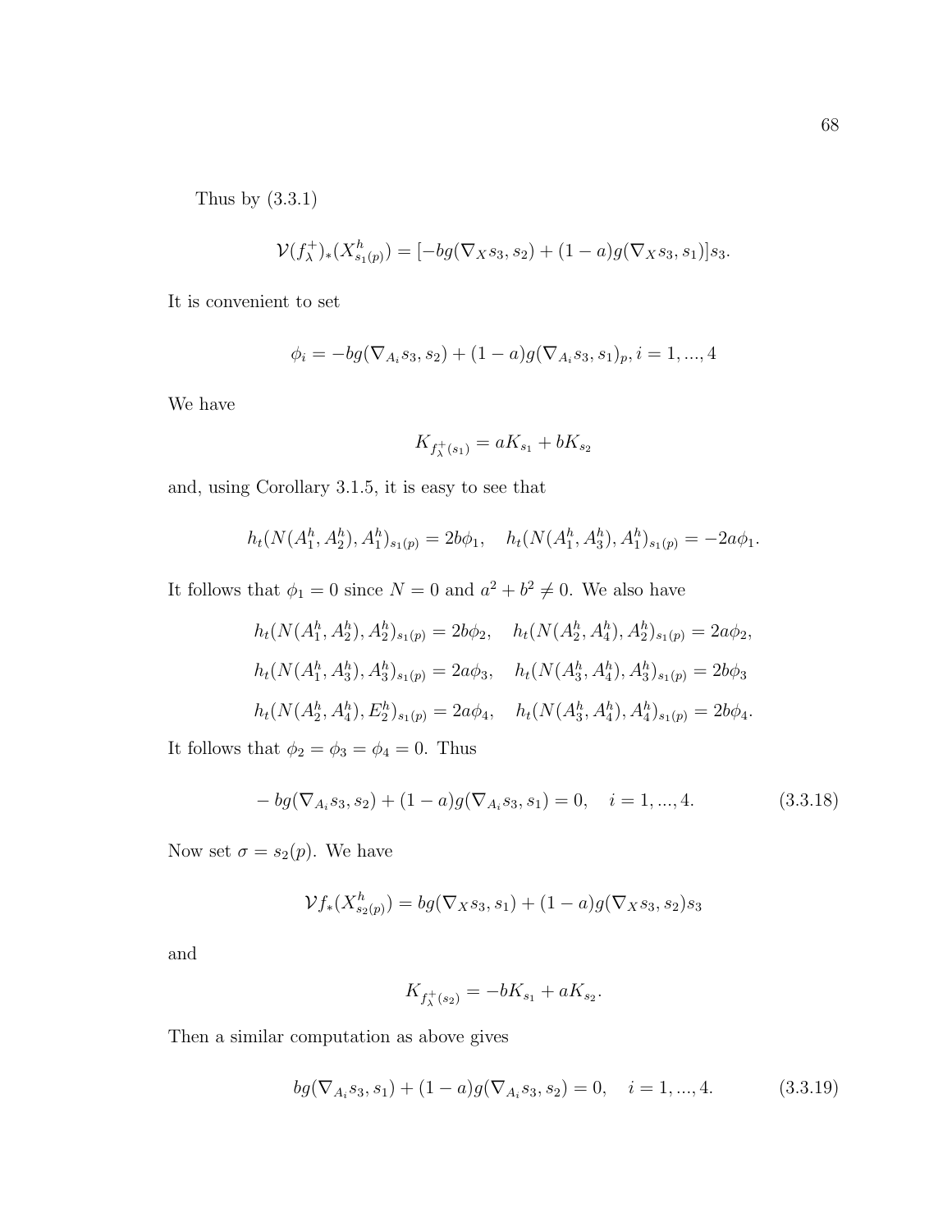Thus by (3.3.1)

$$\mathcal{V}(f_\lambda^+)_*(X^h_{s_1(p)}) = [-bg(\nabla_X s_3, s_2) + (1-a)g(\nabla_X s_3, s_1)]s_3.$$

It is convenient to set

$$\phi_i = -bg(\nabla_{A_i} s_3, s_2) + (1-a)g(\nabla_{A_i} s_3, s_1)_p, i = 1, ..., 4$$

We have

$$K_{f_\lambda^+(s_1)} = aK_{s_1} + bK_{s_2}$$

and, using Corollary 3.1.5, it is easy to see that

$$h_t(N(A_1^h, A_2^h), A_1^h)_{s_1(p)} = 2b\phi_1, \quad h_t(N(A_1^h, A_3^h), A_1^h)_{s_1(p)} = -2a\phi_1.$$

It follows that $\phi_1 = 0$ since $N = 0$ and $a^2 + b^2 \neq 0$. We also have

$$h_t(N(A_1^h, A_2^h), A_2^h)_{s_1(p)} = 2b\phi_2, \quad h_t(N(A_2^h, A_4^h), A_2^h)_{s_1(p)} = 2a\phi_2,$$

$$h_t(N(A_1^h, A_3^h), A_3^h)_{s_1(p)} = 2a\phi_3, \quad h_t(N(A_3^h, A_4^h), A_3^h)_{s_1(p)} = 2b\phi_3$$

$$h_t(N(A_2^h, A_4^h), E_2^h)_{s_1(p)} = 2a\phi_4, \quad h_t(N(A_3^h, A_4^h), A_4^h)_{s_1(p)} = 2b\phi_4.$$

It follows that $\phi_2 = \phi_3 = \phi_4 = 0$. Thus

$$-bg(\nabla_{A_i} s_3, s_2) + (1-a)g(\nabla_{A_i} s_3, s_1) = 0, \quad i = 1, ..., 4. \tag{3.3.18}$$

Now set $\sigma = s_2(p)$. We have

$$\mathcal{V}f_*(X^h_{s_2(p)}) = bg(\nabla_X s_3, s_1) + (1-a)g(\nabla_X s_3, s_2)s_3$$

and

$$K_{f_\lambda^+(s_2)} = -bK_{s_1} + aK_{s_2}.$$

Then a similar computation as above gives

$$bg(\nabla_{A_i} s_3, s_1) + (1-a)g(\nabla_{A_i} s_3, s_2) = 0, \quad i = 1, ..., 4. \tag{3.3.19}$$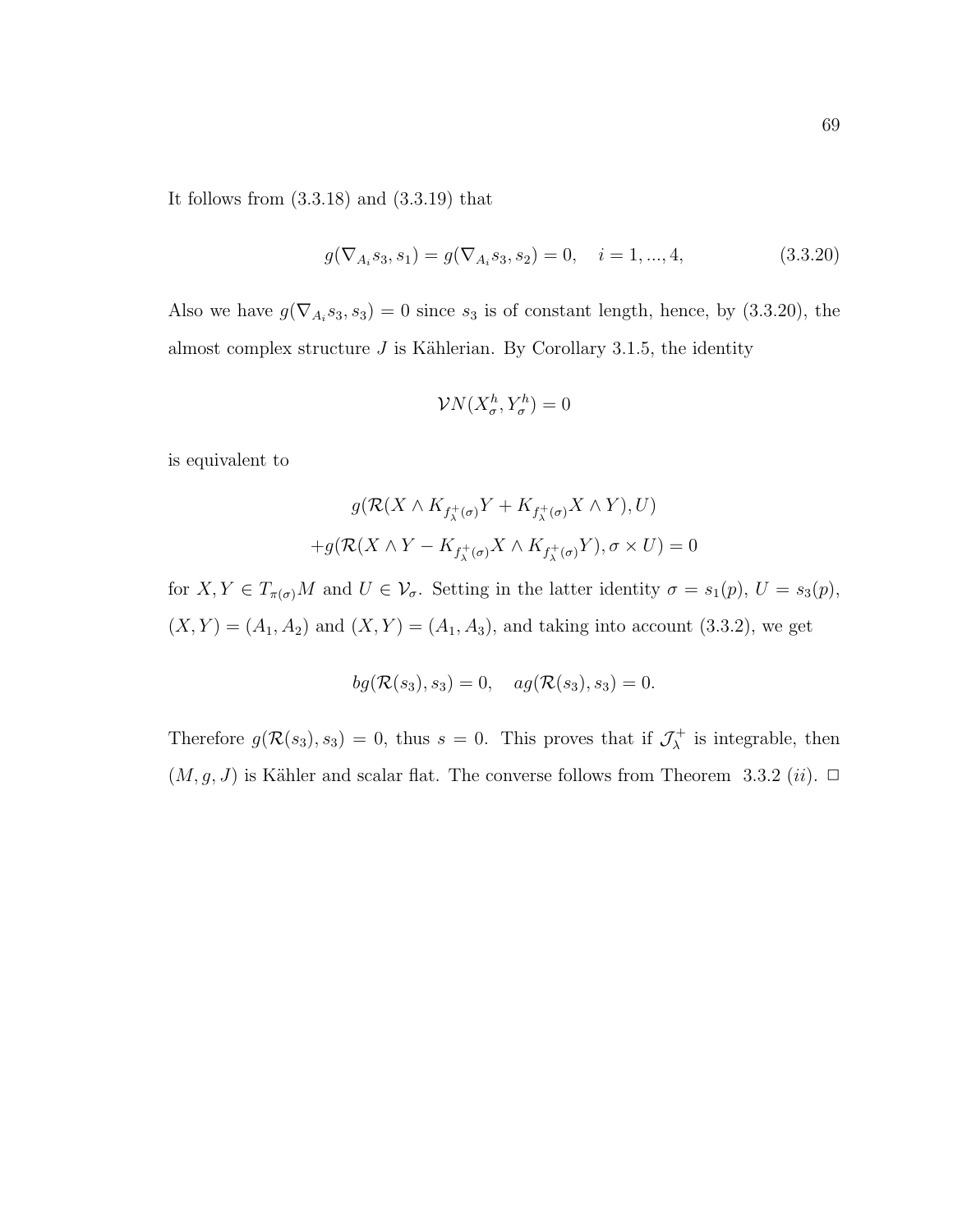It follows from (3.3.18) and (3.3.19) that

$$g(\nabla_{A_i} s_3, s_1) = g(\nabla_{A_i} s_3, s_2) = 0, \quad i = 1, ..., 4, \tag{3.3.20}$$

Also we have $g(\nabla_{A_i} s_3, s_3) = 0$ since $s_3$ is of constant length, hence, by (3.3.20), the almost complex structure $J$ is Kählerian. By Corollary 3.1.5, the identity

$$\mathcal{V}N(X^h_\sigma, Y^h_\sigma) = 0$$

is equivalent to

$$g(\mathcal{R}(X \wedge K_{f^+_\lambda(\sigma)} Y + K_{f^+_\lambda(\sigma)} X \wedge Y), U)$$
$$+ g(\mathcal{R}(X \wedge Y - K_{f^+_\lambda(\sigma)} X \wedge K_{f^+_\lambda(\sigma)} Y), \sigma \times U) = 0$$

for $X, Y \in T_{\pi(\sigma)}M$ and $U \in \mathcal{V}_\sigma$. Setting in the latter identity $\sigma = s_1(p)$, $U = s_3(p)$, $(X, Y) = (A_1, A_2)$ and $(X, Y) = (A_1, A_3)$, and taking into account (3.3.2), we get

$$bg(\mathcal{R}(s_3), s_3) = 0, \quad ag(\mathcal{R}(s_3), s_3) = 0.$$

Therefore $g(\mathcal{R}(s_3), s_3) = 0$, thus $s = 0$. This proves that if $\mathcal{J}^+_\lambda$ is integrable, then $(M, g, J)$ is Kähler and scalar flat. The converse follows from Theorem 3.3.2 $(ii)$. $\square$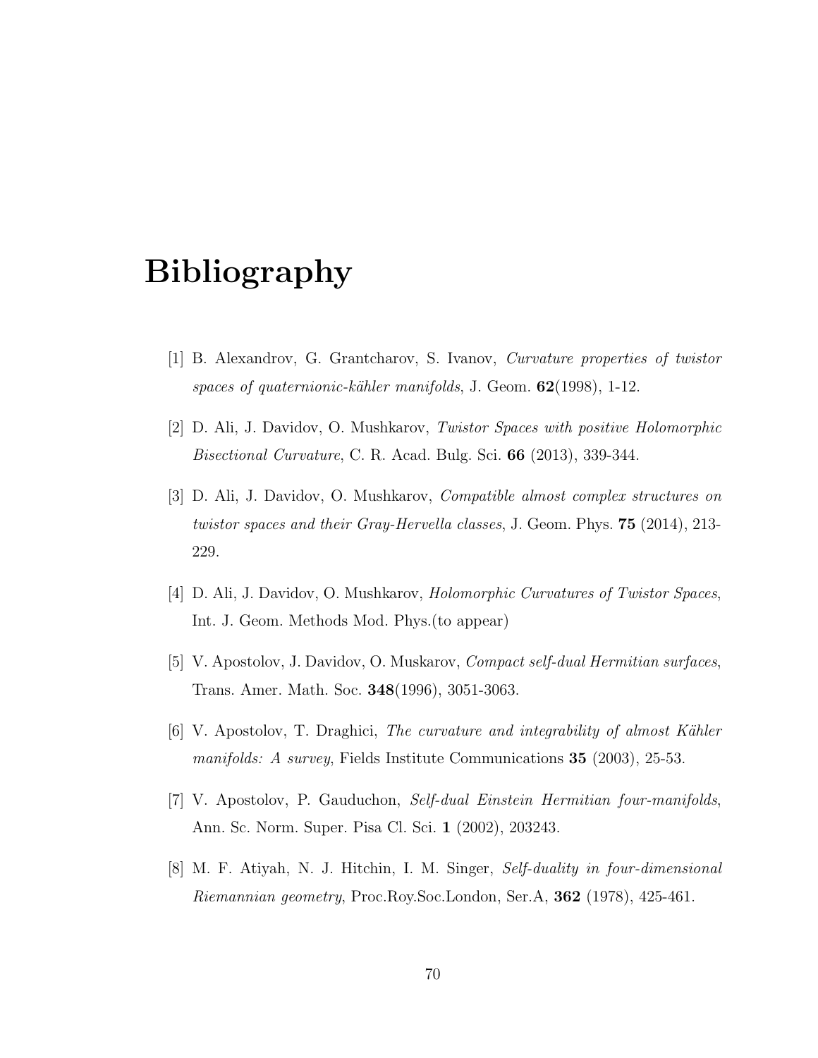# Bibliography

[1] B. Alexandrov, G. Grantcharov, S. Ivanov, *Curvature properties of twistor spaces of quaternionic-kähler manifolds*, J. Geom. **62**(1998), 1-12.

[2] D. Ali, J. Davidov, O. Mushkarov, *Twistor Spaces with positive Holomorphic Bisectional Curvature*, C. R. Acad. Bulg. Sci. **66** (2013), 339-344.

[3] D. Ali, J. Davidov, O. Mushkarov, *Compatible almost complex structures on twistor spaces and their Gray-Hervella classes*, J. Geom. Phys. **75** (2014), 213-229.

[4] D. Ali, J. Davidov, O. Mushkarov, *Holomorphic Curvatures of Twistor Spaces*, Int. J. Geom. Methods Mod. Phys.(to appear)

[5] V. Apostolov, J. Davidov, O. Muskarov, *Compact self-dual Hermitian surfaces*, Trans. Amer. Math. Soc. **348**(1996), 3051-3063.

[6] V. Apostolov, T. Draghici, *The curvature and integrability of almost Kähler manifolds: A survey*, Fields Institute Communications **35** (2003), 25-53.

[7] V. Apostolov, P. Gauduchon, *Self-dual Einstein Hermitian four-manifolds*, Ann. Sc. Norm. Super. Pisa Cl. Sci. **1** (2002), 203243.

[8] M. F. Atiyah, N. J. Hitchin, I. M. Singer, *Self-duality in four-dimensional Riemannian geometry*, Proc.Roy.Soc.London, Ser.A, **362** (1978), 425-461.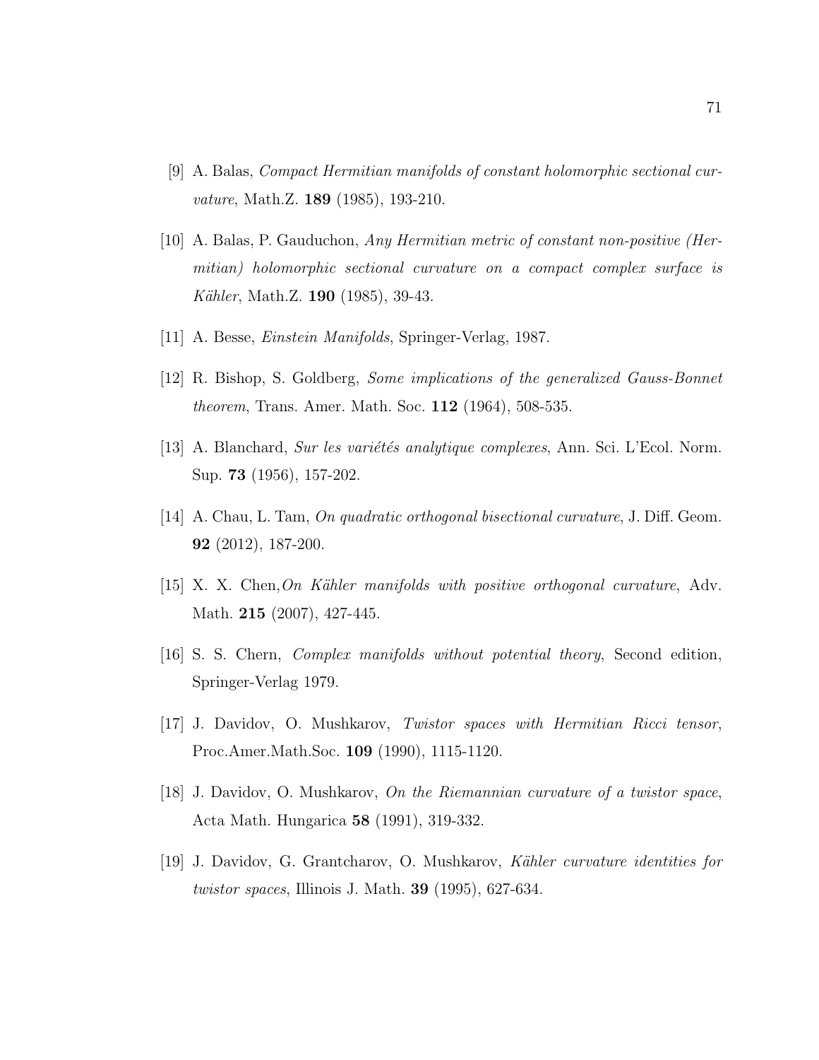[9] A. Balas, *Compact Hermitian manifolds of constant holomorphic sectional curvature*, Math.Z. **189** (1985), 193-210.

[10] A. Balas, P. Gauduchon, *Any Hermitian metric of constant non-positive (Hermitian) holomorphic sectional curvature on a compact complex surface is Kähler*, Math.Z. **190** (1985), 39-43.

[11] A. Besse, *Einstein Manifolds*, Springer-Verlag, 1987.

[12] R. Bishop, S. Goldberg, *Some implications of the generalized Gauss-Bonnet theorem*, Trans. Amer. Math. Soc. **112** (1964), 508-535.

[13] A. Blanchard, *Sur les variétés analytique complexes*, Ann. Sci. L'Ecol. Norm. Sup. **73** (1956), 157-202.

[14] A. Chau, L. Tam, *On quadratic orthogonal bisectional curvature*, J. Diff. Geom. **92** (2012), 187-200.

[15] X. X. Chen,*On Kähler manifolds with positive orthogonal curvature*, Adv. Math. **215** (2007), 427-445.

[16] S. S. Chern, *Complex manifolds without potential theory*, Second edition, Springer-Verlag 1979.

[17] J. Davidov, O. Mushkarov, *Twistor spaces with Hermitian Ricci tensor*, Proc.Amer.Math.Soc. **109** (1990), 1115-1120.

[18] J. Davidov, O. Mushkarov, *On the Riemannian curvature of a twistor space*, Acta Math. Hungarica **58** (1991), 319-332.

[19] J. Davidov, G. Grantcharov, O. Mushkarov, *Kähler curvature identities for twistor spaces*, Illinois J. Math. **39** (1995), 627-634.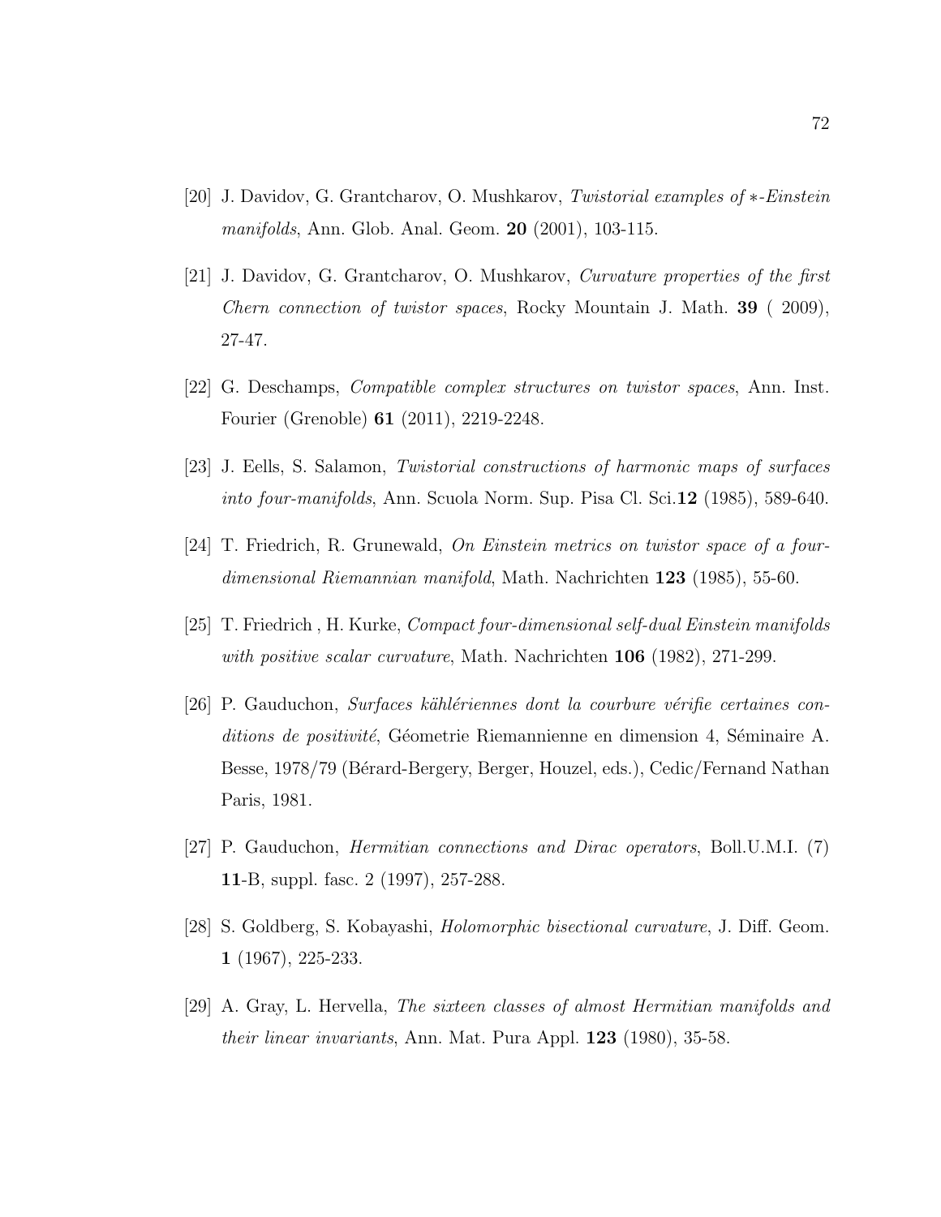[20] J. Davidov, G. Grantcharov, O. Mushkarov, *Twistorial examples of $*$-Einstein manifolds*, Ann. Glob. Anal. Geom. **20** (2001), 103-115.

[21] J. Davidov, G. Grantcharov, O. Mushkarov, *Curvature properties of the first Chern connection of twistor spaces*, Rocky Mountain J. Math. **39** ( 2009), 27-47.

[22] G. Deschamps, *Compatible complex structures on twistor spaces*, Ann. Inst. Fourier (Grenoble) **61** (2011), 2219-2248.

[23] J. Eells, S. Salamon, *Twistorial constructions of harmonic maps of surfaces into four-manifolds*, Ann. Scuola Norm. Sup. Pisa Cl. Sci.**12** (1985), 589-640.

[24] T. Friedrich, R. Grunewald, *On Einstein metrics on twistor space of a four-dimensional Riemannian manifold*, Math. Nachrichten **123** (1985), 55-60.

[25] T. Friedrich , H. Kurke, *Compact four-dimensional self-dual Einstein manifolds with positive scalar curvature*, Math. Nachrichten **106** (1982), 271-299.

[26] P. Gauduchon, *Surfaces kählériennes dont la courbure vérifie certaines conditions de positivité*, Géometrie Riemannienne en dimension 4, Séminaire A. Besse, 1978/79 (Bérard-Bergery, Berger, Houzel, eds.), Cedic/Fernand Nathan Paris, 1981.

[27] P. Gauduchon, *Hermitian connections and Dirac operators*, Boll.U.M.I. (7) **11**-B, suppl. fasc. 2 (1997), 257-288.

[28] S. Goldberg, S. Kobayashi, *Holomorphic bisectional curvature*, J. Diff. Geom. **1** (1967), 225-233.

[29] A. Gray, L. Hervella, *The sixteen classes of almost Hermitian manifolds and their linear invariants*, Ann. Mat. Pura Appl. **123** (1980), 35-58.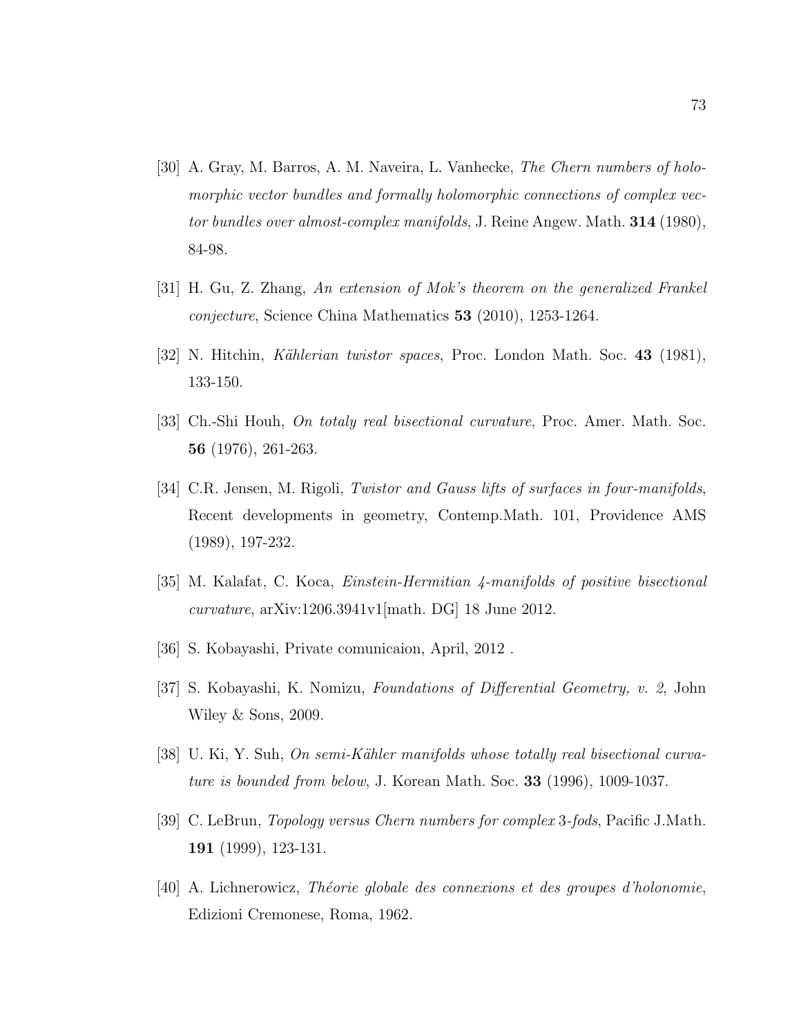[30] A. Gray, M. Barros, A. M. Naveira, L. Vanhecke, *The Chern numbers of holomorphic vector bundles and formally holomorphic connections of complex vector bundles over almost-complex manifolds*, J. Reine Angew. Math. **314** (1980), 84-98.

[31] H. Gu, Z. Zhang, *An extension of Mok's theorem on the generalized Frankel conjecture*, Science China Mathematics **53** (2010), 1253-1264.

[32] N. Hitchin, *Kählerian twistor spaces*, Proc. London Math. Soc. **43** (1981), 133-150.

[33] Ch.-Shi Houh, *On totaly real bisectional curvature*, Proc. Amer. Math. Soc. **56** (1976), 261-263.

[34] C.R. Jensen, M. Rigoli, *Twistor and Gauss lifts of surfaces in four-manifolds*, Recent developments in geometry, Contemp.Math. 101, Providence AMS (1989), 197-232.

[35] M. Kalafat, C. Koca, *Einstein-Hermitian 4-manifolds of positive bisectional curvature*, arXiv:1206.3941v1[math. DG] 18 June 2012.

[36] S. Kobayashi, Private comunicaion, April, 2012 .

[37] S. Kobayashi, K. Nomizu, *Foundations of Differential Geometry, v. 2*, John Wiley & Sons, 2009.

[38] U. Ki, Y. Suh, *On semi-Kähler manifolds whose totally real bisectional curvature is bounded from below*, J. Korean Math. Soc. **33** (1996), 1009-1037.

[39] C. LeBrun, *Topology versus Chern numbers for complex* 3*-fods*, Pacific J.Math. **191** (1999), 123-131.

[40] A. Lichnerowicz, *Théorie globale des connexions et des groupes d'holonomie*, Edizioni Cremonese, Roma, 1962.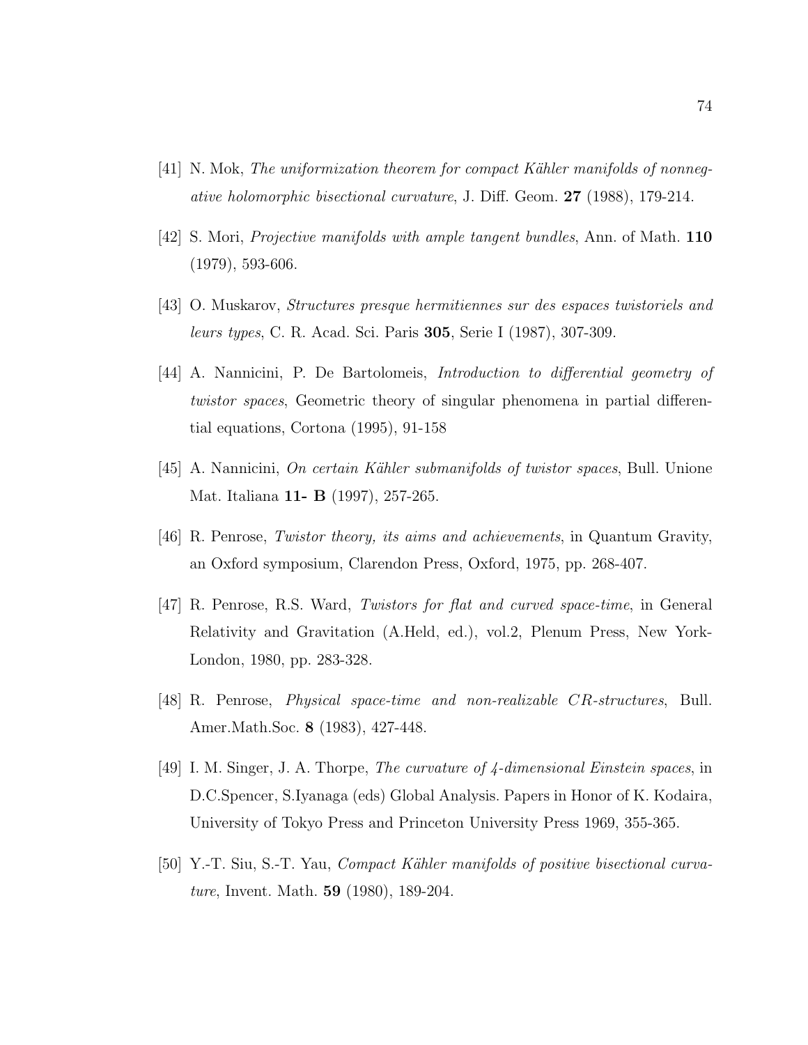[41] N. Mok, *The uniformization theorem for compact Kähler manifolds of nonnegative holomorphic bisectional curvature*, J. Diff. Geom. **27** (1988), 179-214.

[42] S. Mori, *Projective manifolds with ample tangent bundles*, Ann. of Math. **110** (1979), 593-606.

[43] O. Muskarov, *Structures presque hermitiennes sur des espaces twistoriels and leurs types*, C. R. Acad. Sci. Paris **305**, Serie I (1987), 307-309.

[44] A. Nannicini, P. De Bartolomeis, *Introduction to differential geometry of twistor spaces*, Geometric theory of singular phenomena in partial differential equations, Cortona (1995), 91-158

[45] A. Nannicini, *On certain Kähler submanifolds of twistor spaces*, Bull. Unione Mat. Italiana **11- B** (1997), 257-265.

[46] R. Penrose, *Twistor theory, its aims and achievements*, in Quantum Gravity, an Oxford symposium, Clarendon Press, Oxford, 1975, pp. 268-407.

[47] R. Penrose, R.S. Ward, *Twistors for flat and curved space-time*, in General Relativity and Gravitation (A.Held, ed.), vol.2, Plenum Press, New York-London, 1980, pp. 283-328.

[48] R. Penrose, *Physical space-time and non-realizable CR-structures*, Bull. Amer.Math.Soc. **8** (1983), 427-448.

[49] I. M. Singer, J. A. Thorpe, *The curvature of 4-dimensional Einstein spaces*, in D.C.Spencer, S.Iyanaga (eds) Global Analysis. Papers in Honor of K. Kodaira, University of Tokyo Press and Princeton University Press 1969, 355-365.

[50] Y.-T. Siu, S.-T. Yau, *Compact Kähler manifolds of positive bisectional curvature*, Invent. Math. **59** (1980), 189-204.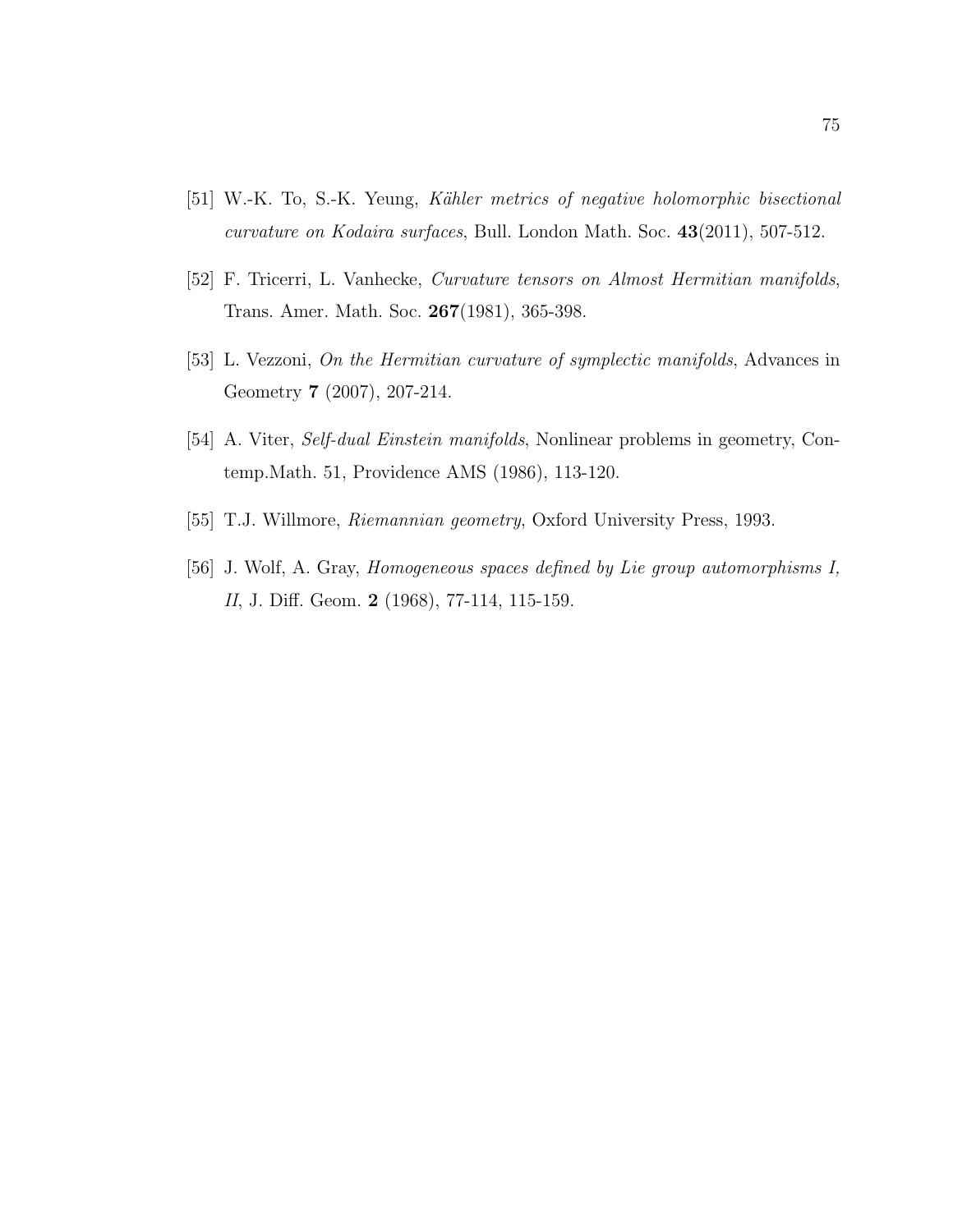[51] W.-K. To, S.-K. Yeung, *Kähler metrics of negative holomorphic bisectional curvature on Kodaira surfaces*, Bull. London Math. Soc. **43**(2011), 507-512.

[52] F. Tricerri, L. Vanhecke, *Curvature tensors on Almost Hermitian manifolds*, Trans. Amer. Math. Soc. **267**(1981), 365-398.

[53] L. Vezzoni, *On the Hermitian curvature of symplectic manifolds*, Advances in Geometry **7** (2007), 207-214.

[54] A. Viter, *Self-dual Einstein manifolds*, Nonlinear problems in geometry, Contemp.Math. 51, Providence AMS (1986), 113-120.

[55] T.J. Willmore, *Riemannian geometry*, Oxford University Press, 1993.

[56] J. Wolf, A. Gray, *Homogeneous spaces defined by Lie group automorphisms I, II*, J. Diff. Geom. **2** (1968), 77-114, 115-159.